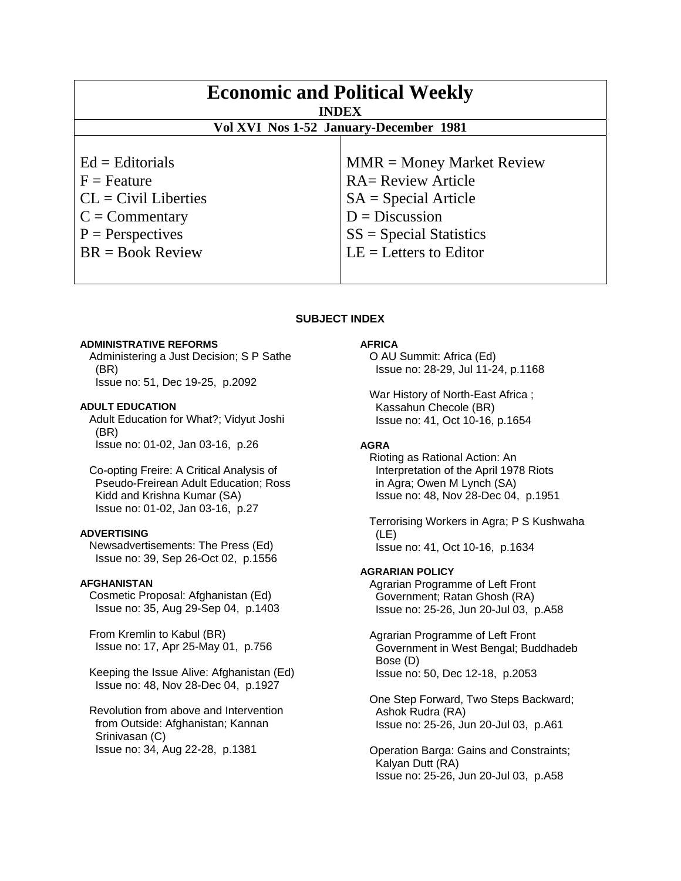# Economic and Political Weekly

**INDEX**

**Vol XVI Nos 1-52 January-December 1981**

| | |
|---|---|
| Ed = Editorials | MMR = Money Market Review |
| F = Feature | RA= Review Article |
| CL = Civil Liberties | SA = Special Article |
| C = Commentary | D = Discussion |
| P = Perspectives | SS = Special Statistics |
| BR = Book Review | LE = Letters to Editor |

## SUBJECT INDEX

**ADMINISTRATIVE REFORMS**

Administering a Just Decision; S P Sathe (BR)
Issue no: 51, Dec 19-25, p.2092

**ADULT EDUCATION**

Adult Education for What?; Vidyut Joshi (BR)
Issue no: 01-02, Jan 03-16, p.26

Co-opting Freire: A Critical Analysis of Pseudo-Freirean Adult Education; Ross Kidd and Krishna Kumar (SA)
Issue no: 01-02, Jan 03-16, p.27

**ADVERTISING**

Newsadvertisements: The Press (Ed)
Issue no: 39, Sep 26-Oct 02, p.1556

**AFGHANISTAN**

Cosmetic Proposal: Afghanistan (Ed)
Issue no: 35, Aug 29-Sep 04, p.1403

From Kremlin to Kabul (BR)
Issue no: 17, Apr 25-May 01, p.756

Keeping the Issue Alive: Afghanistan (Ed)
Issue no: 48, Nov 28-Dec 04, p.1927

Revolution from above and Intervention from Outside: Afghanistan; Kannan Srinivasan (C)
Issue no: 34, Aug 22-28, p.1381

**AFRICA**

O AU Summit: Africa (Ed)
Issue no: 28-29, Jul 11-24, p.1168

War History of North-East Africa ; Kassahun Checole (BR)
Issue no: 41, Oct 10-16, p.1654

**AGRA**

Rioting as Rational Action: An Interpretation of the April 1978 Riots in Agra; Owen M Lynch (SA)
Issue no: 48, Nov 28-Dec 04, p.1951

Terrorising Workers in Agra; P S Kushwaha (LE)
Issue no: 41, Oct 10-16, p.1634

**AGRARIAN POLICY**

Agrarian Programme of Left Front Government; Ratan Ghosh (RA)
Issue no: 25-26, Jun 20-Jul 03, p.A58

Agrarian Programme of Left Front Government in West Bengal; Buddhadeb Bose (D)
Issue no: 50, Dec 12-18, p.2053

One Step Forward, Two Steps Backward; Ashok Rudra (RA)
Issue no: 25-26, Jun 20-Jul 03, p.A61

Operation Barga: Gains and Constraints; Kalyan Dutt (RA)
Issue no: 25-26, Jun 20-Jul 03, p.A58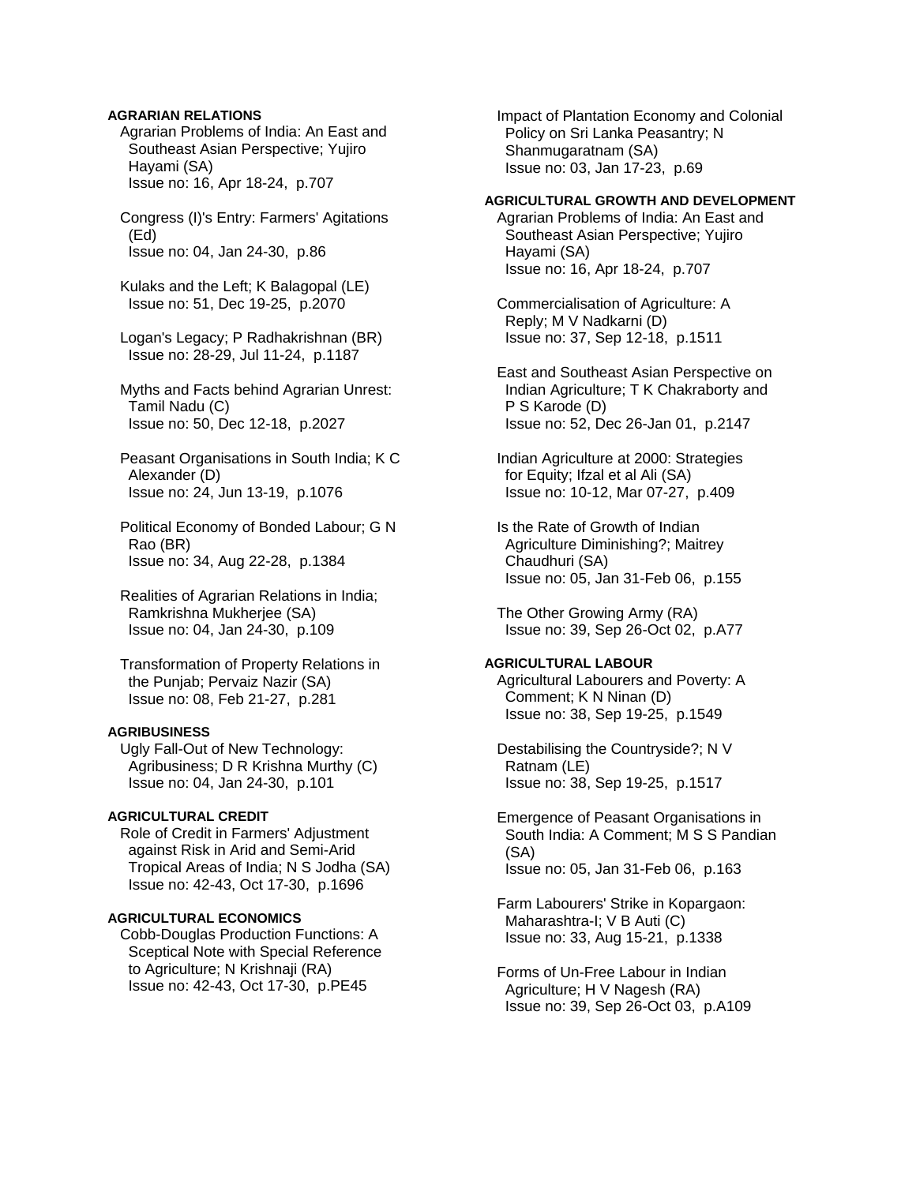#### AGRARIAN RELATIONS

Agrarian Problems of India: An East and Southeast Asian Perspective; Yujiro Hayami (SA)
Issue no: 16, Apr 18-24, p.707

Congress (I)'s Entry: Farmers' Agitations (Ed)
Issue no: 04, Jan 24-30, p.86

Kulaks and the Left; K Balagopal (LE)
Issue no: 51, Dec 19-25, p.2070

Logan's Legacy; P Radhakrishnan (BR)
Issue no: 28-29, Jul 11-24, p.1187

Myths and Facts behind Agrarian Unrest: Tamil Nadu (C)
Issue no: 50, Dec 12-18, p.2027

Peasant Organisations in South India; K C Alexander (D)
Issue no: 24, Jun 13-19, p.1076

Political Economy of Bonded Labour; G N Rao (BR)
Issue no: 34, Aug 22-28, p.1384

Realities of Agrarian Relations in India; Ramkrishna Mukherjee (SA)
Issue no: 04, Jan 24-30, p.109

Transformation of Property Relations in the Punjab; Pervaiz Nazir (SA)
Issue no: 08, Feb 21-27, p.281

#### AGRIBUSINESS

Ugly Fall-Out of New Technology: Agribusiness; D R Krishna Murthy (C)
Issue no: 04, Jan 24-30, p.101

#### AGRICULTURAL CREDIT

Role of Credit in Farmers' Adjustment against Risk in Arid and Semi-Arid Tropical Areas of India; N S Jodha (SA)
Issue no: 42-43, Oct 17-30, p.1696

#### AGRICULTURAL ECONOMICS

Cobb-Douglas Production Functions: A Sceptical Note with Special Reference to Agriculture; N Krishnaji (RA)
Issue no: 42-43, Oct 17-30, p.PE45

Impact of Plantation Economy and Colonial Policy on Sri Lanka Peasantry; N Shanmugaratnam (SA)
Issue no: 03, Jan 17-23, p.69

#### AGRICULTURAL GROWTH AND DEVELOPMENT

Agrarian Problems of India: An East and Southeast Asian Perspective; Yujiro Hayami (SA)
Issue no: 16, Apr 18-24, p.707

Commercialisation of Agriculture: A Reply; M V Nadkarni (D)
Issue no: 37, Sep 12-18, p.1511

East and Southeast Asian Perspective on Indian Agriculture; T K Chakraborty and P S Karode (D)
Issue no: 52, Dec 26-Jan 01, p.2147

Indian Agriculture at 2000: Strategies for Equity; Ifzal et al Ali (SA)
Issue no: 10-12, Mar 07-27, p.409

Is the Rate of Growth of Indian Agriculture Diminishing?; Maitrey Chaudhuri (SA)
Issue no: 05, Jan 31-Feb 06, p.155

The Other Growing Army (RA)
Issue no: 39, Sep 26-Oct 02, p.A77

#### AGRICULTURAL LABOUR

Agricultural Labourers and Poverty: A Comment; K N Ninan (D)
Issue no: 38, Sep 19-25, p.1549

Destabilising the Countryside?; N V Ratnam (LE)
Issue no: 38, Sep 19-25, p.1517

Emergence of Peasant Organisations in South India: A Comment; M S S Pandian (SA)
Issue no: 05, Jan 31-Feb 06, p.163

Farm Labourers' Strike in Kopargaon: Maharashtra-I; V B Auti (C)
Issue no: 33, Aug 15-21, p.1338

Forms of Un-Free Labour in Indian Agriculture; H V Nagesh (RA)
Issue no: 39, Sep 26-Oct 03, p.A109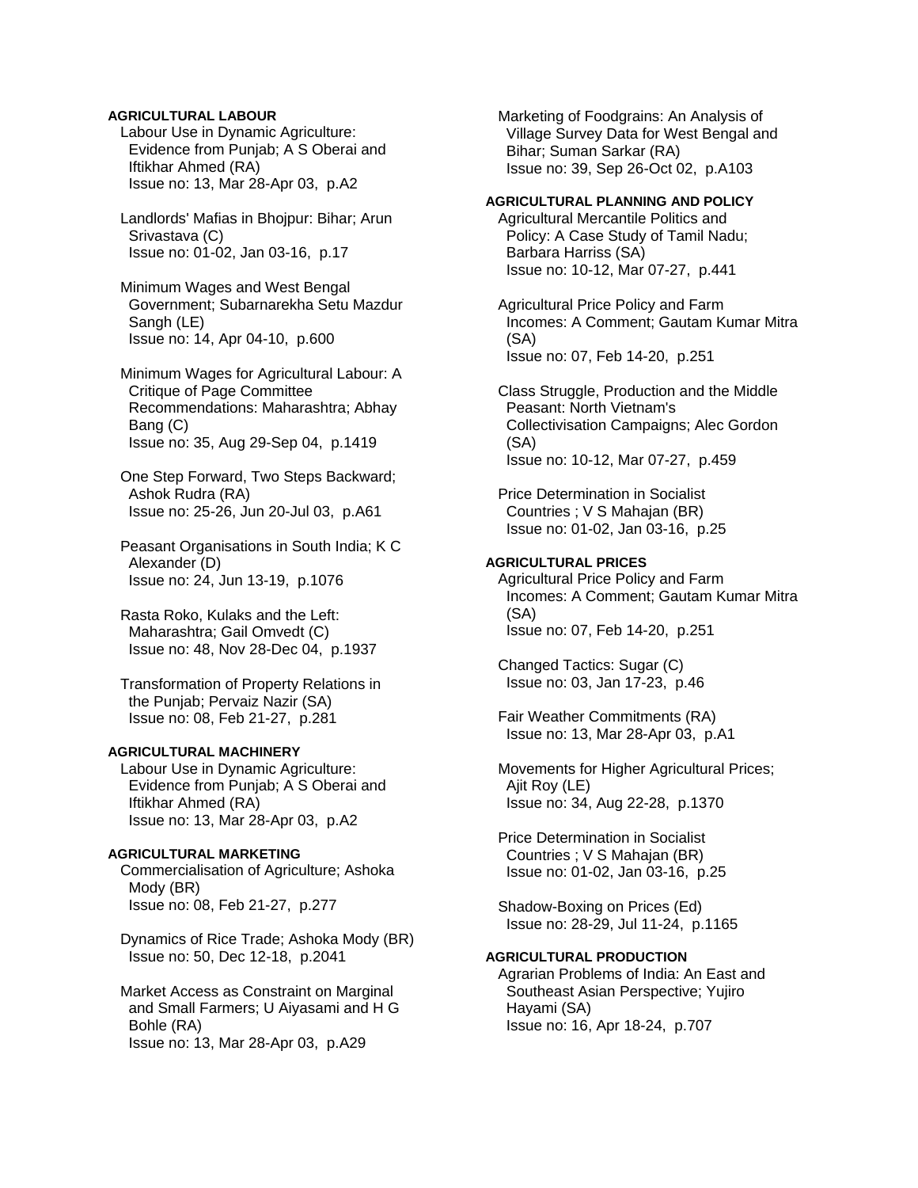**AGRICULTURAL LABOUR**

Labour Use in Dynamic Agriculture: Evidence from Punjab; A S Oberai and Iftikhar Ahmed (RA)
Issue no: 13, Mar 28-Apr 03, p.A2

Landlords' Mafias in Bhojpur: Bihar; Arun Srivastava (C)
Issue no: 01-02, Jan 03-16, p.17

Minimum Wages and West Bengal Government; Subarnarekha Setu Mazdur Sangh (LE)
Issue no: 14, Apr 04-10, p.600

Minimum Wages for Agricultural Labour: A Critique of Page Committee Recommendations: Maharashtra; Abhay Bang (C)
Issue no: 35, Aug 29-Sep 04, p.1419

One Step Forward, Two Steps Backward; Ashok Rudra (RA)
Issue no: 25-26, Jun 20-Jul 03, p.A61

Peasant Organisations in South India; K C Alexander (D)
Issue no: 24, Jun 13-19, p.1076

Rasta Roko, Kulaks and the Left: Maharashtra; Gail Omvedt (C)
Issue no: 48, Nov 28-Dec 04, p.1937

Transformation of Property Relations in the Punjab; Pervaiz Nazir (SA)
Issue no: 08, Feb 21-27, p.281

**AGRICULTURAL MACHINERY**

Labour Use in Dynamic Agriculture: Evidence from Punjab; A S Oberai and Iftikhar Ahmed (RA)
Issue no: 13, Mar 28-Apr 03, p.A2

**AGRICULTURAL MARKETING**

Commercialisation of Agriculture; Ashoka Mody (BR)
Issue no: 08, Feb 21-27, p.277

Dynamics of Rice Trade; Ashoka Mody (BR)
Issue no: 50, Dec 12-18, p.2041

Market Access as Constraint on Marginal and Small Farmers; U Aiyasami and H G Bohle (RA)
Issue no: 13, Mar 28-Apr 03, p.A29

Marketing of Foodgrains: An Analysis of Village Survey Data for West Bengal and Bihar; Suman Sarkar (RA)
Issue no: 39, Sep 26-Oct 02, p.A103

**AGRICULTURAL PLANNING AND POLICY**

Agricultural Mercantile Politics and Policy: A Case Study of Tamil Nadu; Barbara Harriss (SA)
Issue no: 10-12, Mar 07-27, p.441

Agricultural Price Policy and Farm Incomes: A Comment; Gautam Kumar Mitra (SA)
Issue no: 07, Feb 14-20, p.251

Class Struggle, Production and the Middle Peasant: North Vietnam's Collectivisation Campaigns; Alec Gordon (SA)
Issue no: 10-12, Mar 07-27, p.459

Price Determination in Socialist Countries ; V S Mahajan (BR)
Issue no: 01-02, Jan 03-16, p.25

**AGRICULTURAL PRICES**

Agricultural Price Policy and Farm Incomes: A Comment; Gautam Kumar Mitra (SA)
Issue no: 07, Feb 14-20, p.251

Changed Tactics: Sugar (C)
Issue no: 03, Jan 17-23, p.46

Fair Weather Commitments (RA)
Issue no: 13, Mar 28-Apr 03, p.A1

Movements for Higher Agricultural Prices; Ajit Roy (LE)
Issue no: 34, Aug 22-28, p.1370

Price Determination in Socialist Countries ; V S Mahajan (BR)
Issue no: 01-02, Jan 03-16, p.25

Shadow-Boxing on Prices (Ed)
Issue no: 28-29, Jul 11-24, p.1165

**AGRICULTURAL PRODUCTION**

Agrarian Problems of India: An East and Southeast Asian Perspective; Yujiro Hayami (SA)
Issue no: 16, Apr 18-24, p.707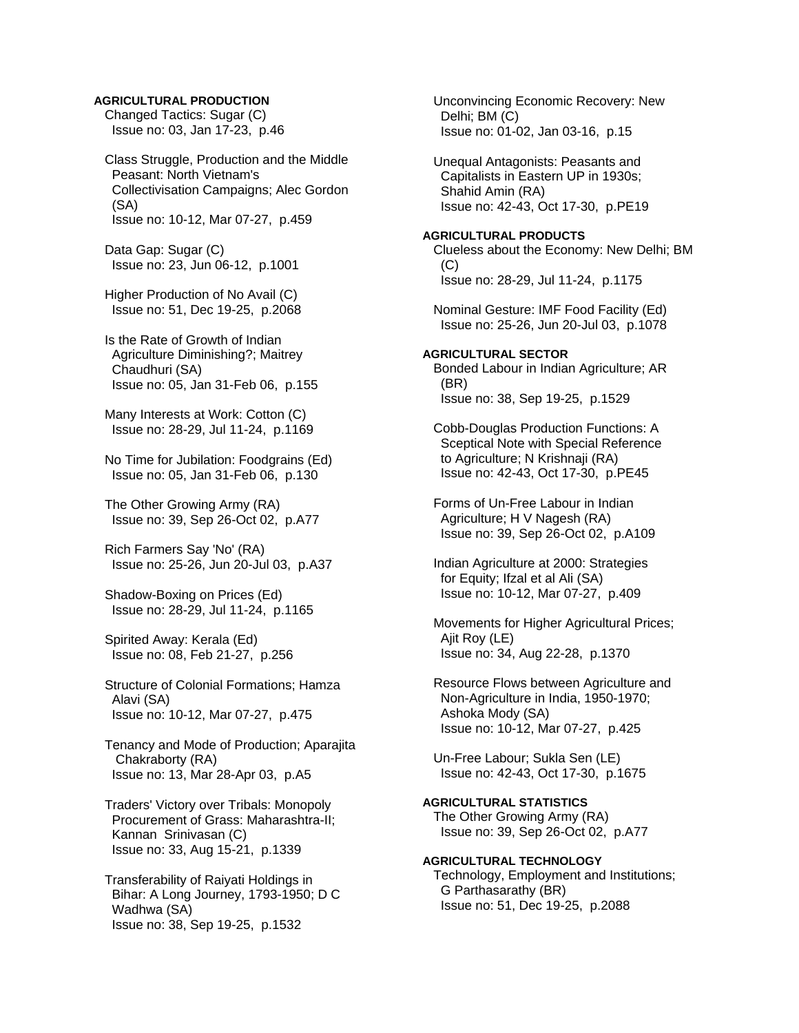**AGRICULTURAL PRODUCTION**

Changed Tactics: Sugar (C)
Issue no: 03, Jan 17-23, p.46

Class Struggle, Production and the Middle Peasant: North Vietnam's Collectivisation Campaigns; Alec Gordon (SA)
Issue no: 10-12, Mar 07-27, p.459

Data Gap: Sugar (C)
Issue no: 23, Jun 06-12, p.1001

Higher Production of No Avail (C)
Issue no: 51, Dec 19-25, p.2068

Is the Rate of Growth of Indian Agriculture Diminishing?; Maitrey Chaudhuri (SA)
Issue no: 05, Jan 31-Feb 06, p.155

Many Interests at Work: Cotton (C)
Issue no: 28-29, Jul 11-24, p.1169

No Time for Jubilation: Foodgrains (Ed)
Issue no: 05, Jan 31-Feb 06, p.130

The Other Growing Army (RA)
Issue no: 39, Sep 26-Oct 02, p.A77

Rich Farmers Say 'No' (RA)
Issue no: 25-26, Jun 20-Jul 03, p.A37

Shadow-Boxing on Prices (Ed)
Issue no: 28-29, Jul 11-24, p.1165

Spirited Away: Kerala (Ed)
Issue no: 08, Feb 21-27, p.256

Structure of Colonial Formations; Hamza Alavi (SA)
Issue no: 10-12, Mar 07-27, p.475

Tenancy and Mode of Production; Aparajita Chakraborty (RA)
Issue no: 13, Mar 28-Apr 03, p.A5

Traders' Victory over Tribals: Monopoly Procurement of Grass: Maharashtra-II; Kannan Srinivasan (C)
Issue no: 33, Aug 15-21, p.1339

Transferability of Raiyati Holdings in Bihar: A Long Journey, 1793-1950; D C Wadhwa (SA)
Issue no: 38, Sep 19-25, p.1532

Unconvincing Economic Recovery: New Delhi; BM (C)
Issue no: 01-02, Jan 03-16, p.15

Unequal Antagonists: Peasants and Capitalists in Eastern UP in 1930s; Shahid Amin (RA)
Issue no: 42-43, Oct 17-30, p.PE19

**AGRICULTURAL PRODUCTS**

Clueless about the Economy: New Delhi; BM (C)
Issue no: 28-29, Jul 11-24, p.1175

Nominal Gesture: IMF Food Facility (Ed)
Issue no: 25-26, Jun 20-Jul 03, p.1078

**AGRICULTURAL SECTOR**

Bonded Labour in Indian Agriculture; AR (BR)
Issue no: 38, Sep 19-25, p.1529

Cobb-Douglas Production Functions: A Sceptical Note with Special Reference to Agriculture; N Krishnaji (RA)
Issue no: 42-43, Oct 17-30, p.PE45

Forms of Un-Free Labour in Indian Agriculture; H V Nagesh (RA)
Issue no: 39, Sep 26-Oct 02, p.A109

Indian Agriculture at 2000: Strategies for Equity; Ifzal et al Ali (SA)
Issue no: 10-12, Mar 07-27, p.409

Movements for Higher Agricultural Prices; Ajit Roy (LE)
Issue no: 34, Aug 22-28, p.1370

Resource Flows between Agriculture and Non-Agriculture in India, 1950-1970; Ashoka Mody (SA)
Issue no: 10-12, Mar 07-27, p.425

Un-Free Labour; Sukla Sen (LE)
Issue no: 42-43, Oct 17-30, p.1675

**AGRICULTURAL STATISTICS**

The Other Growing Army (RA)
Issue no: 39, Sep 26-Oct 02, p.A77

**AGRICULTURAL TECHNOLOGY**

Technology, Employment and Institutions; G Parthasarathy (BR)
Issue no: 51, Dec 19-25, p.2088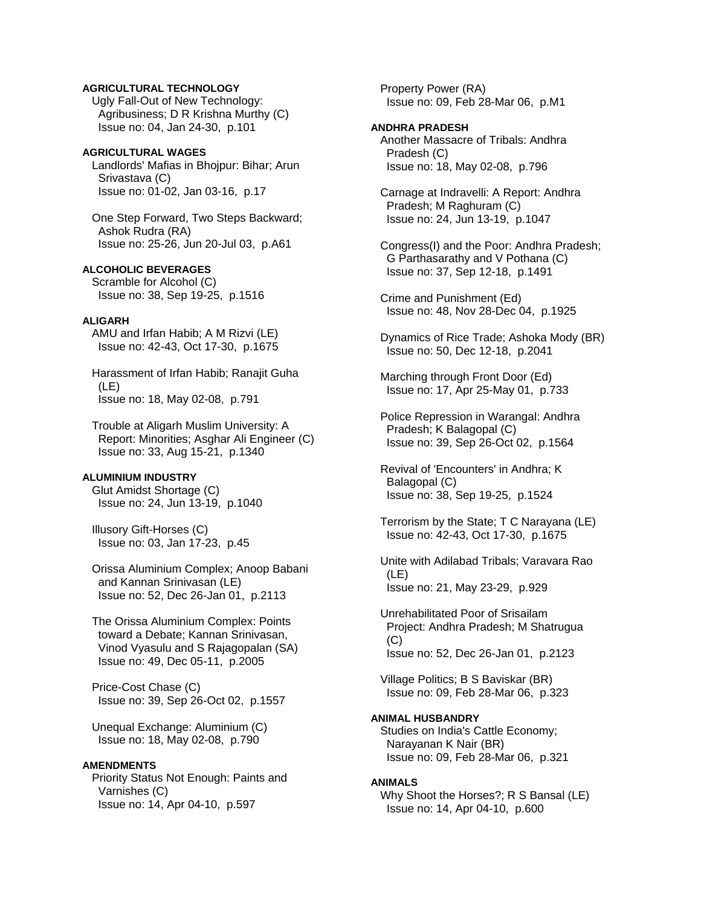**AGRICULTURAL TECHNOLOGY**

Ugly Fall-Out of New Technology: Agribusiness; D R Krishna Murthy (C)
Issue no: 04, Jan 24-30, p.101

**AGRICULTURAL WAGES**

Landlords' Mafias in Bhojpur: Bihar; Arun Srivastava (C)
Issue no: 01-02, Jan 03-16, p.17

One Step Forward, Two Steps Backward; Ashok Rudra (RA)
Issue no: 25-26, Jun 20-Jul 03, p.A61

**ALCOHOLIC BEVERAGES**

Scramble for Alcohol (C)
Issue no: 38, Sep 19-25, p.1516

**ALIGARH**

AMU and Irfan Habib; A M Rizvi (LE)
Issue no: 42-43, Oct 17-30, p.1675

Harassment of Irfan Habib; Ranajit Guha (LE)
Issue no: 18, May 02-08, p.791

Trouble at Aligarh Muslim University: A Report: Minorities; Asghar Ali Engineer (C)
Issue no: 33, Aug 15-21, p.1340

**ALUMINIUM INDUSTRY**

Glut Amidst Shortage (C)
Issue no: 24, Jun 13-19, p.1040

Illusory Gift-Horses (C)
Issue no: 03, Jan 17-23, p.45

Orissa Aluminium Complex; Anoop Babani and Kannan Srinivasan (LE)
Issue no: 52, Dec 26-Jan 01, p.2113

The Orissa Aluminium Complex: Points toward a Debate; Kannan Srinivasan, Vinod Vyasulu and S Rajagopalan (SA)
Issue no: 49, Dec 05-11, p.2005

Price-Cost Chase (C)
Issue no: 39, Sep 26-Oct 02, p.1557

Unequal Exchange: Aluminium (C)
Issue no: 18, May 02-08, p.790

**AMENDMENTS**

Priority Status Not Enough: Paints and Varnishes (C)
Issue no: 14, Apr 04-10, p.597

Property Power (RA)
Issue no: 09, Feb 28-Mar 06, p.M1

**ANDHRA PRADESH**

Another Massacre of Tribals: Andhra Pradesh (C)
Issue no: 18, May 02-08, p.796

Carnage at Indravelli: A Report: Andhra Pradesh; M Raghuram (C)
Issue no: 24, Jun 13-19, p.1047

Congress(I) and the Poor: Andhra Pradesh; G Parthasarathy and V Pothana (C)
Issue no: 37, Sep 12-18, p.1491

Crime and Punishment (Ed)
Issue no: 48, Nov 28-Dec 04, p.1925

Dynamics of Rice Trade; Ashoka Mody (BR)
Issue no: 50, Dec 12-18, p.2041

Marching through Front Door (Ed)
Issue no: 17, Apr 25-May 01, p.733

Police Repression in Warangal: Andhra Pradesh; K Balagopal (C)
Issue no: 39, Sep 26-Oct 02, p.1564

Revival of 'Encounters' in Andhra; K Balagopal (C)
Issue no: 38, Sep 19-25, p.1524

Terrorism by the State; T C Narayana (LE)
Issue no: 42-43, Oct 17-30, p.1675

Unite with Adilabad Tribals; Varavara Rao (LE)
Issue no: 21, May 23-29, p.929

Unrehabilitated Poor of Srisailam Project: Andhra Pradesh; M Shatrugua (C)
Issue no: 52, Dec 26-Jan 01, p.2123

Village Politics; B S Baviskar (BR)
Issue no: 09, Feb 28-Mar 06, p.323

**ANIMAL HUSBANDRY**

Studies on India's Cattle Economy; Narayanan K Nair (BR)
Issue no: 09, Feb 28-Mar 06, p.321

**ANIMALS**

Why Shoot the Horses?; R S Bansal (LE)
Issue no: 14, Apr 04-10, p.600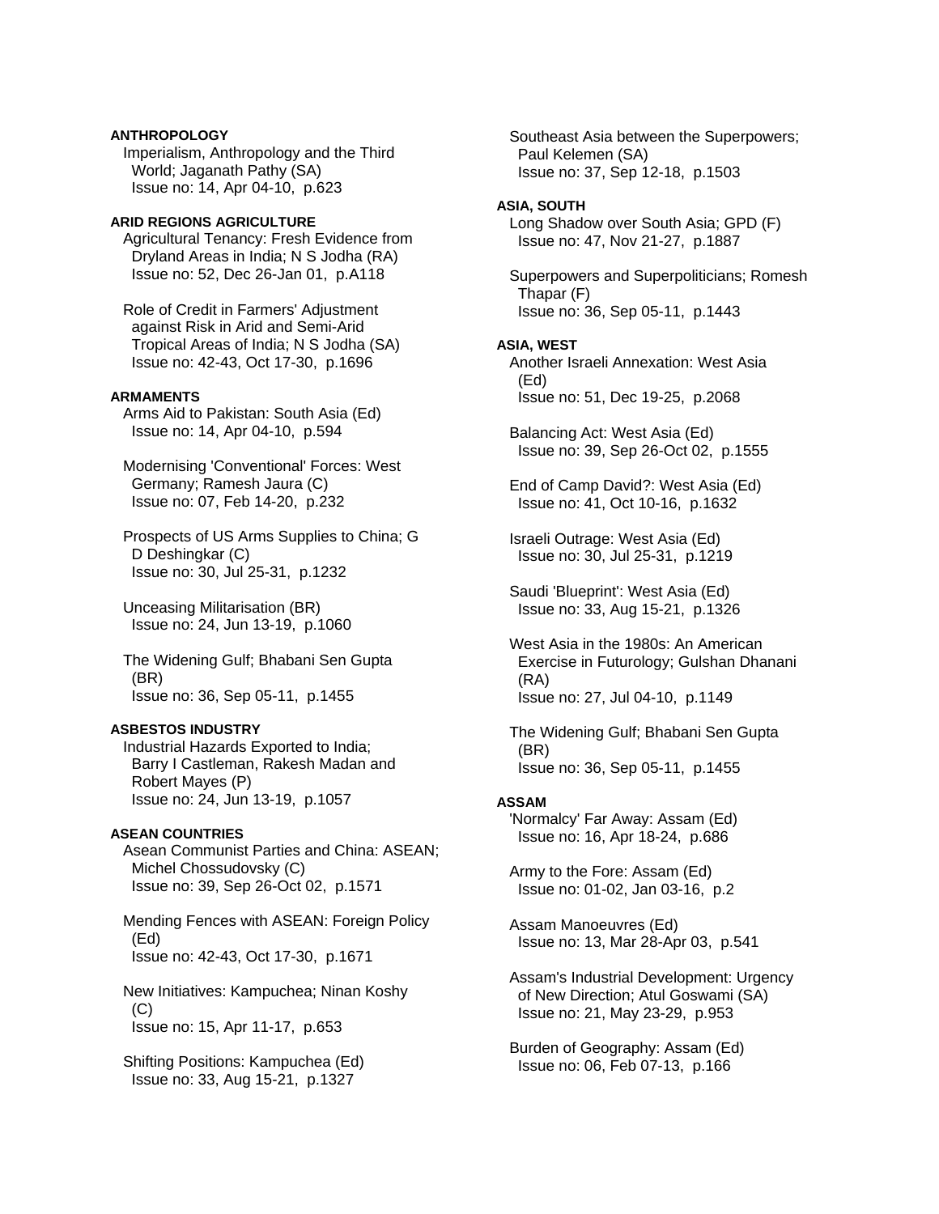**ANTHROPOLOGY**

Imperialism, Anthropology and the Third World; Jaganath Pathy (SA)
Issue no: 14, Apr 04-10, p.623

**ARID REGIONS AGRICULTURE**

Agricultural Tenancy: Fresh Evidence from Dryland Areas in India; N S Jodha (RA)
Issue no: 52, Dec 26-Jan 01, p.A118

Role of Credit in Farmers' Adjustment against Risk in Arid and Semi-Arid Tropical Areas of India; N S Jodha (SA)
Issue no: 42-43, Oct 17-30, p.1696

**ARMAMENTS**

Arms Aid to Pakistan: South Asia (Ed)
Issue no: 14, Apr 04-10, p.594

Modernising 'Conventional' Forces: West Germany; Ramesh Jaura (C)
Issue no: 07, Feb 14-20, p.232

Prospects of US Arms Supplies to China; G D Deshingkar (C)
Issue no: 30, Jul 25-31, p.1232

Unceasing Militarisation (BR)
Issue no: 24, Jun 13-19, p.1060

The Widening Gulf; Bhabani Sen Gupta (BR)
Issue no: 36, Sep 05-11, p.1455

**ASBESTOS INDUSTRY**

Industrial Hazards Exported to India; Barry I Castleman, Rakesh Madan and Robert Mayes (P)
Issue no: 24, Jun 13-19, p.1057

**ASEAN COUNTRIES**

Asean Communist Parties and China: ASEAN; Michel Chossudovsky (C)
Issue no: 39, Sep 26-Oct 02, p.1571

Mending Fences with ASEAN: Foreign Policy (Ed)
Issue no: 42-43, Oct 17-30, p.1671

New Initiatives: Kampuchea; Ninan Koshy (C)
Issue no: 15, Apr 11-17, p.653

Shifting Positions: Kampuchea (Ed)
Issue no: 33, Aug 15-21, p.1327

Southeast Asia between the Superpowers; Paul Kelemen (SA)
Issue no: 37, Sep 12-18, p.1503

**ASIA, SOUTH**

Long Shadow over South Asia; GPD (F)
Issue no: 47, Nov 21-27, p.1887

Superpowers and Superpoliticians; Romesh Thapar (F)
Issue no: 36, Sep 05-11, p.1443

**ASIA, WEST**

Another Israeli Annexation: West Asia (Ed)
Issue no: 51, Dec 19-25, p.2068

Balancing Act: West Asia (Ed)
Issue no: 39, Sep 26-Oct 02, p.1555

End of Camp David?: West Asia (Ed)
Issue no: 41, Oct 10-16, p.1632

Israeli Outrage: West Asia (Ed)
Issue no: 30, Jul 25-31, p.1219

Saudi 'Blueprint': West Asia (Ed)
Issue no: 33, Aug 15-21, p.1326

West Asia in the 1980s: An American Exercise in Futurology; Gulshan Dhanani (RA)
Issue no: 27, Jul 04-10, p.1149

The Widening Gulf; Bhabani Sen Gupta (BR)
Issue no: 36, Sep 05-11, p.1455

**ASSAM**

'Normalcy' Far Away: Assam (Ed)
Issue no: 16, Apr 18-24, p.686

Army to the Fore: Assam (Ed)
Issue no: 01-02, Jan 03-16, p.2

Assam Manoeuvres (Ed)
Issue no: 13, Mar 28-Apr 03, p.541

Assam's Industrial Development: Urgency of New Direction; Atul Goswami (SA)
Issue no: 21, May 23-29, p.953

Burden of Geography: Assam (Ed)
Issue no: 06, Feb 07-13, p.166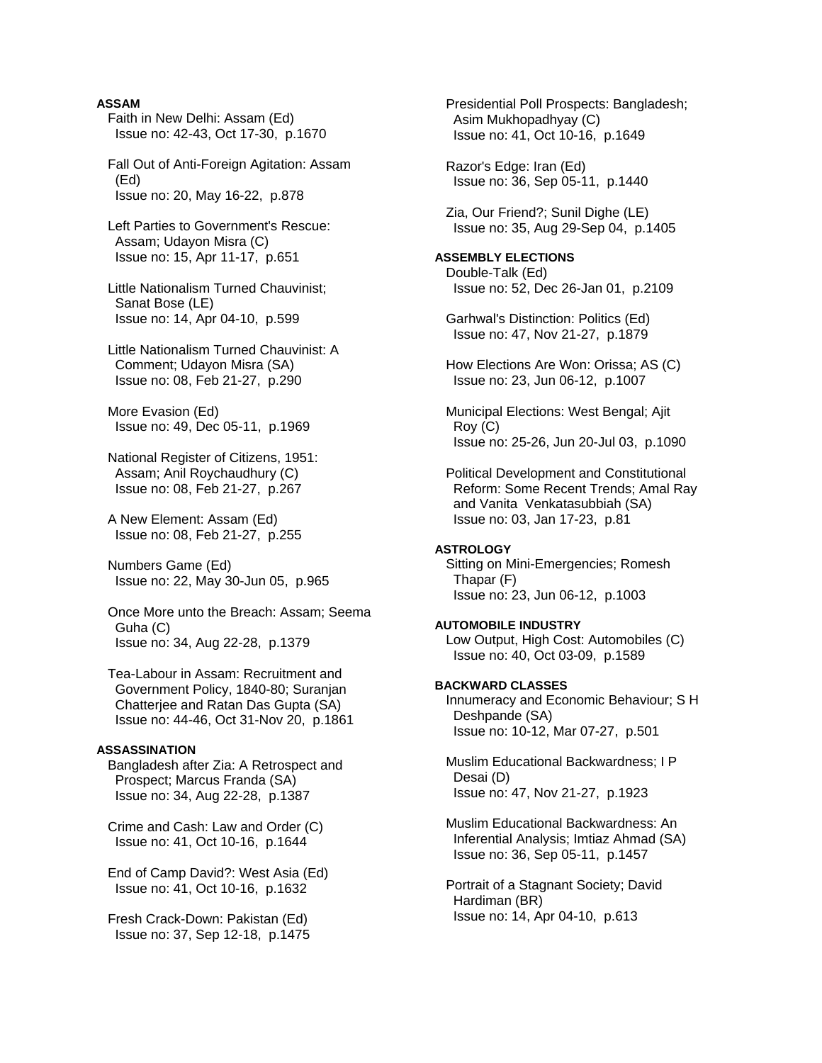**ASSAM**

Faith in New Delhi: Assam (Ed)
Issue no: 42-43, Oct 17-30, p.1670

Fall Out of Anti-Foreign Agitation: Assam (Ed)
Issue no: 20, May 16-22, p.878

Left Parties to Government's Rescue: Assam; Udayon Misra (C)
Issue no: 15, Apr 11-17, p.651

Little Nationalism Turned Chauvinist; Sanat Bose (LE)
Issue no: 14, Apr 04-10, p.599

Little Nationalism Turned Chauvinist: A Comment; Udayon Misra (SA)
Issue no: 08, Feb 21-27, p.290

More Evasion (Ed)
Issue no: 49, Dec 05-11, p.1969

National Register of Citizens, 1951: Assam; Anil Roychaudhury (C)
Issue no: 08, Feb 21-27, p.267

A New Element: Assam (Ed)
Issue no: 08, Feb 21-27, p.255

Numbers Game (Ed)
Issue no: 22, May 30-Jun 05, p.965

Once More unto the Breach: Assam; Seema Guha (C)
Issue no: 34, Aug 22-28, p.1379

Tea-Labour in Assam: Recruitment and Government Policy, 1840-80; Suranjan Chatterjee and Ratan Das Gupta (SA)
Issue no: 44-46, Oct 31-Nov 20, p.1861

**ASSASSINATION**

Bangladesh after Zia: A Retrospect and Prospect; Marcus Franda (SA)
Issue no: 34, Aug 22-28, p.1387

Crime and Cash: Law and Order (C)
Issue no: 41, Oct 10-16, p.1644

End of Camp David?: West Asia (Ed)
Issue no: 41, Oct 10-16, p.1632

Fresh Crack-Down: Pakistan (Ed)
Issue no: 37, Sep 12-18, p.1475

Presidential Poll Prospects: Bangladesh; Asim Mukhopadhyay (C)
Issue no: 41, Oct 10-16, p.1649

Razor's Edge: Iran (Ed)
Issue no: 36, Sep 05-11, p.1440

Zia, Our Friend?; Sunil Dighe (LE)
Issue no: 35, Aug 29-Sep 04, p.1405

**ASSEMBLY ELECTIONS**

Double-Talk (Ed)
Issue no: 52, Dec 26-Jan 01, p.2109

Garhwal's Distinction: Politics (Ed)
Issue no: 47, Nov 21-27, p.1879

How Elections Are Won: Orissa; AS (C)
Issue no: 23, Jun 06-12, p.1007

Municipal Elections: West Bengal; Ajit Roy (C)
Issue no: 25-26, Jun 20-Jul 03, p.1090

Political Development and Constitutional Reform: Some Recent Trends; Amal Ray and Vanita Venkatasubbiah (SA)
Issue no: 03, Jan 17-23, p.81

**ASTROLOGY**

Sitting on Mini-Emergencies; Romesh Thapar (F)
Issue no: 23, Jun 06-12, p.1003

**AUTOMOBILE INDUSTRY**

Low Output, High Cost: Automobiles (C)
Issue no: 40, Oct 03-09, p.1589

**BACKWARD CLASSES**

Innumeracy and Economic Behaviour; S H Deshpande (SA)
Issue no: 10-12, Mar 07-27, p.501

Muslim Educational Backwardness; I P Desai (D)
Issue no: 47, Nov 21-27, p.1923

Muslim Educational Backwardness: An Inferential Analysis; Imtiaz Ahmad (SA)
Issue no: 36, Sep 05-11, p.1457

Portrait of a Stagnant Society; David Hardiman (BR)
Issue no: 14, Apr 04-10, p.613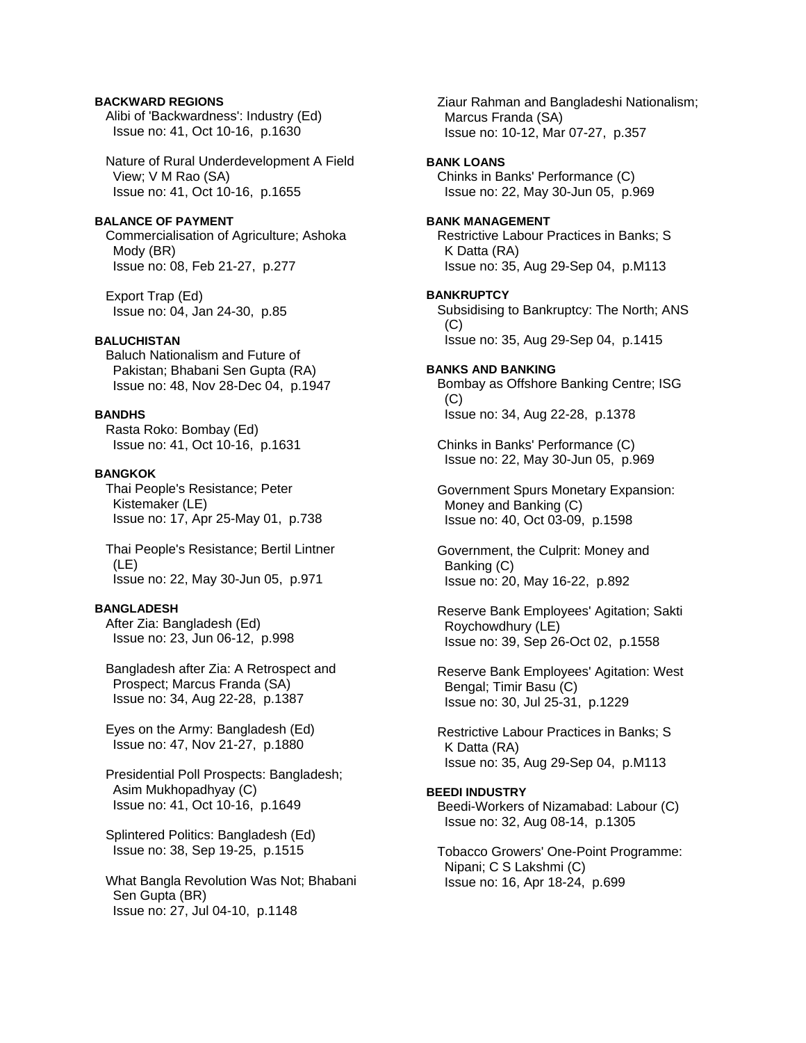**BACKWARD REGIONS**

Alibi of 'Backwardness': Industry (Ed)
Issue no: 41, Oct 10-16, p.1630

Nature of Rural Underdevelopment A Field View; V M Rao (SA)
Issue no: 41, Oct 10-16, p.1655

**BALANCE OF PAYMENT**

Commercialisation of Agriculture; Ashoka Mody (BR)
Issue no: 08, Feb 21-27, p.277

Export Trap (Ed)
Issue no: 04, Jan 24-30, p.85

**BALUCHISTAN**

Baluch Nationalism and Future of Pakistan; Bhabani Sen Gupta (RA)
Issue no: 48, Nov 28-Dec 04, p.1947

**BANDHS**

Rasta Roko: Bombay (Ed)
Issue no: 41, Oct 10-16, p.1631

**BANGKOK**

Thai People's Resistance; Peter Kistemaker (LE)
Issue no: 17, Apr 25-May 01, p.738

Thai People's Resistance; Bertil Lintner (LE)
Issue no: 22, May 30-Jun 05, p.971

**BANGLADESH**

After Zia: Bangladesh (Ed)
Issue no: 23, Jun 06-12, p.998

Bangladesh after Zia: A Retrospect and Prospect; Marcus Franda (SA)
Issue no: 34, Aug 22-28, p.1387

Eyes on the Army: Bangladesh (Ed)
Issue no: 47, Nov 21-27, p.1880

Presidential Poll Prospects: Bangladesh; Asim Mukhopadhyay (C)
Issue no: 41, Oct 10-16, p.1649

Splintered Politics: Bangladesh (Ed)
Issue no: 38, Sep 19-25, p.1515

What Bangla Revolution Was Not; Bhabani Sen Gupta (BR)
Issue no: 27, Jul 04-10, p.1148

Ziaur Rahman and Bangladeshi Nationalism; Marcus Franda (SA)
Issue no: 10-12, Mar 07-27, p.357

**BANK LOANS**

Chinks in Banks' Performance (C)
Issue no: 22, May 30-Jun 05, p.969

**BANK MANAGEMENT**

Restrictive Labour Practices in Banks; S K Datta (RA)
Issue no: 35, Aug 29-Sep 04, p.M113

**BANKRUPTCY**

Subsidising to Bankruptcy: The North; ANS (C)
Issue no: 35, Aug 29-Sep 04, p.1415

**BANKS AND BANKING**

Bombay as Offshore Banking Centre; ISG (C)
Issue no: 34, Aug 22-28, p.1378

Chinks in Banks' Performance (C)
Issue no: 22, May 30-Jun 05, p.969

Government Spurs Monetary Expansion: Money and Banking (C)
Issue no: 40, Oct 03-09, p.1598

Government, the Culprit: Money and Banking (C)
Issue no: 20, May 16-22, p.892

Reserve Bank Employees' Agitation; Sakti Roychowdhury (LE)
Issue no: 39, Sep 26-Oct 02, p.1558

Reserve Bank Employees' Agitation: West Bengal; Timir Basu (C)
Issue no: 30, Jul 25-31, p.1229

Restrictive Labour Practices in Banks; S K Datta (RA)
Issue no: 35, Aug 29-Sep 04, p.M113

**BEEDI INDUSTRY**

Beedi-Workers of Nizamabad: Labour (C)
Issue no: 32, Aug 08-14, p.1305

Tobacco Growers' One-Point Programme: Nipani; C S Lakshmi (C)
Issue no: 16, Apr 18-24, p.699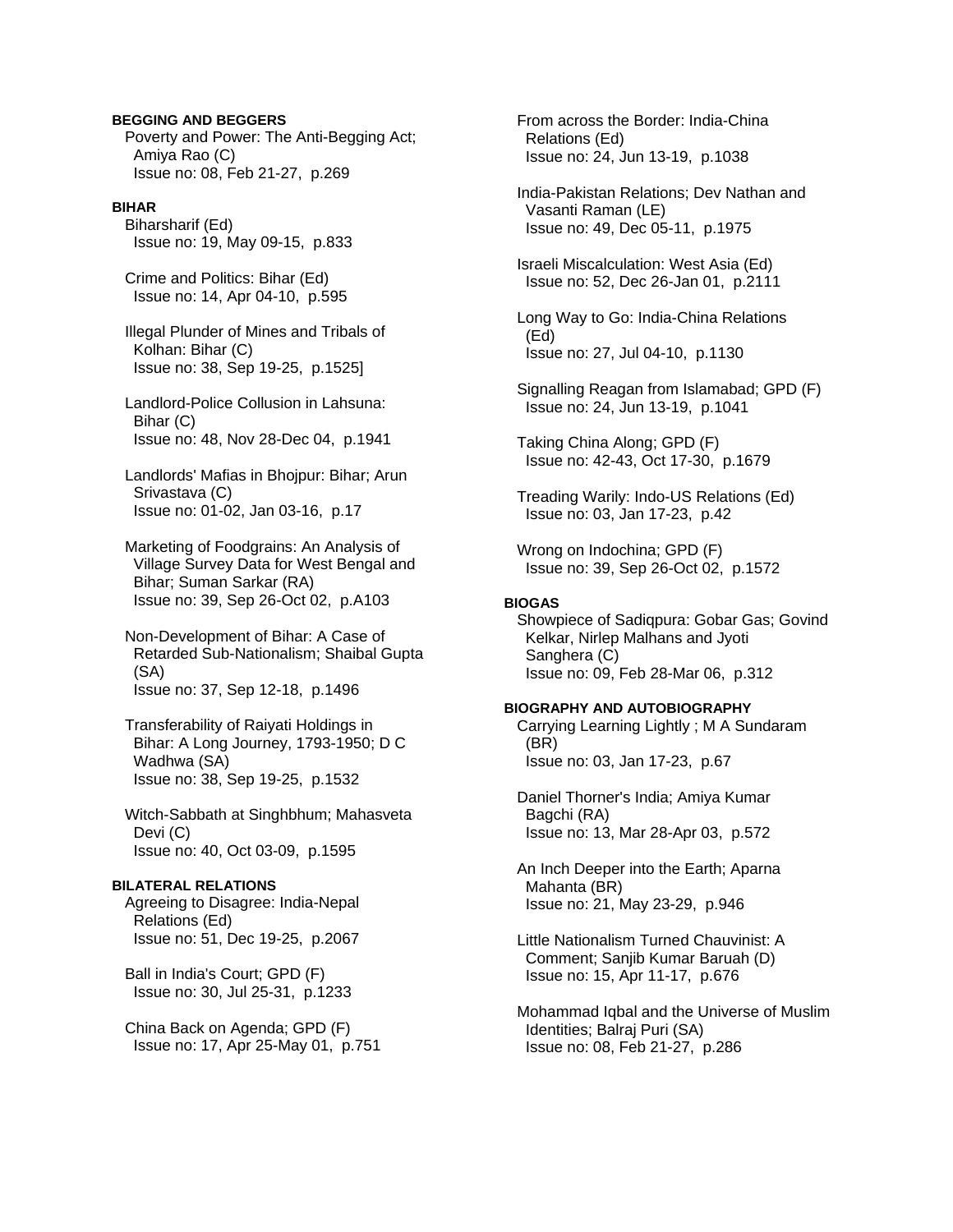**BEGGING AND BEGGERS**

Poverty and Power: The Anti-Begging Act; Amiya Rao (C)
Issue no: 08, Feb 21-27, p.269

**BIHAR**

Biharsharif (Ed)
Issue no: 19, May 09-15, p.833

Crime and Politics: Bihar (Ed)
Issue no: 14, Apr 04-10, p.595

Illegal Plunder of Mines and Tribals of Kolhan: Bihar (C)
Issue no: 38, Sep 19-25, p.1525]

Landlord-Police Collusion in Lahsuna: Bihar (C)
Issue no: 48, Nov 28-Dec 04, p.1941

Landlords' Mafias in Bhojpur: Bihar; Arun Srivastava (C)
Issue no: 01-02, Jan 03-16, p.17

Marketing of Foodgrains: An Analysis of Village Survey Data for West Bengal and Bihar; Suman Sarkar (RA)
Issue no: 39, Sep 26-Oct 02, p.A103

Non-Development of Bihar: A Case of Retarded Sub-Nationalism; Shaibal Gupta (SA)
Issue no: 37, Sep 12-18, p.1496

Transferability of Raiyati Holdings in Bihar: A Long Journey, 1793-1950; D C Wadhwa (SA)
Issue no: 38, Sep 19-25, p.1532

Witch-Sabbath at Singhbhum; Mahasveta Devi (C)
Issue no: 40, Oct 03-09, p.1595

**BILATERAL RELATIONS**

Agreeing to Disagree: India-Nepal Relations (Ed)
Issue no: 51, Dec 19-25, p.2067

Ball in India's Court; GPD (F)
Issue no: 30, Jul 25-31, p.1233

China Back on Agenda; GPD (F)
Issue no: 17, Apr 25-May 01, p.751

From across the Border: India-China Relations (Ed)
Issue no: 24, Jun 13-19, p.1038

India-Pakistan Relations; Dev Nathan and Vasanti Raman (LE)
Issue no: 49, Dec 05-11, p.1975

Israeli Miscalculation: West Asia (Ed)
Issue no: 52, Dec 26-Jan 01, p.2111

Long Way to Go: India-China Relations (Ed)
Issue no: 27, Jul 04-10, p.1130

Signalling Reagan from Islamabad; GPD (F)
Issue no: 24, Jun 13-19, p.1041

Taking China Along; GPD (F)
Issue no: 42-43, Oct 17-30, p.1679

Treading Warily: Indo-US Relations (Ed)
Issue no: 03, Jan 17-23, p.42

Wrong on Indochina; GPD (F)
Issue no: 39, Sep 26-Oct 02, p.1572

**BIOGAS**

Showpiece of Sadiqpura: Gobar Gas; Govind Kelkar, Nirlep Malhans and Jyoti Sanghera (C)
Issue no: 09, Feb 28-Mar 06, p.312

**BIOGRAPHY AND AUTOBIOGRAPHY**

Carrying Learning Lightly ; M A Sundaram (BR)
Issue no: 03, Jan 17-23, p.67

Daniel Thorner's India; Amiya Kumar Bagchi (RA)
Issue no: 13, Mar 28-Apr 03, p.572

An Inch Deeper into the Earth; Aparna Mahanta (BR)
Issue no: 21, May 23-29, p.946

Little Nationalism Turned Chauvinist: A Comment; Sanjib Kumar Baruah (D)
Issue no: 15, Apr 11-17, p.676

Mohammad Iqbal and the Universe of Muslim Identities; Balraj Puri (SA)
Issue no: 08, Feb 21-27, p.286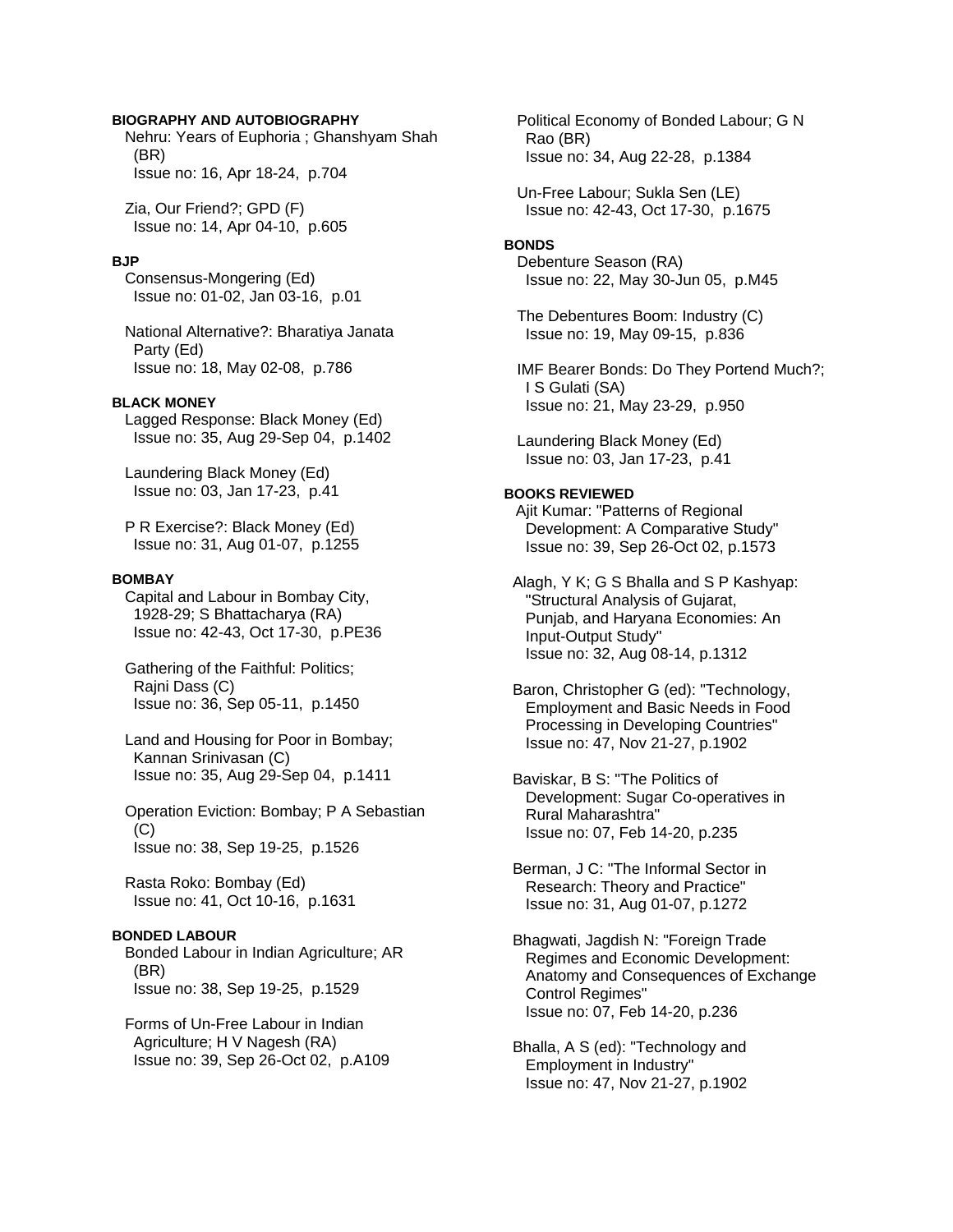**BIOGRAPHY AND AUTOBIOGRAPHY**

Nehru: Years of Euphoria ; Ghanshyam Shah (BR)
Issue no: 16, Apr 18-24, p.704

Zia, Our Friend?; GPD (F)
Issue no: 14, Apr 04-10, p.605

**BJP**

Consensus-Mongering (Ed)
Issue no: 01-02, Jan 03-16, p.01

National Alternative?: Bharatiya Janata Party (Ed)
Issue no: 18, May 02-08, p.786

**BLACK MONEY**

Lagged Response: Black Money (Ed)
Issue no: 35, Aug 29-Sep 04, p.1402

Laundering Black Money (Ed)
Issue no: 03, Jan 17-23, p.41

P R Exercise?: Black Money (Ed)
Issue no: 31, Aug 01-07, p.1255

**BOMBAY**

Capital and Labour in Bombay City, 1928-29; S Bhattacharya (RA)
Issue no: 42-43, Oct 17-30, p.PE36

Gathering of the Faithful: Politics; Rajni Dass (C)
Issue no: 36, Sep 05-11, p.1450

Land and Housing for Poor in Bombay; Kannan Srinivasan (C)
Issue no: 35, Aug 29-Sep 04, p.1411

Operation Eviction: Bombay; P A Sebastian (C)
Issue no: 38, Sep 19-25, p.1526

Rasta Roko: Bombay (Ed)
Issue no: 41, Oct 10-16, p.1631

**BONDED LABOUR**

Bonded Labour in Indian Agriculture; AR (BR)
Issue no: 38, Sep 19-25, p.1529

Forms of Un-Free Labour in Indian Agriculture; H V Nagesh (RA)
Issue no: 39, Sep 26-Oct 02, p.A109

Political Economy of Bonded Labour; G N Rao (BR)
Issue no: 34, Aug 22-28, p.1384

Un-Free Labour; Sukla Sen (LE)
Issue no: 42-43, Oct 17-30, p.1675

**BONDS**

Debenture Season (RA)
Issue no: 22, May 30-Jun 05, p.M45

The Debentures Boom: Industry (C)
Issue no: 19, May 09-15, p.836

IMF Bearer Bonds: Do They Portend Much?; I S Gulati (SA)
Issue no: 21, May 23-29, p.950

Laundering Black Money (Ed)
Issue no: 03, Jan 17-23, p.41

**BOOKS REVIEWED**

Ajit Kumar: "Patterns of Regional Development: A Comparative Study"
Issue no: 39, Sep 26-Oct 02, p.1573

Alagh, Y K; G S Bhalla and S P Kashyap: "Structural Analysis of Gujarat, Punjab, and Haryana Economies: An Input-Output Study"
Issue no: 32, Aug 08-14, p.1312

Baron, Christopher G (ed): "Technology, Employment and Basic Needs in Food Processing in Developing Countries"
Issue no: 47, Nov 21-27, p.1902

Baviskar, B S: "The Politics of Development: Sugar Co-operatives in Rural Maharashtra"
Issue no: 07, Feb 14-20, p.235

Berman, J C: "The Informal Sector in Research: Theory and Practice"
Issue no: 31, Aug 01-07, p.1272

Bhagwati, Jagdish N: "Foreign Trade Regimes and Economic Development: Anatomy and Consequences of Exchange Control Regimes"
Issue no: 07, Feb 14-20, p.236

Bhalla, A S (ed): "Technology and Employment in Industry"
Issue no: 47, Nov 21-27, p.1902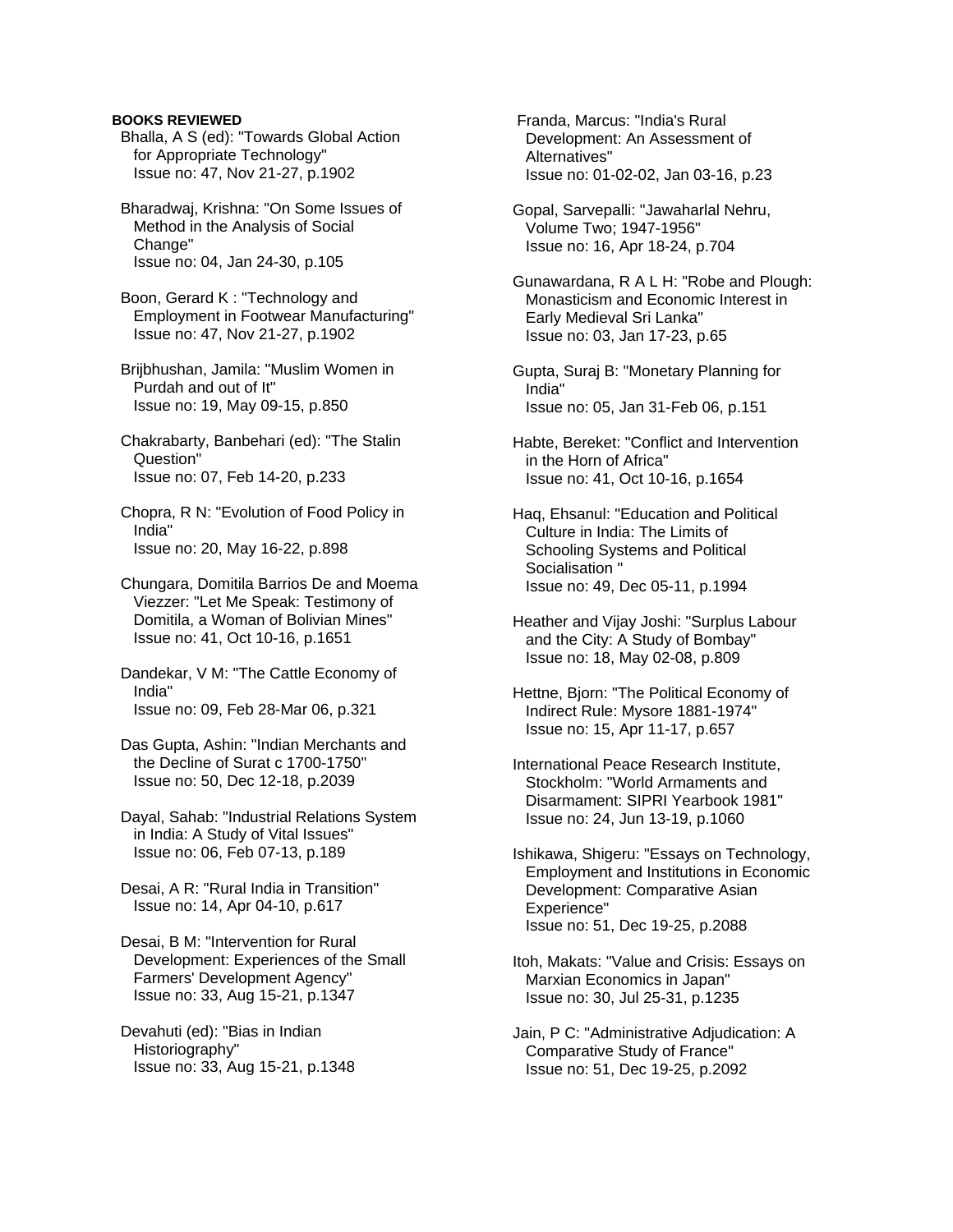**BOOKS REVIEWED**

Bhalla, A S (ed): "Towards Global Action for Appropriate Technology"
Issue no: 47, Nov 21-27, p.1902

Bharadwaj, Krishna: "On Some Issues of Method in the Analysis of Social Change"
Issue no: 04, Jan 24-30, p.105

Boon, Gerard K : "Technology and Employment in Footwear Manufacturing"
Issue no: 47, Nov 21-27, p.1902

Brijbhushan, Jamila: "Muslim Women in Purdah and out of It"
Issue no: 19, May 09-15, p.850

Chakrabarty, Banbehari (ed): "The Stalin Question"
Issue no: 07, Feb 14-20, p.233

Chopra, R N: "Evolution of Food Policy in India"
Issue no: 20, May 16-22, p.898

Chungara, Domitila Barrios De and Moema Viezzer: "Let Me Speak: Testimony of Domitila, a Woman of Bolivian Mines"
Issue no: 41, Oct 10-16, p.1651

Dandekar, V M: "The Cattle Economy of India"
Issue no: 09, Feb 28-Mar 06, p.321

Das Gupta, Ashin: "Indian Merchants and the Decline of Surat c 1700-1750"
Issue no: 50, Dec 12-18, p.2039

Dayal, Sahab: "Industrial Relations System in India: A Study of Vital Issues"
Issue no: 06, Feb 07-13, p.189

Desai, A R: "Rural India in Transition"
Issue no: 14, Apr 04-10, p.617

Desai, B M: "Intervention for Rural Development: Experiences of the Small Farmers' Development Agency"
Issue no: 33, Aug 15-21, p.1347

Devahuti (ed): "Bias in Indian Historiography"
Issue no: 33, Aug 15-21, p.1348

Franda, Marcus: "India's Rural Development: An Assessment of Alternatives"
Issue no: 01-02-02, Jan 03-16, p.23

Gopal, Sarvepalli: "Jawaharlal Nehru, Volume Two; 1947-1956"
Issue no: 16, Apr 18-24, p.704

Gunawardana, R A L H: "Robe and Plough: Monasticism and Economic Interest in Early Medieval Sri Lanka"
Issue no: 03, Jan 17-23, p.65

Gupta, Suraj B: "Monetary Planning for India"
Issue no: 05, Jan 31-Feb 06, p.151

Habte, Bereket: "Conflict and Intervention in the Horn of Africa"
Issue no: 41, Oct 10-16, p.1654

Haq, Ehsanul: "Education and Political Culture in India: The Limits of Schooling Systems and Political Socialisation "
Issue no: 49, Dec 05-11, p.1994

Heather and Vijay Joshi: "Surplus Labour and the City: A Study of Bombay"
Issue no: 18, May 02-08, p.809

Hettne, Bjorn: "The Political Economy of Indirect Rule: Mysore 1881-1974"
Issue no: 15, Apr 11-17, p.657

International Peace Research Institute, Stockholm: "World Armaments and Disarmament: SIPRI Yearbook 1981"
Issue no: 24, Jun 13-19, p.1060

Ishikawa, Shigeru: "Essays on Technology, Employment and Institutions in Economic Development: Comparative Asian Experience"
Issue no: 51, Dec 19-25, p.2088

Itoh, Makats: "Value and Crisis: Essays on Marxian Economics in Japan"
Issue no: 30, Jul 25-31, p.1235

Jain, P C: "Administrative Adjudication: A Comparative Study of France"
Issue no: 51, Dec 19-25, p.2092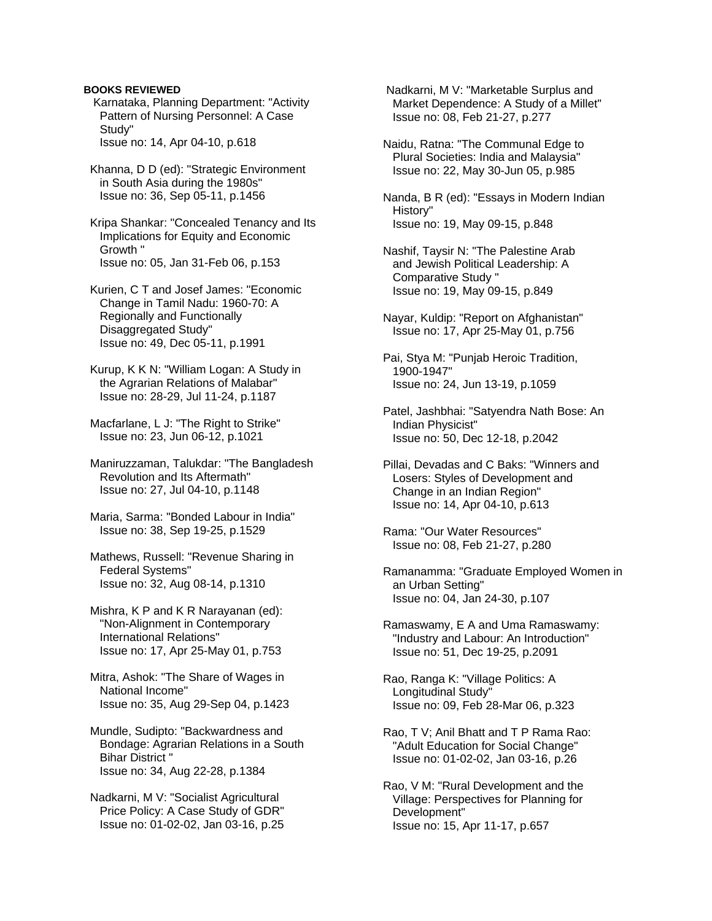**BOOKS REVIEWED**

Karnataka, Planning Department: "Activity Pattern of Nursing Personnel: A Case Study"
Issue no: 14, Apr 04-10, p.618

Khanna, D D (ed): "Strategic Environment in South Asia during the 1980s"
Issue no: 36, Sep 05-11, p.1456

Kripa Shankar: "Concealed Tenancy and Its Implications for Equity and Economic Growth "
Issue no: 05, Jan 31-Feb 06, p.153

Kurien, C T and Josef James: "Economic Change in Tamil Nadu: 1960-70: A Regionally and Functionally Disaggregated Study"
Issue no: 49, Dec 05-11, p.1991

Kurup, K K N: "William Logan: A Study in the Agrarian Relations of Malabar"
Issue no: 28-29, Jul 11-24, p.1187

Macfarlane, L J: "The Right to Strike"
Issue no: 23, Jun 06-12, p.1021

Maniruzzaman, Talukdar: "The Bangladesh Revolution and Its Aftermath"
Issue no: 27, Jul 04-10, p.1148

Maria, Sarma: "Bonded Labour in India"
Issue no: 38, Sep 19-25, p.1529

Mathews, Russell: "Revenue Sharing in Federal Systems"
Issue no: 32, Aug 08-14, p.1310

Mishra, K P and K R Narayanan (ed): "Non-Alignment in Contemporary International Relations"
Issue no: 17, Apr 25-May 01, p.753

Mitra, Ashok: "The Share of Wages in National Income"
Issue no: 35, Aug 29-Sep 04, p.1423

Mundle, Sudipto: "Backwardness and Bondage: Agrarian Relations in a South Bihar District "
Issue no: 34, Aug 22-28, p.1384

Nadkarni, M V: "Socialist Agricultural Price Policy: A Case Study of GDR"
Issue no: 01-02-02, Jan 03-16, p.25

Nadkarni, M V: "Marketable Surplus and Market Dependence: A Study of a Millet"
Issue no: 08, Feb 21-27, p.277

Naidu, Ratna: "The Communal Edge to Plural Societies: India and Malaysia"
Issue no: 22, May 30-Jun 05, p.985

Nanda, B R (ed): "Essays in Modern Indian History"
Issue no: 19, May 09-15, p.848

Nashif, Taysir N: "The Palestine Arab and Jewish Political Leadership: A Comparative Study "
Issue no: 19, May 09-15, p.849

Nayar, Kuldip: "Report on Afghanistan"
Issue no: 17, Apr 25-May 01, p.756

Pai, Stya M: "Punjab Heroic Tradition, 1900-1947"
Issue no: 24, Jun 13-19, p.1059

Patel, Jashbhai: "Satyendra Nath Bose: An Indian Physicist"
Issue no: 50, Dec 12-18, p.2042

Pillai, Devadas and C Baks: "Winners and Losers: Styles of Development and Change in an Indian Region"
Issue no: 14, Apr 04-10, p.613

Rama: "Our Water Resources"
Issue no: 08, Feb 21-27, p.280

Ramanamma: "Graduate Employed Women in an Urban Setting"
Issue no: 04, Jan 24-30, p.107

Ramaswamy, E A and Uma Ramaswamy: "Industry and Labour: An Introduction"
Issue no: 51, Dec 19-25, p.2091

Rao, Ranga K: "Village Politics: A Longitudinal Study"
Issue no: 09, Feb 28-Mar 06, p.323

Rao, T V; Anil Bhatt and T P Rama Rao: "Adult Education for Social Change"
Issue no: 01-02-02, Jan 03-16, p.26

Rao, V M: "Rural Development and the Village: Perspectives for Planning for Development"
Issue no: 15, Apr 11-17, p.657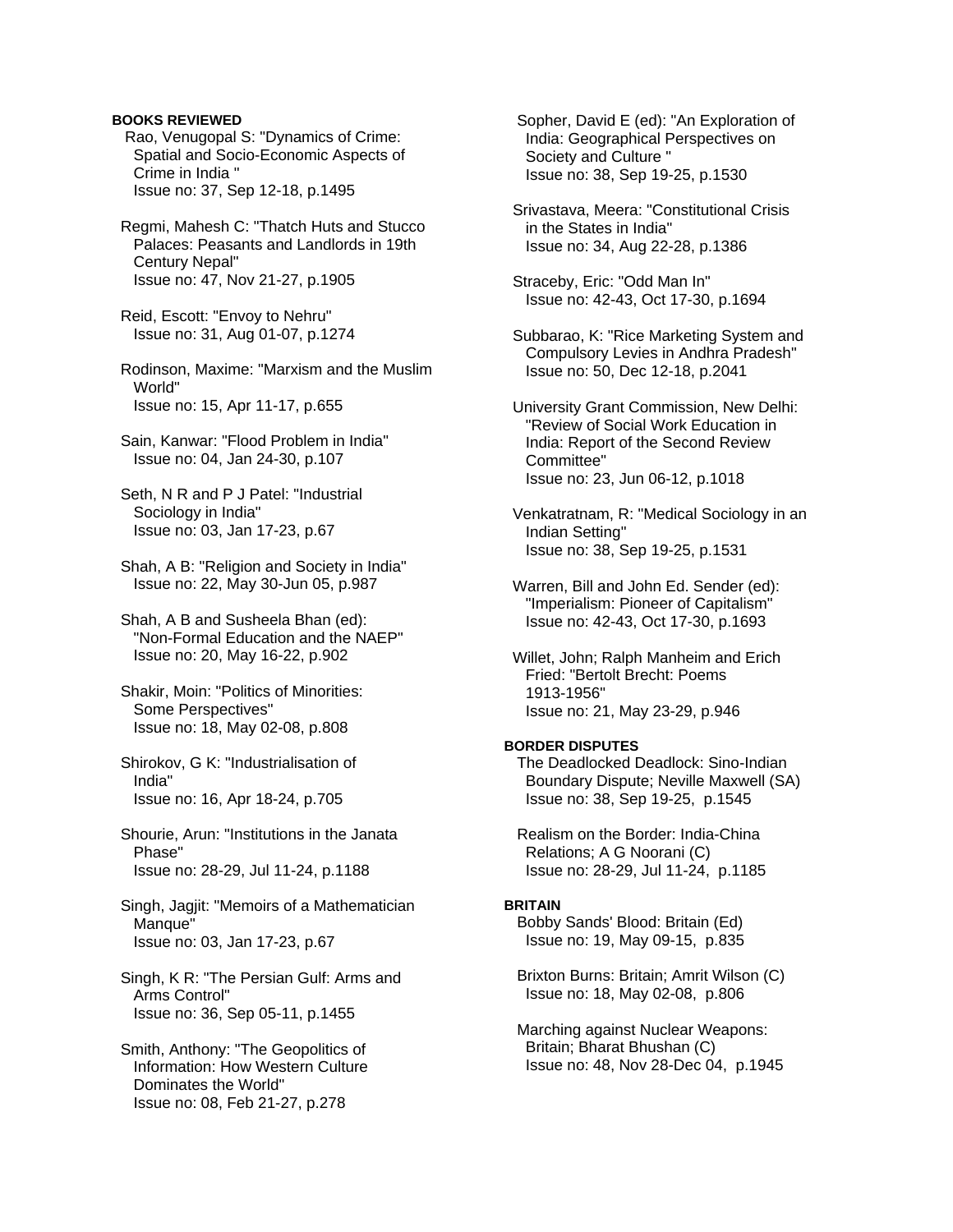**BOOKS REVIEWED**

Rao, Venugopal S: "Dynamics of Crime: Spatial and Socio-Economic Aspects of Crime in India "
Issue no: 37, Sep 12-18, p.1495

Regmi, Mahesh C: "Thatch Huts and Stucco Palaces: Peasants and Landlords in 19th Century Nepal"
Issue no: 47, Nov 21-27, p.1905

Reid, Escott: "Envoy to Nehru"
Issue no: 31, Aug 01-07, p.1274

Rodinson, Maxime: "Marxism and the Muslim World"
Issue no: 15, Apr 11-17, p.655

Sain, Kanwar: "Flood Problem in India"
Issue no: 04, Jan 24-30, p.107

Seth, N R and P J Patel: "Industrial Sociology in India"
Issue no: 03, Jan 17-23, p.67

Shah, A B: "Religion and Society in India"
Issue no: 22, May 30-Jun 05, p.987

Shah, A B and Susheela Bhan (ed): "Non-Formal Education and the NAEP"
Issue no: 20, May 16-22, p.902

Shakir, Moin: "Politics of Minorities: Some Perspectives"
Issue no: 18, May 02-08, p.808

Shirokov, G K: "Industrialisation of India"
Issue no: 16, Apr 18-24, p.705

Shourie, Arun: "Institutions in the Janata Phase"
Issue no: 28-29, Jul 11-24, p.1188

Singh, Jagjit: "Memoirs of a Mathematician Manque"
Issue no: 03, Jan 17-23, p.67

Singh, K R: "The Persian Gulf: Arms and Arms Control"
Issue no: 36, Sep 05-11, p.1455

Smith, Anthony: "The Geopolitics of Information: How Western Culture Dominates the World"
Issue no: 08, Feb 21-27, p.278

Sopher, David E (ed): "An Exploration of India: Geographical Perspectives on Society and Culture "
Issue no: 38, Sep 19-25, p.1530

Srivastava, Meera: "Constitutional Crisis in the States in India"
Issue no: 34, Aug 22-28, p.1386

Straceby, Eric: "Odd Man In"
Issue no: 42-43, Oct 17-30, p.1694

Subbarao, K: "Rice Marketing System and Compulsory Levies in Andhra Pradesh"
Issue no: 50, Dec 12-18, p.2041

University Grant Commission, New Delhi: "Review of Social Work Education in India: Report of the Second Review Committee"
Issue no: 23, Jun 06-12, p.1018

Venkatratnam, R: "Medical Sociology in an Indian Setting"
Issue no: 38, Sep 19-25, p.1531

Warren, Bill and John Ed. Sender (ed): "Imperialism: Pioneer of Capitalism"
Issue no: 42-43, Oct 17-30, p.1693

Willet, John; Ralph Manheim and Erich Fried: "Bertolt Brecht: Poems 1913-1956"
Issue no: 21, May 23-29, p.946

**BORDER DISPUTES**

The Deadlocked Deadlock: Sino-Indian Boundary Dispute; Neville Maxwell (SA)
Issue no: 38, Sep 19-25, p.1545

Realism on the Border: India-China Relations; A G Noorani (C)
Issue no: 28-29, Jul 11-24, p.1185

**BRITAIN**

Bobby Sands' Blood: Britain (Ed)
Issue no: 19, May 09-15, p.835

Brixton Burns: Britain; Amrit Wilson (C)
Issue no: 18, May 02-08, p.806

Marching against Nuclear Weapons: Britain; Bharat Bhushan (C)
Issue no: 48, Nov 28-Dec 04, p.1945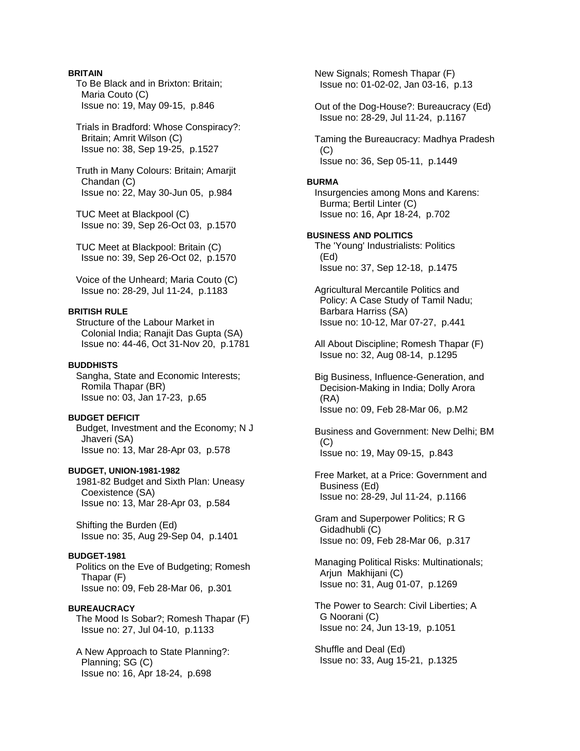**BRITAIN**

To Be Black and in Brixton: Britain; Maria Couto (C)
Issue no: 19, May 09-15, p.846

Trials in Bradford: Whose Conspiracy?: Britain; Amrit Wilson (C)
Issue no: 38, Sep 19-25, p.1527

Truth in Many Colours: Britain; Amarjit Chandan (C)
Issue no: 22, May 30-Jun 05, p.984

TUC Meet at Blackpool (C)
Issue no: 39, Sep 26-Oct 03, p.1570

TUC Meet at Blackpool: Britain (C)
Issue no: 39, Sep 26-Oct 02, p.1570

Voice of the Unheard; Maria Couto (C)
Issue no: 28-29, Jul 11-24, p.1183

**BRITISH RULE**

Structure of the Labour Market in Colonial India; Ranajit Das Gupta (SA)
Issue no: 44-46, Oct 31-Nov 20, p.1781

**BUDDHISTS**

Sangha, State and Economic Interests; Romila Thapar (BR)
Issue no: 03, Jan 17-23, p.65

**BUDGET DEFICIT**

Budget, Investment and the Economy; N J Jhaveri (SA)
Issue no: 13, Mar 28-Apr 03, p.578

**BUDGET, UNION-1981-1982**

1981-82 Budget and Sixth Plan: Uneasy Coexistence (SA)
Issue no: 13, Mar 28-Apr 03, p.584

Shifting the Burden (Ed)
Issue no: 35, Aug 29-Sep 04, p.1401

**BUDGET-1981**

Politics on the Eve of Budgeting; Romesh Thapar (F)
Issue no: 09, Feb 28-Mar 06, p.301

**BUREAUCRACY**

The Mood Is Sobar?; Romesh Thapar (F)
Issue no: 27, Jul 04-10, p.1133

A New Approach to State Planning?: Planning; SG (C)
Issue no: 16, Apr 18-24, p.698

New Signals; Romesh Thapar (F)
Issue no: 01-02-02, Jan 03-16, p.13

Out of the Dog-House?: Bureaucracy (Ed)
Issue no: 28-29, Jul 11-24, p.1167

Taming the Bureaucracy: Madhya Pradesh (C)
Issue no: 36, Sep 05-11, p.1449

**BURMA**

Insurgencies among Mons and Karens: Burma; Bertil Linter (C)
Issue no: 16, Apr 18-24, p.702

**BUSINESS AND POLITICS**

The 'Young' Industrialists: Politics (Ed)
Issue no: 37, Sep 12-18, p.1475

Agricultural Mercantile Politics and Policy: A Case Study of Tamil Nadu; Barbara Harriss (SA)
Issue no: 10-12, Mar 07-27, p.441

All About Discipline; Romesh Thapar (F)
Issue no: 32, Aug 08-14, p.1295

Big Business, Influence-Generation, and Decision-Making in India; Dolly Arora (RA)
Issue no: 09, Feb 28-Mar 06, p.M2

Business and Government: New Delhi; BM (C)
Issue no: 19, May 09-15, p.843

Free Market, at a Price: Government and Business (Ed)
Issue no: 28-29, Jul 11-24, p.1166

Gram and Superpower Politics; R G Gidadhubli (C)
Issue no: 09, Feb 28-Mar 06, p.317

Managing Political Risks: Multinationals; Arjun Makhijani (C)
Issue no: 31, Aug 01-07, p.1269

The Power to Search: Civil Liberties; A G Noorani (C)
Issue no: 24, Jun 13-19, p.1051

Shuffle and Deal (Ed)
Issue no: 33, Aug 15-21, p.1325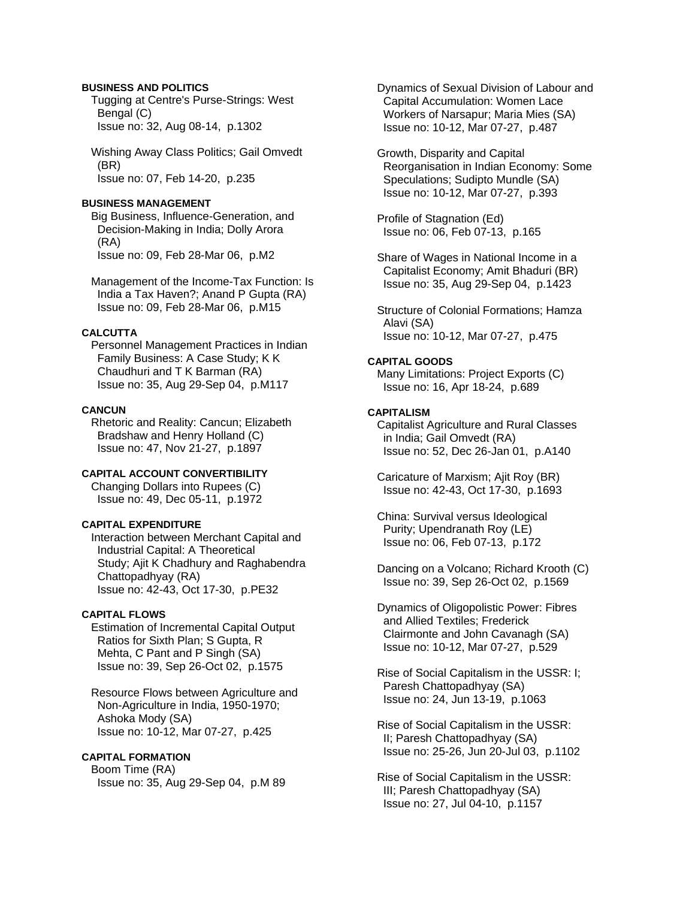**BUSINESS AND POLITICS**

Tugging at Centre's Purse-Strings: West Bengal (C)
Issue no: 32, Aug 08-14, p.1302

Wishing Away Class Politics; Gail Omvedt (BR)
Issue no: 07, Feb 14-20, p.235

**BUSINESS MANAGEMENT**

Big Business, Influence-Generation, and Decision-Making in India; Dolly Arora (RA)
Issue no: 09, Feb 28-Mar 06, p.M2

Management of the Income-Tax Function: Is India a Tax Haven?; Anand P Gupta (RA)
Issue no: 09, Feb 28-Mar 06, p.M15

**CALCUTTA**

Personnel Management Practices in Indian Family Business: A Case Study; K K Chaudhuri and T K Barman (RA)
Issue no: 35, Aug 29-Sep 04, p.M117

**CANCUN**

Rhetoric and Reality: Cancun; Elizabeth Bradshaw and Henry Holland (C)
Issue no: 47, Nov 21-27, p.1897

**CAPITAL ACCOUNT CONVERTIBILITY**

Changing Dollars into Rupees (C)
Issue no: 49, Dec 05-11, p.1972

**CAPITAL EXPENDITURE**

Interaction between Merchant Capital and Industrial Capital: A Theoretical Study; Ajit K Chadhury and Raghabendra Chattopadhyay (RA)
Issue no: 42-43, Oct 17-30, p.PE32

**CAPITAL FLOWS**

Estimation of Incremental Capital Output Ratios for Sixth Plan; S Gupta, R Mehta, C Pant and P Singh (SA)
Issue no: 39, Sep 26-Oct 02, p.1575

Resource Flows between Agriculture and Non-Agriculture in India, 1950-1970; Ashoka Mody (SA)
Issue no: 10-12, Mar 07-27, p.425

**CAPITAL FORMATION**

Boom Time (RA)
Issue no: 35, Aug 29-Sep 04, p.M 89

Dynamics of Sexual Division of Labour and Capital Accumulation: Women Lace Workers of Narsapur; Maria Mies (SA)
Issue no: 10-12, Mar 07-27, p.487

Growth, Disparity and Capital Reorganisation in Indian Economy: Some Speculations; Sudipto Mundle (SA)
Issue no: 10-12, Mar 07-27, p.393

Profile of Stagnation (Ed)
Issue no: 06, Feb 07-13, p.165

Share of Wages in National Income in a Capitalist Economy; Amit Bhaduri (BR)
Issue no: 35, Aug 29-Sep 04, p.1423

Structure of Colonial Formations; Hamza Alavi (SA)
Issue no: 10-12, Mar 07-27, p.475

**CAPITAL GOODS**

Many Limitations: Project Exports (C)
Issue no: 16, Apr 18-24, p.689

**CAPITALISM**

Capitalist Agriculture and Rural Classes in India; Gail Omvedt (RA)
Issue no: 52, Dec 26-Jan 01, p.A140

Caricature of Marxism; Ajit Roy (BR)
Issue no: 42-43, Oct 17-30, p.1693

China: Survival versus Ideological Purity; Upendranath Roy (LE)
Issue no: 06, Feb 07-13, p.172

Dancing on a Volcano; Richard Krooth (C)
Issue no: 39, Sep 26-Oct 02, p.1569

Dynamics of Oligopolistic Power: Fibres and Allied Textiles; Frederick Clairmonte and John Cavanagh (SA)
Issue no: 10-12, Mar 07-27, p.529

Rise of Social Capitalism in the USSR: I; Paresh Chattopadhyay (SA)
Issue no: 24, Jun 13-19, p.1063

Rise of Social Capitalism in the USSR: II; Paresh Chattopadhyay (SA)
Issue no: 25-26, Jun 20-Jul 03, p.1102

Rise of Social Capitalism in the USSR: III; Paresh Chattopadhyay (SA)
Issue no: 27, Jul 04-10, p.1157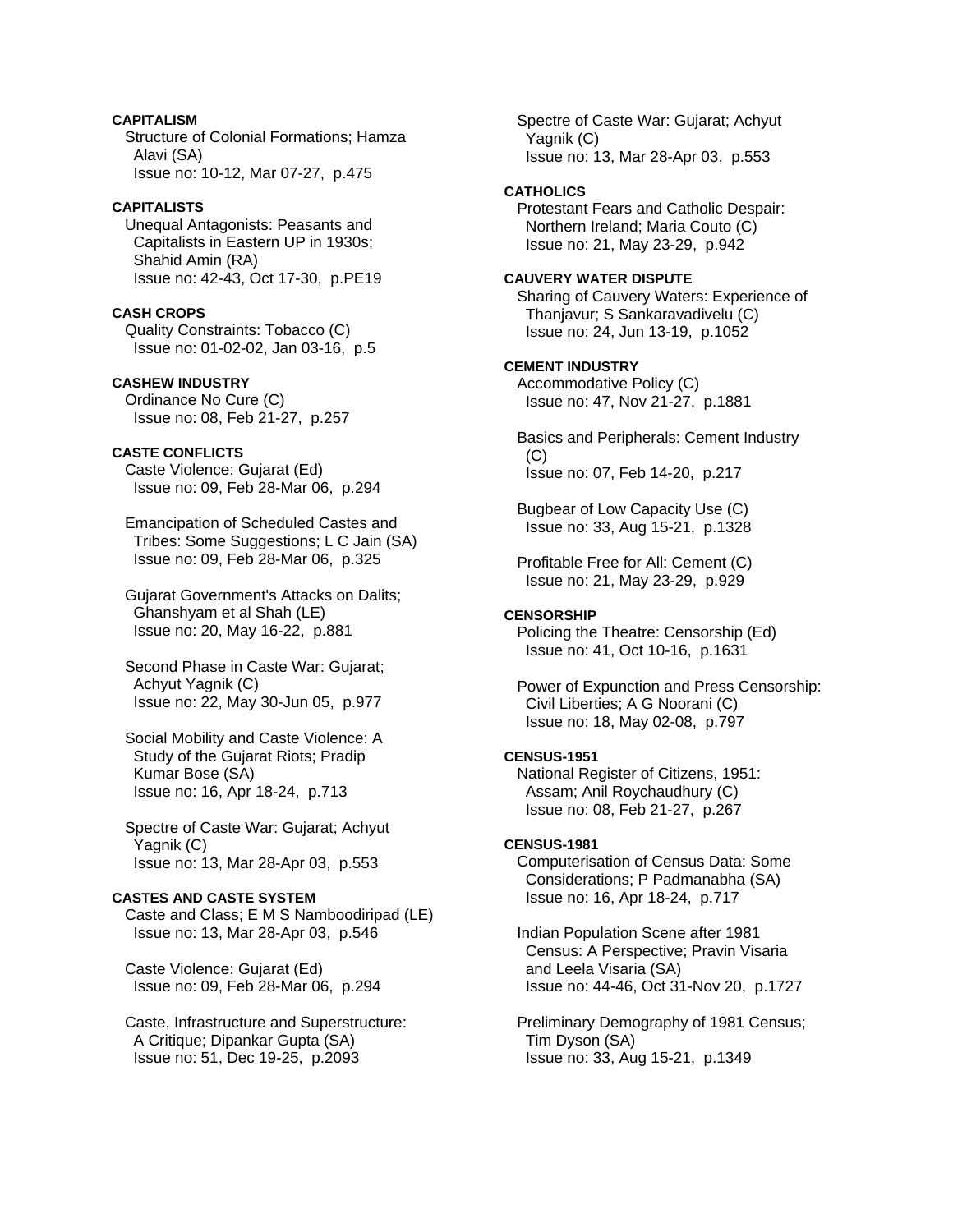**CAPITALISM**

Structure of Colonial Formations; Hamza Alavi (SA)
Issue no: 10-12, Mar 07-27, p.475

**CAPITALISTS**

Unequal Antagonists: Peasants and Capitalists in Eastern UP in 1930s; Shahid Amin (RA)
Issue no: 42-43, Oct 17-30, p.PE19

**CASH CROPS**

Quality Constraints: Tobacco (C)
Issue no: 01-02-02, Jan 03-16, p.5

**CASHEW INDUSTRY**

Ordinance No Cure (C)
Issue no: 08, Feb 21-27, p.257

**CASTE CONFLICTS**

Caste Violence: Gujarat (Ed)
Issue no: 09, Feb 28-Mar 06, p.294

Emancipation of Scheduled Castes and Tribes: Some Suggestions; L C Jain (SA)
Issue no: 09, Feb 28-Mar 06, p.325

Gujarat Government's Attacks on Dalits; Ghanshyam et al Shah (LE)
Issue no: 20, May 16-22, p.881

Second Phase in Caste War: Gujarat; Achyut Yagnik (C)
Issue no: 22, May 30-Jun 05, p.977

Social Mobility and Caste Violence: A Study of the Gujarat Riots; Pradip Kumar Bose (SA)
Issue no: 16, Apr 18-24, p.713

Spectre of Caste War: Gujarat; Achyut Yagnik (C)
Issue no: 13, Mar 28-Apr 03, p.553

**CASTES AND CASTE SYSTEM**

Caste and Class; E M S Namboodiripad (LE)
Issue no: 13, Mar 28-Apr 03, p.546

Caste Violence: Gujarat (Ed)
Issue no: 09, Feb 28-Mar 06, p.294

Caste, Infrastructure and Superstructure: A Critique; Dipankar Gupta (SA)
Issue no: 51, Dec 19-25, p.2093

Spectre of Caste War: Gujarat; Achyut Yagnik (C)
Issue no: 13, Mar 28-Apr 03, p.553

**CATHOLICS**

Protestant Fears and Catholic Despair: Northern Ireland; Maria Couto (C)
Issue no: 21, May 23-29, p.942

**CAUVERY WATER DISPUTE**

Sharing of Cauvery Waters: Experience of Thanjavur; S Sankaravadivelu (C)
Issue no: 24, Jun 13-19, p.1052

**CEMENT INDUSTRY**

Accommodative Policy (C)
Issue no: 47, Nov 21-27, p.1881

Basics and Peripherals: Cement Industry (C)
Issue no: 07, Feb 14-20, p.217

Bugbear of Low Capacity Use (C)
Issue no: 33, Aug 15-21, p.1328

Profitable Free for All: Cement (C)
Issue no: 21, May 23-29, p.929

**CENSORSHIP**

Policing the Theatre: Censorship (Ed)
Issue no: 41, Oct 10-16, p.1631

Power of Expunction and Press Censorship: Civil Liberties; A G Noorani (C)
Issue no: 18, May 02-08, p.797

**CENSUS-1951**

National Register of Citizens, 1951: Assam; Anil Roychaudhury (C)
Issue no: 08, Feb 21-27, p.267

**CENSUS-1981**

Computerisation of Census Data: Some Considerations; P Padmanabha (SA)
Issue no: 16, Apr 18-24, p.717

Indian Population Scene after 1981 Census: A Perspective; Pravin Visaria and Leela Visaria (SA)
Issue no: 44-46, Oct 31-Nov 20, p.1727

Preliminary Demography of 1981 Census; Tim Dyson (SA)
Issue no: 33, Aug 15-21, p.1349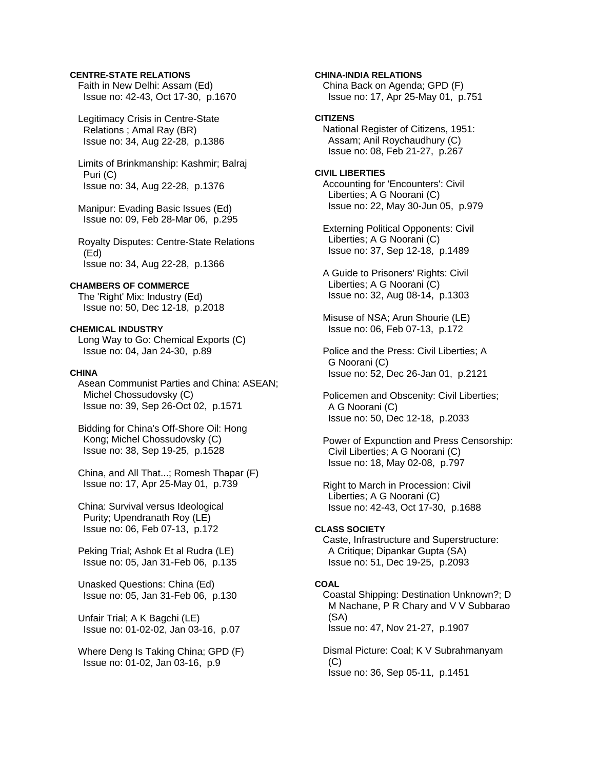**CENTRE-STATE RELATIONS**

Faith in New Delhi: Assam (Ed)
Issue no: 42-43, Oct 17-30, p.1670

Legitimacy Crisis in Centre-State Relations ; Amal Ray (BR)
Issue no: 34, Aug 22-28, p.1386

Limits of Brinkmanship: Kashmir; Balraj Puri (C)
Issue no: 34, Aug 22-28, p.1376

Manipur: Evading Basic Issues (Ed)
Issue no: 09, Feb 28-Mar 06, p.295

Royalty Disputes: Centre-State Relations (Ed)
Issue no: 34, Aug 22-28, p.1366

**CHAMBERS OF COMMERCE**

The 'Right' Mix: Industry (Ed)
Issue no: 50, Dec 12-18, p.2018

**CHEMICAL INDUSTRY**

Long Way to Go: Chemical Exports (C)
Issue no: 04, Jan 24-30, p.89

**CHINA**

Asean Communist Parties and China: ASEAN; Michel Chossudovsky (C)
Issue no: 39, Sep 26-Oct 02, p.1571

Bidding for China's Off-Shore Oil: Hong Kong; Michel Chossudovsky (C)
Issue no: 38, Sep 19-25, p.1528

China, and All That...; Romesh Thapar (F)
Issue no: 17, Apr 25-May 01, p.739

China: Survival versus Ideological Purity; Upendranath Roy (LE)
Issue no: 06, Feb 07-13, p.172

Peking Trial; Ashok Et al Rudra (LE)
Issue no: 05, Jan 31-Feb 06, p.135

Unasked Questions: China (Ed)
Issue no: 05, Jan 31-Feb 06, p.130

Unfair Trial; A K Bagchi (LE)
Issue no: 01-02-02, Jan 03-16, p.07

Where Deng Is Taking China; GPD (F)
Issue no: 01-02, Jan 03-16, p.9

**CHINA-INDIA RELATIONS**

China Back on Agenda; GPD (F)
Issue no: 17, Apr 25-May 01, p.751

**CITIZENS**

National Register of Citizens, 1951: Assam; Anil Roychaudhury (C)
Issue no: 08, Feb 21-27, p.267

**CIVIL LIBERTIES**

Accounting for 'Encounters': Civil Liberties; A G Noorani (C)
Issue no: 22, May 30-Jun 05, p.979

Externing Political Opponents: Civil Liberties; A G Noorani (C)
Issue no: 37, Sep 12-18, p.1489

A Guide to Prisoners' Rights: Civil Liberties; A G Noorani (C)
Issue no: 32, Aug 08-14, p.1303

Misuse of NSA; Arun Shourie (LE)
Issue no: 06, Feb 07-13, p.172

Police and the Press: Civil Liberties; A G Noorani (C)
Issue no: 52, Dec 26-Jan 01, p.2121

Policemen and Obscenity: Civil Liberties; A G Noorani (C)
Issue no: 50, Dec 12-18, p.2033

Power of Expunction and Press Censorship: Civil Liberties; A G Noorani (C)
Issue no: 18, May 02-08, p.797

Right to March in Procession: Civil Liberties; A G Noorani (C)
Issue no: 42-43, Oct 17-30, p.1688

**CLASS SOCIETY**

Caste, Infrastructure and Superstructure: A Critique; Dipankar Gupta (SA)
Issue no: 51, Dec 19-25, p.2093

**COAL**

Coastal Shipping: Destination Unknown?; D M Nachane, P R Chary and V V Subbarao (SA)
Issue no: 47, Nov 21-27, p.1907

Dismal Picture: Coal; K V Subrahmanyam (C)
Issue no: 36, Sep 05-11, p.1451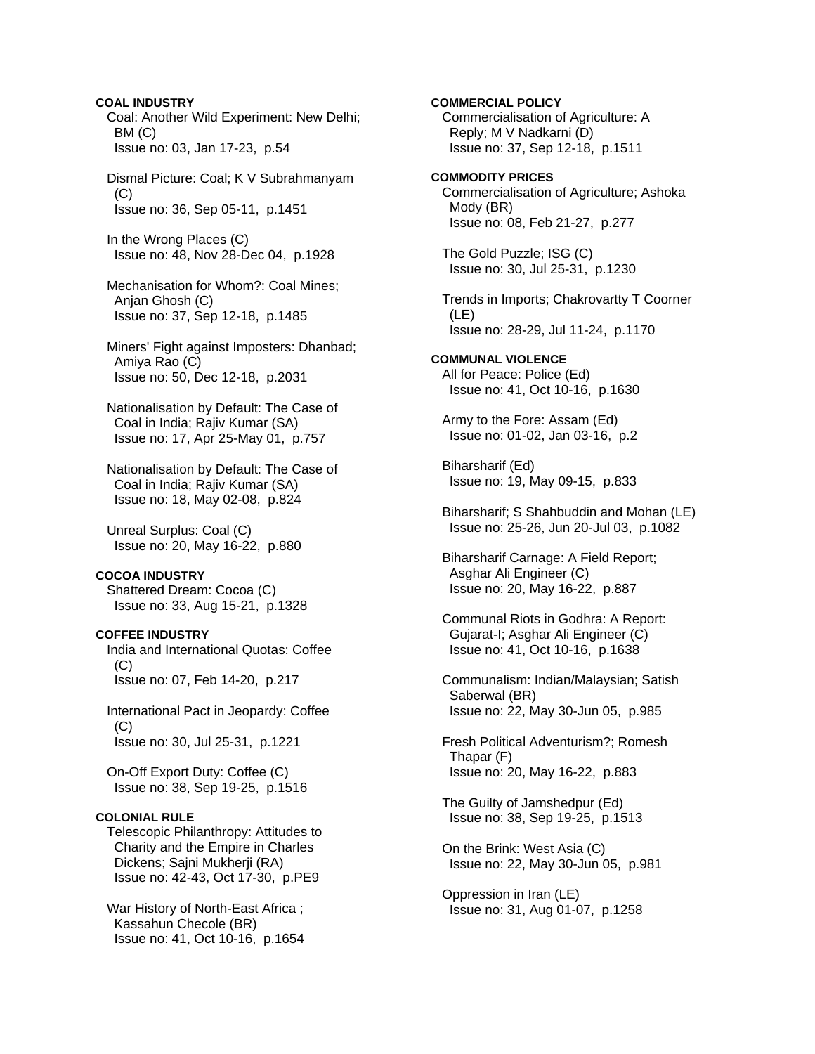**COAL INDUSTRY**

Coal: Another Wild Experiment: New Delhi; BM (C)
Issue no: 03, Jan 17-23, p.54

Dismal Picture: Coal; K V Subrahmanyam (C)
Issue no: 36, Sep 05-11, p.1451

In the Wrong Places (C)
Issue no: 48, Nov 28-Dec 04, p.1928

Mechanisation for Whom?: Coal Mines; Anjan Ghosh (C)
Issue no: 37, Sep 12-18, p.1485

Miners' Fight against Imposters: Dhanbad; Amiya Rao (C)
Issue no: 50, Dec 12-18, p.2031

Nationalisation by Default: The Case of Coal in India; Rajiv Kumar (SA)
Issue no: 17, Apr 25-May 01, p.757

Nationalisation by Default: The Case of Coal in India; Rajiv Kumar (SA)
Issue no: 18, May 02-08, p.824

Unreal Surplus: Coal (C)
Issue no: 20, May 16-22, p.880

**COCOA INDUSTRY**

Shattered Dream: Cocoa (C)
Issue no: 33, Aug 15-21, p.1328

**COFFEE INDUSTRY**

India and International Quotas: Coffee (C)
Issue no: 07, Feb 14-20, p.217

International Pact in Jeopardy: Coffee (C)
Issue no: 30, Jul 25-31, p.1221

On-Off Export Duty: Coffee (C)
Issue no: 38, Sep 19-25, p.1516

**COLONIAL RULE**

Telescopic Philanthropy: Attitudes to Charity and the Empire in Charles Dickens; Sajni Mukherji (RA)
Issue no: 42-43, Oct 17-30, p.PE9

War History of North-East Africa ; Kassahun Checole (BR)
Issue no: 41, Oct 10-16, p.1654

**COMMERCIAL POLICY**

Commercialisation of Agriculture: A Reply; M V Nadkarni (D)
Issue no: 37, Sep 12-18, p.1511

**COMMODITY PRICES**

Commercialisation of Agriculture; Ashoka Mody (BR)
Issue no: 08, Feb 21-27, p.277

The Gold Puzzle; ISG (C)
Issue no: 30, Jul 25-31, p.1230

Trends in Imports; Chakrovartty T Coorner (LE)
Issue no: 28-29, Jul 11-24, p.1170

**COMMUNAL VIOLENCE**

All for Peace: Police (Ed)
Issue no: 41, Oct 10-16, p.1630

Army to the Fore: Assam (Ed)
Issue no: 01-02, Jan 03-16, p.2

Biharsharif (Ed)
Issue no: 19, May 09-15, p.833

Biharsharif; S Shahbuddin and Mohan (LE)
Issue no: 25-26, Jun 20-Jul 03, p.1082

Biharsharif Carnage: A Field Report; Asghar Ali Engineer (C)
Issue no: 20, May 16-22, p.887

Communal Riots in Godhra: A Report: Gujarat-I; Asghar Ali Engineer (C)
Issue no: 41, Oct 10-16, p.1638

Communalism: Indian/Malaysian; Satish Saberwal (BR)
Issue no: 22, May 30-Jun 05, p.985

Fresh Political Adventurism?; Romesh Thapar (F)
Issue no: 20, May 16-22, p.883

The Guilty of Jamshedpur (Ed)
Issue no: 38, Sep 19-25, p.1513

On the Brink: West Asia (C)
Issue no: 22, May 30-Jun 05, p.981

Oppression in Iran (LE)
Issue no: 31, Aug 01-07, p.1258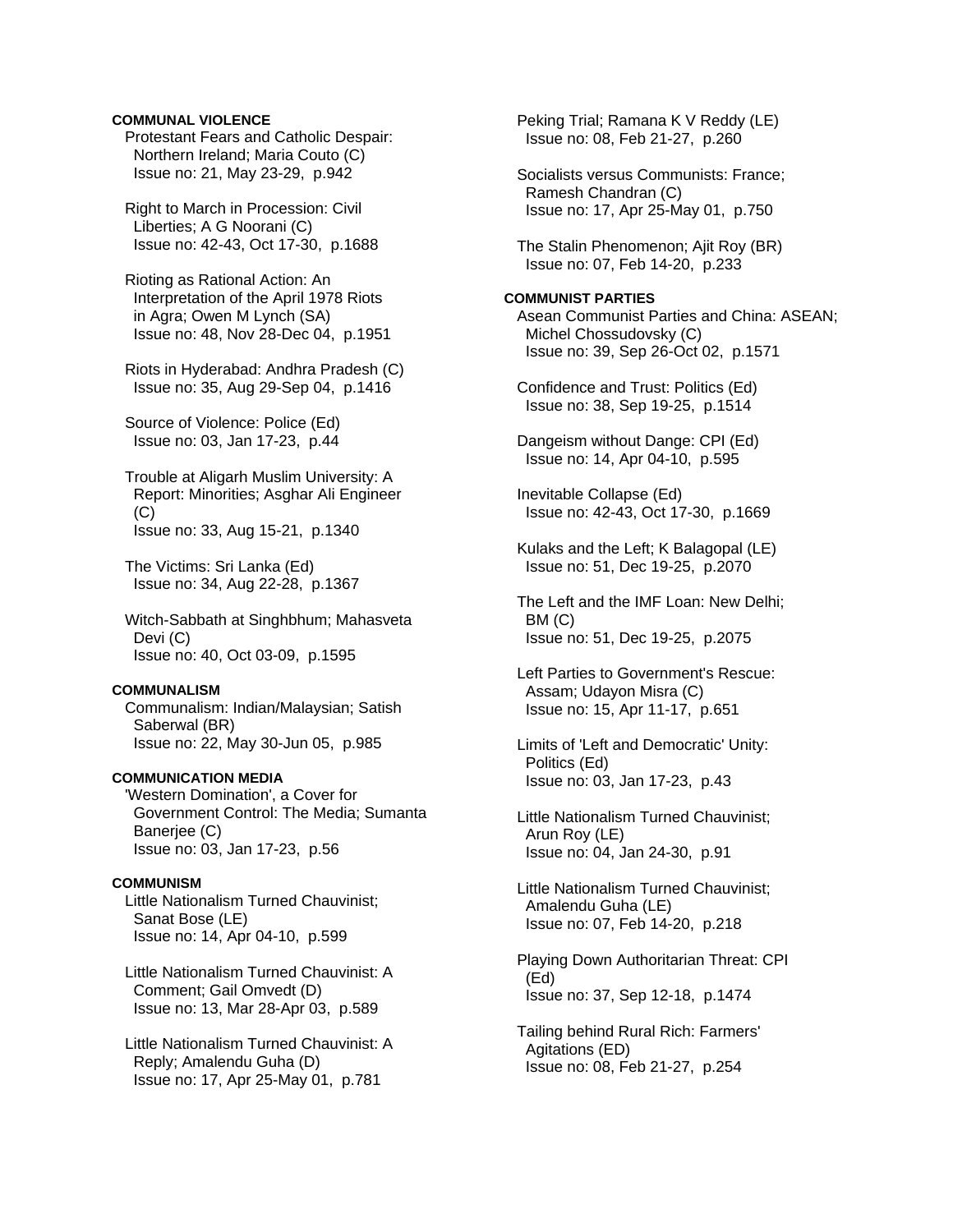**COMMUNAL VIOLENCE**

Protestant Fears and Catholic Despair: Northern Ireland; Maria Couto (C)
Issue no: 21, May 23-29, p.942

Right to March in Procession: Civil Liberties; A G Noorani (C)
Issue no: 42-43, Oct 17-30, p.1688

Rioting as Rational Action: An Interpretation of the April 1978 Riots in Agra; Owen M Lynch (SA)
Issue no: 48, Nov 28-Dec 04, p.1951

Riots in Hyderabad: Andhra Pradesh (C)
Issue no: 35, Aug 29-Sep 04, p.1416

Source of Violence: Police (Ed)
Issue no: 03, Jan 17-23, p.44

Trouble at Aligarh Muslim University: A Report: Minorities; Asghar Ali Engineer (C)
Issue no: 33, Aug 15-21, p.1340

The Victims: Sri Lanka (Ed)
Issue no: 34, Aug 22-28, p.1367

Witch-Sabbath at Singhbhum; Mahasveta Devi (C)
Issue no: 40, Oct 03-09, p.1595

**COMMUNALISM**

Communalism: Indian/Malaysian; Satish Saberwal (BR)
Issue no: 22, May 30-Jun 05, p.985

**COMMUNICATION MEDIA**

'Western Domination', a Cover for Government Control: The Media; Sumanta Banerjee (C)
Issue no: 03, Jan 17-23, p.56

**COMMUNISM**

Little Nationalism Turned Chauvinist; Sanat Bose (LE)
Issue no: 14, Apr 04-10, p.599

Little Nationalism Turned Chauvinist: A Comment; Gail Omvedt (D)
Issue no: 13, Mar 28-Apr 03, p.589

Little Nationalism Turned Chauvinist: A Reply; Amalendu Guha (D)
Issue no: 17, Apr 25-May 01, p.781

Peking Trial; Ramana K V Reddy (LE)
Issue no: 08, Feb 21-27, p.260

Socialists versus Communists: France; Ramesh Chandran (C)
Issue no: 17, Apr 25-May 01, p.750

The Stalin Phenomenon; Ajit Roy (BR)
Issue no: 07, Feb 14-20, p.233

**COMMUNIST PARTIES**

Asean Communist Parties and China: ASEAN; Michel Chossudovsky (C)
Issue no: 39, Sep 26-Oct 02, p.1571

Confidence and Trust: Politics (Ed)
Issue no: 38, Sep 19-25, p.1514

Dangeism without Dange: CPI (Ed)
Issue no: 14, Apr 04-10, p.595

Inevitable Collapse (Ed)
Issue no: 42-43, Oct 17-30, p.1669

Kulaks and the Left; K Balagopal (LE)
Issue no: 51, Dec 19-25, p.2070

The Left and the IMF Loan: New Delhi; BM (C)
Issue no: 51, Dec 19-25, p.2075

Left Parties to Government's Rescue: Assam; Udayon Misra (C)
Issue no: 15, Apr 11-17, p.651

Limits of 'Left and Democratic' Unity: Politics (Ed)
Issue no: 03, Jan 17-23, p.43

Little Nationalism Turned Chauvinist; Arun Roy (LE)
Issue no: 04, Jan 24-30, p.91

Little Nationalism Turned Chauvinist; Amalendu Guha (LE)
Issue no: 07, Feb 14-20, p.218

Playing Down Authoritarian Threat: CPI (Ed)
Issue no: 37, Sep 12-18, p.1474

Tailing behind Rural Rich: Farmers' Agitations (ED)
Issue no: 08, Feb 21-27, p.254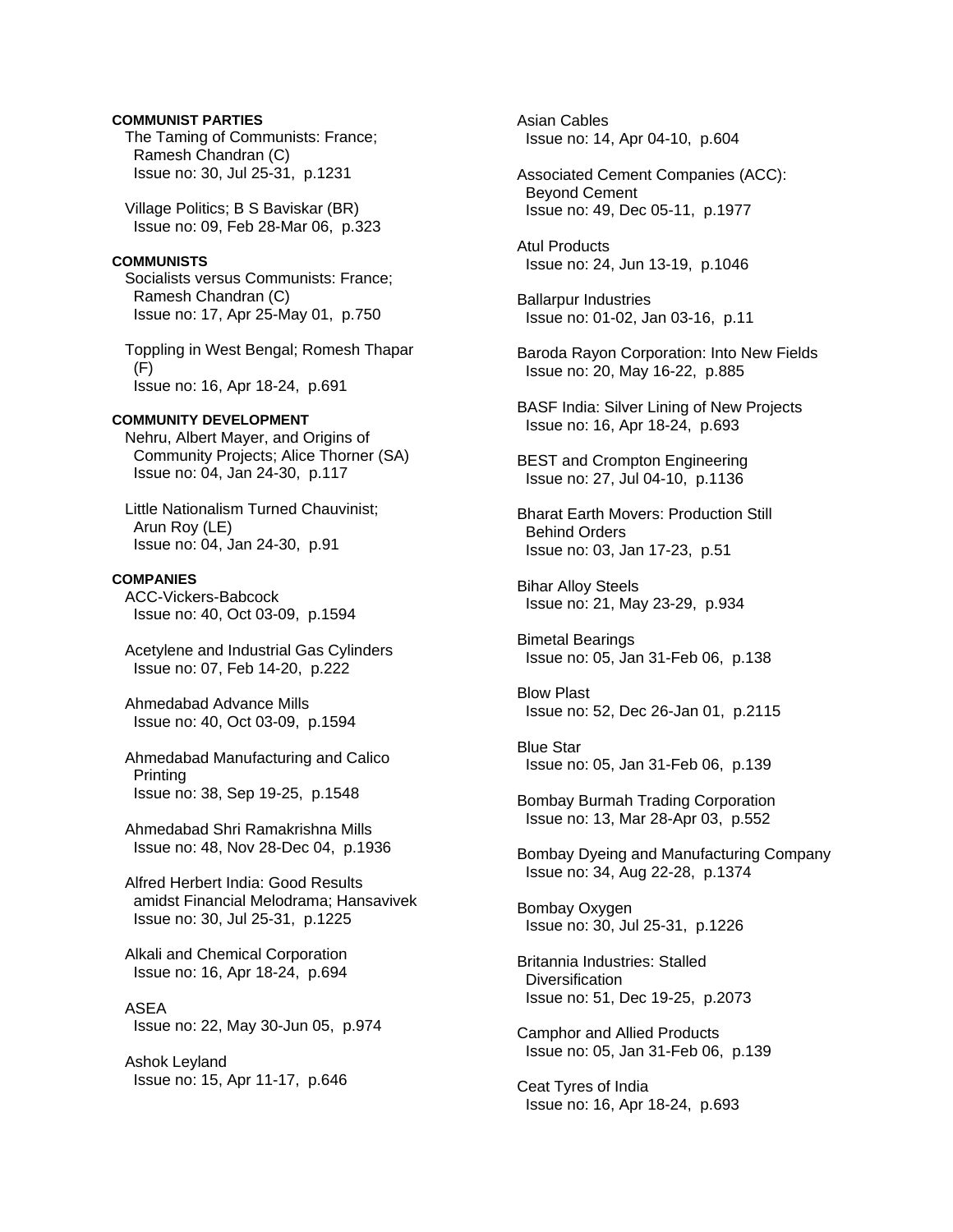**COMMUNIST PARTIES**

The Taming of Communists: France; Ramesh Chandran (C)
Issue no: 30, Jul 25-31, p.1231

Village Politics; B S Baviskar (BR)
Issue no: 09, Feb 28-Mar 06, p.323

**COMMUNISTS**

Socialists versus Communists: France; Ramesh Chandran (C)
Issue no: 17, Apr 25-May 01, p.750

Toppling in West Bengal; Romesh Thapar (F)
Issue no: 16, Apr 18-24, p.691

**COMMUNITY DEVELOPMENT**

Nehru, Albert Mayer, and Origins of Community Projects; Alice Thorner (SA)
Issue no: 04, Jan 24-30, p.117

Little Nationalism Turned Chauvinist; Arun Roy (LE)
Issue no: 04, Jan 24-30, p.91

**COMPANIES**

ACC-Vickers-Babcock
Issue no: 40, Oct 03-09, p.1594

Acetylene and Industrial Gas Cylinders
Issue no: 07, Feb 14-20, p.222

Ahmedabad Advance Mills
Issue no: 40, Oct 03-09, p.1594

Ahmedabad Manufacturing and Calico Printing
Issue no: 38, Sep 19-25, p.1548

Ahmedabad Shri Ramakrishna Mills
Issue no: 48, Nov 28-Dec 04, p.1936

Alfred Herbert India: Good Results amidst Financial Melodrama; Hansavivek
Issue no: 30, Jul 25-31, p.1225

Alkali and Chemical Corporation
Issue no: 16, Apr 18-24, p.694

ASEA
Issue no: 22, May 30-Jun 05, p.974

Ashok Leyland
Issue no: 15, Apr 11-17, p.646

Asian Cables
Issue no: 14, Apr 04-10, p.604

Associated Cement Companies (ACC): Beyond Cement
Issue no: 49, Dec 05-11, p.1977

Atul Products
Issue no: 24, Jun 13-19, p.1046

Ballarpur Industries
Issue no: 01-02, Jan 03-16, p.11

Baroda Rayon Corporation: Into New Fields
Issue no: 20, May 16-22, p.885

BASF India: Silver Lining of New Projects
Issue no: 16, Apr 18-24, p.693

BEST and Crompton Engineering
Issue no: 27, Jul 04-10, p.1136

Bharat Earth Movers: Production Still Behind Orders
Issue no: 03, Jan 17-23, p.51

Bihar Alloy Steels
Issue no: 21, May 23-29, p.934

Bimetal Bearings
Issue no: 05, Jan 31-Feb 06, p.138

Blow Plast
Issue no: 52, Dec 26-Jan 01, p.2115

Blue Star
Issue no: 05, Jan 31-Feb 06, p.139

Bombay Burmah Trading Corporation
Issue no: 13, Mar 28-Apr 03, p.552

Bombay Dyeing and Manufacturing Company
Issue no: 34, Aug 22-28, p.1374

Bombay Oxygen
Issue no: 30, Jul 25-31, p.1226

Britannia Industries: Stalled Diversification
Issue no: 51, Dec 19-25, p.2073

Camphor and Allied Products
Issue no: 05, Jan 31-Feb 06, p.139

Ceat Tyres of India
Issue no: 16, Apr 18-24, p.693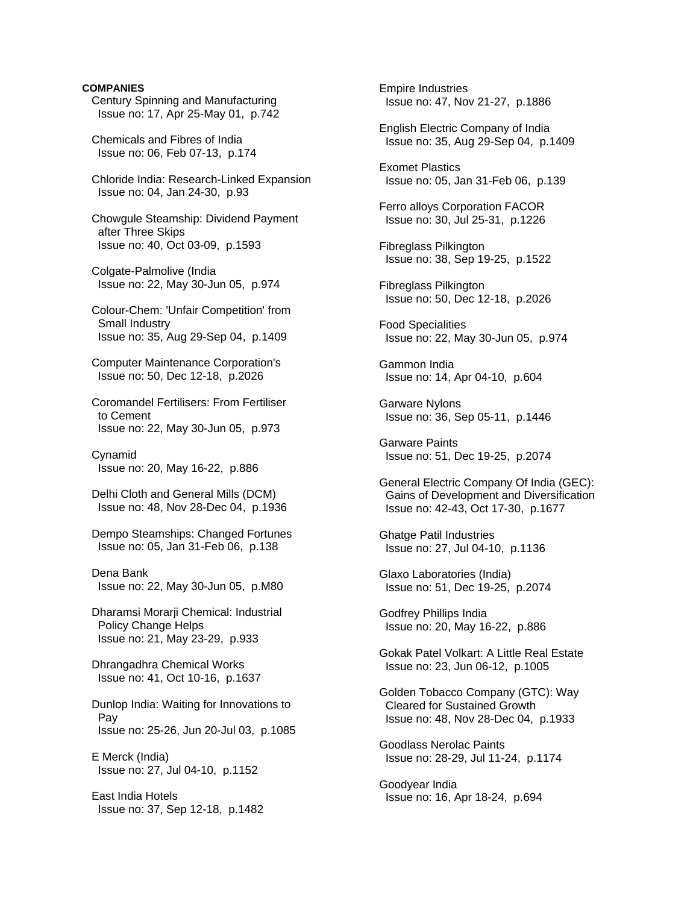**COMPANIES**

Century Spinning and Manufacturing
Issue no: 17, Apr 25-May 01, p.742

Chemicals and Fibres of India
Issue no: 06, Feb 07-13, p.174

Chloride India: Research-Linked Expansion
Issue no: 04, Jan 24-30, p.93

Chowgule Steamship: Dividend Payment after Three Skips
Issue no: 40, Oct 03-09, p.1593

Colgate-Palmolive (India
Issue no: 22, May 30-Jun 05, p.974

Colour-Chem: 'Unfair Competition' from Small Industry
Issue no: 35, Aug 29-Sep 04, p.1409

Computer Maintenance Corporation's
Issue no: 50, Dec 12-18, p.2026

Coromandel Fertilisers: From Fertiliser to Cement
Issue no: 22, May 30-Jun 05, p.973

Cynamid
Issue no: 20, May 16-22, p.886

Delhi Cloth and General Mills (DCM)
Issue no: 48, Nov 28-Dec 04, p.1936

Dempo Steamships: Changed Fortunes
Issue no: 05, Jan 31-Feb 06, p.138

Dena Bank
Issue no: 22, May 30-Jun 05, p.M80

Dharamsi Morarji Chemical: Industrial Policy Change Helps
Issue no: 21, May 23-29, p.933

Dhrangadhra Chemical Works
Issue no: 41, Oct 10-16, p.1637

Dunlop India: Waiting for Innovations to Pay
Issue no: 25-26, Jun 20-Jul 03, p.1085

E Merck (India)
Issue no: 27, Jul 04-10, p.1152

East India Hotels
Issue no: 37, Sep 12-18, p.1482

Empire Industries
Issue no: 47, Nov 21-27, p.1886

English Electric Company of India
Issue no: 35, Aug 29-Sep 04, p.1409

Exomet Plastics
Issue no: 05, Jan 31-Feb 06, p.139

Ferro alloys Corporation FACOR
Issue no: 30, Jul 25-31, p.1226

Fibreglass Pilkington
Issue no: 38, Sep 19-25, p.1522

Fibreglass Pilkington
Issue no: 50, Dec 12-18, p.2026

Food Specialities
Issue no: 22, May 30-Jun 05, p.974

Gammon India
Issue no: 14, Apr 04-10, p.604

Garware Nylons
Issue no: 36, Sep 05-11, p.1446

Garware Paints
Issue no: 51, Dec 19-25, p.2074

General Electric Company Of India (GEC): Gains of Development and Diversification
Issue no: 42-43, Oct 17-30, p.1677

Ghatge Patil Industries
Issue no: 27, Jul 04-10, p.1136

Glaxo Laboratories (India)
Issue no: 51, Dec 19-25, p.2074

Godfrey Phillips India
Issue no: 20, May 16-22, p.886

Gokak Patel Volkart: A Little Real Estate
Issue no: 23, Jun 06-12, p.1005

Golden Tobacco Company (GTC): Way Cleared for Sustained Growth
Issue no: 48, Nov 28-Dec 04, p.1933

Goodlass Nerolac Paints
Issue no: 28-29, Jul 11-24, p.1174

Goodyear India
Issue no: 16, Apr 18-24, p.694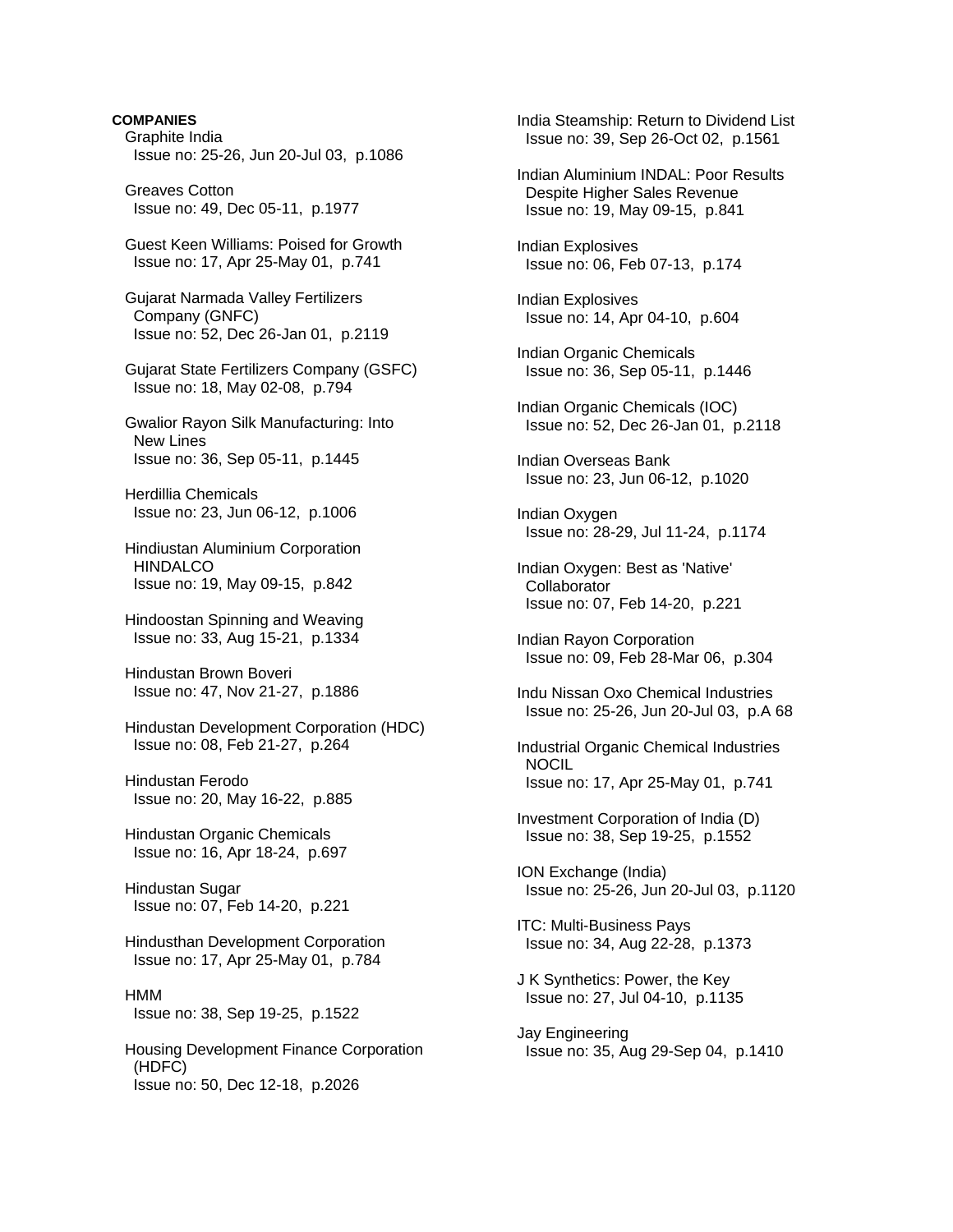**COMPANIES**

Graphite India
Issue no: 25-26, Jun 20-Jul 03, p.1086

Greaves Cotton
Issue no: 49, Dec 05-11, p.1977

Guest Keen Williams: Poised for Growth
Issue no: 17, Apr 25-May 01, p.741

Gujarat Narmada Valley Fertilizers Company (GNFC)
Issue no: 52, Dec 26-Jan 01, p.2119

Gujarat State Fertilizers Company (GSFC)
Issue no: 18, May 02-08, p.794

Gwalior Rayon Silk Manufacturing: Into New Lines
Issue no: 36, Sep 05-11, p.1445

Herdillia Chemicals
Issue no: 23, Jun 06-12, p.1006

Hindiustan Aluminium Corporation HINDALCO
Issue no: 19, May 09-15, p.842

Hindoostan Spinning and Weaving
Issue no: 33, Aug 15-21, p.1334

Hindustan Brown Boveri
Issue no: 47, Nov 21-27, p.1886

Hindustan Development Corporation (HDC)
Issue no: 08, Feb 21-27, p.264

Hindustan Ferodo
Issue no: 20, May 16-22, p.885

Hindustan Organic Chemicals
Issue no: 16, Apr 18-24, p.697

Hindustan Sugar
Issue no: 07, Feb 14-20, p.221

Hindusthan Development Corporation
Issue no: 17, Apr 25-May 01, p.784

HMM
Issue no: 38, Sep 19-25, p.1522

Housing Development Finance Corporation (HDFC)
Issue no: 50, Dec 12-18, p.2026

India Steamship: Return to Dividend List
Issue no: 39, Sep 26-Oct 02, p.1561

Indian Aluminium INDAL: Poor Results Despite Higher Sales Revenue
Issue no: 19, May 09-15, p.841

Indian Explosives
Issue no: 06, Feb 07-13, p.174

Indian Explosives
Issue no: 14, Apr 04-10, p.604

Indian Organic Chemicals
Issue no: 36, Sep 05-11, p.1446

Indian Organic Chemicals (IOC)
Issue no: 52, Dec 26-Jan 01, p.2118

Indian Overseas Bank
Issue no: 23, Jun 06-12, p.1020

Indian Oxygen
Issue no: 28-29, Jul 11-24, p.1174

Indian Oxygen: Best as 'Native' Collaborator
Issue no: 07, Feb 14-20, p.221

Indian Rayon Corporation
Issue no: 09, Feb 28-Mar 06, p.304

Indu Nissan Oxo Chemical Industries
Issue no: 25-26, Jun 20-Jul 03, p.A 68

Industrial Organic Chemical Industries NOCIL
Issue no: 17, Apr 25-May 01, p.741

Investment Corporation of India (D)
Issue no: 38, Sep 19-25, p.1552

ION Exchange (India)
Issue no: 25-26, Jun 20-Jul 03, p.1120

ITC: Multi-Business Pays
Issue no: 34, Aug 22-28, p.1373

J K Synthetics: Power, the Key
Issue no: 27, Jul 04-10, p.1135

Jay Engineering
Issue no: 35, Aug 29-Sep 04, p.1410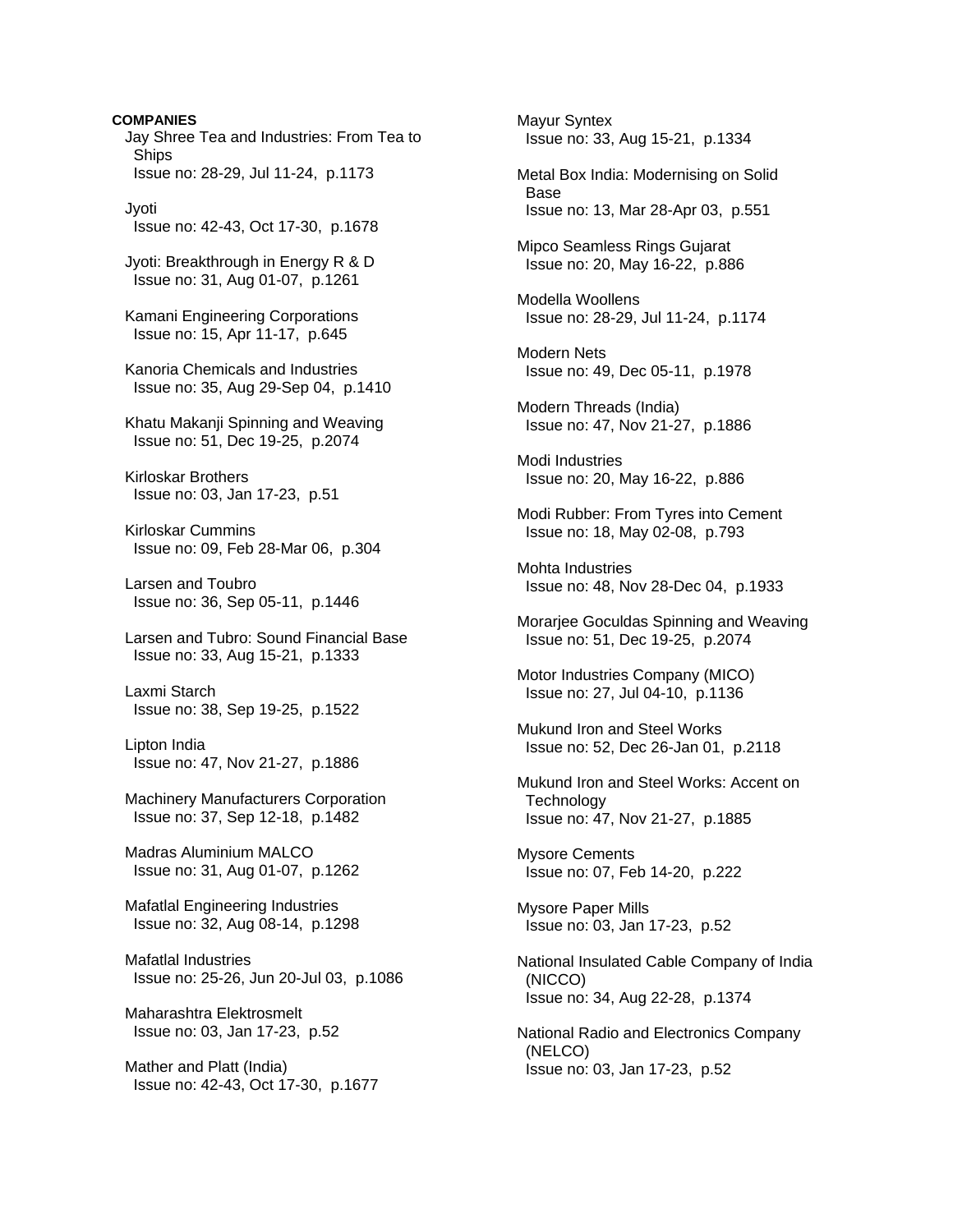**COMPANIES**

Jay Shree Tea and Industries: From Tea to Ships
Issue no: 28-29, Jul 11-24, p.1173

Jyoti
Issue no: 42-43, Oct 17-30, p.1678

Jyoti: Breakthrough in Energy R & D
Issue no: 31, Aug 01-07, p.1261

Kamani Engineering Corporations
Issue no: 15, Apr 11-17, p.645

Kanoria Chemicals and Industries
Issue no: 35, Aug 29-Sep 04, p.1410

Khatu Makanji Spinning and Weaving
Issue no: 51, Dec 19-25, p.2074

Kirloskar Brothers
Issue no: 03, Jan 17-23, p.51

Kirloskar Cummins
Issue no: 09, Feb 28-Mar 06, p.304

Larsen and Toubro
Issue no: 36, Sep 05-11, p.1446

Larsen and Tubro: Sound Financial Base
Issue no: 33, Aug 15-21, p.1333

Laxmi Starch
Issue no: 38, Sep 19-25, p.1522

Lipton India
Issue no: 47, Nov 21-27, p.1886

Machinery Manufacturers Corporation
Issue no: 37, Sep 12-18, p.1482

Madras Aluminium MALCO
Issue no: 31, Aug 01-07, p.1262

Mafatlal Engineering Industries
Issue no: 32, Aug 08-14, p.1298

Mafatlal Industries
Issue no: 25-26, Jun 20-Jul 03, p.1086

Maharashtra Elektrosmelt
Issue no: 03, Jan 17-23, p.52

Mather and Platt (India)
Issue no: 42-43, Oct 17-30, p.1677

Mayur Syntex
Issue no: 33, Aug 15-21, p.1334

Metal Box India: Modernising on Solid Base
Issue no: 13, Mar 28-Apr 03, p.551

Mipco Seamless Rings Gujarat
Issue no: 20, May 16-22, p.886

Modella Woollens
Issue no: 28-29, Jul 11-24, p.1174

Modern Nets
Issue no: 49, Dec 05-11, p.1978

Modern Threads (India)
Issue no: 47, Nov 21-27, p.1886

Modi Industries
Issue no: 20, May 16-22, p.886

Modi Rubber: From Tyres into Cement
Issue no: 18, May 02-08, p.793

Mohta Industries
Issue no: 48, Nov 28-Dec 04, p.1933

Morarjee Goculdas Spinning and Weaving
Issue no: 51, Dec 19-25, p.2074

Motor Industries Company (MICO)
Issue no: 27, Jul 04-10, p.1136

Mukund Iron and Steel Works
Issue no: 52, Dec 26-Jan 01, p.2118

Mukund Iron and Steel Works: Accent on Technology
Issue no: 47, Nov 21-27, p.1885

Mysore Cements
Issue no: 07, Feb 14-20, p.222

Mysore Paper Mills
Issue no: 03, Jan 17-23, p.52

National Insulated Cable Company of India (NICCO)
Issue no: 34, Aug 22-28, p.1374

National Radio and Electronics Company (NELCO)
Issue no: 03, Jan 17-23, p.52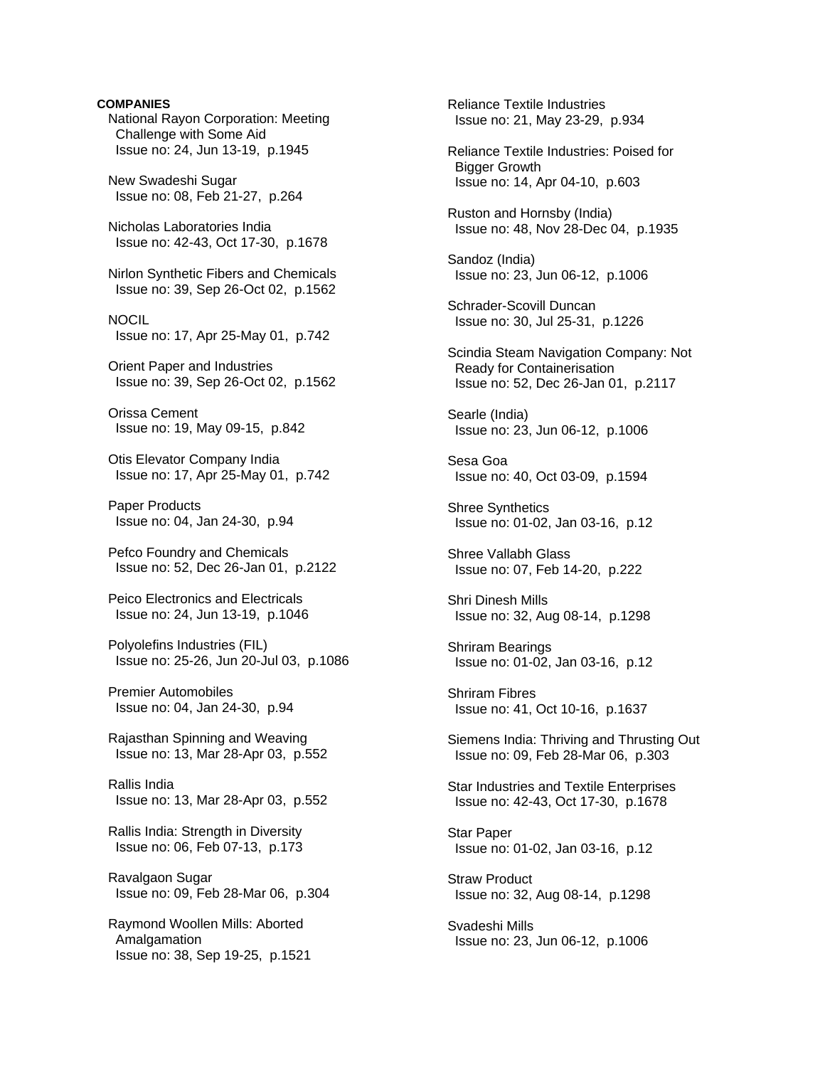**COMPANIES**

National Rayon Corporation: Meeting Challenge with Some Aid
Issue no: 24, Jun 13-19, p.1945

New Swadeshi Sugar
Issue no: 08, Feb 21-27, p.264

Nicholas Laboratories India
Issue no: 42-43, Oct 17-30, p.1678

Nirlon Synthetic Fibers and Chemicals
Issue no: 39, Sep 26-Oct 02, p.1562

NOCIL
Issue no: 17, Apr 25-May 01, p.742

Orient Paper and Industries
Issue no: 39, Sep 26-Oct 02, p.1562

Orissa Cement
Issue no: 19, May 09-15, p.842

Otis Elevator Company India
Issue no: 17, Apr 25-May 01, p.742

Paper Products
Issue no: 04, Jan 24-30, p.94

Pefco Foundry and Chemicals
Issue no: 52, Dec 26-Jan 01, p.2122

Peico Electronics and Electricals
Issue no: 24, Jun 13-19, p.1046

Polyolefins Industries (FIL)
Issue no: 25-26, Jun 20-Jul 03, p.1086

Premier Automobiles
Issue no: 04, Jan 24-30, p.94

Rajasthan Spinning and Weaving
Issue no: 13, Mar 28-Apr 03, p.552

Rallis India
Issue no: 13, Mar 28-Apr 03, p.552

Rallis India: Strength in Diversity
Issue no: 06, Feb 07-13, p.173

Ravalgaon Sugar
Issue no: 09, Feb 28-Mar 06, p.304

Raymond Woollen Mills: Aborted Amalgamation
Issue no: 38, Sep 19-25, p.1521

Reliance Textile Industries
Issue no: 21, May 23-29, p.934

Reliance Textile Industries: Poised for Bigger Growth
Issue no: 14, Apr 04-10, p.603

Ruston and Hornsby (India)
Issue no: 48, Nov 28-Dec 04, p.1935

Sandoz (India)
Issue no: 23, Jun 06-12, p.1006

Schrader-Scovill Duncan
Issue no: 30, Jul 25-31, p.1226

Scindia Steam Navigation Company: Not Ready for Containerisation
Issue no: 52, Dec 26-Jan 01, p.2117

Searle (India)
Issue no: 23, Jun 06-12, p.1006

Sesa Goa
Issue no: 40, Oct 03-09, p.1594

Shree Synthetics
Issue no: 01-02, Jan 03-16, p.12

Shree Vallabh Glass
Issue no: 07, Feb 14-20, p.222

Shri Dinesh Mills
Issue no: 32, Aug 08-14, p.1298

Shriram Bearings
Issue no: 01-02, Jan 03-16, p.12

Shriram Fibres
Issue no: 41, Oct 10-16, p.1637

Siemens India: Thriving and Thrusting Out
Issue no: 09, Feb 28-Mar 06, p.303

Star Industries and Textile Enterprises
Issue no: 42-43, Oct 17-30, p.1678

Star Paper
Issue no: 01-02, Jan 03-16, p.12

Straw Product
Issue no: 32, Aug 08-14, p.1298

Svadeshi Mills
Issue no: 23, Jun 06-12, p.1006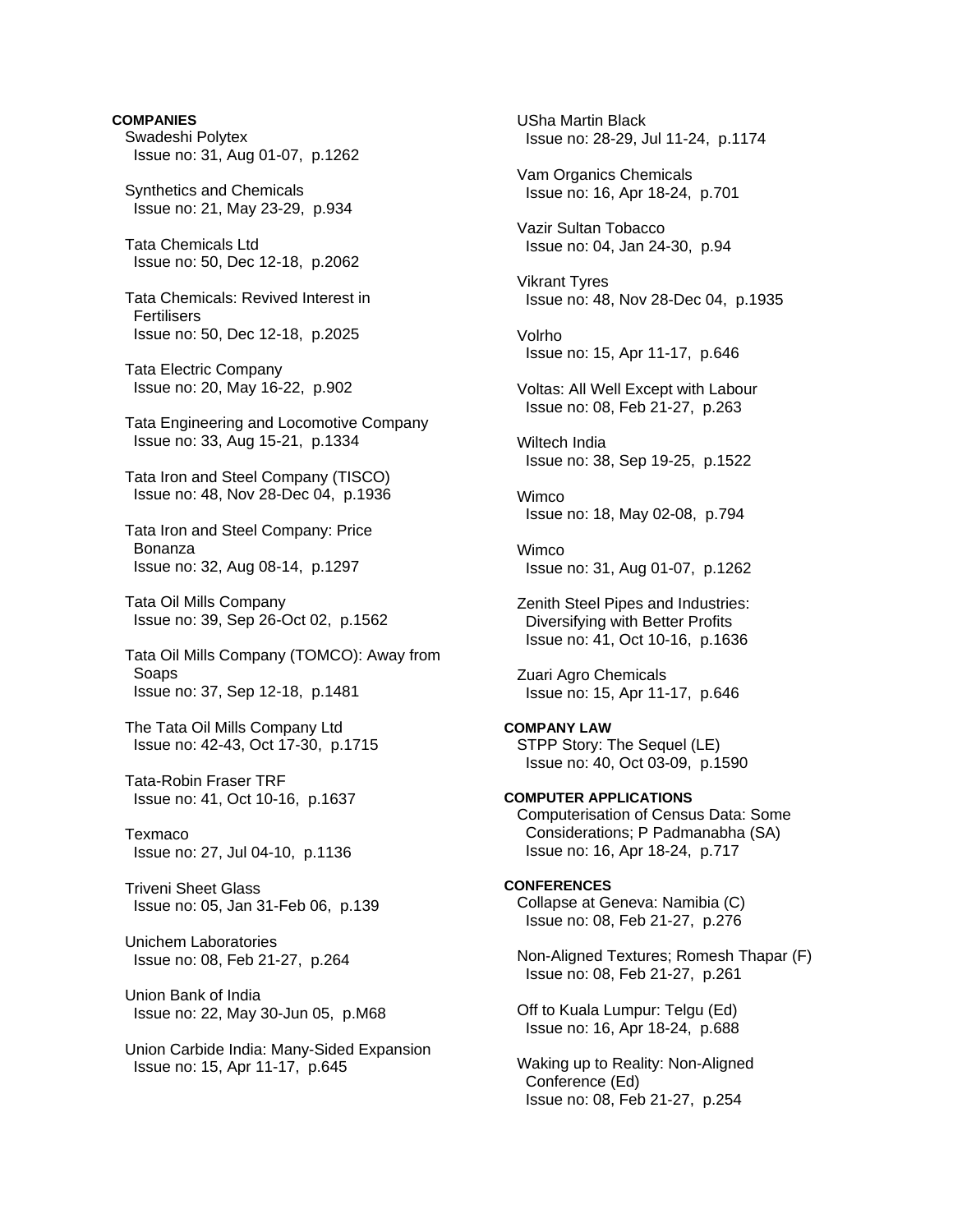**COMPANIES**

Swadeshi Polytex
Issue no: 31, Aug 01-07, p.1262

Synthetics and Chemicals
Issue no: 21, May 23-29, p.934

Tata Chemicals Ltd
Issue no: 50, Dec 12-18, p.2062

Tata Chemicals: Revived Interest in Fertilisers
Issue no: 50, Dec 12-18, p.2025

Tata Electric Company
Issue no: 20, May 16-22, p.902

Tata Engineering and Locomotive Company
Issue no: 33, Aug 15-21, p.1334

Tata Iron and Steel Company (TISCO)
Issue no: 48, Nov 28-Dec 04, p.1936

Tata Iron and Steel Company: Price Bonanza
Issue no: 32, Aug 08-14, p.1297

Tata Oil Mills Company
Issue no: 39, Sep 26-Oct 02, p.1562

Tata Oil Mills Company (TOMCO): Away from Soaps
Issue no: 37, Sep 12-18, p.1481

The Tata Oil Mills Company Ltd
Issue no: 42-43, Oct 17-30, p.1715

Tata-Robin Fraser TRF
Issue no: 41, Oct 10-16, p.1637

Texmaco
Issue no: 27, Jul 04-10, p.1136

Triveni Sheet Glass
Issue no: 05, Jan 31-Feb 06, p.139

Unichem Laboratories
Issue no: 08, Feb 21-27, p.264

Union Bank of India
Issue no: 22, May 30-Jun 05, p.M68

Union Carbide India: Many-Sided Expansion
Issue no: 15, Apr 11-17, p.645

USha Martin Black
Issue no: 28-29, Jul 11-24, p.1174

Vam Organics Chemicals
Issue no: 16, Apr 18-24, p.701

Vazir Sultan Tobacco
Issue no: 04, Jan 24-30, p.94

Vikrant Tyres
Issue no: 48, Nov 28-Dec 04, p.1935

Volrho
Issue no: 15, Apr 11-17, p.646

Voltas: All Well Except with Labour
Issue no: 08, Feb 21-27, p.263

Wiltech India
Issue no: 38, Sep 19-25, p.1522

Wimco
Issue no: 18, May 02-08, p.794

Wimco
Issue no: 31, Aug 01-07, p.1262

Zenith Steel Pipes and Industries: Diversifying with Better Profits
Issue no: 41, Oct 10-16, p.1636

Zuari Agro Chemicals
Issue no: 15, Apr 11-17, p.646

**COMPANY LAW**

STPP Story: The Sequel (LE)
Issue no: 40, Oct 03-09, p.1590

**COMPUTER APPLICATIONS**

Computerisation of Census Data: Some Considerations; P Padmanabha (SA)
Issue no: 16, Apr 18-24, p.717

**CONFERENCES**

Collapse at Geneva: Namibia (C)
Issue no: 08, Feb 21-27, p.276

Non-Aligned Textures; Romesh Thapar (F)
Issue no: 08, Feb 21-27, p.261

Off to Kuala Lumpur: Telgu (Ed)
Issue no: 16, Apr 18-24, p.688

Waking up to Reality: Non-Aligned Conference (Ed)
Issue no: 08, Feb 21-27, p.254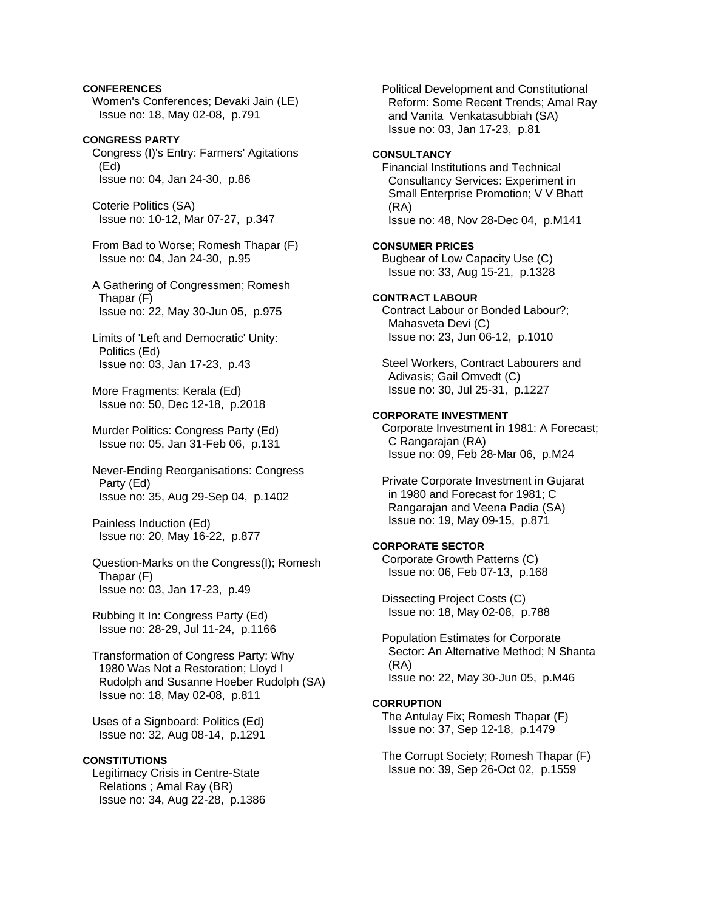**CONFERENCES**

Women's Conferences; Devaki Jain (LE)
Issue no: 18, May 02-08, p.791

**CONGRESS PARTY**

Congress (I)'s Entry: Farmers' Agitations (Ed)
Issue no: 04, Jan 24-30, p.86

Coterie Politics (SA)
Issue no: 10-12, Mar 07-27, p.347

From Bad to Worse; Romesh Thapar (F)
Issue no: 04, Jan 24-30, p.95

A Gathering of Congressmen; Romesh Thapar (F)
Issue no: 22, May 30-Jun 05, p.975

Limits of 'Left and Democratic' Unity: Politics (Ed)
Issue no: 03, Jan 17-23, p.43

More Fragments: Kerala (Ed)
Issue no: 50, Dec 12-18, p.2018

Murder Politics: Congress Party (Ed)
Issue no: 05, Jan 31-Feb 06, p.131

Never-Ending Reorganisations: Congress Party (Ed)
Issue no: 35, Aug 29-Sep 04, p.1402

Painless Induction (Ed)
Issue no: 20, May 16-22, p.877

Question-Marks on the Congress(I); Romesh Thapar (F)
Issue no: 03, Jan 17-23, p.49

Rubbing It In: Congress Party (Ed)
Issue no: 28-29, Jul 11-24, p.1166

Transformation of Congress Party: Why 1980 Was Not a Restoration; Lloyd I Rudolph and Susanne Hoeber Rudolph (SA)
Issue no: 18, May 02-08, p.811

Uses of a Signboard: Politics (Ed)
Issue no: 32, Aug 08-14, p.1291

**CONSTITUTIONS**

Legitimacy Crisis in Centre-State Relations ; Amal Ray (BR)
Issue no: 34, Aug 22-28, p.1386

Political Development and Constitutional Reform: Some Recent Trends; Amal Ray and Vanita Venkatasubbiah (SA)
Issue no: 03, Jan 17-23, p.81

**CONSULTANCY**

Financial Institutions and Technical Consultancy Services: Experiment in Small Enterprise Promotion; V V Bhatt (RA)
Issue no: 48, Nov 28-Dec 04, p.M141

**CONSUMER PRICES**

Bugbear of Low Capacity Use (C)
Issue no: 33, Aug 15-21, p.1328

**CONTRACT LABOUR**

Contract Labour or Bonded Labour?; Mahasveta Devi (C)
Issue no: 23, Jun 06-12, p.1010

Steel Workers, Contract Labourers and Adivasis; Gail Omvedt (C)
Issue no: 30, Jul 25-31, p.1227

**CORPORATE INVESTMENT**

Corporate Investment in 1981: A Forecast; C Rangarajan (RA)
Issue no: 09, Feb 28-Mar 06, p.M24

Private Corporate Investment in Gujarat in 1980 and Forecast for 1981; C Rangarajan and Veena Padia (SA)
Issue no: 19, May 09-15, p.871

**CORPORATE SECTOR**

Corporate Growth Patterns (C)
Issue no: 06, Feb 07-13, p.168

Dissecting Project Costs (C)
Issue no: 18, May 02-08, p.788

Population Estimates for Corporate Sector: An Alternative Method; N Shanta (RA)
Issue no: 22, May 30-Jun 05, p.M46

**CORRUPTION**

The Antulay Fix; Romesh Thapar (F)
Issue no: 37, Sep 12-18, p.1479

The Corrupt Society; Romesh Thapar (F)
Issue no: 39, Sep 26-Oct 02, p.1559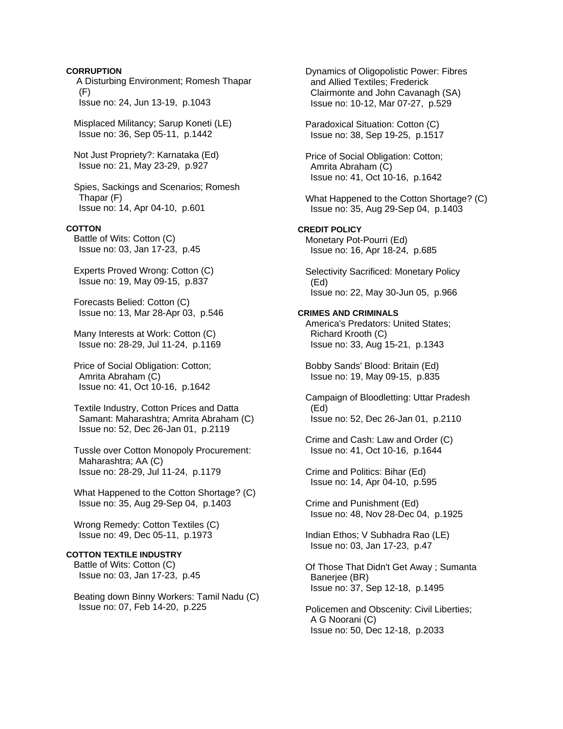**CORRUPTION**

A Disturbing Environment; Romesh Thapar (F)
Issue no: 24, Jun 13-19, p.1043

Misplaced Militancy; Sarup Koneti (LE)
Issue no: 36, Sep 05-11, p.1442

Not Just Propriety?: Karnataka (Ed)
Issue no: 21, May 23-29, p.927

Spies, Sackings and Scenarios; Romesh Thapar (F)
Issue no: 14, Apr 04-10, p.601

**COTTON**

Battle of Wits: Cotton (C)
Issue no: 03, Jan 17-23, p.45

Experts Proved Wrong: Cotton (C)
Issue no: 19, May 09-15, p.837

Forecasts Belied: Cotton (C)
Issue no: 13, Mar 28-Apr 03, p.546

Many Interests at Work: Cotton (C)
Issue no: 28-29, Jul 11-24, p.1169

Price of Social Obligation: Cotton; Amrita Abraham (C)
Issue no: 41, Oct 10-16, p.1642

Textile Industry, Cotton Prices and Datta Samant: Maharashtra; Amrita Abraham (C)
Issue no: 52, Dec 26-Jan 01, p.2119

Tussle over Cotton Monopoly Procurement: Maharashtra; AA (C)
Issue no: 28-29, Jul 11-24, p.1179

What Happened to the Cotton Shortage? (C)
Issue no: 35, Aug 29-Sep 04, p.1403

Wrong Remedy: Cotton Textiles (C)
Issue no: 49, Dec 05-11, p.1973

**COTTON TEXTILE INDUSTRY**

Battle of Wits: Cotton (C)
Issue no: 03, Jan 17-23, p.45

Beating down Binny Workers: Tamil Nadu (C)
Issue no: 07, Feb 14-20, p.225

Dynamics of Oligopolistic Power: Fibres and Allied Textiles; Frederick Clairmonte and John Cavanagh (SA)
Issue no: 10-12, Mar 07-27, p.529

Paradoxical Situation: Cotton (C)
Issue no: 38, Sep 19-25, p.1517

Price of Social Obligation: Cotton; Amrita Abraham (C)
Issue no: 41, Oct 10-16, p.1642

What Happened to the Cotton Shortage? (C)
Issue no: 35, Aug 29-Sep 04, p.1403

**CREDIT POLICY**

Monetary Pot-Pourri (Ed)
Issue no: 16, Apr 18-24, p.685

Selectivity Sacrificed: Monetary Policy (Ed)
Issue no: 22, May 30-Jun 05, p.966

**CRIMES AND CRIMINALS**

America's Predators: United States; Richard Krooth (C)
Issue no: 33, Aug 15-21, p.1343

Bobby Sands' Blood: Britain (Ed)
Issue no: 19, May 09-15, p.835

Campaign of Bloodletting: Uttar Pradesh (Ed)
Issue no: 52, Dec 26-Jan 01, p.2110

Crime and Cash: Law and Order (C)
Issue no: 41, Oct 10-16, p.1644

Crime and Politics: Bihar (Ed)
Issue no: 14, Apr 04-10, p.595

Crime and Punishment (Ed)
Issue no: 48, Nov 28-Dec 04, p.1925

Indian Ethos; V Subhadra Rao (LE)
Issue no: 03, Jan 17-23, p.47

Of Those That Didn't Get Away ; Sumanta Banerjee (BR)
Issue no: 37, Sep 12-18, p.1495

Policemen and Obscenity: Civil Liberties; A G Noorani (C)
Issue no: 50, Dec 12-18, p.2033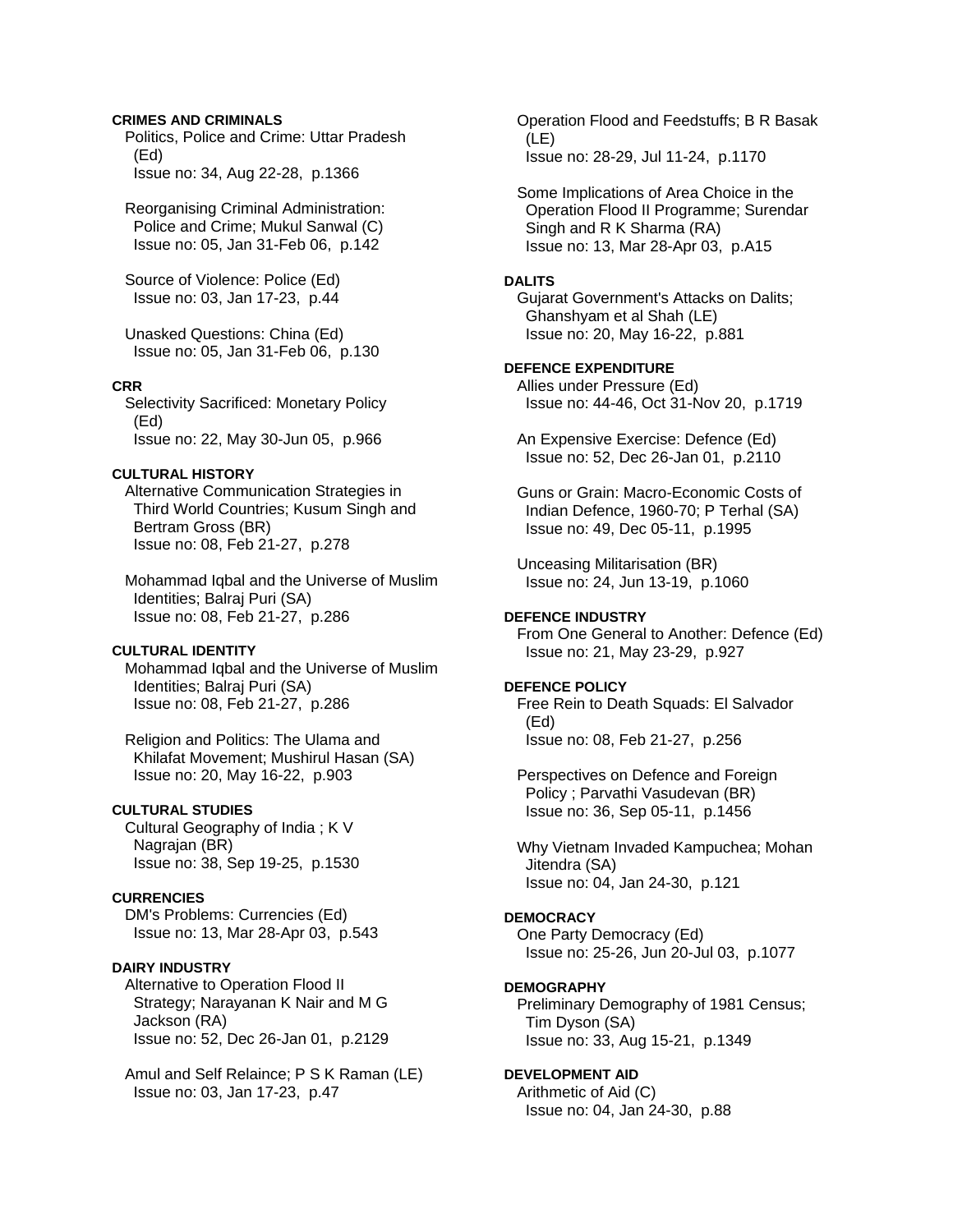**CRIMES AND CRIMINALS**

Politics, Police and Crime: Uttar Pradesh (Ed)
Issue no: 34, Aug 22-28, p.1366

Reorganising Criminal Administration: Police and Crime; Mukul Sanwal (C)
Issue no: 05, Jan 31-Feb 06, p.142

Source of Violence: Police (Ed)
Issue no: 03, Jan 17-23, p.44

Unasked Questions: China (Ed)
Issue no: 05, Jan 31-Feb 06, p.130

**CRR**

Selectivity Sacrificed: Monetary Policy (Ed)
Issue no: 22, May 30-Jun 05, p.966

**CULTURAL HISTORY**

Alternative Communication Strategies in Third World Countries; Kusum Singh and Bertram Gross (BR)
Issue no: 08, Feb 21-27, p.278

Mohammad Iqbal and the Universe of Muslim Identities; Balraj Puri (SA)
Issue no: 08, Feb 21-27, p.286

**CULTURAL IDENTITY**

Mohammad Iqbal and the Universe of Muslim Identities; Balraj Puri (SA)
Issue no: 08, Feb 21-27, p.286

Religion and Politics: The Ulama and Khilafat Movement; Mushirul Hasan (SA)
Issue no: 20, May 16-22, p.903

**CULTURAL STUDIES**

Cultural Geography of India ; K V Nagrajan (BR)
Issue no: 38, Sep 19-25, p.1530

**CURRENCIES**

DM's Problems: Currencies (Ed)
Issue no: 13, Mar 28-Apr 03, p.543

**DAIRY INDUSTRY**

Alternative to Operation Flood II Strategy; Narayanan K Nair and M G Jackson (RA)
Issue no: 52, Dec 26-Jan 01, p.2129

Amul and Self Relaince; P S K Raman (LE)
Issue no: 03, Jan 17-23, p.47

Operation Flood and Feedstuffs; B R Basak (LE)
Issue no: 28-29, Jul 11-24, p.1170

Some Implications of Area Choice in the Operation Flood II Programme; Surendar Singh and R K Sharma (RA)
Issue no: 13, Mar 28-Apr 03, p.A15

**DALITS**

Gujarat Government's Attacks on Dalits; Ghanshyam et al Shah (LE)
Issue no: 20, May 16-22, p.881

**DEFENCE EXPENDITURE**

Allies under Pressure (Ed)
Issue no: 44-46, Oct 31-Nov 20, p.1719

An Expensive Exercise: Defence (Ed)
Issue no: 52, Dec 26-Jan 01, p.2110

Guns or Grain: Macro-Economic Costs of Indian Defence, 1960-70; P Terhal (SA)
Issue no: 49, Dec 05-11, p.1995

Unceasing Militarisation (BR)
Issue no: 24, Jun 13-19, p.1060

**DEFENCE INDUSTRY**

From One General to Another: Defence (Ed)
Issue no: 21, May 23-29, p.927

**DEFENCE POLICY**

Free Rein to Death Squads: El Salvador (Ed)
Issue no: 08, Feb 21-27, p.256

Perspectives on Defence and Foreign Policy ; Parvathi Vasudevan (BR)
Issue no: 36, Sep 05-11, p.1456

Why Vietnam Invaded Kampuchea; Mohan Jitendra (SA)
Issue no: 04, Jan 24-30, p.121

**DEMOCRACY**

One Party Democracy (Ed)
Issue no: 25-26, Jun 20-Jul 03, p.1077

**DEMOGRAPHY**

Preliminary Demography of 1981 Census; Tim Dyson (SA)
Issue no: 33, Aug 15-21, p.1349

**DEVELOPMENT AID**

Arithmetic of Aid (C)
Issue no: 04, Jan 24-30, p.88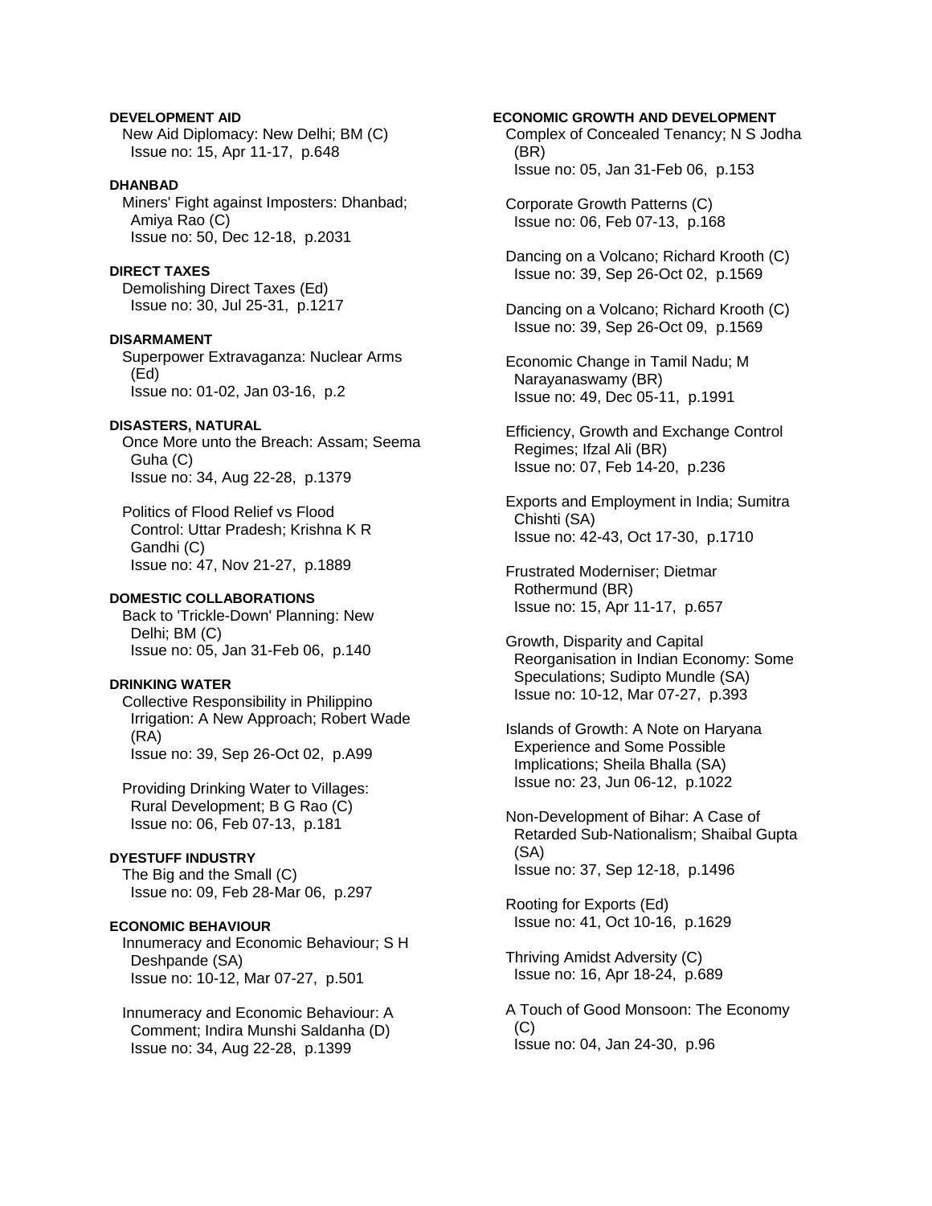**DEVELOPMENT AID**

New Aid Diplomacy: New Delhi; BM (C)
Issue no: 15, Apr 11-17, p.648

**DHANBAD**

Miners' Fight against Imposters: Dhanbad; Amiya Rao (C)
Issue no: 50, Dec 12-18, p.2031

**DIRECT TAXES**

Demolishing Direct Taxes (Ed)
Issue no: 30, Jul 25-31, p.1217

**DISARMAMENT**

Superpower Extravaganza: Nuclear Arms (Ed)
Issue no: 01-02, Jan 03-16, p.2

**DISASTERS, NATURAL**

Once More unto the Breach: Assam; Seema Guha (C)
Issue no: 34, Aug 22-28, p.1379

Politics of Flood Relief vs Flood Control: Uttar Pradesh; Krishna K R Gandhi (C)
Issue no: 47, Nov 21-27, p.1889

**DOMESTIC COLLABORATIONS**

Back to 'Trickle-Down' Planning: New Delhi; BM (C)
Issue no: 05, Jan 31-Feb 06, p.140

**DRINKING WATER**

Collective Responsibility in Philippino Irrigation: A New Approach; Robert Wade (RA)
Issue no: 39, Sep 26-Oct 02, p.A99

Providing Drinking Water to Villages: Rural Development; B G Rao (C)
Issue no: 06, Feb 07-13, p.181

**DYESTUFF INDUSTRY**

The Big and the Small (C)
Issue no: 09, Feb 28-Mar 06, p.297

**ECONOMIC BEHAVIOUR**

Innumeracy and Economic Behaviour; S H Deshpande (SA)
Issue no: 10-12, Mar 07-27, p.501

Innumeracy and Economic Behaviour: A Comment; Indira Munshi Saldanha (D)
Issue no: 34, Aug 22-28, p.1399

**ECONOMIC GROWTH AND DEVELOPMENT**

Complex of Concealed Tenancy; N S Jodha (BR)
Issue no: 05, Jan 31-Feb 06, p.153

Corporate Growth Patterns (C)
Issue no: 06, Feb 07-13, p.168

Dancing on a Volcano; Richard Krooth (C)
Issue no: 39, Sep 26-Oct 02, p.1569

Dancing on a Volcano; Richard Krooth (C)
Issue no: 39, Sep 26-Oct 09, p.1569

Economic Change in Tamil Nadu; M Narayanaswamy (BR)
Issue no: 49, Dec 05-11, p.1991

Efficiency, Growth and Exchange Control Regimes; Ifzal Ali (BR)
Issue no: 07, Feb 14-20, p.236

Exports and Employment in India; Sumitra Chishti (SA)
Issue no: 42-43, Oct 17-30, p.1710

Frustrated Moderniser; Dietmar Rothermund (BR)
Issue no: 15, Apr 11-17, p.657

Growth, Disparity and Capital Reorganisation in Indian Economy: Some Speculations; Sudipto Mundle (SA)
Issue no: 10-12, Mar 07-27, p.393

Islands of Growth: A Note on Haryana Experience and Some Possible Implications; Sheila Bhalla (SA)
Issue no: 23, Jun 06-12, p.1022

Non-Development of Bihar: A Case of Retarded Sub-Nationalism; Shaibal Gupta (SA)
Issue no: 37, Sep 12-18, p.1496

Rooting for Exports (Ed)
Issue no: 41, Oct 10-16, p.1629

Thriving Amidst Adversity (C)
Issue no: 16, Apr 18-24, p.689

A Touch of Good Monsoon: The Economy (C)
Issue no: 04, Jan 24-30, p.96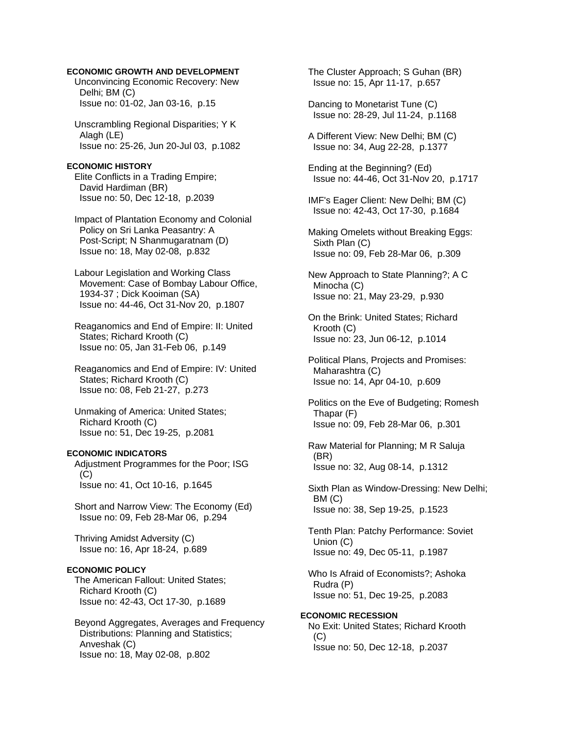**ECONOMIC GROWTH AND DEVELOPMENT**

Unconvincing Economic Recovery: New Delhi; BM (C)
Issue no: 01-02, Jan 03-16, p.15

Unscrambling Regional Disparities; Y K Alagh (LE)
Issue no: 25-26, Jun 20-Jul 03, p.1082

**ECONOMIC HISTORY**

Elite Conflicts in a Trading Empire; David Hardiman (BR)
Issue no: 50, Dec 12-18, p.2039

Impact of Plantation Economy and Colonial Policy on Sri Lanka Peasantry: A Post-Script; N Shanmugaratnam (D)
Issue no: 18, May 02-08, p.832

Labour Legislation and Working Class Movement: Case of Bombay Labour Office, 1934-37 ; Dick Kooiman (SA)
Issue no: 44-46, Oct 31-Nov 20, p.1807

Reaganomics and End of Empire: II: United States; Richard Krooth (C)
Issue no: 05, Jan 31-Feb 06, p.149

Reaganomics and End of Empire: IV: United States; Richard Krooth (C)
Issue no: 08, Feb 21-27, p.273

Unmaking of America: United States; Richard Krooth (C)
Issue no: 51, Dec 19-25, p.2081

**ECONOMIC INDICATORS**

Adjustment Programmes for the Poor; ISG (C)
Issue no: 41, Oct 10-16, p.1645

Short and Narrow View: The Economy (Ed)
Issue no: 09, Feb 28-Mar 06, p.294

Thriving Amidst Adversity (C)
Issue no: 16, Apr 18-24, p.689

**ECONOMIC POLICY**

The American Fallout: United States; Richard Krooth (C)
Issue no: 42-43, Oct 17-30, p.1689

Beyond Aggregates, Averages and Frequency Distributions: Planning and Statistics; Anveshak (C)
Issue no: 18, May 02-08, p.802

The Cluster Approach; S Guhan (BR)
Issue no: 15, Apr 11-17, p.657

Dancing to Monetarist Tune (C)
Issue no: 28-29, Jul 11-24, p.1168

A Different View: New Delhi; BM (C)
Issue no: 34, Aug 22-28, p.1377

Ending at the Beginning? (Ed)
Issue no: 44-46, Oct 31-Nov 20, p.1717

IMF's Eager Client: New Delhi; BM (C)
Issue no: 42-43, Oct 17-30, p.1684

Making Omelets without Breaking Eggs: Sixth Plan (C)
Issue no: 09, Feb 28-Mar 06, p.309

New Approach to State Planning?; A C Minocha (C)
Issue no: 21, May 23-29, p.930

On the Brink: United States; Richard Krooth (C)
Issue no: 23, Jun 06-12, p.1014

Political Plans, Projects and Promises: Maharashtra (C)
Issue no: 14, Apr 04-10, p.609

Politics on the Eve of Budgeting; Romesh Thapar (F)
Issue no: 09, Feb 28-Mar 06, p.301

Raw Material for Planning; M R Saluja (BR)
Issue no: 32, Aug 08-14, p.1312

Sixth Plan as Window-Dressing: New Delhi; BM (C)
Issue no: 38, Sep 19-25, p.1523

Tenth Plan: Patchy Performance: Soviet Union (C)
Issue no: 49, Dec 05-11, p.1987

Who Is Afraid of Economists?; Ashoka Rudra (P)
Issue no: 51, Dec 19-25, p.2083

**ECONOMIC RECESSION**

No Exit: United States; Richard Krooth (C)
Issue no: 50, Dec 12-18, p.2037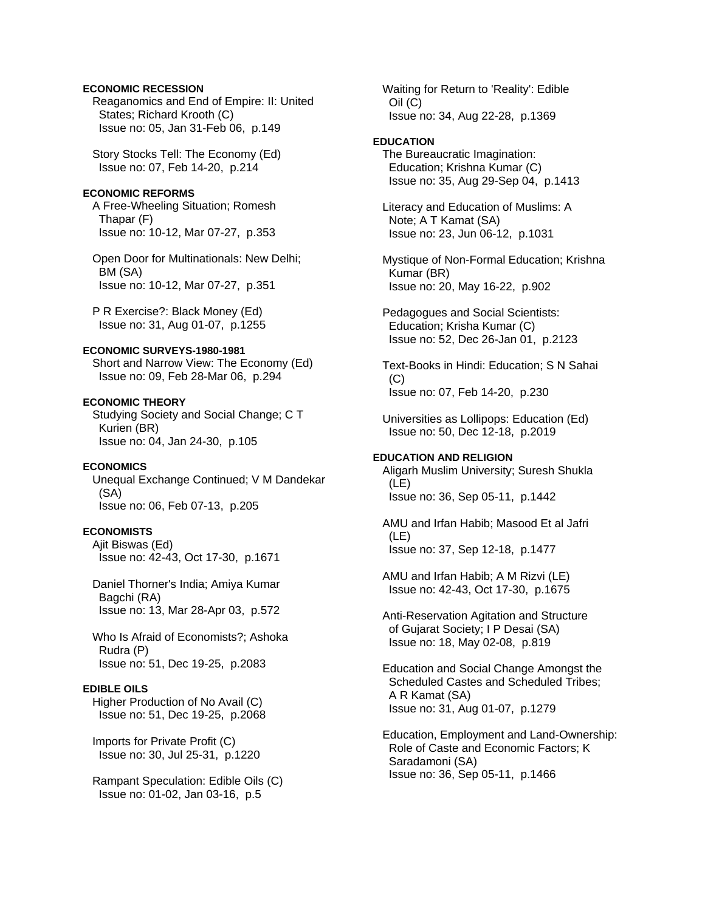**ECONOMIC RECESSION**

Reaganomics and End of Empire: II: United States; Richard Krooth (C)
Issue no: 05, Jan 31-Feb 06, p.149

Story Stocks Tell: The Economy (Ed)
Issue no: 07, Feb 14-20, p.214

**ECONOMIC REFORMS**

A Free-Wheeling Situation; Romesh Thapar (F)
Issue no: 10-12, Mar 07-27, p.353

Open Door for Multinationals: New Delhi; BM (SA)
Issue no: 10-12, Mar 07-27, p.351

P R Exercise?: Black Money (Ed)
Issue no: 31, Aug 01-07, p.1255

**ECONOMIC SURVEYS-1980-1981**

Short and Narrow View: The Economy (Ed)
Issue no: 09, Feb 28-Mar 06, p.294

**ECONOMIC THEORY**

Studying Society and Social Change; C T Kurien (BR)
Issue no: 04, Jan 24-30, p.105

**ECONOMICS**

Unequal Exchange Continued; V M Dandekar (SA)
Issue no: 06, Feb 07-13, p.205

**ECONOMISTS**

Ajit Biswas (Ed)
Issue no: 42-43, Oct 17-30, p.1671

Daniel Thorner's India; Amiya Kumar Bagchi (RA)
Issue no: 13, Mar 28-Apr 03, p.572

Who Is Afraid of Economists?; Ashoka Rudra (P)
Issue no: 51, Dec 19-25, p.2083

**EDIBLE OILS**

Higher Production of No Avail (C)
Issue no: 51, Dec 19-25, p.2068

Imports for Private Profit (C)
Issue no: 30, Jul 25-31, p.1220

Rampant Speculation: Edible Oils (C)
Issue no: 01-02, Jan 03-16, p.5

Waiting for Return to 'Reality': Edible Oil (C)
Issue no: 34, Aug 22-28, p.1369

**EDUCATION**

The Bureaucratic Imagination: Education; Krishna Kumar (C)
Issue no: 35, Aug 29-Sep 04, p.1413

Literacy and Education of Muslims: A Note; A T Kamat (SA)
Issue no: 23, Jun 06-12, p.1031

Mystique of Non-Formal Education; Krishna Kumar (BR)
Issue no: 20, May 16-22, p.902

Pedagogues and Social Scientists: Education; Krisha Kumar (C)
Issue no: 52, Dec 26-Jan 01, p.2123

Text-Books in Hindi: Education; S N Sahai (C)
Issue no: 07, Feb 14-20, p.230

Universities as Lollipops: Education (Ed)
Issue no: 50, Dec 12-18, p.2019

**EDUCATION AND RELIGION**

Aligarh Muslim University; Suresh Shukla (LE)
Issue no: 36, Sep 05-11, p.1442

AMU and Irfan Habib; Masood Et al Jafri (LE)
Issue no: 37, Sep 12-18, p.1477

AMU and Irfan Habib; A M Rizvi (LE)
Issue no: 42-43, Oct 17-30, p.1675

Anti-Reservation Agitation and Structure of Gujarat Society; I P Desai (SA)
Issue no: 18, May 02-08, p.819

Education and Social Change Amongst the Scheduled Castes and Scheduled Tribes; A R Kamat (SA)
Issue no: 31, Aug 01-07, p.1279

Education, Employment and Land-Ownership: Role of Caste and Economic Factors; K Saradamoni (SA)
Issue no: 36, Sep 05-11, p.1466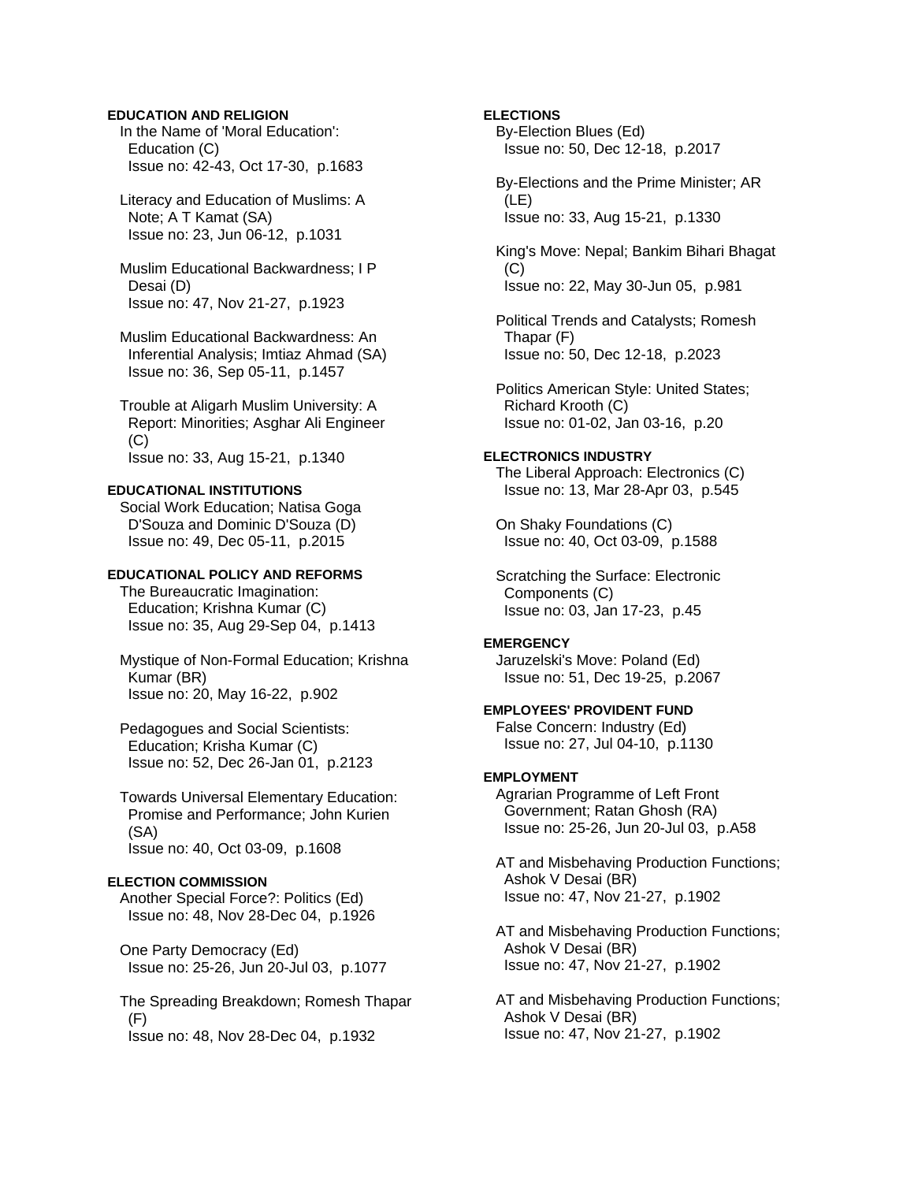**EDUCATION AND RELIGION**

In the Name of 'Moral Education': Education (C)
Issue no: 42-43, Oct 17-30, p.1683

Literacy and Education of Muslims: A Note; A T Kamat (SA)
Issue no: 23, Jun 06-12, p.1031

Muslim Educational Backwardness; I P Desai (D)
Issue no: 47, Nov 21-27, p.1923

Muslim Educational Backwardness: An Inferential Analysis; Imtiaz Ahmad (SA)
Issue no: 36, Sep 05-11, p.1457

Trouble at Aligarh Muslim University: A Report: Minorities; Asghar Ali Engineer (C)
Issue no: 33, Aug 15-21, p.1340

**EDUCATIONAL INSTITUTIONS**

Social Work Education; Natisa Goga D'Souza and Dominic D'Souza (D)
Issue no: 49, Dec 05-11, p.2015

**EDUCATIONAL POLICY AND REFORMS**

The Bureaucratic Imagination: Education; Krishna Kumar (C)
Issue no: 35, Aug 29-Sep 04, p.1413

Mystique of Non-Formal Education; Krishna Kumar (BR)
Issue no: 20, May 16-22, p.902

Pedagogues and Social Scientists: Education; Krisha Kumar (C)
Issue no: 52, Dec 26-Jan 01, p.2123

Towards Universal Elementary Education: Promise and Performance; John Kurien (SA)
Issue no: 40, Oct 03-09, p.1608

**ELECTION COMMISSION**

Another Special Force?: Politics (Ed)
Issue no: 48, Nov 28-Dec 04, p.1926

One Party Democracy (Ed)
Issue no: 25-26, Jun 20-Jul 03, p.1077

The Spreading Breakdown; Romesh Thapar (F)
Issue no: 48, Nov 28-Dec 04, p.1932

**ELECTIONS**

By-Election Blues (Ed)
Issue no: 50, Dec 12-18, p.2017

By-Elections and the Prime Minister; AR (LE)
Issue no: 33, Aug 15-21, p.1330

King's Move: Nepal; Bankim Bihari Bhagat (C)
Issue no: 22, May 30-Jun 05, p.981

Political Trends and Catalysts; Romesh Thapar (F)
Issue no: 50, Dec 12-18, p.2023

Politics American Style: United States; Richard Krooth (C)
Issue no: 01-02, Jan 03-16, p.20

**ELECTRONICS INDUSTRY**

The Liberal Approach: Electronics (C)
Issue no: 13, Mar 28-Apr 03, p.545

On Shaky Foundations (C)
Issue no: 40, Oct 03-09, p.1588

Scratching the Surface: Electronic Components (C)
Issue no: 03, Jan 17-23, p.45

**EMERGENCY**

Jaruzelski's Move: Poland (Ed)
Issue no: 51, Dec 19-25, p.2067

**EMPLOYEES' PROVIDENT FUND**

False Concern: Industry (Ed)
Issue no: 27, Jul 04-10, p.1130

**EMPLOYMENT**

Agrarian Programme of Left Front Government; Ratan Ghosh (RA)
Issue no: 25-26, Jun 20-Jul 03, p.A58

AT and Misbehaving Production Functions; Ashok V Desai (BR)
Issue no: 47, Nov 21-27, p.1902

AT and Misbehaving Production Functions; Ashok V Desai (BR)
Issue no: 47, Nov 21-27, p.1902

AT and Misbehaving Production Functions; Ashok V Desai (BR)
Issue no: 47, Nov 21-27, p.1902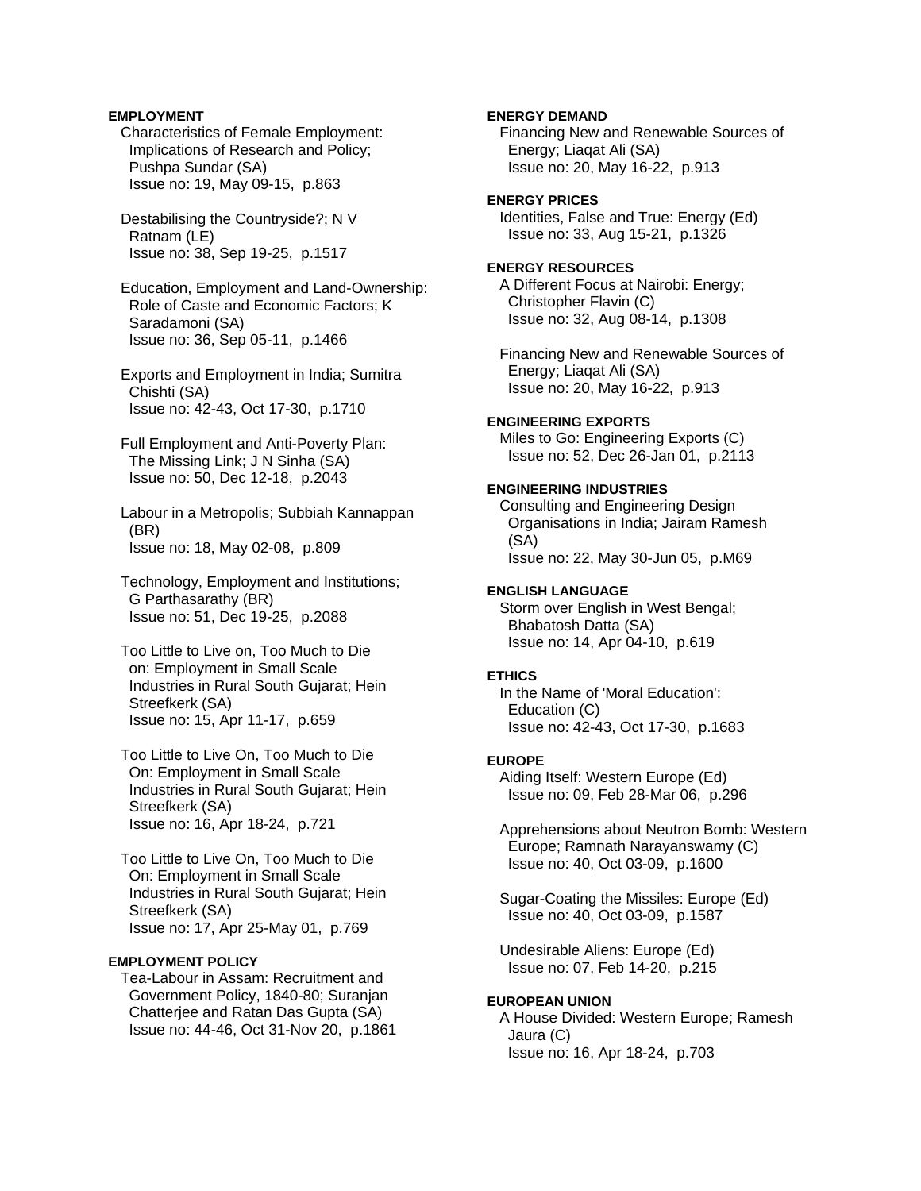**EMPLOYMENT**

Characteristics of Female Employment: Implications of Research and Policy; Pushpa Sundar (SA)
Issue no: 19, May 09-15, p.863

Destabilising the Countryside?; N V Ratnam (LE)
Issue no: 38, Sep 19-25, p.1517

Education, Employment and Land-Ownership: Role of Caste and Economic Factors; K Saradamoni (SA)
Issue no: 36, Sep 05-11, p.1466

Exports and Employment in India; Sumitra Chishti (SA)
Issue no: 42-43, Oct 17-30, p.1710

Full Employment and Anti-Poverty Plan: The Missing Link; J N Sinha (SA)
Issue no: 50, Dec 12-18, p.2043

Labour in a Metropolis; Subbiah Kannappan (BR)
Issue no: 18, May 02-08, p.809

Technology, Employment and Institutions; G Parthasarathy (BR)
Issue no: 51, Dec 19-25, p.2088

Too Little to Live on, Too Much to Die on: Employment in Small Scale Industries in Rural South Gujarat; Hein Streefkerk (SA)
Issue no: 15, Apr 11-17, p.659

Too Little to Live On, Too Much to Die On: Employment in Small Scale Industries in Rural South Gujarat; Hein Streefkerk (SA)
Issue no: 16, Apr 18-24, p.721

Too Little to Live On, Too Much to Die On: Employment in Small Scale Industries in Rural South Gujarat; Hein Streefkerk (SA)
Issue no: 17, Apr 25-May 01, p.769

**EMPLOYMENT POLICY**

Tea-Labour in Assam: Recruitment and Government Policy, 1840-80; Suranjan Chatterjee and Ratan Das Gupta (SA)
Issue no: 44-46, Oct 31-Nov 20, p.1861

**ENERGY DEMAND**

Financing New and Renewable Sources of Energy; Liaqat Ali (SA)
Issue no: 20, May 16-22, p.913

**ENERGY PRICES**

Identities, False and True: Energy (Ed)
Issue no: 33, Aug 15-21, p.1326

**ENERGY RESOURCES**

A Different Focus at Nairobi: Energy; Christopher Flavin (C)
Issue no: 32, Aug 08-14, p.1308

Financing New and Renewable Sources of Energy; Liaqat Ali (SA)
Issue no: 20, May 16-22, p.913

**ENGINEERING EXPORTS**

Miles to Go: Engineering Exports (C)
Issue no: 52, Dec 26-Jan 01, p.2113

**ENGINEERING INDUSTRIES**

Consulting and Engineering Design Organisations in India; Jairam Ramesh (SA)
Issue no: 22, May 30-Jun 05, p.M69

**ENGLISH LANGUAGE**

Storm over English in West Bengal; Bhabatosh Datta (SA)
Issue no: 14, Apr 04-10, p.619

**ETHICS**

In the Name of 'Moral Education': Education (C)
Issue no: 42-43, Oct 17-30, p.1683

**EUROPE**

Aiding Itself: Western Europe (Ed)
Issue no: 09, Feb 28-Mar 06, p.296

Apprehensions about Neutron Bomb: Western Europe; Ramnath Narayanswamy (C)
Issue no: 40, Oct 03-09, p.1600

Sugar-Coating the Missiles: Europe (Ed)
Issue no: 40, Oct 03-09, p.1587

Undesirable Aliens: Europe (Ed)
Issue no: 07, Feb 14-20, p.215

**EUROPEAN UNION**

A House Divided: Western Europe; Ramesh Jaura (C)
Issue no: 16, Apr 18-24, p.703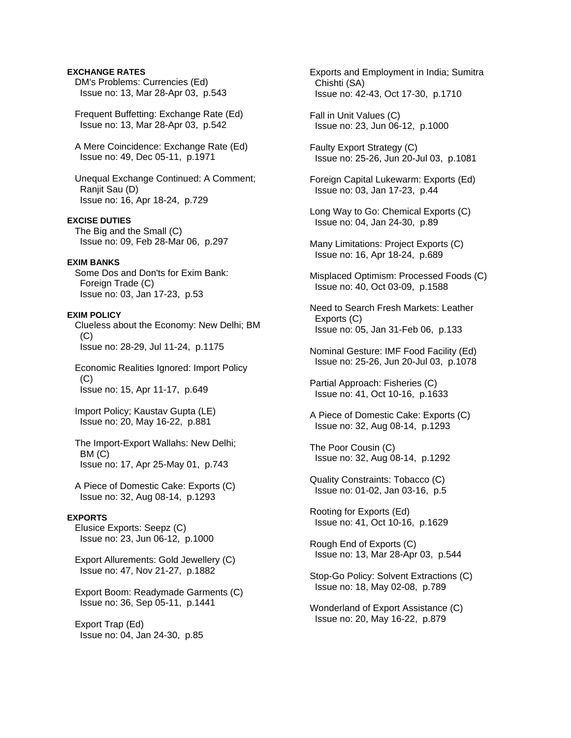**EXCHANGE RATES**

DM's Problems: Currencies (Ed)
Issue no: 13, Mar 28-Apr 03, p.543

Frequent Buffetting: Exchange Rate (Ed)
Issue no: 13, Mar 28-Apr 03, p.542

A Mere Coincidence: Exchange Rate (Ed)
Issue no: 49, Dec 05-11, p.1971

Unequal Exchange Continued: A Comment; Ranjit Sau (D)
Issue no: 16, Apr 18-24, p.729

**EXCISE DUTIES**

The Big and the Small (C)
Issue no: 09, Feb 28-Mar 06, p.297

**EXIM BANKS**

Some Dos and Don'ts for Exim Bank: Foreign Trade (C)
Issue no: 03, Jan 17-23, p.53

**EXIM POLICY**

Clueless about the Economy: New Delhi; BM (C)
Issue no: 28-29, Jul 11-24, p.1175

Economic Realities Ignored: Import Policy (C)
Issue no: 15, Apr 11-17, p.649

Import Policy; Kaustav Gupta (LE)
Issue no: 20, May 16-22, p.881

The Import-Export Wallahs: New Delhi; BM (C)
Issue no: 17, Apr 25-May 01, p.743

A Piece of Domestic Cake: Exports (C)
Issue no: 32, Aug 08-14, p.1293

**EXPORTS**

Elusice Exports: Seepz (C)
Issue no: 23, Jun 06-12, p.1000

Export Allurements: Gold Jewellery (C)
Issue no: 47, Nov 21-27, p.1882

Export Boom: Readymade Garments (C)
Issue no: 36, Sep 05-11, p.1441

Export Trap (Ed)
Issue no: 04, Jan 24-30, p.85

Exports and Employment in India; Sumitra Chishti (SA)
Issue no: 42-43, Oct 17-30, p.1710

Fall in Unit Values (C)
Issue no: 23, Jun 06-12, p.1000

Faulty Export Strategy (C)
Issue no: 25-26, Jun 20-Jul 03, p.1081

Foreign Capital Lukewarm: Exports (Ed)
Issue no: 03, Jan 17-23, p.44

Long Way to Go: Chemical Exports (C)
Issue no: 04, Jan 24-30, p.89

Many Limitations: Project Exports (C)
Issue no: 16, Apr 18-24, p.689

Misplaced Optimism: Processed Foods (C)
Issue no: 40, Oct 03-09, p.1588

Need to Search Fresh Markets: Leather Exports (C)
Issue no: 05, Jan 31-Feb 06, p.133

Nominal Gesture: IMF Food Facility (Ed)
Issue no: 25-26, Jun 20-Jul 03, p.1078

Partial Approach: Fisheries (C)
Issue no: 41, Oct 10-16, p.1633

A Piece of Domestic Cake: Exports (C)
Issue no: 32, Aug 08-14, p.1293

The Poor Cousin (C)
Issue no: 32, Aug 08-14, p.1292

Quality Constraints: Tobacco (C)
Issue no: 01-02, Jan 03-16, p.5

Rooting for Exports (Ed)
Issue no: 41, Oct 10-16, p.1629

Rough End of Exports (C)
Issue no: 13, Mar 28-Apr 03, p.544

Stop-Go Policy: Solvent Extractions (C)
Issue no: 18, May 02-08, p.789

Wonderland of Export Assistance (C)
Issue no: 20, May 16-22, p.879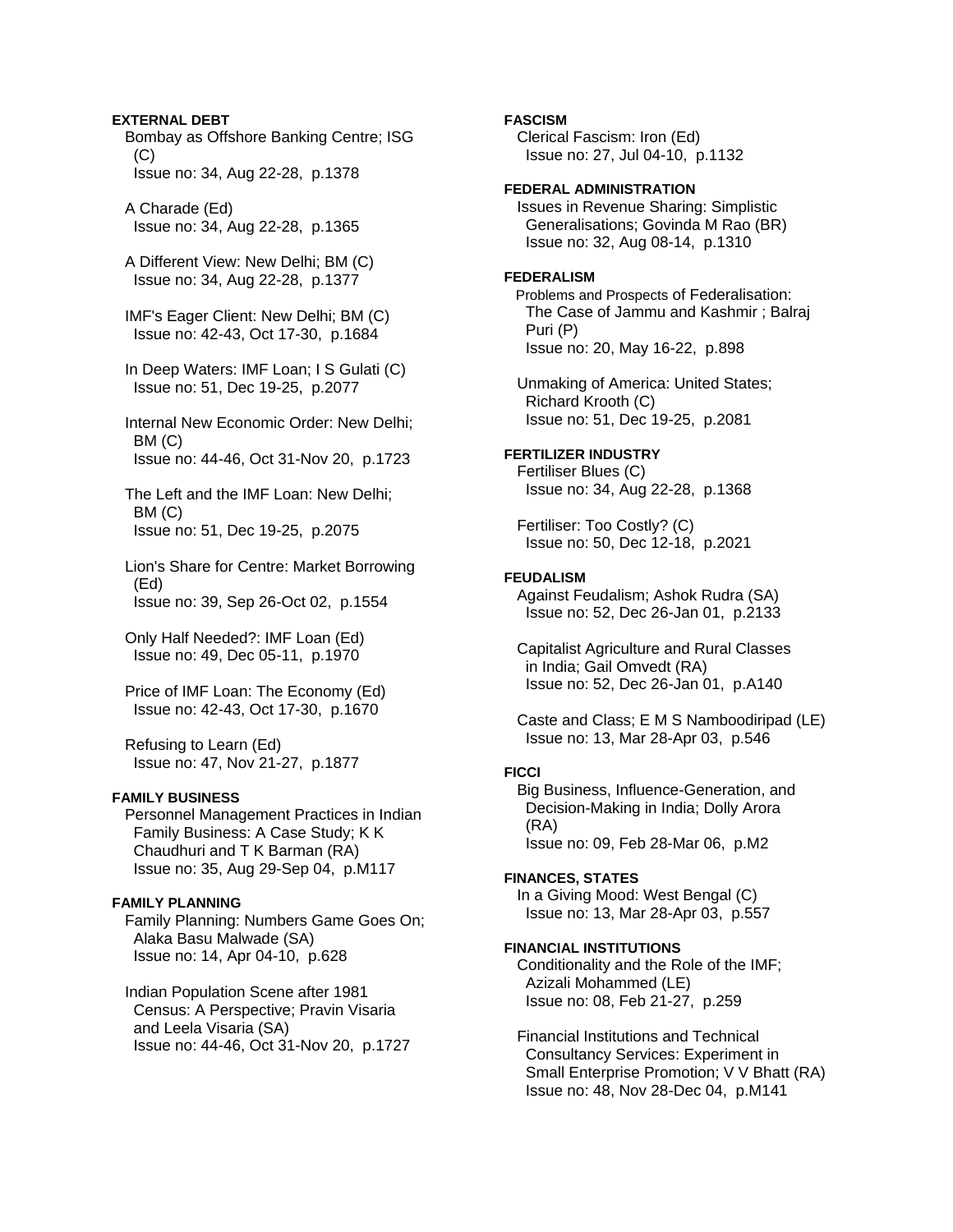**EXTERNAL DEBT**

Bombay as Offshore Banking Centre; ISG (C)
Issue no: 34, Aug 22-28, p.1378

A Charade (Ed)
Issue no: 34, Aug 22-28, p.1365

A Different View: New Delhi; BM (C)
Issue no: 34, Aug 22-28, p.1377

IMF's Eager Client: New Delhi; BM (C)
Issue no: 42-43, Oct 17-30, p.1684

In Deep Waters: IMF Loan; I S Gulati (C)
Issue no: 51, Dec 19-25, p.2077

Internal New Economic Order: New Delhi; BM (C)
Issue no: 44-46, Oct 31-Nov 20, p.1723

The Left and the IMF Loan: New Delhi; BM (C)
Issue no: 51, Dec 19-25, p.2075

Lion's Share for Centre: Market Borrowing (Ed)
Issue no: 39, Sep 26-Oct 02, p.1554

Only Half Needed?: IMF Loan (Ed)
Issue no: 49, Dec 05-11, p.1970

Price of IMF Loan: The Economy (Ed)
Issue no: 42-43, Oct 17-30, p.1670

Refusing to Learn (Ed)
Issue no: 47, Nov 21-27, p.1877

**FAMILY BUSINESS**

Personnel Management Practices in Indian Family Business: A Case Study; K K Chaudhuri and T K Barman (RA)
Issue no: 35, Aug 29-Sep 04, p.M117

**FAMILY PLANNING**

Family Planning: Numbers Game Goes On; Alaka Basu Malwade (SA)
Issue no: 14, Apr 04-10, p.628

Indian Population Scene after 1981 Census: A Perspective; Pravin Visaria and Leela Visaria (SA)
Issue no: 44-46, Oct 31-Nov 20, p.1727

**FASCISM**

Clerical Fascism: Iron (Ed)
Issue no: 27, Jul 04-10, p.1132

**FEDERAL ADMINISTRATION**

Issues in Revenue Sharing: Simplistic Generalisations; Govinda M Rao (BR)
Issue no: 32, Aug 08-14, p.1310

**FEDERALISM**

Problems and Prospects of Federalisation: The Case of Jammu and Kashmir ; Balraj Puri (P)
Issue no: 20, May 16-22, p.898

Unmaking of America: United States; Richard Krooth (C)
Issue no: 51, Dec 19-25, p.2081

**FERTILIZER INDUSTRY**

Fertiliser Blues (C)
Issue no: 34, Aug 22-28, p.1368

Fertiliser: Too Costly? (C)
Issue no: 50, Dec 12-18, p.2021

**FEUDALISM**

Against Feudalism; Ashok Rudra (SA)
Issue no: 52, Dec 26-Jan 01, p.2133

Capitalist Agriculture and Rural Classes in India; Gail Omvedt (RA)
Issue no: 52, Dec 26-Jan 01, p.A140

Caste and Class; E M S Namboodiripad (LE)
Issue no: 13, Mar 28-Apr 03, p.546

**FICCI**

Big Business, Influence-Generation, and Decision-Making in India; Dolly Arora (RA)
Issue no: 09, Feb 28-Mar 06, p.M2

**FINANCES, STATES**

In a Giving Mood: West Bengal (C)
Issue no: 13, Mar 28-Apr 03, p.557

**FINANCIAL INSTITUTIONS**

Conditionality and the Role of the IMF; Azizali Mohammed (LE)
Issue no: 08, Feb 21-27, p.259

Financial Institutions and Technical Consultancy Services: Experiment in Small Enterprise Promotion; V V Bhatt (RA)
Issue no: 48, Nov 28-Dec 04, p.M141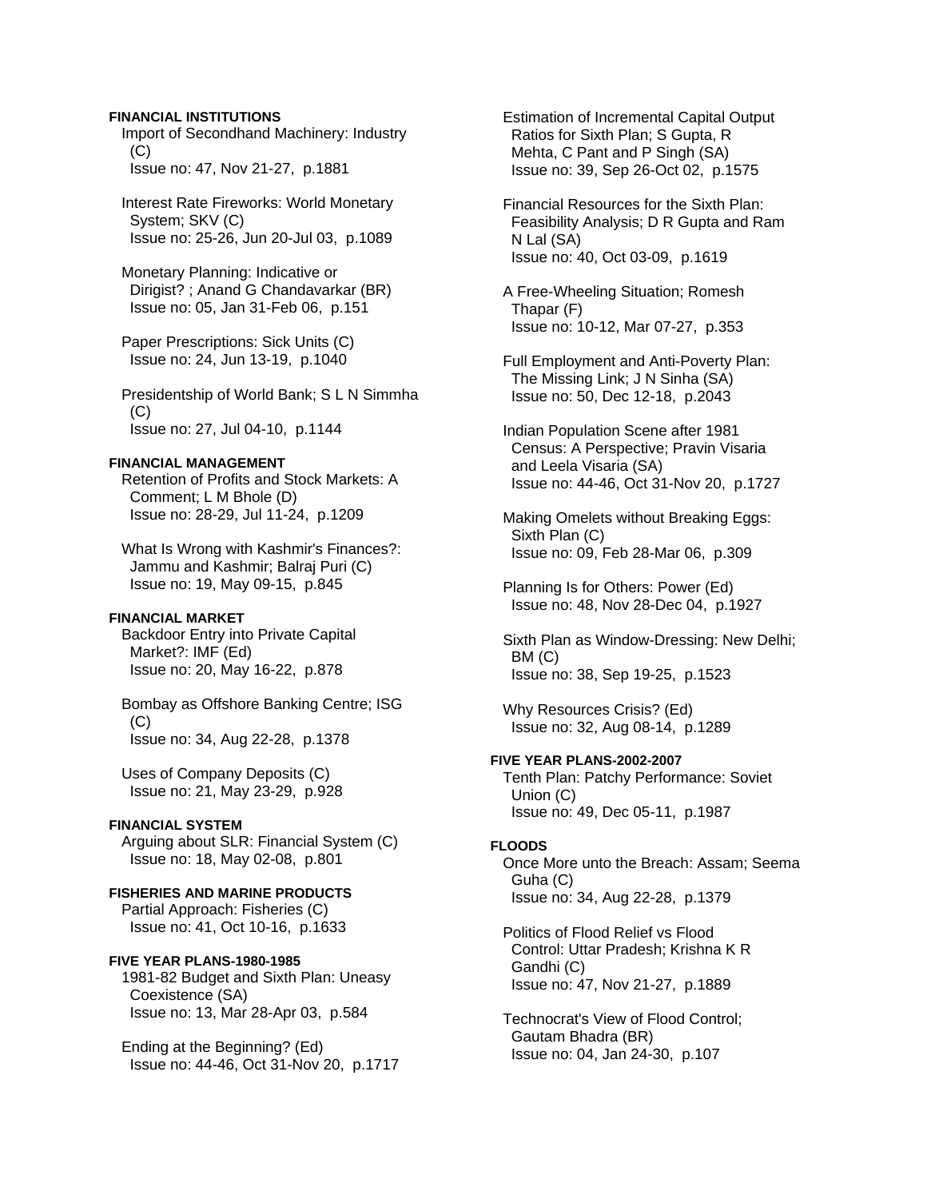**FINANCIAL INSTITUTIONS**

Import of Secondhand Machinery: Industry (C)
Issue no: 47, Nov 21-27, p.1881

Interest Rate Fireworks: World Monetary System; SKV (C)
Issue no: 25-26, Jun 20-Jul 03, p.1089

Monetary Planning: Indicative or Dirigist? ; Anand G Chandavarkar (BR)
Issue no: 05, Jan 31-Feb 06, p.151

Paper Prescriptions: Sick Units (C)
Issue no: 24, Jun 13-19, p.1040

Presidentship of World Bank; S L N Simmha (C)
Issue no: 27, Jul 04-10, p.1144

**FINANCIAL MANAGEMENT**

Retention of Profits and Stock Markets: A Comment; L M Bhole (D)
Issue no: 28-29, Jul 11-24, p.1209

What Is Wrong with Kashmir's Finances?: Jammu and Kashmir; Balraj Puri (C)
Issue no: 19, May 09-15, p.845

**FINANCIAL MARKET**

Backdoor Entry into Private Capital Market?: IMF (Ed)
Issue no: 20, May 16-22, p.878

Bombay as Offshore Banking Centre; ISG (C)
Issue no: 34, Aug 22-28, p.1378

Uses of Company Deposits (C)
Issue no: 21, May 23-29, p.928

**FINANCIAL SYSTEM**

Arguing about SLR: Financial System (C)
Issue no: 18, May 02-08, p.801

**FISHERIES AND MARINE PRODUCTS**

Partial Approach: Fisheries (C)
Issue no: 41, Oct 10-16, p.1633

**FIVE YEAR PLANS-1980-1985**

1981-82 Budget and Sixth Plan: Uneasy Coexistence (SA)
Issue no: 13, Mar 28-Apr 03, p.584

Ending at the Beginning? (Ed)
Issue no: 44-46, Oct 31-Nov 20, p.1717

Estimation of Incremental Capital Output Ratios for Sixth Plan; S Gupta, R Mehta, C Pant and P Singh (SA)
Issue no: 39, Sep 26-Oct 02, p.1575

Financial Resources for the Sixth Plan: Feasibility Analysis; D R Gupta and Ram N Lal (SA)
Issue no: 40, Oct 03-09, p.1619

A Free-Wheeling Situation; Romesh Thapar (F)
Issue no: 10-12, Mar 07-27, p.353

Full Employment and Anti-Poverty Plan: The Missing Link; J N Sinha (SA)
Issue no: 50, Dec 12-18, p.2043

Indian Population Scene after 1981 Census: A Perspective; Pravin Visaria and Leela Visaria (SA)
Issue no: 44-46, Oct 31-Nov 20, p.1727

Making Omelets without Breaking Eggs: Sixth Plan (C)
Issue no: 09, Feb 28-Mar 06, p.309

Planning Is for Others: Power (Ed)
Issue no: 48, Nov 28-Dec 04, p.1927

Sixth Plan as Window-Dressing: New Delhi; BM (C)
Issue no: 38, Sep 19-25, p.1523

Why Resources Crisis? (Ed)
Issue no: 32, Aug 08-14, p.1289

**FIVE YEAR PLANS-2002-2007**

Tenth Plan: Patchy Performance: Soviet Union (C)
Issue no: 49, Dec 05-11, p.1987

**FLOODS**

Once More unto the Breach: Assam; Seema Guha (C)
Issue no: 34, Aug 22-28, p.1379

Politics of Flood Relief vs Flood Control: Uttar Pradesh; Krishna K R Gandhi (C)
Issue no: 47, Nov 21-27, p.1889

Technocrat's View of Flood Control; Gautam Bhadra (BR)
Issue no: 04, Jan 24-30, p.107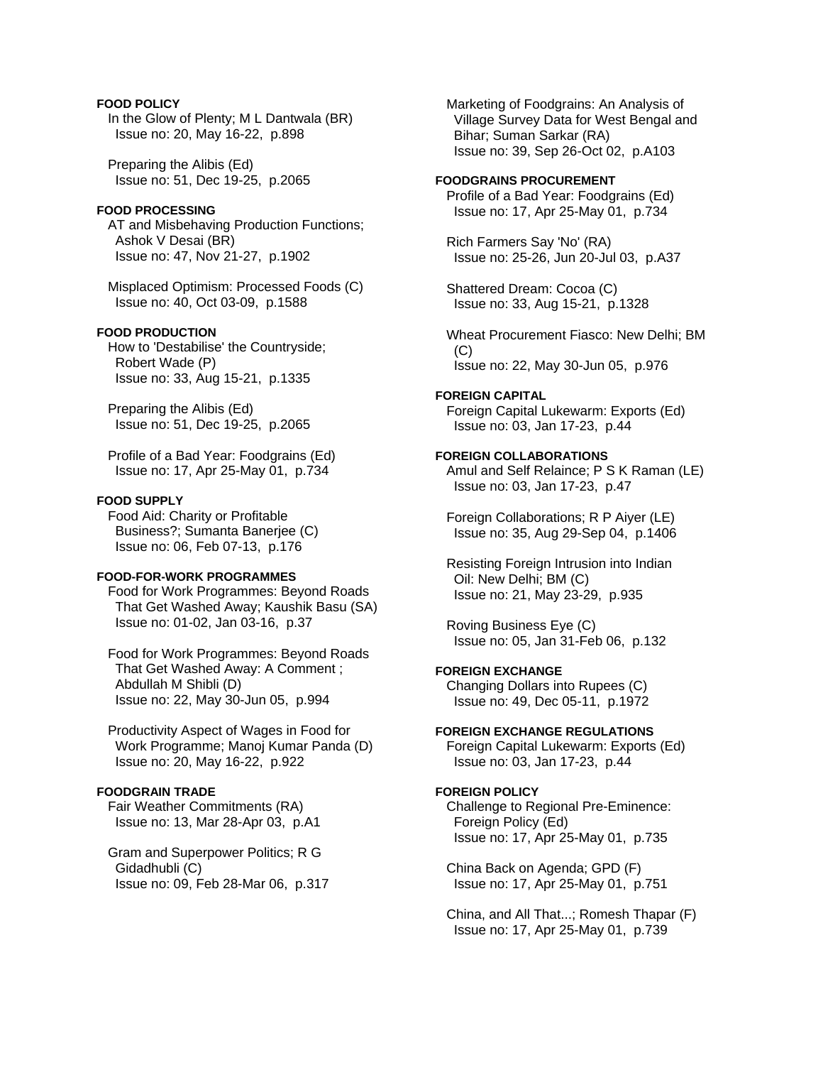**FOOD POLICY**

In the Glow of Plenty; M L Dantwala (BR)
Issue no: 20, May 16-22, p.898

Preparing the Alibis (Ed)
Issue no: 51, Dec 19-25, p.2065

**FOOD PROCESSING**

AT and Misbehaving Production Functions; Ashok V Desai (BR)
Issue no: 47, Nov 21-27, p.1902

Misplaced Optimism: Processed Foods (C)
Issue no: 40, Oct 03-09, p.1588

**FOOD PRODUCTION**

How to 'Destabilise' the Countryside; Robert Wade (P)
Issue no: 33, Aug 15-21, p.1335

Preparing the Alibis (Ed)
Issue no: 51, Dec 19-25, p.2065

Profile of a Bad Year: Foodgrains (Ed)
Issue no: 17, Apr 25-May 01, p.734

**FOOD SUPPLY**

Food Aid: Charity or Profitable Business?; Sumanta Banerjee (C)
Issue no: 06, Feb 07-13, p.176

**FOOD-FOR-WORK PROGRAMMES**

Food for Work Programmes: Beyond Roads That Get Washed Away; Kaushik Basu (SA)
Issue no: 01-02, Jan 03-16, p.37

Food for Work Programmes: Beyond Roads That Get Washed Away: A Comment ; Abdullah M Shibli (D)
Issue no: 22, May 30-Jun 05, p.994

Productivity Aspect of Wages in Food for Work Programme; Manoj Kumar Panda (D)
Issue no: 20, May 16-22, p.922

**FOODGRAIN TRADE**

Fair Weather Commitments (RA)
Issue no: 13, Mar 28-Apr 03, p.A1

Gram and Superpower Politics; R G Gidadhubli (C)
Issue no: 09, Feb 28-Mar 06, p.317

Marketing of Foodgrains: An Analysis of Village Survey Data for West Bengal and Bihar; Suman Sarkar (RA)
Issue no: 39, Sep 26-Oct 02, p.A103

**FOODGRAINS PROCUREMENT**

Profile of a Bad Year: Foodgrains (Ed)
Issue no: 17, Apr 25-May 01, p.734

Rich Farmers Say 'No' (RA)
Issue no: 25-26, Jun 20-Jul 03, p.A37

Shattered Dream: Cocoa (C)
Issue no: 33, Aug 15-21, p.1328

Wheat Procurement Fiasco: New Delhi; BM (C)
Issue no: 22, May 30-Jun 05, p.976

**FOREIGN CAPITAL**

Foreign Capital Lukewarm: Exports (Ed)
Issue no: 03, Jan 17-23, p.44

**FOREIGN COLLABORATIONS**

Amul and Self Relaince; P S K Raman (LE)
Issue no: 03, Jan 17-23, p.47

Foreign Collaborations; R P Aiyer (LE)
Issue no: 35, Aug 29-Sep 04, p.1406

Resisting Foreign Intrusion into Indian Oil: New Delhi; BM (C)
Issue no: 21, May 23-29, p.935

Roving Business Eye (C)
Issue no: 05, Jan 31-Feb 06, p.132

**FOREIGN EXCHANGE**

Changing Dollars into Rupees (C)
Issue no: 49, Dec 05-11, p.1972

**FOREIGN EXCHANGE REGULATIONS**

Foreign Capital Lukewarm: Exports (Ed)
Issue no: 03, Jan 17-23, p.44

**FOREIGN POLICY**

Challenge to Regional Pre-Eminence: Foreign Policy (Ed)
Issue no: 17, Apr 25-May 01, p.735

China Back on Agenda; GPD (F)
Issue no: 17, Apr 25-May 01, p.751

China, and All That...; Romesh Thapar (F)
Issue no: 17, Apr 25-May 01, p.739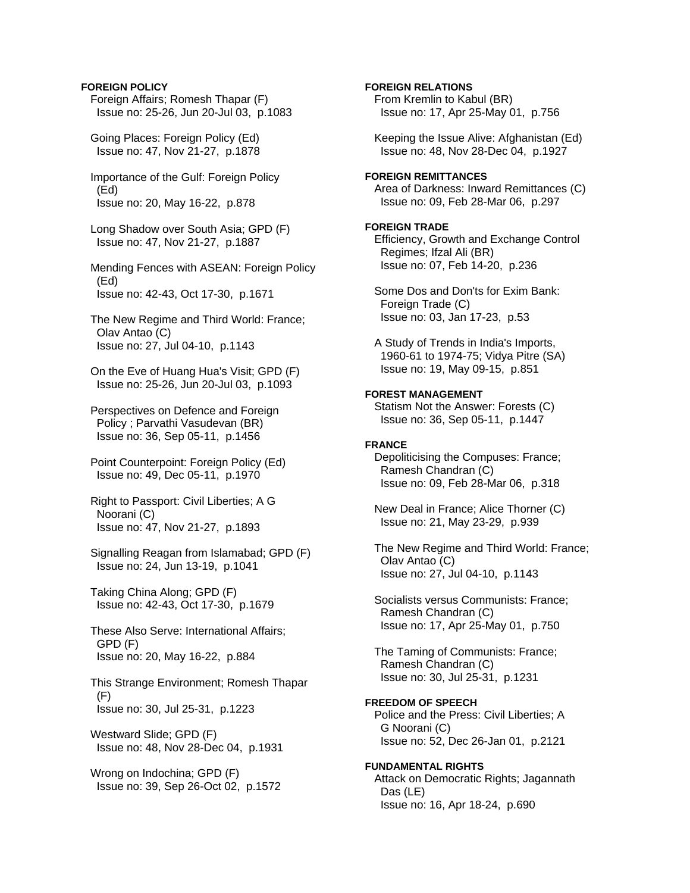**FOREIGN POLICY**

Foreign Affairs; Romesh Thapar (F)
Issue no: 25-26, Jun 20-Jul 03, p.1083

Going Places: Foreign Policy (Ed)
Issue no: 47, Nov 21-27, p.1878

Importance of the Gulf: Foreign Policy (Ed)
Issue no: 20, May 16-22, p.878

Long Shadow over South Asia; GPD (F)
Issue no: 47, Nov 21-27, p.1887

Mending Fences with ASEAN: Foreign Policy (Ed)
Issue no: 42-43, Oct 17-30, p.1671

The New Regime and Third World: France; Olav Antao (C)
Issue no: 27, Jul 04-10, p.1143

On the Eve of Huang Hua's Visit; GPD (F)
Issue no: 25-26, Jun 20-Jul 03, p.1093

Perspectives on Defence and Foreign Policy ; Parvathi Vasudevan (BR)
Issue no: 36, Sep 05-11, p.1456

Point Counterpoint: Foreign Policy (Ed)
Issue no: 49, Dec 05-11, p.1970

Right to Passport: Civil Liberties; A G Noorani (C)
Issue no: 47, Nov 21-27, p.1893

Signalling Reagan from Islamabad; GPD (F)
Issue no: 24, Jun 13-19, p.1041

Taking China Along; GPD (F)
Issue no: 42-43, Oct 17-30, p.1679

These Also Serve: International Affairs; GPD (F)
Issue no: 20, May 16-22, p.884

This Strange Environment; Romesh Thapar (F)
Issue no: 30, Jul 25-31, p.1223

Westward Slide; GPD (F)
Issue no: 48, Nov 28-Dec 04, p.1931

Wrong on Indochina; GPD (F)
Issue no: 39, Sep 26-Oct 02, p.1572

**FOREIGN RELATIONS**

From Kremlin to Kabul (BR)
Issue no: 17, Apr 25-May 01, p.756

Keeping the Issue Alive: Afghanistan (Ed)
Issue no: 48, Nov 28-Dec 04, p.1927

**FOREIGN REMITTANCES**

Area of Darkness: Inward Remittances (C)
Issue no: 09, Feb 28-Mar 06, p.297

**FOREIGN TRADE**

Efficiency, Growth and Exchange Control Regimes; Ifzal Ali (BR)
Issue no: 07, Feb 14-20, p.236

Some Dos and Don'ts for Exim Bank: Foreign Trade (C)
Issue no: 03, Jan 17-23, p.53

A Study of Trends in India's Imports, 1960-61 to 1974-75; Vidya Pitre (SA)
Issue no: 19, May 09-15, p.851

**FOREST MANAGEMENT**

Statism Not the Answer: Forests (C)
Issue no: 36, Sep 05-11, p.1447

**FRANCE**

Depoliticising the Compuses: France; Ramesh Chandran (C)
Issue no: 09, Feb 28-Mar 06, p.318

New Deal in France; Alice Thorner (C)
Issue no: 21, May 23-29, p.939

The New Regime and Third World: France; Olav Antao (C)
Issue no: 27, Jul 04-10, p.1143

Socialists versus Communists: France; Ramesh Chandran (C)
Issue no: 17, Apr 25-May 01, p.750

The Taming of Communists: France; Ramesh Chandran (C)
Issue no: 30, Jul 25-31, p.1231

**FREEDOM OF SPEECH**

Police and the Press: Civil Liberties; A G Noorani (C)
Issue no: 52, Dec 26-Jan 01, p.2121

**FUNDAMENTAL RIGHTS**

Attack on Democratic Rights; Jagannath Das (LE)
Issue no: 16, Apr 18-24, p.690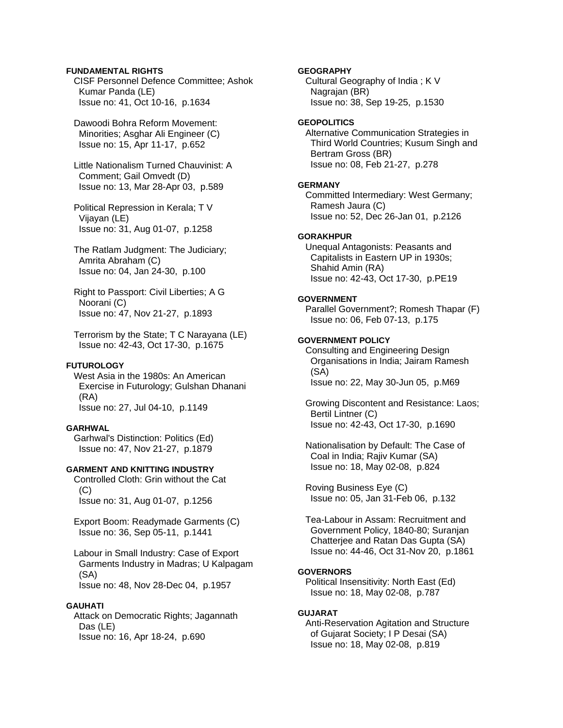**FUNDAMENTAL RIGHTS**

CISF Personnel Defence Committee; Ashok Kumar Panda (LE)
Issue no: 41, Oct 10-16, p.1634

Dawoodi Bohra Reform Movement: Minorities; Asghar Ali Engineer (C)
Issue no: 15, Apr 11-17, p.652

Little Nationalism Turned Chauvinist: A Comment; Gail Omvedt (D)
Issue no: 13, Mar 28-Apr 03, p.589

Political Repression in Kerala; T V Vijayan (LE)
Issue no: 31, Aug 01-07, p.1258

The Ratlam Judgment: The Judiciary; Amrita Abraham (C)
Issue no: 04, Jan 24-30, p.100

Right to Passport: Civil Liberties; A G Noorani (C)
Issue no: 47, Nov 21-27, p.1893

Terrorism by the State; T C Narayana (LE)
Issue no: 42-43, Oct 17-30, p.1675

**FUTUROLOGY**

West Asia in the 1980s: An American Exercise in Futurology; Gulshan Dhanani (RA)
Issue no: 27, Jul 04-10, p.1149

**GARHWAL**

Garhwal's Distinction: Politics (Ed)
Issue no: 47, Nov 21-27, p.1879

**GARMENT AND KNITTING INDUSTRY**

Controlled Cloth: Grin without the Cat (C)
Issue no: 31, Aug 01-07, p.1256

Export Boom: Readymade Garments (C)
Issue no: 36, Sep 05-11, p.1441

Labour in Small Industry: Case of Export Garments Industry in Madras; U Kalpagam (SA)
Issue no: 48, Nov 28-Dec 04, p.1957

**GAUHATI**

Attack on Democratic Rights; Jagannath Das (LE)
Issue no: 16, Apr 18-24, p.690

**GEOGRAPHY**

Cultural Geography of India ; K V Nagrajan (BR)
Issue no: 38, Sep 19-25, p.1530

**GEOPOLITICS**

Alternative Communication Strategies in Third World Countries; Kusum Singh and Bertram Gross (BR)
Issue no: 08, Feb 21-27, p.278

**GERMANY**

Committed Intermediary: West Germany; Ramesh Jaura (C)
Issue no: 52, Dec 26-Jan 01, p.2126

**GORAKHPUR**

Unequal Antagonists: Peasants and Capitalists in Eastern UP in 1930s; Shahid Amin (RA)
Issue no: 42-43, Oct 17-30, p.PE19

**GOVERNMENT**

Parallel Government?; Romesh Thapar (F)
Issue no: 06, Feb 07-13, p.175

**GOVERNMENT POLICY**

Consulting and Engineering Design Organisations in India; Jairam Ramesh (SA)
Issue no: 22, May 30-Jun 05, p.M69

Growing Discontent and Resistance: Laos; Bertil Lintner (C)
Issue no: 42-43, Oct 17-30, p.1690

Nationalisation by Default: The Case of Coal in India; Rajiv Kumar (SA)
Issue no: 18, May 02-08, p.824

Roving Business Eye (C)
Issue no: 05, Jan 31-Feb 06, p.132

Tea-Labour in Assam: Recruitment and Government Policy, 1840-80; Suranjan Chatterjee and Ratan Das Gupta (SA)
Issue no: 44-46, Oct 31-Nov 20, p.1861

**GOVERNORS**

Political Insensitivity: North East (Ed)
Issue no: 18, May 02-08, p.787

**GUJARAT**

Anti-Reservation Agitation and Structure of Gujarat Society; I P Desai (SA)
Issue no: 18, May 02-08, p.819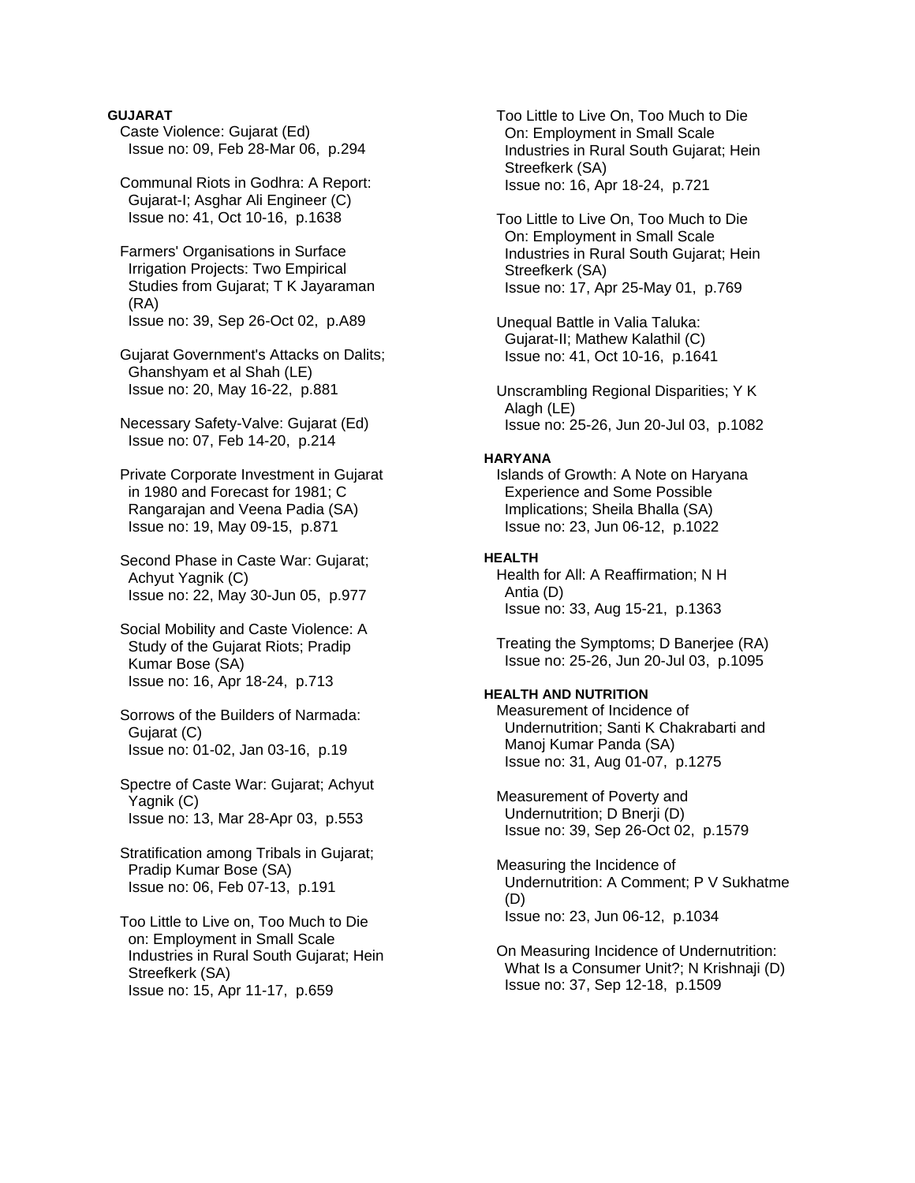**GUJARAT**

Caste Violence: Gujarat (Ed)
Issue no: 09, Feb 28-Mar 06, p.294

Communal Riots in Godhra: A Report: Gujarat-I; Asghar Ali Engineer (C)
Issue no: 41, Oct 10-16, p.1638

Farmers' Organisations in Surface Irrigation Projects: Two Empirical Studies from Gujarat; T K Jayaraman (RA)
Issue no: 39, Sep 26-Oct 02, p.A89

Gujarat Government's Attacks on Dalits; Ghanshyam et al Shah (LE)
Issue no: 20, May 16-22, p.881

Necessary Safety-Valve: Gujarat (Ed)
Issue no: 07, Feb 14-20, p.214

Private Corporate Investment in Gujarat in 1980 and Forecast for 1981; C Rangarajan and Veena Padia (SA)
Issue no: 19, May 09-15, p.871

Second Phase in Caste War: Gujarat; Achyut Yagnik (C)
Issue no: 22, May 30-Jun 05, p.977

Social Mobility and Caste Violence: A Study of the Gujarat Riots; Pradip Kumar Bose (SA)
Issue no: 16, Apr 18-24, p.713

Sorrows of the Builders of Narmada: Gujarat (C)
Issue no: 01-02, Jan 03-16, p.19

Spectre of Caste War: Gujarat; Achyut Yagnik (C)
Issue no: 13, Mar 28-Apr 03, p.553

Stratification among Tribals in Gujarat; Pradip Kumar Bose (SA)
Issue no: 06, Feb 07-13, p.191

Too Little to Live on, Too Much to Die on: Employment in Small Scale Industries in Rural South Gujarat; Hein Streefkerk (SA)
Issue no: 15, Apr 11-17, p.659

Too Little to Live On, Too Much to Die On: Employment in Small Scale Industries in Rural South Gujarat; Hein Streefkerk (SA)
Issue no: 16, Apr 18-24, p.721

Too Little to Live On, Too Much to Die On: Employment in Small Scale Industries in Rural South Gujarat; Hein Streefkerk (SA)
Issue no: 17, Apr 25-May 01, p.769

Unequal Battle in Valia Taluka: Gujarat-II; Mathew Kalathil (C)
Issue no: 41, Oct 10-16, p.1641

Unscrambling Regional Disparities; Y K Alagh (LE)
Issue no: 25-26, Jun 20-Jul 03, p.1082

**HARYANA**

Islands of Growth: A Note on Haryana Experience and Some Possible Implications; Sheila Bhalla (SA)
Issue no: 23, Jun 06-12, p.1022

**HEALTH**

Health for All: A Reaffirmation; N H Antia (D)
Issue no: 33, Aug 15-21, p.1363

Treating the Symptoms; D Banerjee (RA)
Issue no: 25-26, Jun 20-Jul 03, p.1095

**HEALTH AND NUTRITION**

Measurement of Incidence of Undernutrition; Santi K Chakrabarti and Manoj Kumar Panda (SA)
Issue no: 31, Aug 01-07, p.1275

Measurement of Poverty and Undernutrition; D Bnerji (D)
Issue no: 39, Sep 26-Oct 02, p.1579

Measuring the Incidence of Undernutrition: A Comment; P V Sukhatme (D)
Issue no: 23, Jun 06-12, p.1034

On Measuring Incidence of Undernutrition: What Is a Consumer Unit?; N Krishnaji (D)
Issue no: 37, Sep 12-18, p.1509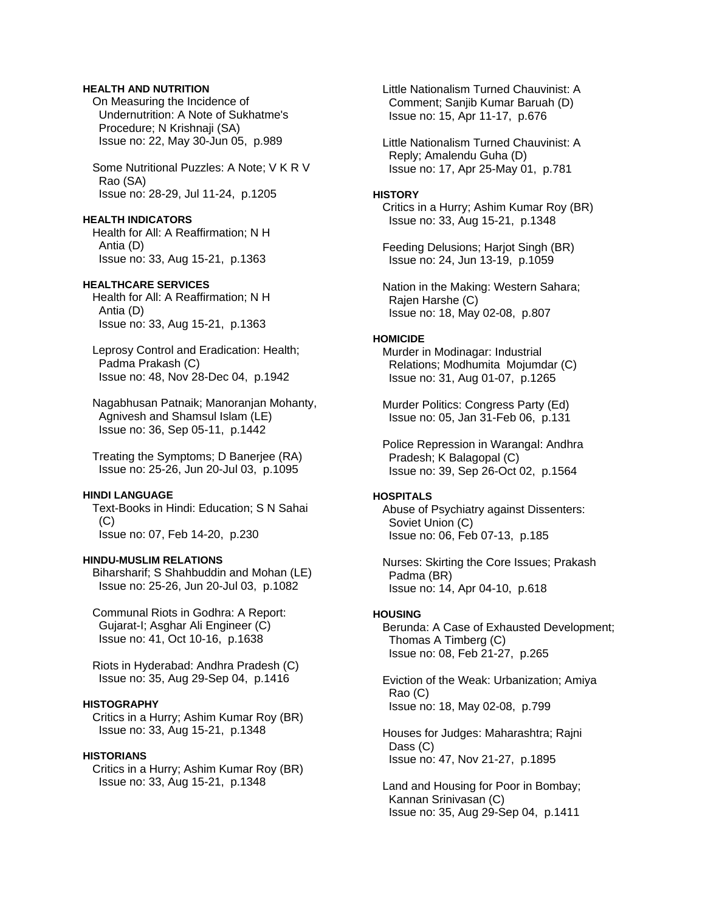**HEALTH AND NUTRITION**

On Measuring the Incidence of Undernutrition: A Note of Sukhatme's Procedure; N Krishnaji (SA)
Issue no: 22, May 30-Jun 05, p.989

Some Nutritional Puzzles: A Note; V K R V Rao (SA)
Issue no: 28-29, Jul 11-24, p.1205

**HEALTH INDICATORS**

Health for All: A Reaffirmation; N H Antia (D)
Issue no: 33, Aug 15-21, p.1363

**HEALTHCARE SERVICES**

Health for All: A Reaffirmation; N H Antia (D)
Issue no: 33, Aug 15-21, p.1363

Leprosy Control and Eradication: Health; Padma Prakash (C)
Issue no: 48, Nov 28-Dec 04, p.1942

Nagabhusan Patnaik; Manoranjan Mohanty, Agnivesh and Shamsul Islam (LE)
Issue no: 36, Sep 05-11, p.1442

Treating the Symptoms; D Banerjee (RA)
Issue no: 25-26, Jun 20-Jul 03, p.1095

**HINDI LANGUAGE**

Text-Books in Hindi: Education; S N Sahai (C)
Issue no: 07, Feb 14-20, p.230

**HINDU-MUSLIM RELATIONS**

Biharsharif; S Shahbuddin and Mohan (LE)
Issue no: 25-26, Jun 20-Jul 03, p.1082

Communal Riots in Godhra: A Report: Gujarat-I; Asghar Ali Engineer (C)
Issue no: 41, Oct 10-16, p.1638

Riots in Hyderabad: Andhra Pradesh (C)
Issue no: 35, Aug 29-Sep 04, p.1416

**HISTOGRAPHY**

Critics in a Hurry; Ashim Kumar Roy (BR)
Issue no: 33, Aug 15-21, p.1348

**HISTORIANS**

Critics in a Hurry; Ashim Kumar Roy (BR)
Issue no: 33, Aug 15-21, p.1348

Little Nationalism Turned Chauvinist: A Comment; Sanjib Kumar Baruah (D)
Issue no: 15, Apr 11-17, p.676

Little Nationalism Turned Chauvinist: A Reply; Amalendu Guha (D)
Issue no: 17, Apr 25-May 01, p.781

**HISTORY**

Critics in a Hurry; Ashim Kumar Roy (BR)
Issue no: 33, Aug 15-21, p.1348

Feeding Delusions; Harjot Singh (BR)
Issue no: 24, Jun 13-19, p.1059

Nation in the Making: Western Sahara; Rajen Harshe (C)
Issue no: 18, May 02-08, p.807

**HOMICIDE**

Murder in Modinagar: Industrial Relations; Modhumita Mojumdar (C)
Issue no: 31, Aug 01-07, p.1265

Murder Politics: Congress Party (Ed)
Issue no: 05, Jan 31-Feb 06, p.131

Police Repression in Warangal: Andhra Pradesh; K Balagopal (C)
Issue no: 39, Sep 26-Oct 02, p.1564

**HOSPITALS**

Abuse of Psychiatry against Dissenters: Soviet Union (C)
Issue no: 06, Feb 07-13, p.185

Nurses: Skirting the Core Issues; Prakash Padma (BR)
Issue no: 14, Apr 04-10, p.618

**HOUSING**

Berunda: A Case of Exhausted Development; Thomas A Timberg (C)
Issue no: 08, Feb 21-27, p.265

Eviction of the Weak: Urbanization; Amiya Rao (C)
Issue no: 18, May 02-08, p.799

Houses for Judges: Maharashtra; Rajni Dass (C)
Issue no: 47, Nov 21-27, p.1895

Land and Housing for Poor in Bombay; Kannan Srinivasan (C)
Issue no: 35, Aug 29-Sep 04, p.1411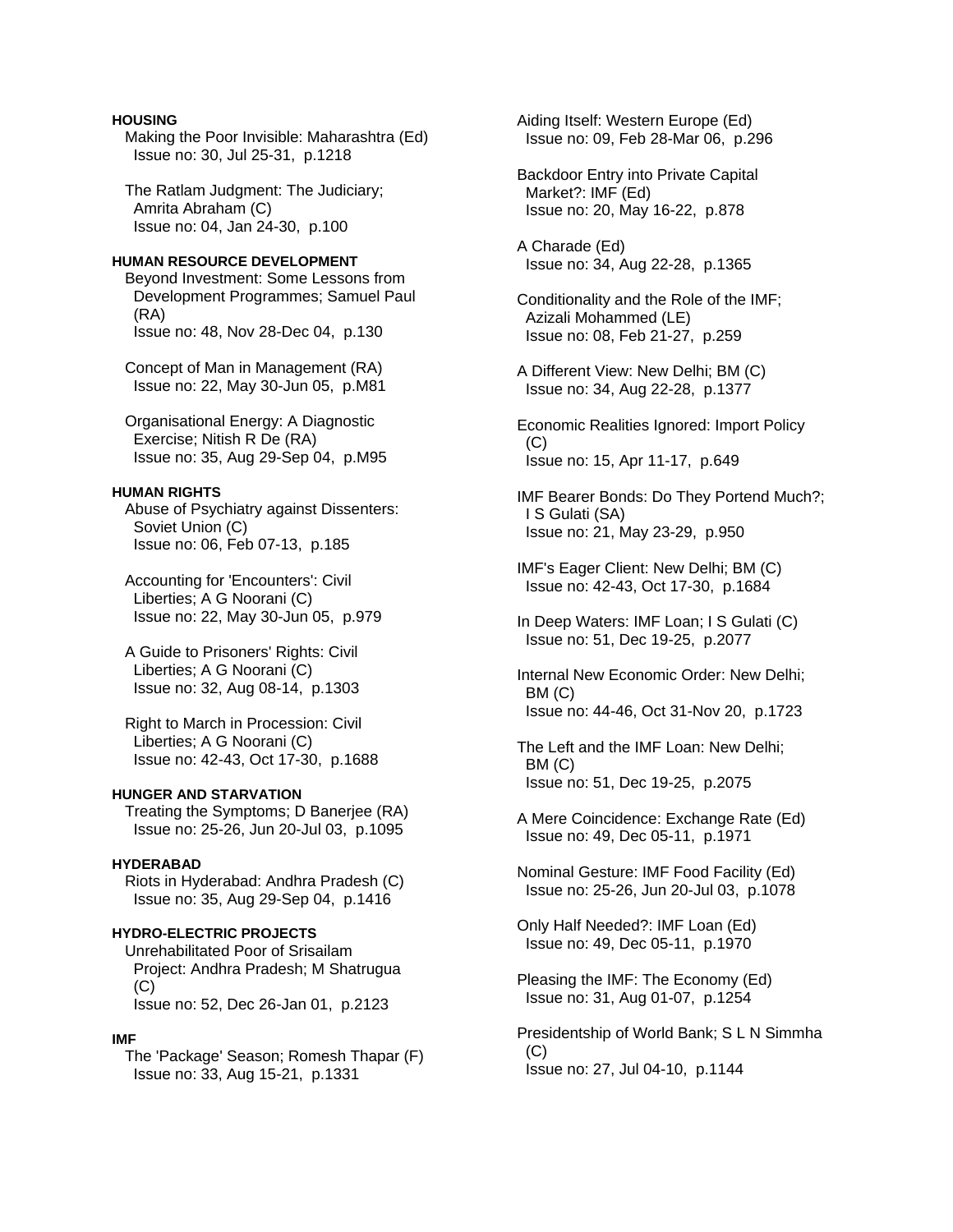**HOUSING**

Making the Poor Invisible: Maharashtra (Ed)
Issue no: 30, Jul 25-31, p.1218

The Ratlam Judgment: The Judiciary; Amrita Abraham (C)
Issue no: 04, Jan 24-30, p.100

**HUMAN RESOURCE DEVELOPMENT**

Beyond Investment: Some Lessons from Development Programmes; Samuel Paul (RA)
Issue no: 48, Nov 28-Dec 04, p.130

Concept of Man in Management (RA)
Issue no: 22, May 30-Jun 05, p.M81

Organisational Energy: A Diagnostic Exercise; Nitish R De (RA)
Issue no: 35, Aug 29-Sep 04, p.M95

**HUMAN RIGHTS**

Abuse of Psychiatry against Dissenters: Soviet Union (C)
Issue no: 06, Feb 07-13, p.185

Accounting for 'Encounters': Civil Liberties; A G Noorani (C)
Issue no: 22, May 30-Jun 05, p.979

A Guide to Prisoners' Rights: Civil Liberties; A G Noorani (C)
Issue no: 32, Aug 08-14, p.1303

Right to March in Procession: Civil Liberties; A G Noorani (C)
Issue no: 42-43, Oct 17-30, p.1688

**HUNGER AND STARVATION**

Treating the Symptoms; D Banerjee (RA)
Issue no: 25-26, Jun 20-Jul 03, p.1095

**HYDERABAD**

Riots in Hyderabad: Andhra Pradesh (C)
Issue no: 35, Aug 29-Sep 04, p.1416

**HYDRO-ELECTRIC PROJECTS**

Unrehabilitated Poor of Srisailam Project: Andhra Pradesh; M Shatrugua (C)
Issue no: 52, Dec 26-Jan 01, p.2123

**IMF**

The 'Package' Season; Romesh Thapar (F)
Issue no: 33, Aug 15-21, p.1331

Aiding Itself: Western Europe (Ed)
Issue no: 09, Feb 28-Mar 06, p.296

Backdoor Entry into Private Capital Market?: IMF (Ed)
Issue no: 20, May 16-22, p.878

A Charade (Ed)
Issue no: 34, Aug 22-28, p.1365

Conditionality and the Role of the IMF; Azizali Mohammed (LE)
Issue no: 08, Feb 21-27, p.259

A Different View: New Delhi; BM (C)
Issue no: 34, Aug 22-28, p.1377

Economic Realities Ignored: Import Policy (C)
Issue no: 15, Apr 11-17, p.649

IMF Bearer Bonds: Do They Portend Much?; I S Gulati (SA)
Issue no: 21, May 23-29, p.950

IMF's Eager Client: New Delhi; BM (C)
Issue no: 42-43, Oct 17-30, p.1684

In Deep Waters: IMF Loan; I S Gulati (C)
Issue no: 51, Dec 19-25, p.2077

Internal New Economic Order: New Delhi; BM (C)
Issue no: 44-46, Oct 31-Nov 20, p.1723

The Left and the IMF Loan: New Delhi; BM (C)
Issue no: 51, Dec 19-25, p.2075

A Mere Coincidence: Exchange Rate (Ed)
Issue no: 49, Dec 05-11, p.1971

Nominal Gesture: IMF Food Facility (Ed)
Issue no: 25-26, Jun 20-Jul 03, p.1078

Only Half Needed?: IMF Loan (Ed)
Issue no: 49, Dec 05-11, p.1970

Pleasing the IMF: The Economy (Ed)
Issue no: 31, Aug 01-07, p.1254

Presidentship of World Bank; S L N Simmha (C)
Issue no: 27, Jul 04-10, p.1144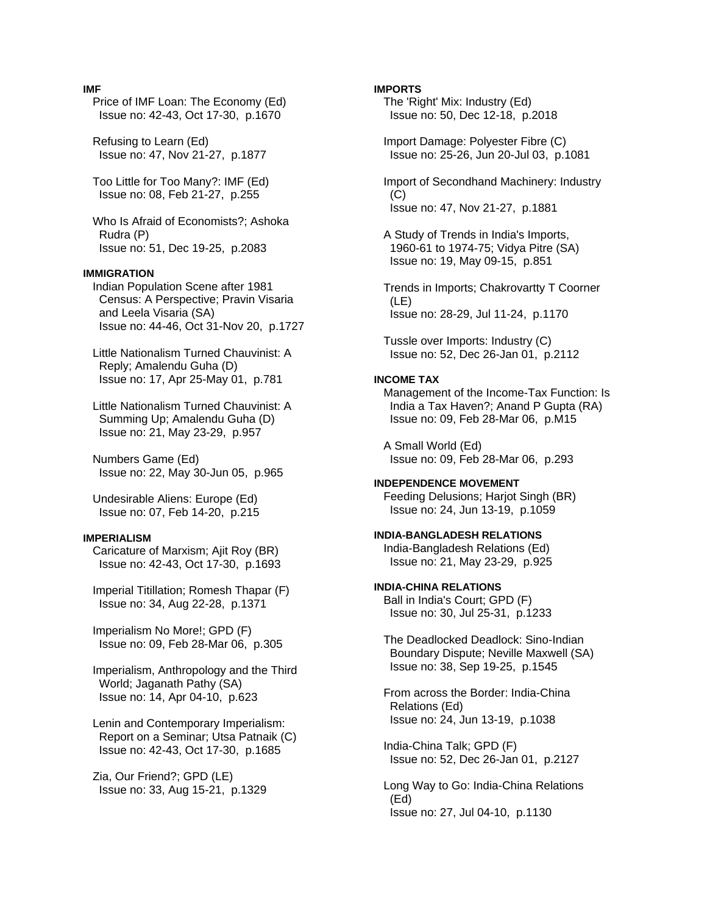**IMF**

Price of IMF Loan: The Economy (Ed)
Issue no: 42-43, Oct 17-30, p.1670

Refusing to Learn (Ed)
Issue no: 47, Nov 21-27, p.1877

Too Little for Too Many?: IMF (Ed)
Issue no: 08, Feb 21-27, p.255

Who Is Afraid of Economists?; Ashoka Rudra (P)
Issue no: 51, Dec 19-25, p.2083

**IMMIGRATION**

Indian Population Scene after 1981 Census: A Perspective; Pravin Visaria and Leela Visaria (SA)
Issue no: 44-46, Oct 31-Nov 20, p.1727

Little Nationalism Turned Chauvinist: A Reply; Amalendu Guha (D)
Issue no: 17, Apr 25-May 01, p.781

Little Nationalism Turned Chauvinist: A Summing Up; Amalendu Guha (D)
Issue no: 21, May 23-29, p.957

Numbers Game (Ed)
Issue no: 22, May 30-Jun 05, p.965

Undesirable Aliens: Europe (Ed)
Issue no: 07, Feb 14-20, p.215

**IMPERIALISM**

Caricature of Marxism; Ajit Roy (BR)
Issue no: 42-43, Oct 17-30, p.1693

Imperial Titillation; Romesh Thapar (F)
Issue no: 34, Aug 22-28, p.1371

Imperialism No More!; GPD (F)
Issue no: 09, Feb 28-Mar 06, p.305

Imperialism, Anthropology and the Third World; Jaganath Pathy (SA)
Issue no: 14, Apr 04-10, p.623

Lenin and Contemporary Imperialism: Report on a Seminar; Utsa Patnaik (C)
Issue no: 42-43, Oct 17-30, p.1685

Zia, Our Friend?; GPD (LE)
Issue no: 33, Aug 15-21, p.1329

**IMPORTS**

The 'Right' Mix: Industry (Ed)
Issue no: 50, Dec 12-18, p.2018

Import Damage: Polyester Fibre (C)
Issue no: 25-26, Jun 20-Jul 03, p.1081

Import of Secondhand Machinery: Industry (C)
Issue no: 47, Nov 21-27, p.1881

A Study of Trends in India's Imports, 1960-61 to 1974-75; Vidya Pitre (SA)
Issue no: 19, May 09-15, p.851

Trends in Imports; Chakrovartty T Coorner (LE)
Issue no: 28-29, Jul 11-24, p.1170

Tussle over Imports: Industry (C)
Issue no: 52, Dec 26-Jan 01, p.2112

**INCOME TAX**

Management of the Income-Tax Function: Is India a Tax Haven?; Anand P Gupta (RA)
Issue no: 09, Feb 28-Mar 06, p.M15

A Small World (Ed)
Issue no: 09, Feb 28-Mar 06, p.293

**INDEPENDENCE MOVEMENT**

Feeding Delusions; Harjot Singh (BR)
Issue no: 24, Jun 13-19, p.1059

**INDIA-BANGLADESH RELATIONS**

India-Bangladesh Relations (Ed)
Issue no: 21, May 23-29, p.925

**INDIA-CHINA RELATIONS**

Ball in India's Court; GPD (F)
Issue no: 30, Jul 25-31, p.1233

The Deadlocked Deadlock: Sino-Indian Boundary Dispute; Neville Maxwell (SA)
Issue no: 38, Sep 19-25, p.1545

From across the Border: India-China Relations (Ed)
Issue no: 24, Jun 13-19, p.1038

India-China Talk; GPD (F)
Issue no: 52, Dec 26-Jan 01, p.2127

Long Way to Go: India-China Relations (Ed)
Issue no: 27, Jul 04-10, p.1130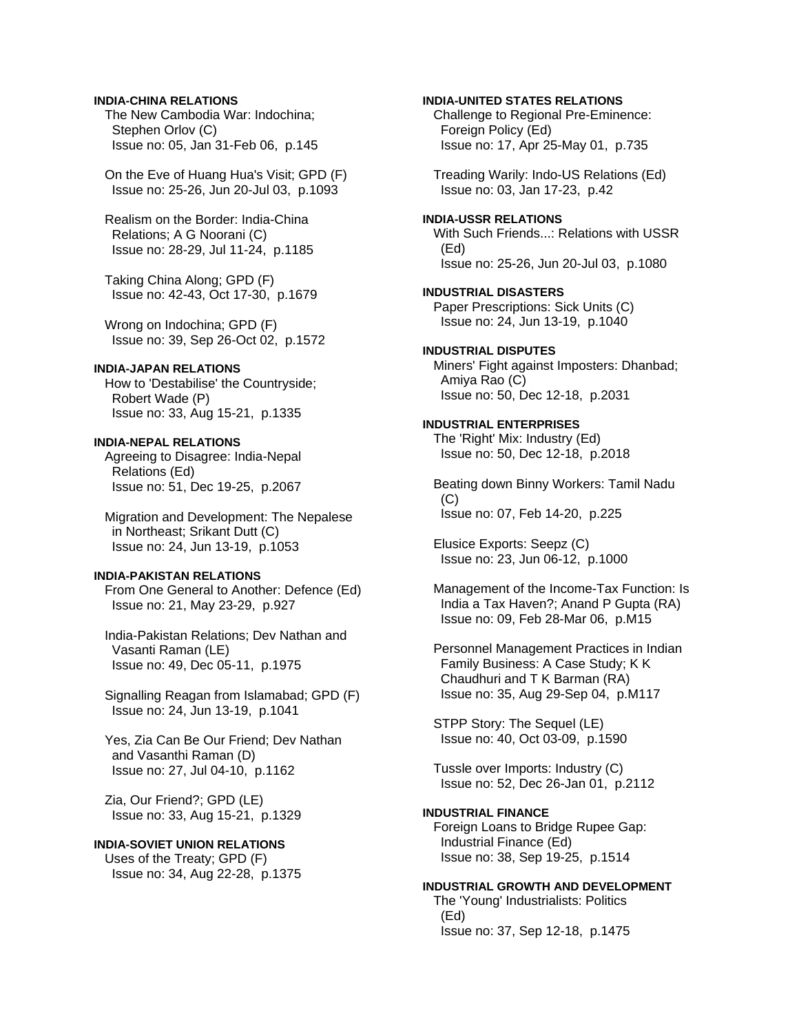**INDIA-CHINA RELATIONS**

The New Cambodia War: Indochina; Stephen Orlov (C)
Issue no: 05, Jan 31-Feb 06, p.145

On the Eve of Huang Hua's Visit; GPD (F)
Issue no: 25-26, Jun 20-Jul 03, p.1093

Realism on the Border: India-China Relations; A G Noorani (C)
Issue no: 28-29, Jul 11-24, p.1185

Taking China Along; GPD (F)
Issue no: 42-43, Oct 17-30, p.1679

Wrong on Indochina; GPD (F)
Issue no: 39, Sep 26-Oct 02, p.1572

**INDIA-JAPAN RELATIONS**

How to 'Destabilise' the Countryside; Robert Wade (P)
Issue no: 33, Aug 15-21, p.1335

**INDIA-NEPAL RELATIONS**

Agreeing to Disagree: India-Nepal Relations (Ed)
Issue no: 51, Dec 19-25, p.2067

Migration and Development: The Nepalese in Northeast; Srikant Dutt (C)
Issue no: 24, Jun 13-19, p.1053

**INDIA-PAKISTAN RELATIONS**

From One General to Another: Defence (Ed)
Issue no: 21, May 23-29, p.927

India-Pakistan Relations; Dev Nathan and Vasanti Raman (LE)
Issue no: 49, Dec 05-11, p.1975

Signalling Reagan from Islamabad; GPD (F)
Issue no: 24, Jun 13-19, p.1041

Yes, Zia Can Be Our Friend; Dev Nathan and Vasanthi Raman (D)
Issue no: 27, Jul 04-10, p.1162

Zia, Our Friend?; GPD (LE)
Issue no: 33, Aug 15-21, p.1329

**INDIA-SOVIET UNION RELATIONS**

Uses of the Treaty; GPD (F)
Issue no: 34, Aug 22-28, p.1375

**INDIA-UNITED STATES RELATIONS**

Challenge to Regional Pre-Eminence: Foreign Policy (Ed)
Issue no: 17, Apr 25-May 01, p.735

Treading Warily: Indo-US Relations (Ed)
Issue no: 03, Jan 17-23, p.42

**INDIA-USSR RELATIONS**

With Such Friends...: Relations with USSR (Ed)
Issue no: 25-26, Jun 20-Jul 03, p.1080

**INDUSTRIAL DISASTERS**

Paper Prescriptions: Sick Units (C)
Issue no: 24, Jun 13-19, p.1040

**INDUSTRIAL DISPUTES**

Miners' Fight against Imposters: Dhanbad; Amiya Rao (C)
Issue no: 50, Dec 12-18, p.2031

**INDUSTRIAL ENTERPRISES**

The 'Right' Mix: Industry (Ed)
Issue no: 50, Dec 12-18, p.2018

Beating down Binny Workers: Tamil Nadu (C)
Issue no: 07, Feb 14-20, p.225

Elusice Exports: Seepz (C)
Issue no: 23, Jun 06-12, p.1000

Management of the Income-Tax Function: Is India a Tax Haven?; Anand P Gupta (RA)
Issue no: 09, Feb 28-Mar 06, p.M15

Personnel Management Practices in Indian Family Business: A Case Study; K K Chaudhuri and T K Barman (RA)
Issue no: 35, Aug 29-Sep 04, p.M117

STPP Story: The Sequel (LE)
Issue no: 40, Oct 03-09, p.1590

Tussle over Imports: Industry (C)
Issue no: 52, Dec 26-Jan 01, p.2112

**INDUSTRIAL FINANCE**

Foreign Loans to Bridge Rupee Gap: Industrial Finance (Ed)
Issue no: 38, Sep 19-25, p.1514

**INDUSTRIAL GROWTH AND DEVELOPMENT**

The 'Young' Industrialists: Politics (Ed)
Issue no: 37, Sep 12-18, p.1475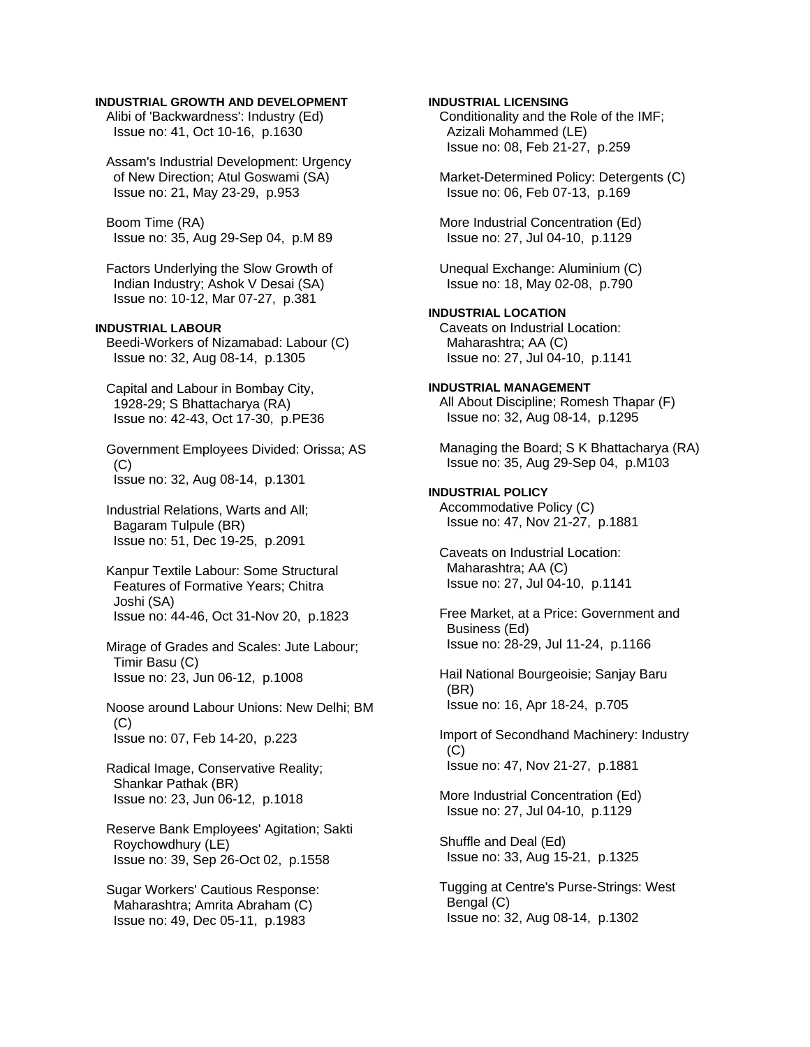**INDUSTRIAL GROWTH AND DEVELOPMENT**

Alibi of 'Backwardness': Industry (Ed)
Issue no: 41, Oct 10-16, p.1630

Assam's Industrial Development: Urgency of New Direction; Atul Goswami (SA)
Issue no: 21, May 23-29, p.953

Boom Time (RA)
Issue no: 35, Aug 29-Sep 04, p.M 89

Factors Underlying the Slow Growth of Indian Industry; Ashok V Desai (SA)
Issue no: 10-12, Mar 07-27, p.381

**INDUSTRIAL LABOUR**

Beedi-Workers of Nizamabad: Labour (C)
Issue no: 32, Aug 08-14, p.1305

Capital and Labour in Bombay City, 1928-29; S Bhattacharya (RA)
Issue no: 42-43, Oct 17-30, p.PE36

Government Employees Divided: Orissa; AS (C)
Issue no: 32, Aug 08-14, p.1301

Industrial Relations, Warts and All; Bagaram Tulpule (BR)
Issue no: 51, Dec 19-25, p.2091

Kanpur Textile Labour: Some Structural Features of Formative Years; Chitra Joshi (SA)
Issue no: 44-46, Oct 31-Nov 20, p.1823

Mirage of Grades and Scales: Jute Labour; Timir Basu (C)
Issue no: 23, Jun 06-12, p.1008

Noose around Labour Unions: New Delhi; BM (C)
Issue no: 07, Feb 14-20, p.223

Radical Image, Conservative Reality; Shankar Pathak (BR)
Issue no: 23, Jun 06-12, p.1018

Reserve Bank Employees' Agitation; Sakti Roychowdhury (LE)
Issue no: 39, Sep 26-Oct 02, p.1558

Sugar Workers' Cautious Response: Maharashtra; Amrita Abraham (C)
Issue no: 49, Dec 05-11, p.1983

**INDUSTRIAL LICENSING**

Conditionality and the Role of the IMF; Azizali Mohammed (LE)
Issue no: 08, Feb 21-27, p.259

Market-Determined Policy: Detergents (C)
Issue no: 06, Feb 07-13, p.169

More Industrial Concentration (Ed)
Issue no: 27, Jul 04-10, p.1129

Unequal Exchange: Aluminium (C)
Issue no: 18, May 02-08, p.790

**INDUSTRIAL LOCATION**

Caveats on Industrial Location: Maharashtra; AA (C)
Issue no: 27, Jul 04-10, p.1141

**INDUSTRIAL MANAGEMENT**

All About Discipline; Romesh Thapar (F)
Issue no: 32, Aug 08-14, p.1295

Managing the Board; S K Bhattacharya (RA)
Issue no: 35, Aug 29-Sep 04, p.M103

**INDUSTRIAL POLICY**

Accommodative Policy (C)
Issue no: 47, Nov 21-27, p.1881

Caveats on Industrial Location: Maharashtra; AA (C)
Issue no: 27, Jul 04-10, p.1141

Free Market, at a Price: Government and Business (Ed)
Issue no: 28-29, Jul 11-24, p.1166

Hail National Bourgeoisie; Sanjay Baru (BR)
Issue no: 16, Apr 18-24, p.705

Import of Secondhand Machinery: Industry (C)
Issue no: 47, Nov 21-27, p.1881

More Industrial Concentration (Ed)
Issue no: 27, Jul 04-10, p.1129

Shuffle and Deal (Ed)
Issue no: 33, Aug 15-21, p.1325

Tugging at Centre's Purse-Strings: West Bengal (C)
Issue no: 32, Aug 08-14, p.1302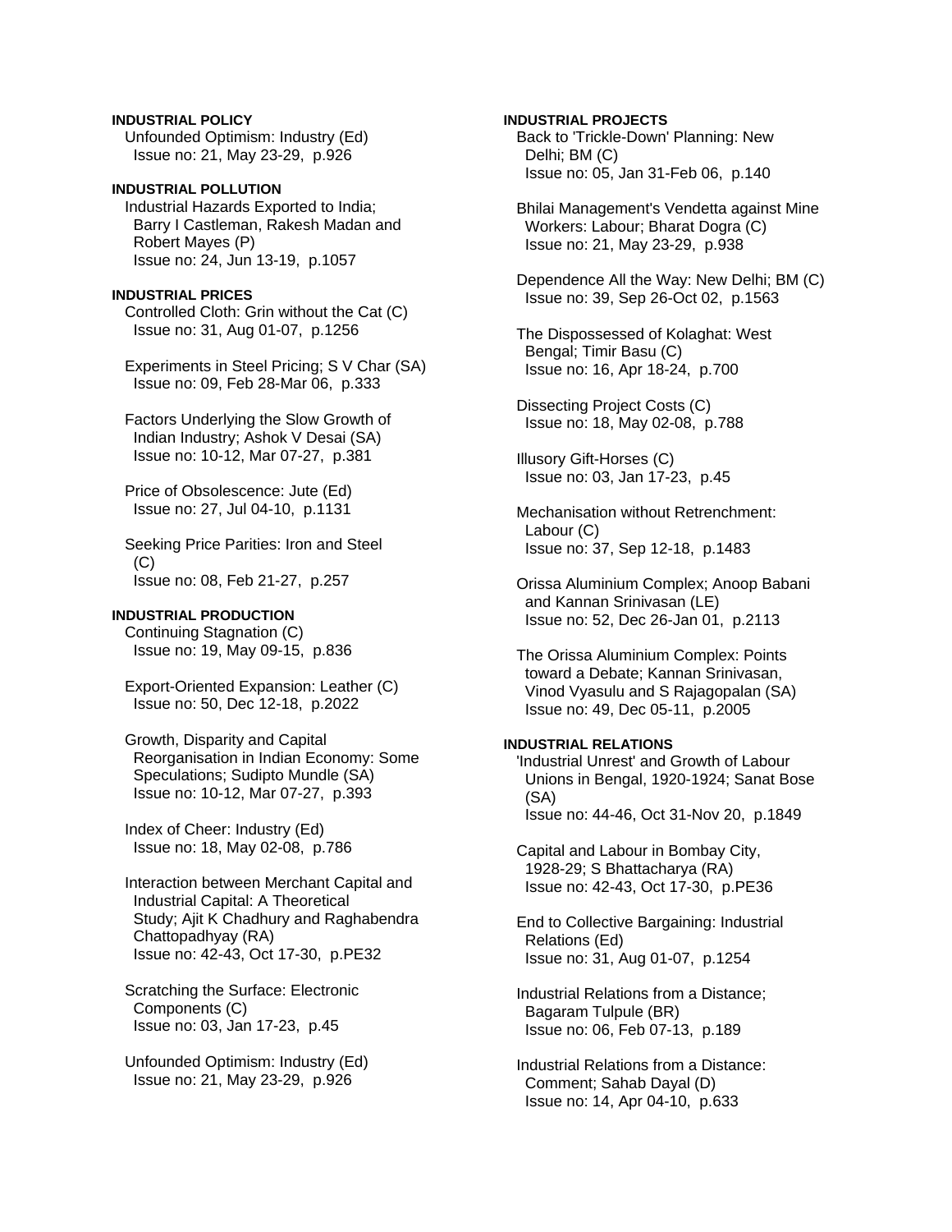**INDUSTRIAL POLICY**

Unfounded Optimism: Industry (Ed)
Issue no: 21, May 23-29, p.926

**INDUSTRIAL POLLUTION**

Industrial Hazards Exported to India; Barry I Castleman, Rakesh Madan and Robert Mayes (P)
Issue no: 24, Jun 13-19, p.1057

**INDUSTRIAL PRICES**

Controlled Cloth: Grin without the Cat (C)
Issue no: 31, Aug 01-07, p.1256

Experiments in Steel Pricing; S V Char (SA)
Issue no: 09, Feb 28-Mar 06, p.333

Factors Underlying the Slow Growth of Indian Industry; Ashok V Desai (SA)
Issue no: 10-12, Mar 07-27, p.381

Price of Obsolescence: Jute (Ed)
Issue no: 27, Jul 04-10, p.1131

Seeking Price Parities: Iron and Steel (C)
Issue no: 08, Feb 21-27, p.257

**INDUSTRIAL PRODUCTION**

Continuing Stagnation (C)
Issue no: 19, May 09-15, p.836

Export-Oriented Expansion: Leather (C)
Issue no: 50, Dec 12-18, p.2022

Growth, Disparity and Capital Reorganisation in Indian Economy: Some Speculations; Sudipto Mundle (SA)
Issue no: 10-12, Mar 07-27, p.393

Index of Cheer: Industry (Ed)
Issue no: 18, May 02-08, p.786

Interaction between Merchant Capital and Industrial Capital: A Theoretical Study; Ajit K Chadhury and Raghabendra Chattopadhyay (RA)
Issue no: 42-43, Oct 17-30, p.PE32

Scratching the Surface: Electronic Components (C)
Issue no: 03, Jan 17-23, p.45

Unfounded Optimism: Industry (Ed)
Issue no: 21, May 23-29, p.926

**INDUSTRIAL PROJECTS**

Back to 'Trickle-Down' Planning: New Delhi; BM (C)
Issue no: 05, Jan 31-Feb 06, p.140

Bhilai Management's Vendetta against Mine Workers: Labour; Bharat Dogra (C)
Issue no: 21, May 23-29, p.938

Dependence All the Way: New Delhi; BM (C)
Issue no: 39, Sep 26-Oct 02, p.1563

The Dispossessed of Kolaghat: West Bengal; Timir Basu (C)
Issue no: 16, Apr 18-24, p.700

Dissecting Project Costs (C)
Issue no: 18, May 02-08, p.788

Illusory Gift-Horses (C)
Issue no: 03, Jan 17-23, p.45

Mechanisation without Retrenchment: Labour (C)
Issue no: 37, Sep 12-18, p.1483

Orissa Aluminium Complex; Anoop Babani and Kannan Srinivasan (LE)
Issue no: 52, Dec 26-Jan 01, p.2113

The Orissa Aluminium Complex: Points toward a Debate; Kannan Srinivasan, Vinod Vyasulu and S Rajagopalan (SA)
Issue no: 49, Dec 05-11, p.2005

**INDUSTRIAL RELATIONS**

'Industrial Unrest' and Growth of Labour Unions in Bengal, 1920-1924; Sanat Bose (SA)
Issue no: 44-46, Oct 31-Nov 20, p.1849

Capital and Labour in Bombay City, 1928-29; S Bhattacharya (RA)
Issue no: 42-43, Oct 17-30, p.PE36

End to Collective Bargaining: Industrial Relations (Ed)
Issue no: 31, Aug 01-07, p.1254

Industrial Relations from a Distance; Bagaram Tulpule (BR)
Issue no: 06, Feb 07-13, p.189

Industrial Relations from a Distance: Comment; Sahab Dayal (D)
Issue no: 14, Apr 04-10, p.633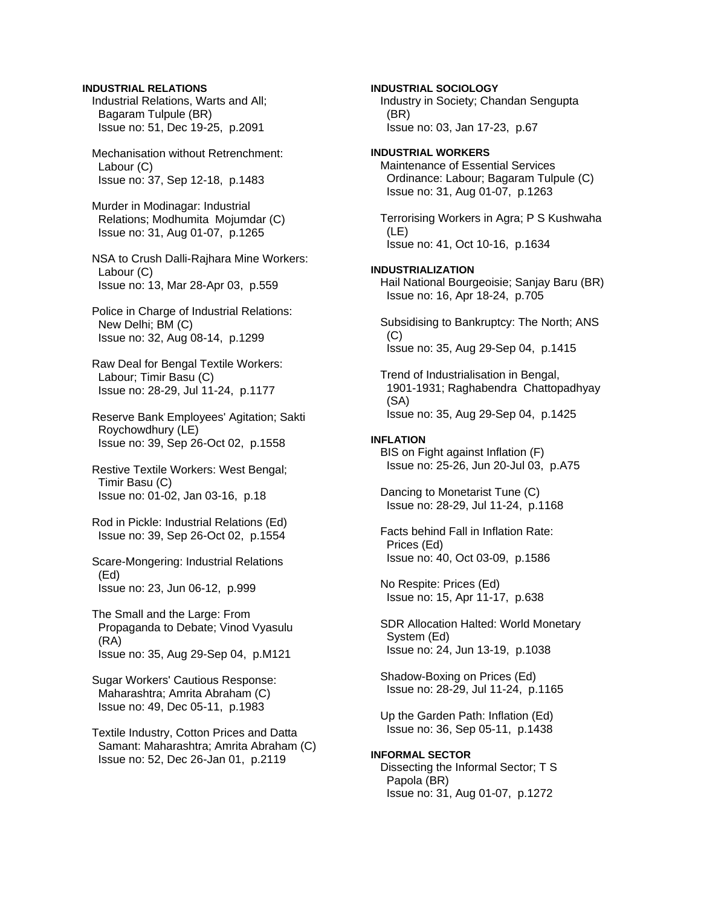**INDUSTRIAL RELATIONS**

Industrial Relations, Warts and All; Bagaram Tulpule (BR)
Issue no: 51, Dec 19-25, p.2091

Mechanisation without Retrenchment: Labour (C)
Issue no: 37, Sep 12-18, p.1483

Murder in Modinagar: Industrial Relations; Modhumita Mojumdar (C)
Issue no: 31, Aug 01-07, p.1265

NSA to Crush Dalli-Rajhara Mine Workers: Labour (C)
Issue no: 13, Mar 28-Apr 03, p.559

Police in Charge of Industrial Relations: New Delhi; BM (C)
Issue no: 32, Aug 08-14, p.1299

Raw Deal for Bengal Textile Workers: Labour; Timir Basu (C)
Issue no: 28-29, Jul 11-24, p.1177

Reserve Bank Employees' Agitation; Sakti Roychowdhury (LE)
Issue no: 39, Sep 26-Oct 02, p.1558

Restive Textile Workers: West Bengal; Timir Basu (C)
Issue no: 01-02, Jan 03-16, p.18

Rod in Pickle: Industrial Relations (Ed)
Issue no: 39, Sep 26-Oct 02, p.1554

Scare-Mongering: Industrial Relations (Ed)
Issue no: 23, Jun 06-12, p.999

The Small and the Large: From Propaganda to Debate; Vinod Vyasulu (RA)
Issue no: 35, Aug 29-Sep 04, p.M121

Sugar Workers' Cautious Response: Maharashtra; Amrita Abraham (C)
Issue no: 49, Dec 05-11, p.1983

Textile Industry, Cotton Prices and Datta Samant: Maharashtra; Amrita Abraham (C)
Issue no: 52, Dec 26-Jan 01, p.2119

**INDUSTRIAL SOCIOLOGY**

Industry in Society; Chandan Sengupta (BR)
Issue no: 03, Jan 17-23, p.67

**INDUSTRIAL WORKERS**

Maintenance of Essential Services Ordinance: Labour; Bagaram Tulpule (C)
Issue no: 31, Aug 01-07, p.1263

Terrorising Workers in Agra; P S Kushwaha (LE)
Issue no: 41, Oct 10-16, p.1634

**INDUSTRIALIZATION**

Hail National Bourgeoisie; Sanjay Baru (BR)
Issue no: 16, Apr 18-24, p.705

Subsidising to Bankruptcy: The North; ANS (C)
Issue no: 35, Aug 29-Sep 04, p.1415

Trend of Industrialisation in Bengal, 1901-1931; Raghabendra Chattopadhyay (SA)
Issue no: 35, Aug 29-Sep 04, p.1425

**INFLATION**

BIS on Fight against Inflation (F)
Issue no: 25-26, Jun 20-Jul 03, p.A75

Dancing to Monetarist Tune (C)
Issue no: 28-29, Jul 11-24, p.1168

Facts behind Fall in Inflation Rate: Prices (Ed)
Issue no: 40, Oct 03-09, p.1586

No Respite: Prices (Ed)
Issue no: 15, Apr 11-17, p.638

SDR Allocation Halted: World Monetary System (Ed)
Issue no: 24, Jun 13-19, p.1038

Shadow-Boxing on Prices (Ed)
Issue no: 28-29, Jul 11-24, p.1165

Up the Garden Path: Inflation (Ed)
Issue no: 36, Sep 05-11, p.1438

**INFORMAL SECTOR**

Dissecting the Informal Sector; T S Papola (BR)
Issue no: 31, Aug 01-07, p.1272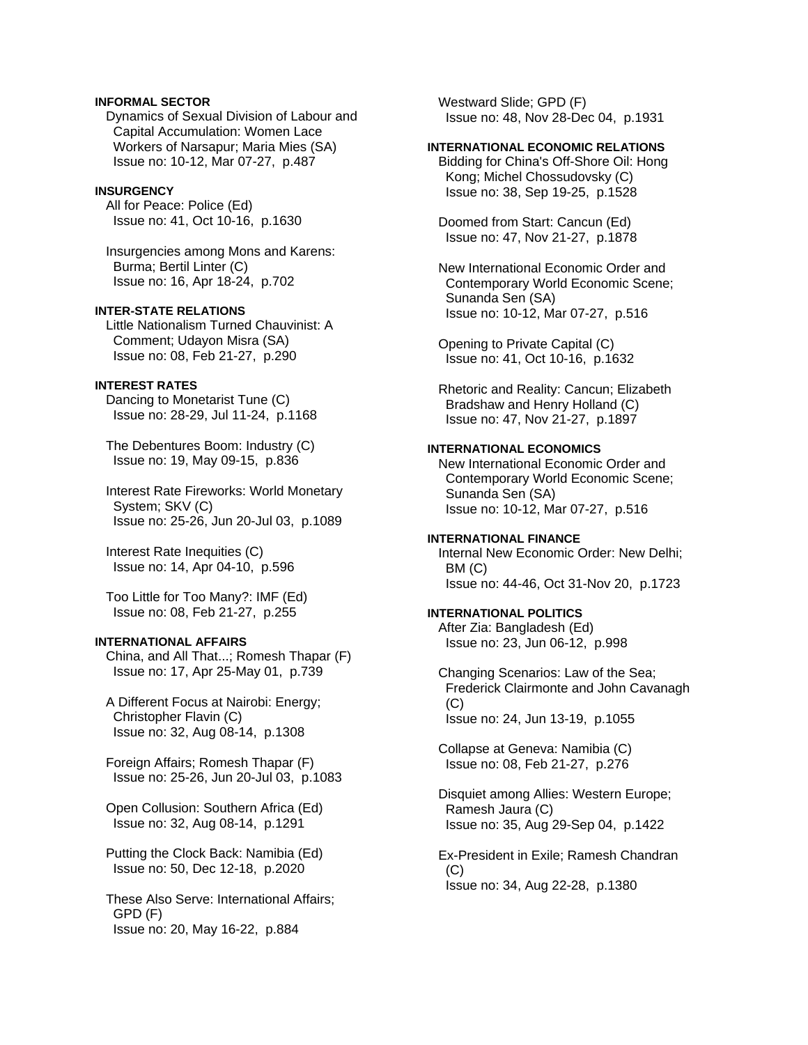**INFORMAL SECTOR**

Dynamics of Sexual Division of Labour and Capital Accumulation: Women Lace Workers of Narsapur; Maria Mies (SA)
Issue no: 10-12, Mar 07-27, p.487

**INSURGENCY**

All for Peace: Police (Ed)
Issue no: 41, Oct 10-16, p.1630

Insurgencies among Mons and Karens: Burma; Bertil Linter (C)
Issue no: 16, Apr 18-24, p.702

**INTER-STATE RELATIONS**

Little Nationalism Turned Chauvinist: A Comment; Udayon Misra (SA)
Issue no: 08, Feb 21-27, p.290

**INTEREST RATES**

Dancing to Monetarist Tune (C)
Issue no: 28-29, Jul 11-24, p.1168

The Debentures Boom: Industry (C)
Issue no: 19, May 09-15, p.836

Interest Rate Fireworks: World Monetary System; SKV (C)
Issue no: 25-26, Jun 20-Jul 03, p.1089

Interest Rate Inequities (C)
Issue no: 14, Apr 04-10, p.596

Too Little for Too Many?: IMF (Ed)
Issue no: 08, Feb 21-27, p.255

**INTERNATIONAL AFFAIRS**

China, and All That...; Romesh Thapar (F)
Issue no: 17, Apr 25-May 01, p.739

A Different Focus at Nairobi: Energy; Christopher Flavin (C)
Issue no: 32, Aug 08-14, p.1308

Foreign Affairs; Romesh Thapar (F)
Issue no: 25-26, Jun 20-Jul 03, p.1083

Open Collusion: Southern Africa (Ed)
Issue no: 32, Aug 08-14, p.1291

Putting the Clock Back: Namibia (Ed)
Issue no: 50, Dec 12-18, p.2020

These Also Serve: International Affairs; GPD (F)
Issue no: 20, May 16-22, p.884

Westward Slide; GPD (F)
Issue no: 48, Nov 28-Dec 04, p.1931

**INTERNATIONAL ECONOMIC RELATIONS**

Bidding for China's Off-Shore Oil: Hong Kong; Michel Chossudovsky (C)
Issue no: 38, Sep 19-25, p.1528

Doomed from Start: Cancun (Ed)
Issue no: 47, Nov 21-27, p.1878

New International Economic Order and Contemporary World Economic Scene; Sunanda Sen (SA)
Issue no: 10-12, Mar 07-27, p.516

Opening to Private Capital (C)
Issue no: 41, Oct 10-16, p.1632

Rhetoric and Reality: Cancun; Elizabeth Bradshaw and Henry Holland (C)
Issue no: 47, Nov 21-27, p.1897

**INTERNATIONAL ECONOMICS**

New International Economic Order and Contemporary World Economic Scene; Sunanda Sen (SA)
Issue no: 10-12, Mar 07-27, p.516

**INTERNATIONAL FINANCE**

Internal New Economic Order: New Delhi; BM (C)
Issue no: 44-46, Oct 31-Nov 20, p.1723

**INTERNATIONAL POLITICS**

After Zia: Bangladesh (Ed)
Issue no: 23, Jun 06-12, p.998

Changing Scenarios: Law of the Sea; Frederick Clairmonte and John Cavanagh (C)
Issue no: 24, Jun 13-19, p.1055

Collapse at Geneva: Namibia (C)
Issue no: 08, Feb 21-27, p.276

Disquiet among Allies: Western Europe; Ramesh Jaura (C)
Issue no: 35, Aug 29-Sep 04, p.1422

Ex-President in Exile; Ramesh Chandran (C)
Issue no: 34, Aug 22-28, p.1380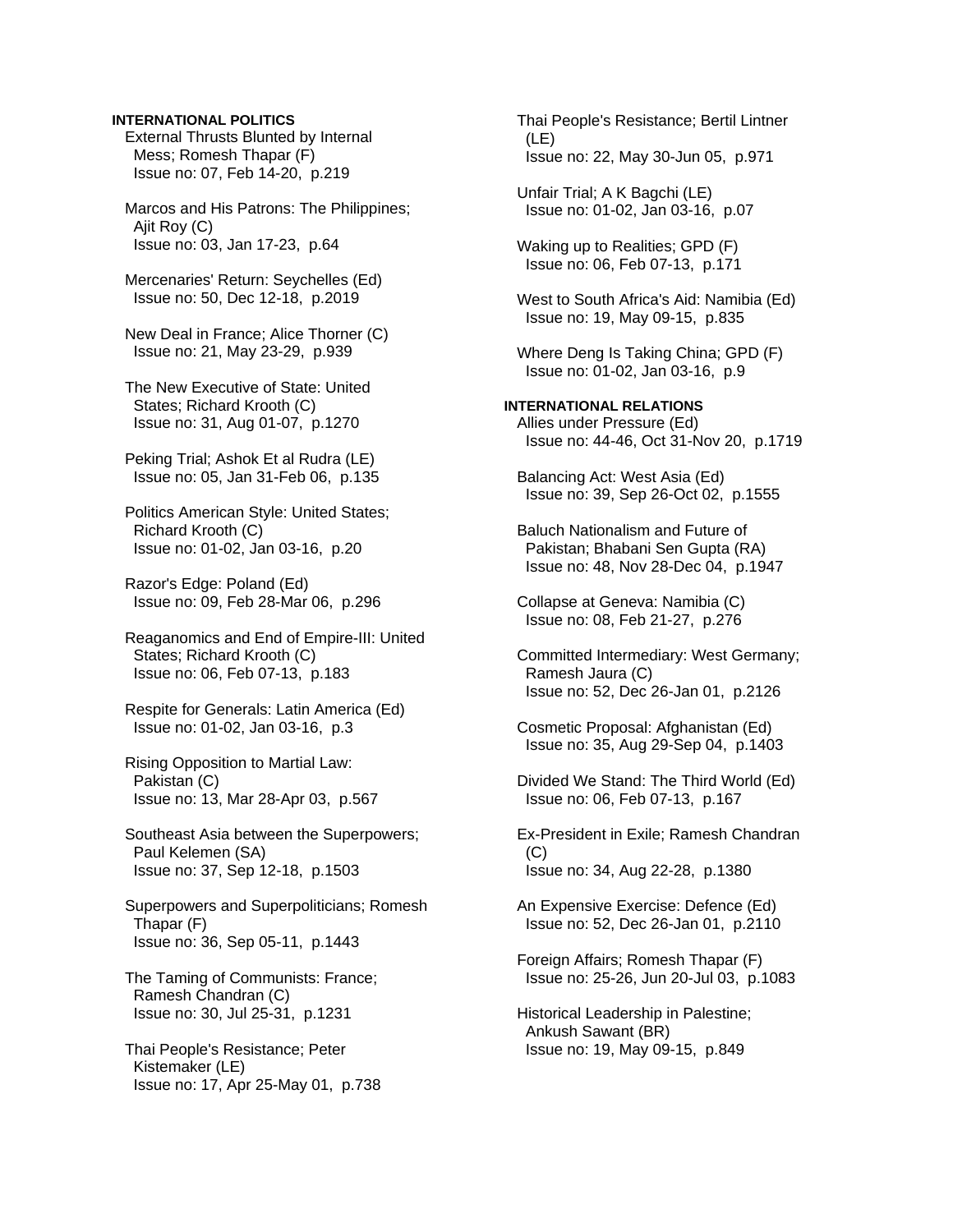**INTERNATIONAL POLITICS**

External Thrusts Blunted by Internal Mess; Romesh Thapar (F)
Issue no: 07, Feb 14-20, p.219

Marcos and His Patrons: The Philippines; Ajit Roy (C)
Issue no: 03, Jan 17-23, p.64

Mercenaries' Return: Seychelles (Ed)
Issue no: 50, Dec 12-18, p.2019

New Deal in France; Alice Thorner (C)
Issue no: 21, May 23-29, p.939

The New Executive of State: United States; Richard Krooth (C)
Issue no: 31, Aug 01-07, p.1270

Peking Trial; Ashok Et al Rudra (LE)
Issue no: 05, Jan 31-Feb 06, p.135

Politics American Style: United States; Richard Krooth (C)
Issue no: 01-02, Jan 03-16, p.20

Razor's Edge: Poland (Ed)
Issue no: 09, Feb 28-Mar 06, p.296

Reaganomics and End of Empire-III: United States; Richard Krooth (C)
Issue no: 06, Feb 07-13, p.183

Respite for Generals: Latin America (Ed)
Issue no: 01-02, Jan 03-16, p.3

Rising Opposition to Martial Law: Pakistan (C)
Issue no: 13, Mar 28-Apr 03, p.567

Southeast Asia between the Superpowers; Paul Kelemen (SA)
Issue no: 37, Sep 12-18, p.1503

Superpowers and Superpoliticians; Romesh Thapar (F)
Issue no: 36, Sep 05-11, p.1443

The Taming of Communists: France; Ramesh Chandran (C)
Issue no: 30, Jul 25-31, p.1231

Thai People's Resistance; Peter Kistemaker (LE)
Issue no: 17, Apr 25-May 01, p.738

Thai People's Resistance; Bertil Lintner (LE)
Issue no: 22, May 30-Jun 05, p.971

Unfair Trial; A K Bagchi (LE)
Issue no: 01-02, Jan 03-16, p.07

Waking up to Realities; GPD (F)
Issue no: 06, Feb 07-13, p.171

West to South Africa's Aid: Namibia (Ed)
Issue no: 19, May 09-15, p.835

Where Deng Is Taking China; GPD (F)
Issue no: 01-02, Jan 03-16, p.9

**INTERNATIONAL RELATIONS**

Allies under Pressure (Ed)
Issue no: 44-46, Oct 31-Nov 20, p.1719

Balancing Act: West Asia (Ed)
Issue no: 39, Sep 26-Oct 02, p.1555

Baluch Nationalism and Future of Pakistan; Bhabani Sen Gupta (RA)
Issue no: 48, Nov 28-Dec 04, p.1947

Collapse at Geneva: Namibia (C)
Issue no: 08, Feb 21-27, p.276

Committed Intermediary: West Germany; Ramesh Jaura (C)
Issue no: 52, Dec 26-Jan 01, p.2126

Cosmetic Proposal: Afghanistan (Ed)
Issue no: 35, Aug 29-Sep 04, p.1403

Divided We Stand: The Third World (Ed)
Issue no: 06, Feb 07-13, p.167

Ex-President in Exile; Ramesh Chandran (C)
Issue no: 34, Aug 22-28, p.1380

An Expensive Exercise: Defence (Ed)
Issue no: 52, Dec 26-Jan 01, p.2110

Foreign Affairs; Romesh Thapar (F)
Issue no: 25-26, Jun 20-Jul 03, p.1083

Historical Leadership in Palestine; Ankush Sawant (BR)
Issue no: 19, May 09-15, p.849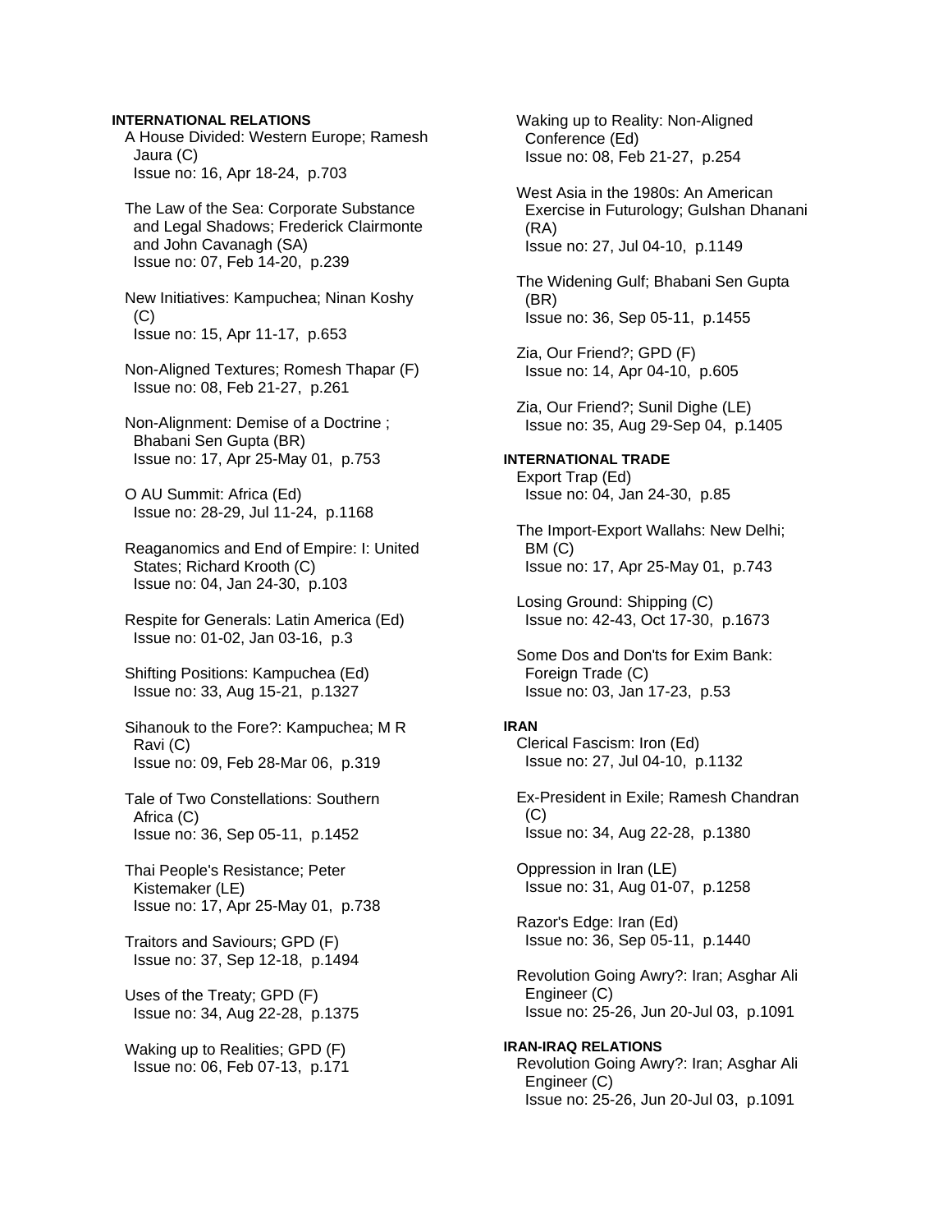**INTERNATIONAL RELATIONS**

A House Divided: Western Europe; Ramesh Jaura (C)
Issue no: 16, Apr 18-24, p.703

The Law of the Sea: Corporate Substance and Legal Shadows; Frederick Clairmonte and John Cavanagh (SA)
Issue no: 07, Feb 14-20, p.239

New Initiatives: Kampuchea; Ninan Koshy (C)
Issue no: 15, Apr 11-17, p.653

Non-Aligned Textures; Romesh Thapar (F)
Issue no: 08, Feb 21-27, p.261

Non-Alignment: Demise of a Doctrine ; Bhabani Sen Gupta (BR)
Issue no: 17, Apr 25-May 01, p.753

O AU Summit: Africa (Ed)
Issue no: 28-29, Jul 11-24, p.1168

Reaganomics and End of Empire: I: United States; Richard Krooth (C)
Issue no: 04, Jan 24-30, p.103

Respite for Generals: Latin America (Ed)
Issue no: 01-02, Jan 03-16, p.3

Shifting Positions: Kampuchea (Ed)
Issue no: 33, Aug 15-21, p.1327

Sihanouk to the Fore?: Kampuchea; M R Ravi (C)
Issue no: 09, Feb 28-Mar 06, p.319

Tale of Two Constellations: Southern Africa (C)
Issue no: 36, Sep 05-11, p.1452

Thai People's Resistance; Peter Kistemaker (LE)
Issue no: 17, Apr 25-May 01, p.738

Traitors and Saviours; GPD (F)
Issue no: 37, Sep 12-18, p.1494

Uses of the Treaty; GPD (F)
Issue no: 34, Aug 22-28, p.1375

Waking up to Realities; GPD (F)
Issue no: 06, Feb 07-13, p.171

Waking up to Reality: Non-Aligned Conference (Ed)
Issue no: 08, Feb 21-27, p.254

West Asia in the 1980s: An American Exercise in Futurology; Gulshan Dhanani (RA)
Issue no: 27, Jul 04-10, p.1149

The Widening Gulf; Bhabani Sen Gupta (BR)
Issue no: 36, Sep 05-11, p.1455

Zia, Our Friend?; GPD (F)
Issue no: 14, Apr 04-10, p.605

Zia, Our Friend?; Sunil Dighe (LE)
Issue no: 35, Aug 29-Sep 04, p.1405

**INTERNATIONAL TRADE**

Export Trap (Ed)
Issue no: 04, Jan 24-30, p.85

The Import-Export Wallahs: New Delhi; BM (C)
Issue no: 17, Apr 25-May 01, p.743

Losing Ground: Shipping (C)
Issue no: 42-43, Oct 17-30, p.1673

Some Dos and Don'ts for Exim Bank: Foreign Trade (C)
Issue no: 03, Jan 17-23, p.53

**IRAN**

Clerical Fascism: Iron (Ed)
Issue no: 27, Jul 04-10, p.1132

Ex-President in Exile; Ramesh Chandran (C)
Issue no: 34, Aug 22-28, p.1380

Oppression in Iran (LE)
Issue no: 31, Aug 01-07, p.1258

Razor's Edge: Iran (Ed)
Issue no: 36, Sep 05-11, p.1440

Revolution Going Awry?: Iran; Asghar Ali Engineer (C)
Issue no: 25-26, Jun 20-Jul 03, p.1091

**IRAN-IRAQ RELATIONS**

Revolution Going Awry?: Iran; Asghar Ali Engineer (C)
Issue no: 25-26, Jun 20-Jul 03, p.1091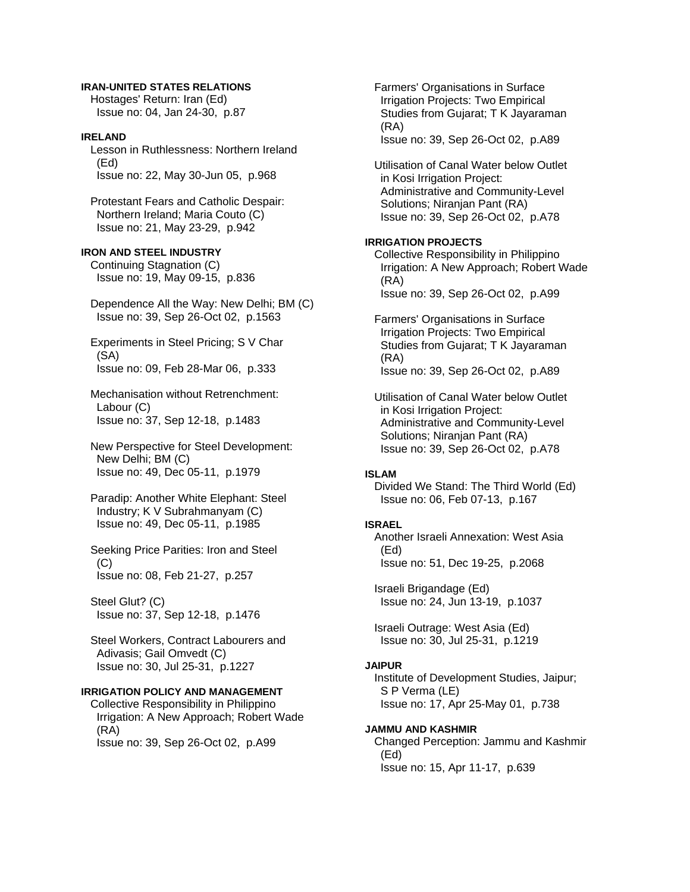**IRAN-UNITED STATES RELATIONS**

Hostages' Return: Iran (Ed)
Issue no: 04, Jan 24-30, p.87

**IRELAND**

Lesson in Ruthlessness: Northern Ireland (Ed)
Issue no: 22, May 30-Jun 05, p.968

Protestant Fears and Catholic Despair: Northern Ireland; Maria Couto (C)
Issue no: 21, May 23-29, p.942

**IRON AND STEEL INDUSTRY**

Continuing Stagnation (C)
Issue no: 19, May 09-15, p.836

Dependence All the Way: New Delhi; BM (C)
Issue no: 39, Sep 26-Oct 02, p.1563

Experiments in Steel Pricing; S V Char (SA)
Issue no: 09, Feb 28-Mar 06, p.333

Mechanisation without Retrenchment: Labour (C)
Issue no: 37, Sep 12-18, p.1483

New Perspective for Steel Development: New Delhi; BM (C)
Issue no: 49, Dec 05-11, p.1979

Paradip: Another White Elephant: Steel Industry; K V Subrahmanyam (C)
Issue no: 49, Dec 05-11, p.1985

Seeking Price Parities: Iron and Steel (C)
Issue no: 08, Feb 21-27, p.257

Steel Glut? (C)
Issue no: 37, Sep 12-18, p.1476

Steel Workers, Contract Labourers and Adivasis; Gail Omvedt (C)
Issue no: 30, Jul 25-31, p.1227

**IRRIGATION POLICY AND MANAGEMENT**

Collective Responsibility in Philippino Irrigation: A New Approach; Robert Wade (RA)
Issue no: 39, Sep 26-Oct 02, p.A99

Farmers' Organisations in Surface Irrigation Projects: Two Empirical Studies from Gujarat; T K Jayaraman (RA)
Issue no: 39, Sep 26-Oct 02, p.A89

Utilisation of Canal Water below Outlet in Kosi Irrigation Project: Administrative and Community-Level Solutions; Niranjan Pant (RA)
Issue no: 39, Sep 26-Oct 02, p.A78

**IRRIGATION PROJECTS**

Collective Responsibility in Philippino Irrigation: A New Approach; Robert Wade (RA)
Issue no: 39, Sep 26-Oct 02, p.A99

Farmers' Organisations in Surface Irrigation Projects: Two Empirical Studies from Gujarat; T K Jayaraman (RA)
Issue no: 39, Sep 26-Oct 02, p.A89

Utilisation of Canal Water below Outlet in Kosi Irrigation Project: Administrative and Community-Level Solutions; Niranjan Pant (RA)
Issue no: 39, Sep 26-Oct 02, p.A78

**ISLAM**

Divided We Stand: The Third World (Ed)
Issue no: 06, Feb 07-13, p.167

**ISRAEL**

Another Israeli Annexation: West Asia (Ed)
Issue no: 51, Dec 19-25, p.2068

Israeli Brigandage (Ed)
Issue no: 24, Jun 13-19, p.1037

Israeli Outrage: West Asia (Ed)
Issue no: 30, Jul 25-31, p.1219

**JAIPUR**

Institute of Development Studies, Jaipur; S P Verma (LE)
Issue no: 17, Apr 25-May 01, p.738

**JAMMU AND KASHMIR**

Changed Perception: Jammu and Kashmir (Ed)
Issue no: 15, Apr 11-17, p.639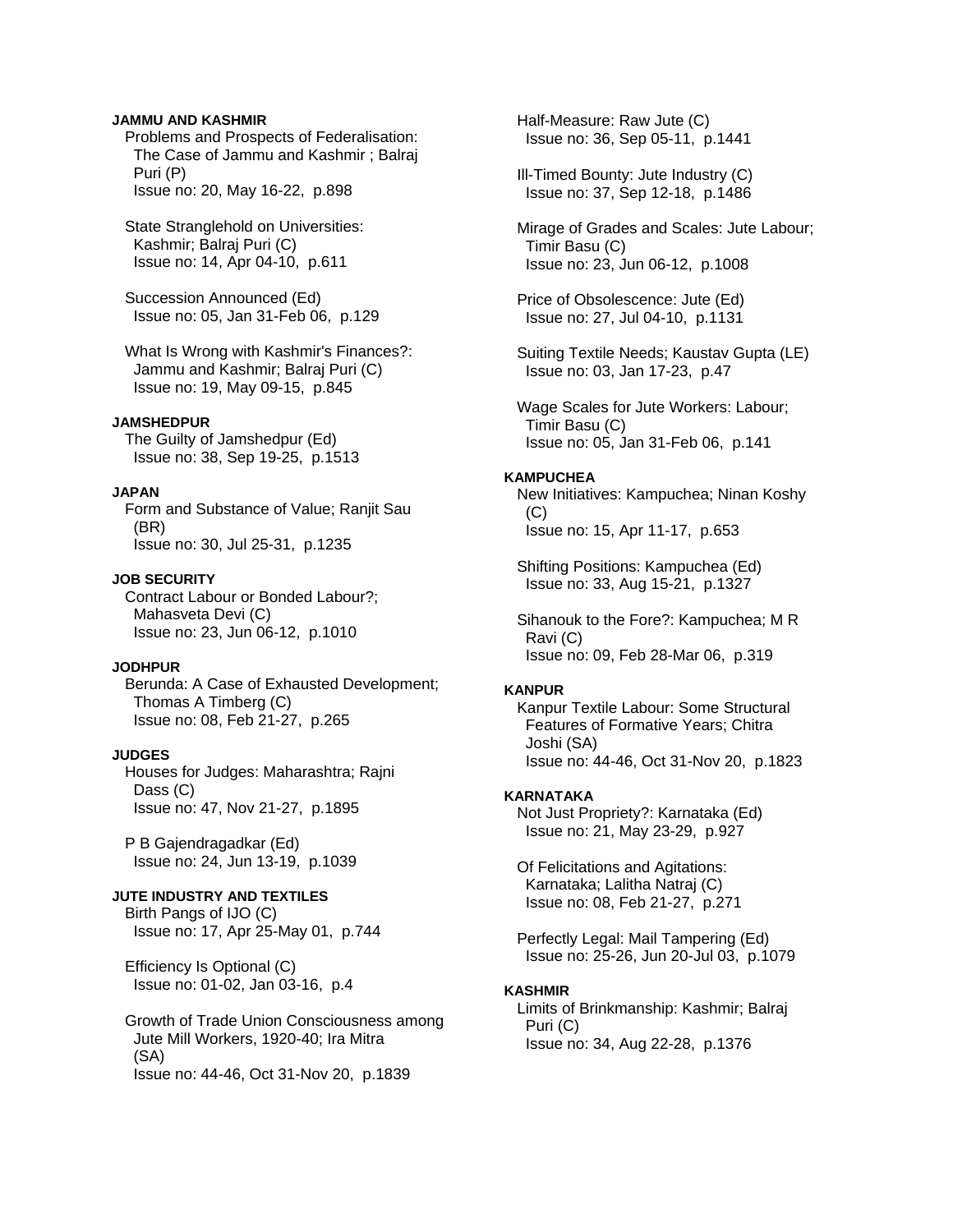**JAMMU AND KASHMIR**

Problems and Prospects of Federalisation: The Case of Jammu and Kashmir ; Balraj Puri (P)
Issue no: 20, May 16-22, p.898

State Stranglehold on Universities: Kashmir; Balraj Puri (C)
Issue no: 14, Apr 04-10, p.611

Succession Announced (Ed)
Issue no: 05, Jan 31-Feb 06, p.129

What Is Wrong with Kashmir's Finances?: Jammu and Kashmir; Balraj Puri (C)
Issue no: 19, May 09-15, p.845

**JAMSHEDPUR**

The Guilty of Jamshedpur (Ed)
Issue no: 38, Sep 19-25, p.1513

**JAPAN**

Form and Substance of Value; Ranjit Sau (BR)
Issue no: 30, Jul 25-31, p.1235

**JOB SECURITY**

Contract Labour or Bonded Labour?; Mahasveta Devi (C)
Issue no: 23, Jun 06-12, p.1010

**JODHPUR**

Berunda: A Case of Exhausted Development; Thomas A Timberg (C)
Issue no: 08, Feb 21-27, p.265

**JUDGES**

Houses for Judges: Maharashtra; Rajni Dass (C)
Issue no: 47, Nov 21-27, p.1895

P B Gajendragadkar (Ed)
Issue no: 24, Jun 13-19, p.1039

**JUTE INDUSTRY AND TEXTILES**

Birth Pangs of IJO (C)
Issue no: 17, Apr 25-May 01, p.744

Efficiency Is Optional (C)
Issue no: 01-02, Jan 03-16, p.4

Growth of Trade Union Consciousness among Jute Mill Workers, 1920-40; Ira Mitra (SA)
Issue no: 44-46, Oct 31-Nov 20, p.1839

Half-Measure: Raw Jute (C)
Issue no: 36, Sep 05-11, p.1441

Ill-Timed Bounty: Jute Industry (C)
Issue no: 37, Sep 12-18, p.1486

Mirage of Grades and Scales: Jute Labour; Timir Basu (C)
Issue no: 23, Jun 06-12, p.1008

Price of Obsolescence: Jute (Ed)
Issue no: 27, Jul 04-10, p.1131

Suiting Textile Needs; Kaustav Gupta (LE)
Issue no: 03, Jan 17-23, p.47

Wage Scales for Jute Workers: Labour; Timir Basu (C)
Issue no: 05, Jan 31-Feb 06, p.141

**KAMPUCHEA**

New Initiatives: Kampuchea; Ninan Koshy (C)
Issue no: 15, Apr 11-17, p.653

Shifting Positions: Kampuchea (Ed)
Issue no: 33, Aug 15-21, p.1327

Sihanouk to the Fore?: Kampuchea; M R Ravi (C)
Issue no: 09, Feb 28-Mar 06, p.319

**KANPUR**

Kanpur Textile Labour: Some Structural Features of Formative Years; Chitra Joshi (SA)
Issue no: 44-46, Oct 31-Nov 20, p.1823

**KARNATAKA**

Not Just Propriety?: Karnataka (Ed)
Issue no: 21, May 23-29, p.927

Of Felicitations and Agitations: Karnataka; Lalitha Natraj (C)
Issue no: 08, Feb 21-27, p.271

Perfectly Legal: Mail Tampering (Ed)
Issue no: 25-26, Jun 20-Jul 03, p.1079

**KASHMIR**

Limits of Brinkmanship: Kashmir; Balraj Puri (C)
Issue no: 34, Aug 22-28, p.1376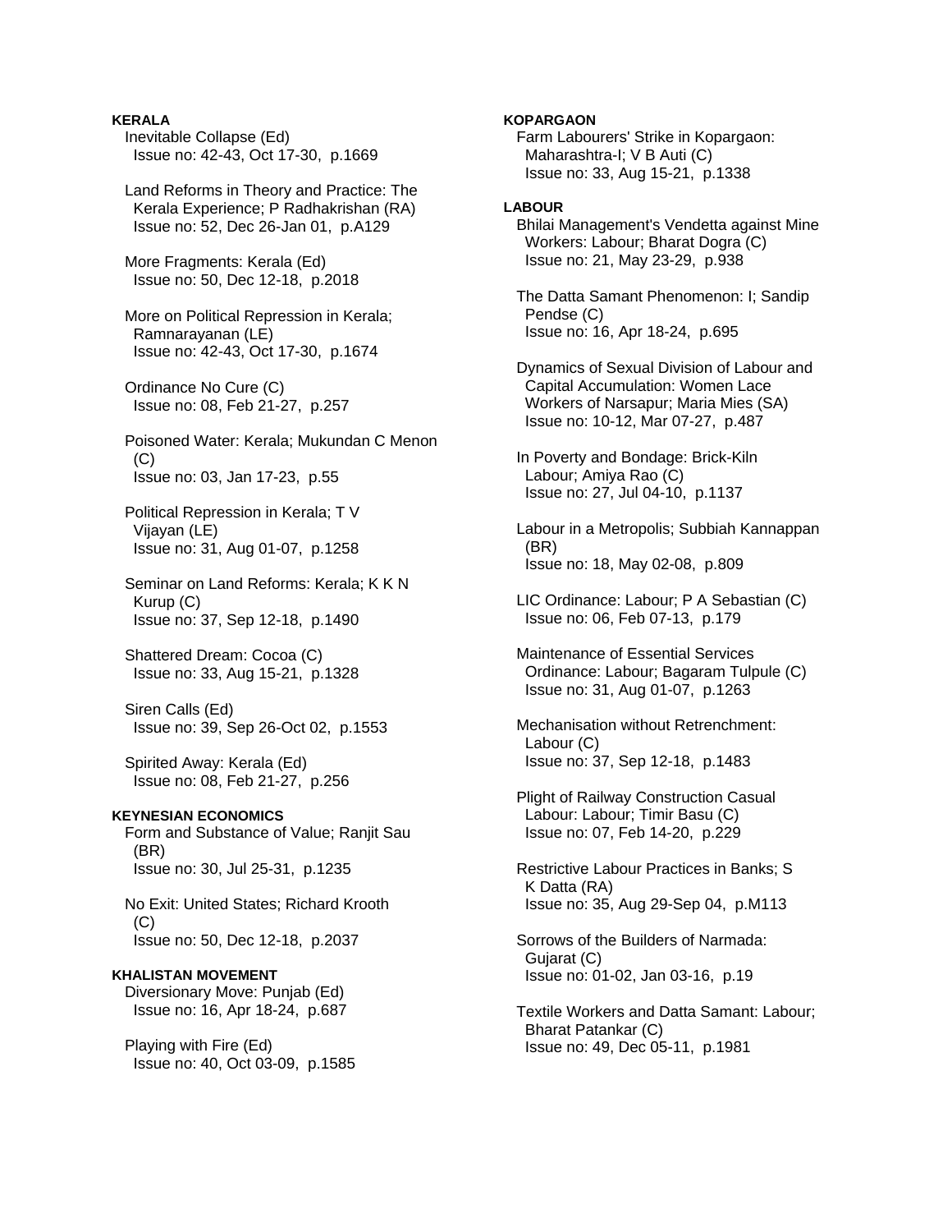**KERALA**

Inevitable Collapse (Ed)
Issue no: 42-43, Oct 17-30, p.1669

Land Reforms in Theory and Practice: The Kerala Experience; P Radhakrishan (RA)
Issue no: 52, Dec 26-Jan 01, p.A129

More Fragments: Kerala (Ed)
Issue no: 50, Dec 12-18, p.2018

More on Political Repression in Kerala; Ramnarayanan (LE)
Issue no: 42-43, Oct 17-30, p.1674

Ordinance No Cure (C)
Issue no: 08, Feb 21-27, p.257

Poisoned Water: Kerala; Mukundan C Menon (C)
Issue no: 03, Jan 17-23, p.55

Political Repression in Kerala; T V Vijayan (LE)
Issue no: 31, Aug 01-07, p.1258

Seminar on Land Reforms: Kerala; K K N Kurup (C)
Issue no: 37, Sep 12-18, p.1490

Shattered Dream: Cocoa (C)
Issue no: 33, Aug 15-21, p.1328

Siren Calls (Ed)
Issue no: 39, Sep 26-Oct 02, p.1553

Spirited Away: Kerala (Ed)
Issue no: 08, Feb 21-27, p.256

**KEYNESIAN ECONOMICS**

Form and Substance of Value; Ranjit Sau (BR)
Issue no: 30, Jul 25-31, p.1235

No Exit: United States; Richard Krooth (C)
Issue no: 50, Dec 12-18, p.2037

**KHALISTAN MOVEMENT**

Diversionary Move: Punjab (Ed)
Issue no: 16, Apr 18-24, p.687

Playing with Fire (Ed)
Issue no: 40, Oct 03-09, p.1585

**KOPARGAON**

Farm Labourers' Strike in Kopargaon: Maharashtra-I; V B Auti (C)
Issue no: 33, Aug 15-21, p.1338

**LABOUR**

Bhilai Management's Vendetta against Mine Workers: Labour; Bharat Dogra (C)
Issue no: 21, May 23-29, p.938

The Datta Samant Phenomenon: I; Sandip Pendse (C)
Issue no: 16, Apr 18-24, p.695

Dynamics of Sexual Division of Labour and Capital Accumulation: Women Lace Workers of Narsapur; Maria Mies (SA)
Issue no: 10-12, Mar 07-27, p.487

In Poverty and Bondage: Brick-Kiln Labour; Amiya Rao (C)
Issue no: 27, Jul 04-10, p.1137

Labour in a Metropolis; Subbiah Kannappan (BR)
Issue no: 18, May 02-08, p.809

LIC Ordinance: Labour; P A Sebastian (C)
Issue no: 06, Feb 07-13, p.179

Maintenance of Essential Services Ordinance: Labour; Bagaram Tulpule (C)
Issue no: 31, Aug 01-07, p.1263

Mechanisation without Retrenchment: Labour (C)
Issue no: 37, Sep 12-18, p.1483

Plight of Railway Construction Casual Labour: Labour; Timir Basu (C)
Issue no: 07, Feb 14-20, p.229

Restrictive Labour Practices in Banks; S K Datta (RA)
Issue no: 35, Aug 29-Sep 04, p.M113

Sorrows of the Builders of Narmada: Gujarat (C)
Issue no: 01-02, Jan 03-16, p.19

Textile Workers and Datta Samant: Labour; Bharat Patankar (C)
Issue no: 49, Dec 05-11, p.1981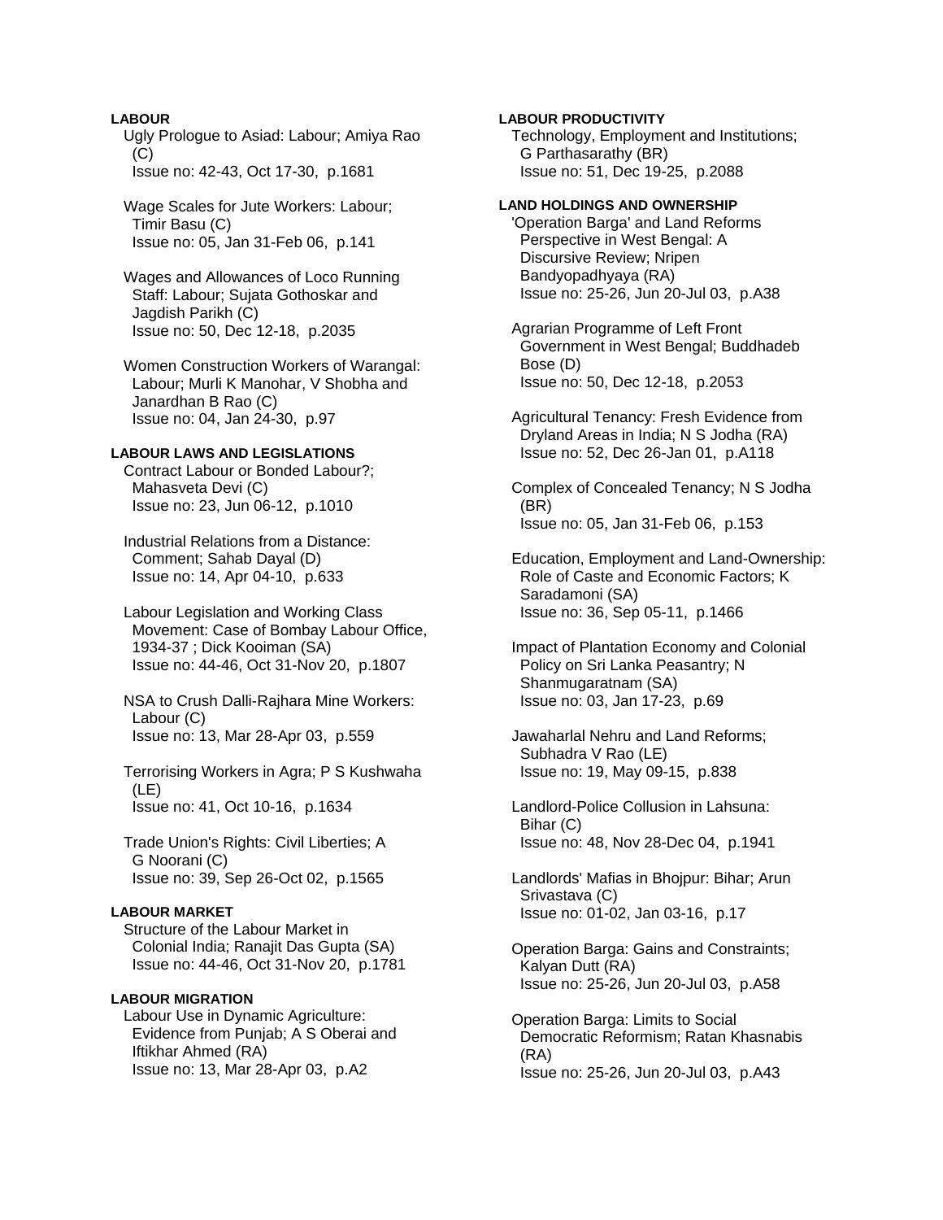**LABOUR**

Ugly Prologue to Asiad: Labour; Amiya Rao (C)
Issue no: 42-43, Oct 17-30, p.1681

Wage Scales for Jute Workers: Labour; Timir Basu (C)
Issue no: 05, Jan 31-Feb 06, p.141

Wages and Allowances of Loco Running Staff: Labour; Sujata Gothoskar and Jagdish Parikh (C)
Issue no: 50, Dec 12-18, p.2035

Women Construction Workers of Warangal: Labour; Murli K Manohar, V Shobha and Janardhan B Rao (C)
Issue no: 04, Jan 24-30, p.97

**LABOUR LAWS AND LEGISLATIONS**

Contract Labour or Bonded Labour?; Mahasveta Devi (C)
Issue no: 23, Jun 06-12, p.1010

Industrial Relations from a Distance: Comment; Sahab Dayal (D)
Issue no: 14, Apr 04-10, p.633

Labour Legislation and Working Class Movement: Case of Bombay Labour Office, 1934-37 ; Dick Kooiman (SA)
Issue no: 44-46, Oct 31-Nov 20, p.1807

NSA to Crush Dalli-Rajhara Mine Workers: Labour (C)
Issue no: 13, Mar 28-Apr 03, p.559

Terrorising Workers in Agra; P S Kushwaha (LE)
Issue no: 41, Oct 10-16, p.1634

Trade Union's Rights: Civil Liberties; A G Noorani (C)
Issue no: 39, Sep 26-Oct 02, p.1565

**LABOUR MARKET**

Structure of the Labour Market in Colonial India; Ranajit Das Gupta (SA)
Issue no: 44-46, Oct 31-Nov 20, p.1781

**LABOUR MIGRATION**

Labour Use in Dynamic Agriculture: Evidence from Punjab; A S Oberai and Iftikhar Ahmed (RA)
Issue no: 13, Mar 28-Apr 03, p.A2

**LABOUR PRODUCTIVITY**

Technology, Employment and Institutions; G Parthasarathy (BR)
Issue no: 51, Dec 19-25, p.2088

**LAND HOLDINGS AND OWNERSHIP**

'Operation Barga' and Land Reforms Perspective in West Bengal: A Discursive Review; Nripen Bandyopadhyaya (RA)
Issue no: 25-26, Jun 20-Jul 03, p.A38

Agrarian Programme of Left Front Government in West Bengal; Buddhadeb Bose (D)
Issue no: 50, Dec 12-18, p.2053

Agricultural Tenancy: Fresh Evidence from Dryland Areas in India; N S Jodha (RA)
Issue no: 52, Dec 26-Jan 01, p.A118

Complex of Concealed Tenancy; N S Jodha (BR)
Issue no: 05, Jan 31-Feb 06, p.153

Education, Employment and Land-Ownership: Role of Caste and Economic Factors; K Saradamoni (SA)
Issue no: 36, Sep 05-11, p.1466

Impact of Plantation Economy and Colonial Policy on Sri Lanka Peasantry; N Shanmugaratnam (SA)
Issue no: 03, Jan 17-23, p.69

Jawaharlal Nehru and Land Reforms; Subhadra V Rao (LE)
Issue no: 19, May 09-15, p.838

Landlord-Police Collusion in Lahsuna: Bihar (C)
Issue no: 48, Nov 28-Dec 04, p.1941

Landlords' Mafias in Bhojpur: Bihar; Arun Srivastava (C)
Issue no: 01-02, Jan 03-16, p.17

Operation Barga: Gains and Constraints; Kalyan Dutt (RA)
Issue no: 25-26, Jun 20-Jul 03, p.A58

Operation Barga: Limits to Social Democratic Reformism; Ratan Khasnabis (RA)
Issue no: 25-26, Jun 20-Jul 03, p.A43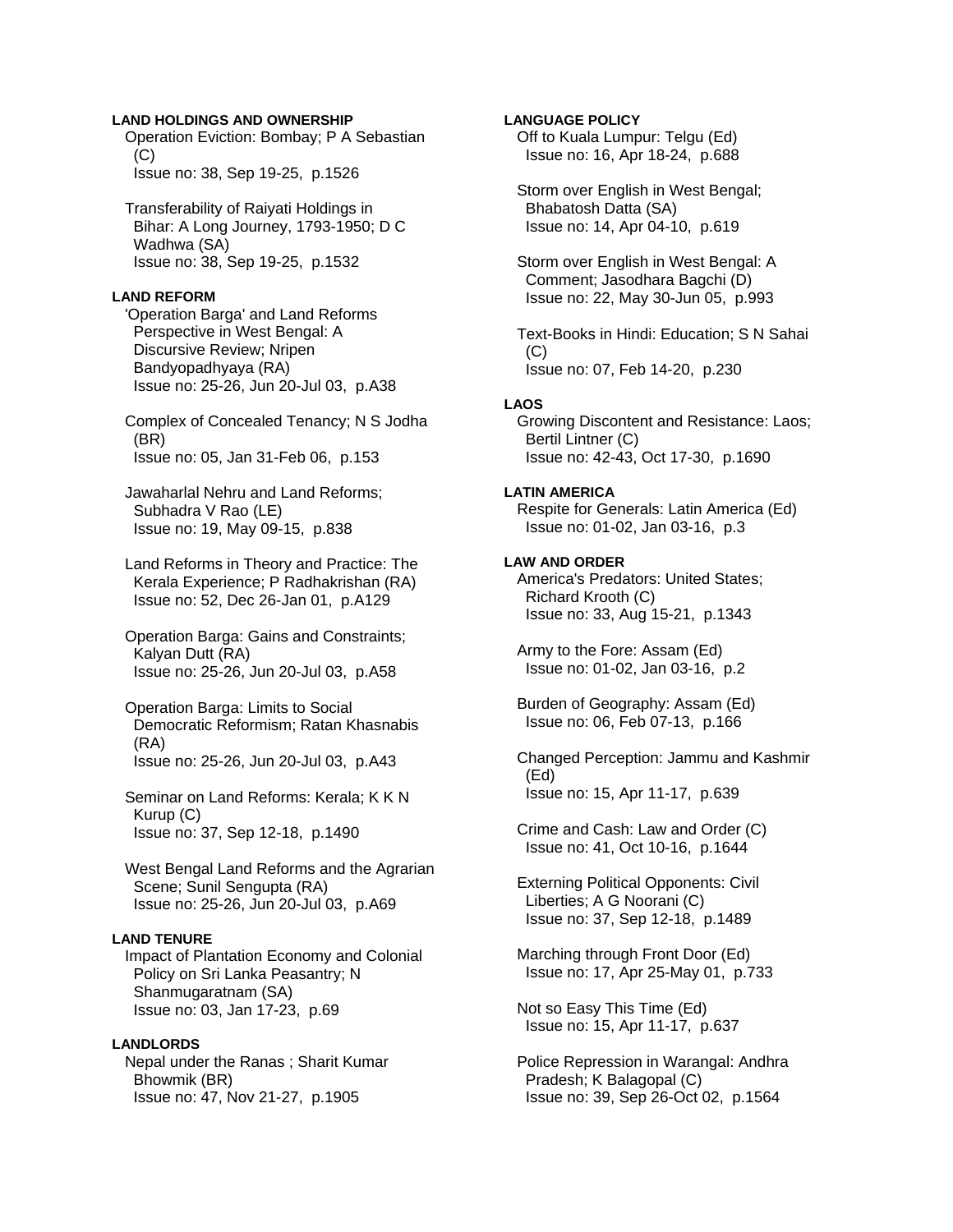**LAND HOLDINGS AND OWNERSHIP**

Operation Eviction: Bombay; P A Sebastian (C)
Issue no: 38, Sep 19-25, p.1526

Transferability of Raiyati Holdings in Bihar: A Long Journey, 1793-1950; D C Wadhwa (SA)
Issue no: 38, Sep 19-25, p.1532

**LAND REFORM**

'Operation Barga' and Land Reforms Perspective in West Bengal: A Discursive Review; Nripen Bandyopadhyaya (RA)
Issue no: 25-26, Jun 20-Jul 03, p.A38

Complex of Concealed Tenancy; N S Jodha (BR)
Issue no: 05, Jan 31-Feb 06, p.153

Jawaharlal Nehru and Land Reforms; Subhadra V Rao (LE)
Issue no: 19, May 09-15, p.838

Land Reforms in Theory and Practice: The Kerala Experience; P Radhakrishan (RA)
Issue no: 52, Dec 26-Jan 01, p.A129

Operation Barga: Gains and Constraints; Kalyan Dutt (RA)
Issue no: 25-26, Jun 20-Jul 03, p.A58

Operation Barga: Limits to Social Democratic Reformism; Ratan Khasnabis (RA)
Issue no: 25-26, Jun 20-Jul 03, p.A43

Seminar on Land Reforms: Kerala; K K N Kurup (C)
Issue no: 37, Sep 12-18, p.1490

West Bengal Land Reforms and the Agrarian Scene; Sunil Sengupta (RA)
Issue no: 25-26, Jun 20-Jul 03, p.A69

**LAND TENURE**

Impact of Plantation Economy and Colonial Policy on Sri Lanka Peasantry; N Shanmugaratnam (SA)
Issue no: 03, Jan 17-23, p.69

**LANDLORDS**

Nepal under the Ranas ; Sharit Kumar Bhowmik (BR)
Issue no: 47, Nov 21-27, p.1905

**LANGUAGE POLICY**

Off to Kuala Lumpur: Telgu (Ed)
Issue no: 16, Apr 18-24, p.688

Storm over English in West Bengal; Bhabatosh Datta (SA)
Issue no: 14, Apr 04-10, p.619

Storm over English in West Bengal: A Comment; Jasodhara Bagchi (D)
Issue no: 22, May 30-Jun 05, p.993

Text-Books in Hindi: Education; S N Sahai (C)
Issue no: 07, Feb 14-20, p.230

**LAOS**

Growing Discontent and Resistance: Laos; Bertil Lintner (C)
Issue no: 42-43, Oct 17-30, p.1690

**LATIN AMERICA**

Respite for Generals: Latin America (Ed)
Issue no: 01-02, Jan 03-16, p.3

**LAW AND ORDER**

America's Predators: United States; Richard Krooth (C)
Issue no: 33, Aug 15-21, p.1343

Army to the Fore: Assam (Ed)
Issue no: 01-02, Jan 03-16, p.2

Burden of Geography: Assam (Ed)
Issue no: 06, Feb 07-13, p.166

Changed Perception: Jammu and Kashmir (Ed)
Issue no: 15, Apr 11-17, p.639

Crime and Cash: Law and Order (C)
Issue no: 41, Oct 10-16, p.1644

Externing Political Opponents: Civil Liberties; A G Noorani (C)
Issue no: 37, Sep 12-18, p.1489

Marching through Front Door (Ed)
Issue no: 17, Apr 25-May 01, p.733

Not so Easy This Time (Ed)
Issue no: 15, Apr 11-17, p.637

Police Repression in Warangal: Andhra Pradesh; K Balagopal (C)
Issue no: 39, Sep 26-Oct 02, p.1564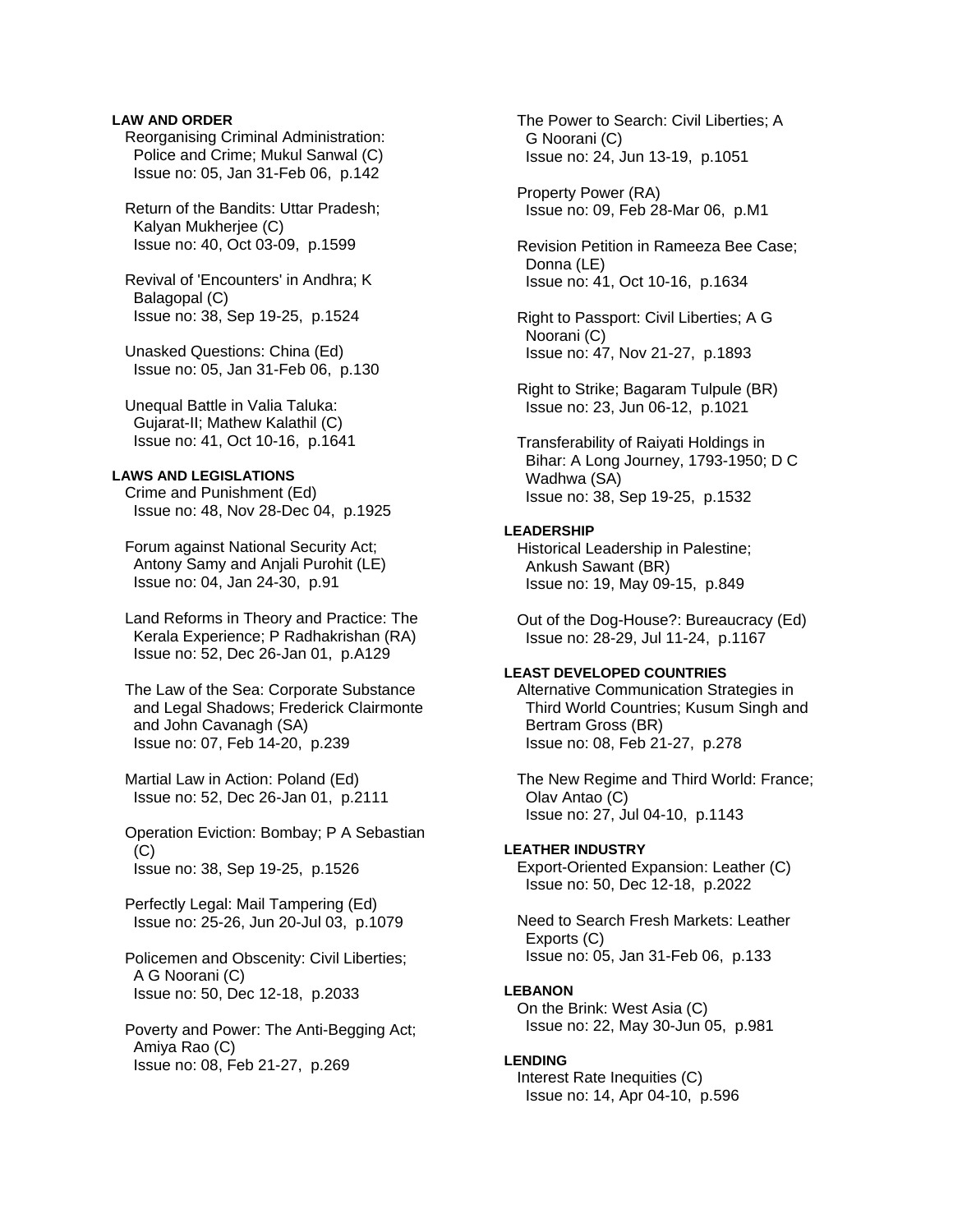**LAW AND ORDER**

Reorganising Criminal Administration: Police and Crime; Mukul Sanwal (C)
Issue no: 05, Jan 31-Feb 06, p.142

Return of the Bandits: Uttar Pradesh; Kalyan Mukherjee (C)
Issue no: 40, Oct 03-09, p.1599

Revival of 'Encounters' in Andhra; K Balagopal (C)
Issue no: 38, Sep 19-25, p.1524

Unasked Questions: China (Ed)
Issue no: 05, Jan 31-Feb 06, p.130

Unequal Battle in Valia Taluka: Gujarat-II; Mathew Kalathil (C)
Issue no: 41, Oct 10-16, p.1641

**LAWS AND LEGISLATIONS**

Crime and Punishment (Ed)
Issue no: 48, Nov 28-Dec 04, p.1925

Forum against National Security Act; Antony Samy and Anjali Purohit (LE)
Issue no: 04, Jan 24-30, p.91

Land Reforms in Theory and Practice: The Kerala Experience; P Radhakrishan (RA)
Issue no: 52, Dec 26-Jan 01, p.A129

The Law of the Sea: Corporate Substance and Legal Shadows; Frederick Clairmonte and John Cavanagh (SA)
Issue no: 07, Feb 14-20, p.239

Martial Law in Action: Poland (Ed)
Issue no: 52, Dec 26-Jan 01, p.2111

Operation Eviction: Bombay; P A Sebastian (C)
Issue no: 38, Sep 19-25, p.1526

Perfectly Legal: Mail Tampering (Ed)
Issue no: 25-26, Jun 20-Jul 03, p.1079

Policemen and Obscenity: Civil Liberties; A G Noorani (C)
Issue no: 50, Dec 12-18, p.2033

Poverty and Power: The Anti-Begging Act; Amiya Rao (C)
Issue no: 08, Feb 21-27, p.269

The Power to Search: Civil Liberties; A G Noorani (C)
Issue no: 24, Jun 13-19, p.1051

Property Power (RA)
Issue no: 09, Feb 28-Mar 06, p.M1

Revision Petition in Rameeza Bee Case; Donna (LE)
Issue no: 41, Oct 10-16, p.1634

Right to Passport: Civil Liberties; A G Noorani (C)
Issue no: 47, Nov 21-27, p.1893

Right to Strike; Bagaram Tulpule (BR)
Issue no: 23, Jun 06-12, p.1021

Transferability of Raiyati Holdings in Bihar: A Long Journey, 1793-1950; D C Wadhwa (SA)
Issue no: 38, Sep 19-25, p.1532

**LEADERSHIP**

Historical Leadership in Palestine; Ankush Sawant (BR)
Issue no: 19, May 09-15, p.849

Out of the Dog-House?: Bureaucracy (Ed)
Issue no: 28-29, Jul 11-24, p.1167

**LEAST DEVELOPED COUNTRIES**

Alternative Communication Strategies in Third World Countries; Kusum Singh and Bertram Gross (BR)
Issue no: 08, Feb 21-27, p.278

The New Regime and Third World: France; Olav Antao (C)
Issue no: 27, Jul 04-10, p.1143

**LEATHER INDUSTRY**

Export-Oriented Expansion: Leather (C)
Issue no: 50, Dec 12-18, p.2022

Need to Search Fresh Markets: Leather Exports (C)
Issue no: 05, Jan 31-Feb 06, p.133

**LEBANON**

On the Brink: West Asia (C)
Issue no: 22, May 30-Jun 05, p.981

**LENDING**

Interest Rate Inequities (C)
Issue no: 14, Apr 04-10, p.596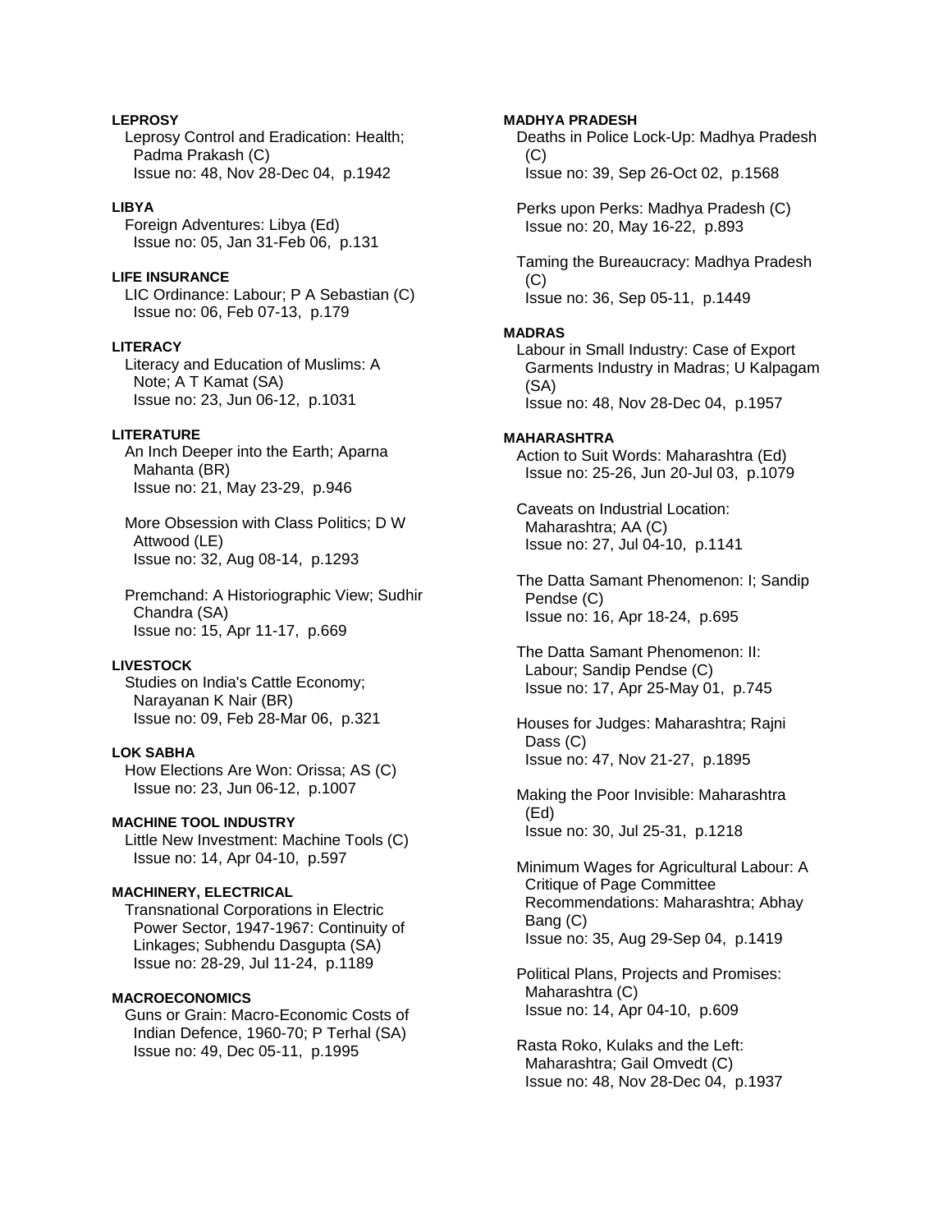**LEPROSY**

Leprosy Control and Eradication: Health; Padma Prakash (C)
Issue no: 48, Nov 28-Dec 04, p.1942

**LIBYA**

Foreign Adventures: Libya (Ed)
Issue no: 05, Jan 31-Feb 06, p.131

**LIFE INSURANCE**

LIC Ordinance: Labour; P A Sebastian (C)
Issue no: 06, Feb 07-13, p.179

**LITERACY**

Literacy and Education of Muslims: A Note; A T Kamat (SA)
Issue no: 23, Jun 06-12, p.1031

**LITERATURE**

An Inch Deeper into the Earth; Aparna Mahanta (BR)
Issue no: 21, May 23-29, p.946

More Obsession with Class Politics; D W Attwood (LE)
Issue no: 32, Aug 08-14, p.1293

Premchand: A Historiographic View; Sudhir Chandra (SA)
Issue no: 15, Apr 11-17, p.669

**LIVESTOCK**

Studies on India's Cattle Economy; Narayanan K Nair (BR)
Issue no: 09, Feb 28-Mar 06, p.321

**LOK SABHA**

How Elections Are Won: Orissa; AS (C)
Issue no: 23, Jun 06-12, p.1007

**MACHINE TOOL INDUSTRY**

Little New Investment: Machine Tools (C)
Issue no: 14, Apr 04-10, p.597

**MACHINERY, ELECTRICAL**

Transnational Corporations in Electric Power Sector, 1947-1967: Continuity of Linkages; Subhendu Dasgupta (SA)
Issue no: 28-29, Jul 11-24, p.1189

**MACROECONOMICS**

Guns or Grain: Macro-Economic Costs of Indian Defence, 1960-70; P Terhal (SA)
Issue no: 49, Dec 05-11, p.1995

**MADHYA PRADESH**

Deaths in Police Lock-Up: Madhya Pradesh (C)
Issue no: 39, Sep 26-Oct 02, p.1568

Perks upon Perks: Madhya Pradesh (C)
Issue no: 20, May 16-22, p.893

Taming the Bureaucracy: Madhya Pradesh (C)
Issue no: 36, Sep 05-11, p.1449

**MADRAS**

Labour in Small Industry: Case of Export Garments Industry in Madras; U Kalpagam (SA)
Issue no: 48, Nov 28-Dec 04, p.1957

**MAHARASHTRA**

Action to Suit Words: Maharashtra (Ed)
Issue no: 25-26, Jun 20-Jul 03, p.1079

Caveats on Industrial Location: Maharashtra; AA (C)
Issue no: 27, Jul 04-10, p.1141

The Datta Samant Phenomenon: I; Sandip Pendse (C)
Issue no: 16, Apr 18-24, p.695

The Datta Samant Phenomenon: II: Labour; Sandip Pendse (C)
Issue no: 17, Apr 25-May 01, p.745

Houses for Judges: Maharashtra; Rajni Dass (C)
Issue no: 47, Nov 21-27, p.1895

Making the Poor Invisible: Maharashtra (Ed)
Issue no: 30, Jul 25-31, p.1218

Minimum Wages for Agricultural Labour: A Critique of Page Committee Recommendations: Maharashtra; Abhay Bang (C)
Issue no: 35, Aug 29-Sep 04, p.1419

Political Plans, Projects and Promises: Maharashtra (C)
Issue no: 14, Apr 04-10, p.609

Rasta Roko, Kulaks and the Left: Maharashtra; Gail Omvedt (C)
Issue no: 48, Nov 28-Dec 04, p.1937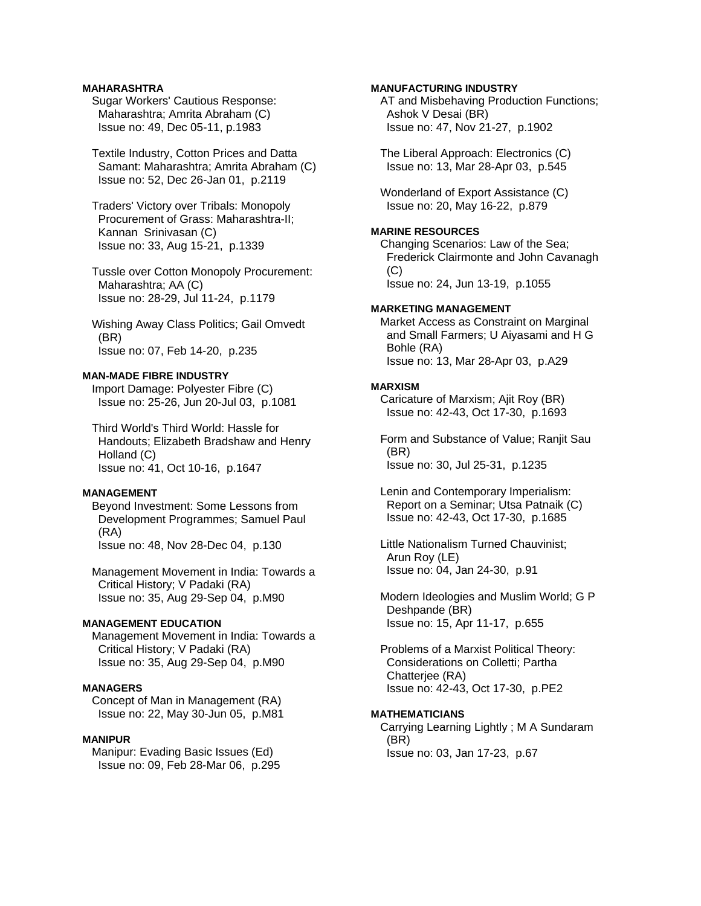**MAHARASHTRA**

Sugar Workers' Cautious Response: Maharashtra; Amrita Abraham (C)
Issue no: 49, Dec 05-11, p.1983

Textile Industry, Cotton Prices and Datta Samant: Maharashtra; Amrita Abraham (C)
Issue no: 52, Dec 26-Jan 01, p.2119

Traders' Victory over Tribals: Monopoly Procurement of Grass: Maharashtra-II; Kannan Srinivasan (C)
Issue no: 33, Aug 15-21, p.1339

Tussle over Cotton Monopoly Procurement: Maharashtra; AA (C)
Issue no: 28-29, Jul 11-24, p.1179

Wishing Away Class Politics; Gail Omvedt (BR)
Issue no: 07, Feb 14-20, p.235

**MAN-MADE FIBRE INDUSTRY**

Import Damage: Polyester Fibre (C)
Issue no: 25-26, Jun 20-Jul 03, p.1081

Third World's Third World: Hassle for Handouts; Elizabeth Bradshaw and Henry Holland (C)
Issue no: 41, Oct 10-16, p.1647

**MANAGEMENT**

Beyond Investment: Some Lessons from Development Programmes; Samuel Paul (RA)
Issue no: 48, Nov 28-Dec 04, p.130

Management Movement in India: Towards a Critical History; V Padaki (RA)
Issue no: 35, Aug 29-Sep 04, p.M90

**MANAGEMENT EDUCATION**

Management Movement in India: Towards a Critical History; V Padaki (RA)
Issue no: 35, Aug 29-Sep 04, p.M90

**MANAGERS**

Concept of Man in Management (RA)
Issue no: 22, May 30-Jun 05, p.M81

**MANIPUR**

Manipur: Evading Basic Issues (Ed)
Issue no: 09, Feb 28-Mar 06, p.295

**MANUFACTURING INDUSTRY**

AT and Misbehaving Production Functions; Ashok V Desai (BR)
Issue no: 47, Nov 21-27, p.1902

The Liberal Approach: Electronics (C)
Issue no: 13, Mar 28-Apr 03, p.545

Wonderland of Export Assistance (C)
Issue no: 20, May 16-22, p.879

**MARINE RESOURCES**

Changing Scenarios: Law of the Sea; Frederick Clairmonte and John Cavanagh (C)
Issue no: 24, Jun 13-19, p.1055

**MARKETING MANAGEMENT**

Market Access as Constraint on Marginal and Small Farmers; U Aiyasami and H G Bohle (RA)
Issue no: 13, Mar 28-Apr 03, p.A29

**MARXISM**

Caricature of Marxism; Ajit Roy (BR)
Issue no: 42-43, Oct 17-30, p.1693

Form and Substance of Value; Ranjit Sau (BR)
Issue no: 30, Jul 25-31, p.1235

Lenin and Contemporary Imperialism: Report on a Seminar; Utsa Patnaik (C)
Issue no: 42-43, Oct 17-30, p.1685

Little Nationalism Turned Chauvinist; Arun Roy (LE)
Issue no: 04, Jan 24-30, p.91

Modern Ideologies and Muslim World; G P Deshpande (BR)
Issue no: 15, Apr 11-17, p.655

Problems of a Marxist Political Theory: Considerations on Colletti; Partha Chatterjee (RA)
Issue no: 42-43, Oct 17-30, p.PE2

**MATHEMATICIANS**

Carrying Learning Lightly ; M A Sundaram (BR)
Issue no: 03, Jan 17-23, p.67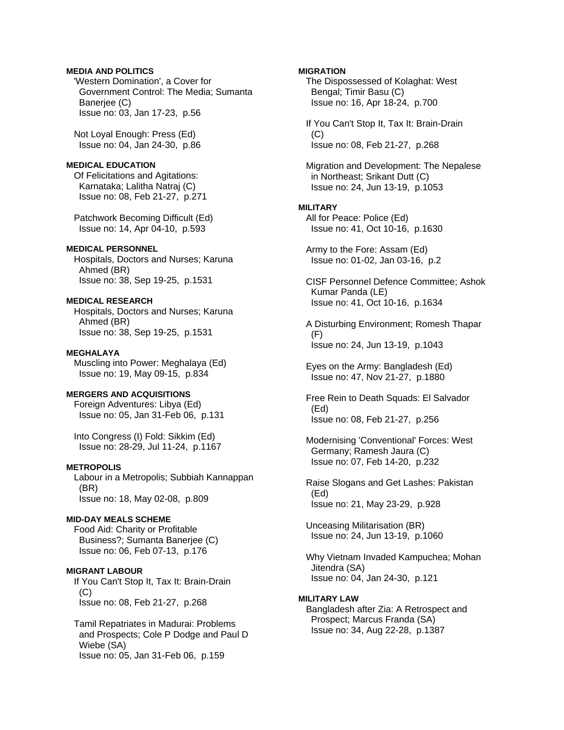**MEDIA AND POLITICS**

'Western Domination', a Cover for Government Control: The Media; Sumanta Banerjee (C)
Issue no: 03, Jan 17-23, p.56

Not Loyal Enough: Press (Ed)
Issue no: 04, Jan 24-30, p.86

**MEDICAL EDUCATION**

Of Felicitations and Agitations: Karnataka; Lalitha Natraj (C)
Issue no: 08, Feb 21-27, p.271

Patchwork Becoming Difficult (Ed)
Issue no: 14, Apr 04-10, p.593

**MEDICAL PERSONNEL**

Hospitals, Doctors and Nurses; Karuna Ahmed (BR)
Issue no: 38, Sep 19-25, p.1531

**MEDICAL RESEARCH**

Hospitals, Doctors and Nurses; Karuna Ahmed (BR)
Issue no: 38, Sep 19-25, p.1531

**MEGHALAYA**

Muscling into Power: Meghalaya (Ed)
Issue no: 19, May 09-15, p.834

**MERGERS AND ACQUISITIONS**

Foreign Adventures: Libya (Ed)
Issue no: 05, Jan 31-Feb 06, p.131

Into Congress (I) Fold: Sikkim (Ed)
Issue no: 28-29, Jul 11-24, p.1167

**METROPOLIS**

Labour in a Metropolis; Subbiah Kannappan (BR)
Issue no: 18, May 02-08, p.809

**MID-DAY MEALS SCHEME**

Food Aid: Charity or Profitable Business?; Sumanta Banerjee (C)
Issue no: 06, Feb 07-13, p.176

**MIGRANT LABOUR**

If You Can't Stop It, Tax It: Brain-Drain (C)
Issue no: 08, Feb 21-27, p.268

Tamil Repatriates in Madurai: Problems and Prospects; Cole P Dodge and Paul D Wiebe (SA)
Issue no: 05, Jan 31-Feb 06, p.159

**MIGRATION**

The Dispossessed of Kolaghat: West Bengal; Timir Basu (C)
Issue no: 16, Apr 18-24, p.700

If You Can't Stop It, Tax It: Brain-Drain (C)
Issue no: 08, Feb 21-27, p.268

Migration and Development: The Nepalese in Northeast; Srikant Dutt (C)
Issue no: 24, Jun 13-19, p.1053

**MILITARY**

All for Peace: Police (Ed)
Issue no: 41, Oct 10-16, p.1630

Army to the Fore: Assam (Ed)
Issue no: 01-02, Jan 03-16, p.2

CISF Personnel Defence Committee; Ashok Kumar Panda (LE)
Issue no: 41, Oct 10-16, p.1634

A Disturbing Environment; Romesh Thapar (F)
Issue no: 24, Jun 13-19, p.1043

Eyes on the Army: Bangladesh (Ed)
Issue no: 47, Nov 21-27, p.1880

Free Rein to Death Squads: El Salvador (Ed)
Issue no: 08, Feb 21-27, p.256

Modernising 'Conventional' Forces: West Germany; Ramesh Jaura (C)
Issue no: 07, Feb 14-20, p.232

Raise Slogans and Get Lashes: Pakistan (Ed)
Issue no: 21, May 23-29, p.928

Unceasing Militarisation (BR)
Issue no: 24, Jun 13-19, p.1060

Why Vietnam Invaded Kampuchea; Mohan Jitendra (SA)
Issue no: 04, Jan 24-30, p.121

**MILITARY LAW**

Bangladesh after Zia: A Retrospect and Prospect; Marcus Franda (SA)
Issue no: 34, Aug 22-28, p.1387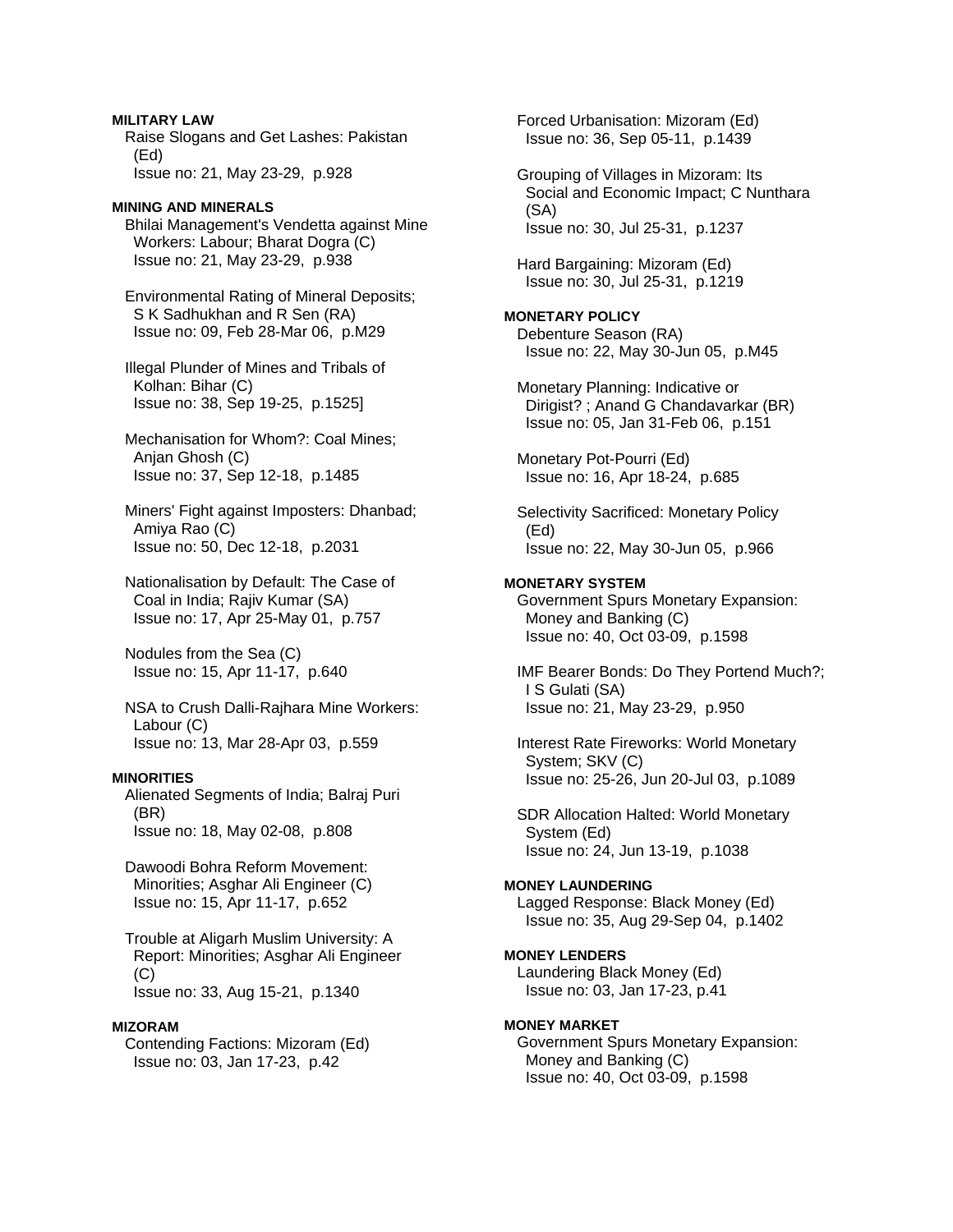**MILITARY LAW**

Raise Slogans and Get Lashes: Pakistan (Ed)
Issue no: 21, May 23-29, p.928

**MINING AND MINERALS**

Bhilai Management's Vendetta against Mine Workers: Labour; Bharat Dogra (C)
Issue no: 21, May 23-29, p.938

Environmental Rating of Mineral Deposits; S K Sadhukhan and R Sen (RA)
Issue no: 09, Feb 28-Mar 06, p.M29

Illegal Plunder of Mines and Tribals of Kolhan: Bihar (C)
Issue no: 38, Sep 19-25, p.1525]

Mechanisation for Whom?: Coal Mines; Anjan Ghosh (C)
Issue no: 37, Sep 12-18, p.1485

Miners' Fight against Imposters: Dhanbad; Amiya Rao (C)
Issue no: 50, Dec 12-18, p.2031

Nationalisation by Default: The Case of Coal in India; Rajiv Kumar (SA)
Issue no: 17, Apr 25-May 01, p.757

Nodules from the Sea (C)
Issue no: 15, Apr 11-17, p.640

NSA to Crush Dalli-Rajhara Mine Workers: Labour (C)
Issue no: 13, Mar 28-Apr 03, p.559

**MINORITIES**

Alienated Segments of India; Balraj Puri (BR)
Issue no: 18, May 02-08, p.808

Dawoodi Bohra Reform Movement: Minorities; Asghar Ali Engineer (C)
Issue no: 15, Apr 11-17, p.652

Trouble at Aligarh Muslim University: A Report: Minorities; Asghar Ali Engineer (C)
Issue no: 33, Aug 15-21, p.1340

**MIZORAM**

Contending Factions: Mizoram (Ed)
Issue no: 03, Jan 17-23, p.42

Forced Urbanisation: Mizoram (Ed)
Issue no: 36, Sep 05-11, p.1439

Grouping of Villages in Mizoram: Its Social and Economic Impact; C Nunthara (SA)
Issue no: 30, Jul 25-31, p.1237

Hard Bargaining: Mizoram (Ed)
Issue no: 30, Jul 25-31, p.1219

**MONETARY POLICY**

Debenture Season (RA)
Issue no: 22, May 30-Jun 05, p.M45

Monetary Planning: Indicative or Dirigist? ; Anand G Chandavarkar (BR)
Issue no: 05, Jan 31-Feb 06, p.151

Monetary Pot-Pourri (Ed)
Issue no: 16, Apr 18-24, p.685

Selectivity Sacrificed: Monetary Policy (Ed)
Issue no: 22, May 30-Jun 05, p.966

**MONETARY SYSTEM**

Government Spurs Monetary Expansion: Money and Banking (C)
Issue no: 40, Oct 03-09, p.1598

IMF Bearer Bonds: Do They Portend Much?; I S Gulati (SA)
Issue no: 21, May 23-29, p.950

Interest Rate Fireworks: World Monetary System; SKV (C)
Issue no: 25-26, Jun 20-Jul 03, p.1089

SDR Allocation Halted: World Monetary System (Ed)
Issue no: 24, Jun 13-19, p.1038

**MONEY LAUNDERING**

Lagged Response: Black Money (Ed)
Issue no: 35, Aug 29-Sep 04, p.1402

**MONEY LENDERS**

Laundering Black Money (Ed)
Issue no: 03, Jan 17-23, p.41

**MONEY MARKET**

Government Spurs Monetary Expansion: Money and Banking (C)
Issue no: 40, Oct 03-09, p.1598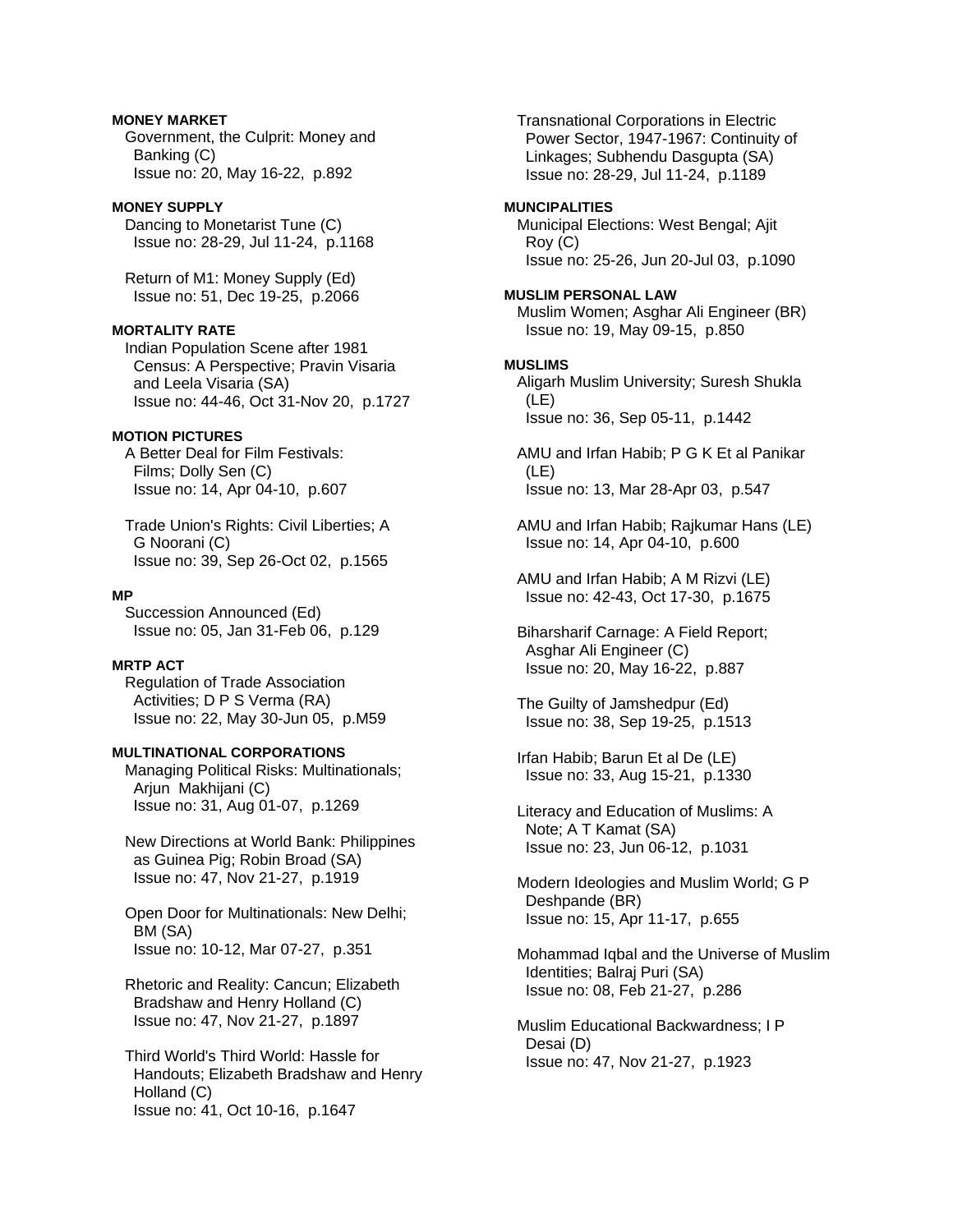**MONEY MARKET**

Government, the Culprit: Money and Banking (C)
Issue no: 20, May 16-22, p.892

**MONEY SUPPLY**

Dancing to Monetarist Tune (C)
Issue no: 28-29, Jul 11-24, p.1168

Return of M1: Money Supply (Ed)
Issue no: 51, Dec 19-25, p.2066

**MORTALITY RATE**

Indian Population Scene after 1981 Census: A Perspective; Pravin Visaria and Leela Visaria (SA)
Issue no: 44-46, Oct 31-Nov 20, p.1727

**MOTION PICTURES**

A Better Deal for Film Festivals: Films; Dolly Sen (C)
Issue no: 14, Apr 04-10, p.607

Trade Union's Rights: Civil Liberties; A G Noorani (C)
Issue no: 39, Sep 26-Oct 02, p.1565

**MP**

Succession Announced (Ed)
Issue no: 05, Jan 31-Feb 06, p.129

**MRTP ACT**

Regulation of Trade Association Activities; D P S Verma (RA)
Issue no: 22, May 30-Jun 05, p.M59

**MULTINATIONAL CORPORATIONS**

Managing Political Risks: Multinationals; Arjun Makhijani (C)
Issue no: 31, Aug 01-07, p.1269

New Directions at World Bank: Philippines as Guinea Pig; Robin Broad (SA)
Issue no: 47, Nov 21-27, p.1919

Open Door for Multinationals: New Delhi; BM (SA)
Issue no: 10-12, Mar 07-27, p.351

Rhetoric and Reality: Cancun; Elizabeth Bradshaw and Henry Holland (C)
Issue no: 47, Nov 21-27, p.1897

Third World's Third World: Hassle for Handouts; Elizabeth Bradshaw and Henry Holland (C)
Issue no: 41, Oct 10-16, p.1647

Transnational Corporations in Electric Power Sector, 1947-1967: Continuity of Linkages; Subhendu Dasgupta (SA)
Issue no: 28-29, Jul 11-24, p.1189

**MUNCIPALITIES**

Municipal Elections: West Bengal; Ajit Roy (C)
Issue no: 25-26, Jun 20-Jul 03, p.1090

**MUSLIM PERSONAL LAW**

Muslim Women; Asghar Ali Engineer (BR)
Issue no: 19, May 09-15, p.850

**MUSLIMS**

Aligarh Muslim University; Suresh Shukla (LE)
Issue no: 36, Sep 05-11, p.1442

AMU and Irfan Habib; P G K Et al Panikar (LE)
Issue no: 13, Mar 28-Apr 03, p.547

AMU and Irfan Habib; Rajkumar Hans (LE)
Issue no: 14, Apr 04-10, p.600

AMU and Irfan Habib; A M Rizvi (LE)
Issue no: 42-43, Oct 17-30, p.1675

Biharsharif Carnage: A Field Report; Asghar Ali Engineer (C)
Issue no: 20, May 16-22, p.887

The Guilty of Jamshedpur (Ed)
Issue no: 38, Sep 19-25, p.1513

Irfan Habib; Barun Et al De (LE)
Issue no: 33, Aug 15-21, p.1330

Literacy and Education of Muslims: A Note; A T Kamat (SA)
Issue no: 23, Jun 06-12, p.1031

Modern Ideologies and Muslim World; G P Deshpande (BR)
Issue no: 15, Apr 11-17, p.655

Mohammad Iqbal and the Universe of Muslim Identities; Balraj Puri (SA)
Issue no: 08, Feb 21-27, p.286

Muslim Educational Backwardness; I P Desai (D)
Issue no: 47, Nov 21-27, p.1923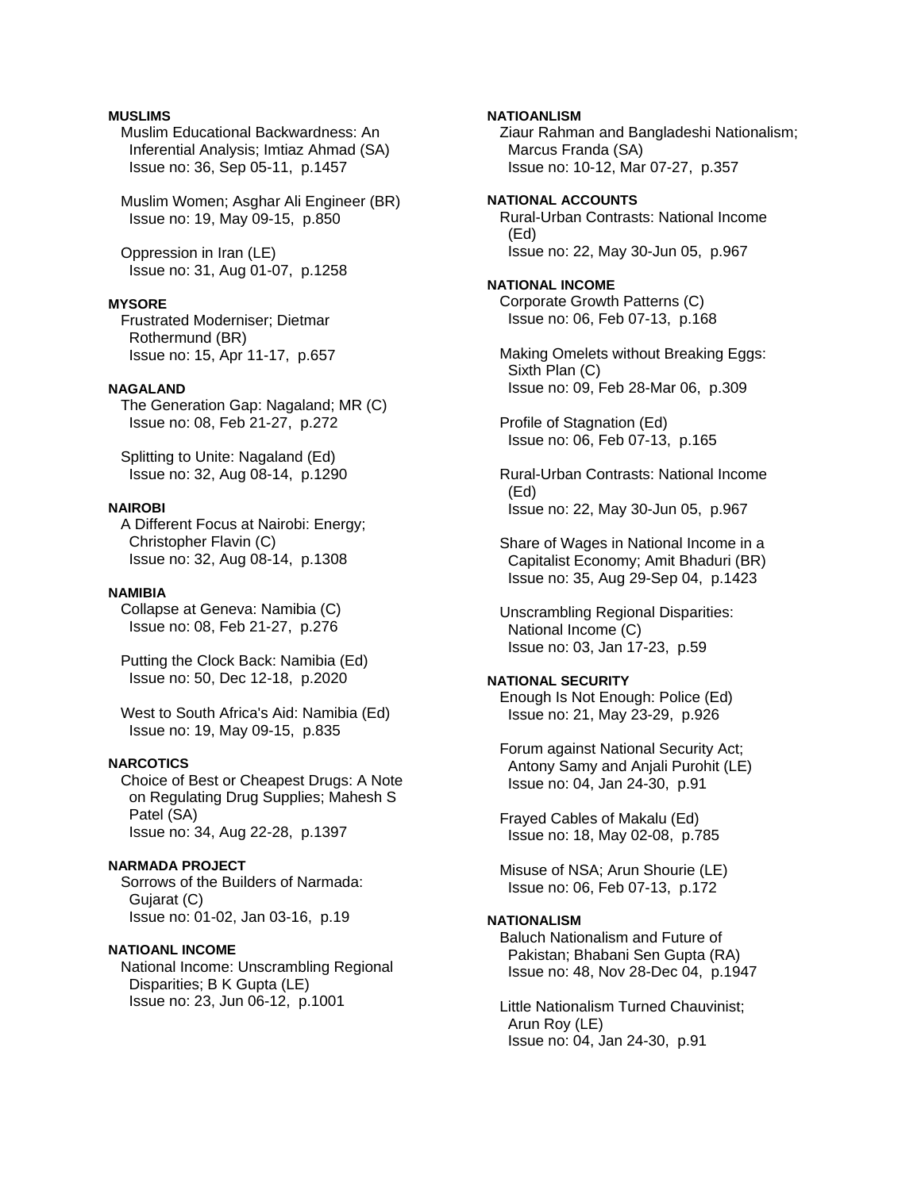**MUSLIMS**

Muslim Educational Backwardness: An Inferential Analysis; Imtiaz Ahmad (SA)
Issue no: 36, Sep 05-11, p.1457

Muslim Women; Asghar Ali Engineer (BR)
Issue no: 19, May 09-15, p.850

Oppression in Iran (LE)
Issue no: 31, Aug 01-07, p.1258

**MYSORE**

Frustrated Moderniser; Dietmar Rothermund (BR)
Issue no: 15, Apr 11-17, p.657

**NAGALAND**

The Generation Gap: Nagaland; MR (C)
Issue no: 08, Feb 21-27, p.272

Splitting to Unite: Nagaland (Ed)
Issue no: 32, Aug 08-14, p.1290

**NAIROBI**

A Different Focus at Nairobi: Energy; Christopher Flavin (C)
Issue no: 32, Aug 08-14, p.1308

**NAMIBIA**

Collapse at Geneva: Namibia (C)
Issue no: 08, Feb 21-27, p.276

Putting the Clock Back: Namibia (Ed)
Issue no: 50, Dec 12-18, p.2020

West to South Africa's Aid: Namibia (Ed)
Issue no: 19, May 09-15, p.835

**NARCOTICS**

Choice of Best or Cheapest Drugs: A Note on Regulating Drug Supplies; Mahesh S Patel (SA)
Issue no: 34, Aug 22-28, p.1397

**NARMADA PROJECT**

Sorrows of the Builders of Narmada: Gujarat (C)
Issue no: 01-02, Jan 03-16, p.19

**NATIOANL INCOME**

National Income: Unscrambling Regional Disparities; B K Gupta (LE)
Issue no: 23, Jun 06-12, p.1001

**NATIOANLISM**

Ziaur Rahman and Bangladeshi Nationalism; Marcus Franda (SA)
Issue no: 10-12, Mar 07-27, p.357

**NATIONAL ACCOUNTS**

Rural-Urban Contrasts: National Income (Ed)
Issue no: 22, May 30-Jun 05, p.967

**NATIONAL INCOME**

Corporate Growth Patterns (C)
Issue no: 06, Feb 07-13, p.168

Making Omelets without Breaking Eggs: Sixth Plan (C)
Issue no: 09, Feb 28-Mar 06, p.309

Profile of Stagnation (Ed)
Issue no: 06, Feb 07-13, p.165

Rural-Urban Contrasts: National Income (Ed)
Issue no: 22, May 30-Jun 05, p.967

Share of Wages in National Income in a Capitalist Economy; Amit Bhaduri (BR)
Issue no: 35, Aug 29-Sep 04, p.1423

Unscrambling Regional Disparities: National Income (C)
Issue no: 03, Jan 17-23, p.59

**NATIONAL SECURITY**

Enough Is Not Enough: Police (Ed)
Issue no: 21, May 23-29, p.926

Forum against National Security Act; Antony Samy and Anjali Purohit (LE)
Issue no: 04, Jan 24-30, p.91

Frayed Cables of Makalu (Ed)
Issue no: 18, May 02-08, p.785

Misuse of NSA; Arun Shourie (LE)
Issue no: 06, Feb 07-13, p.172

**NATIONALISM**

Baluch Nationalism and Future of Pakistan; Bhabani Sen Gupta (RA)
Issue no: 48, Nov 28-Dec 04, p.1947

Little Nationalism Turned Chauvinist; Arun Roy (LE)
Issue no: 04, Jan 24-30, p.91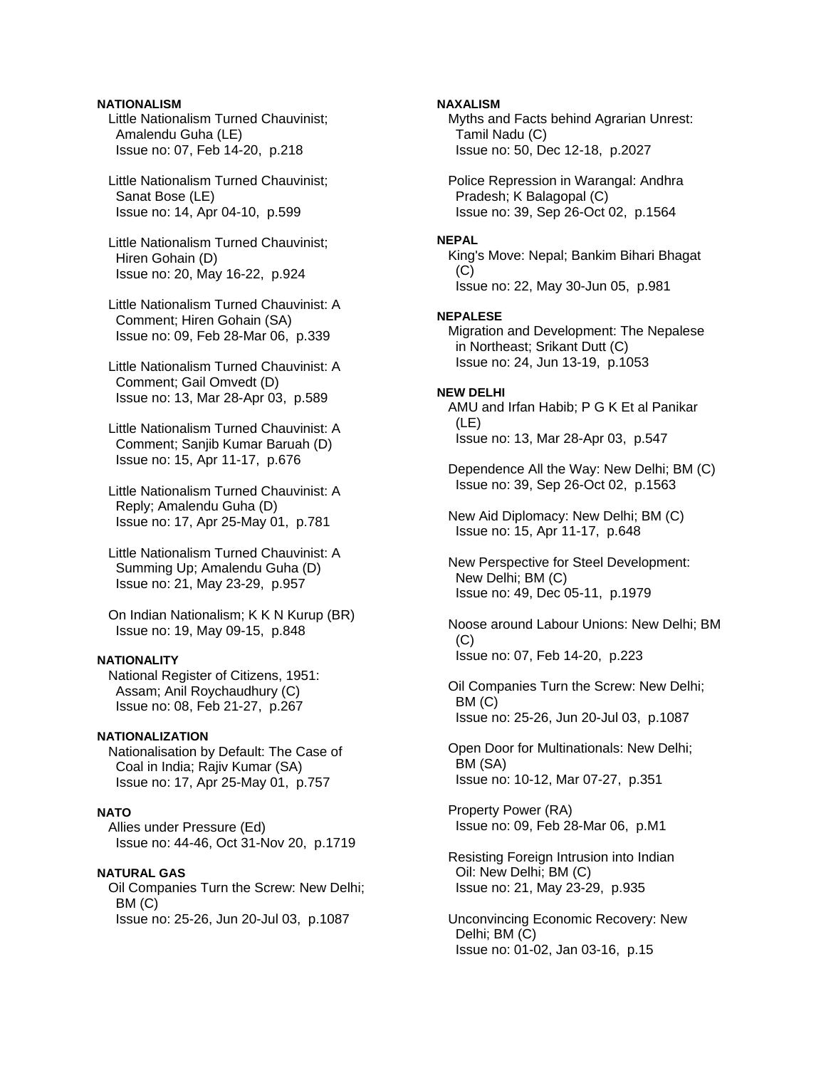**NATIONALISM**

Little Nationalism Turned Chauvinist; Amalendu Guha (LE)
Issue no: 07, Feb 14-20, p.218

Little Nationalism Turned Chauvinist; Sanat Bose (LE)
Issue no: 14, Apr 04-10, p.599

Little Nationalism Turned Chauvinist; Hiren Gohain (D)
Issue no: 20, May 16-22, p.924

Little Nationalism Turned Chauvinist: A Comment; Hiren Gohain (SA)
Issue no: 09, Feb 28-Mar 06, p.339

Little Nationalism Turned Chauvinist: A Comment; Gail Omvedt (D)
Issue no: 13, Mar 28-Apr 03, p.589

Little Nationalism Turned Chauvinist: A Comment; Sanjib Kumar Baruah (D)
Issue no: 15, Apr 11-17, p.676

Little Nationalism Turned Chauvinist: A Reply; Amalendu Guha (D)
Issue no: 17, Apr 25-May 01, p.781

Little Nationalism Turned Chauvinist: A Summing Up; Amalendu Guha (D)
Issue no: 21, May 23-29, p.957

On Indian Nationalism; K K N Kurup (BR)
Issue no: 19, May 09-15, p.848

**NATIONALITY**

National Register of Citizens, 1951: Assam; Anil Roychaudhury (C)
Issue no: 08, Feb 21-27, p.267

**NATIONALIZATION**

Nationalisation by Default: The Case of Coal in India; Rajiv Kumar (SA)
Issue no: 17, Apr 25-May 01, p.757

**NATO**

Allies under Pressure (Ed)
Issue no: 44-46, Oct 31-Nov 20, p.1719

**NATURAL GAS**

Oil Companies Turn the Screw: New Delhi; BM (C)
Issue no: 25-26, Jun 20-Jul 03, p.1087

**NAXALISM**

Myths and Facts behind Agrarian Unrest: Tamil Nadu (C)
Issue no: 50, Dec 12-18, p.2027

Police Repression in Warangal: Andhra Pradesh; K Balagopal (C)
Issue no: 39, Sep 26-Oct 02, p.1564

**NEPAL**

King's Move: Nepal; Bankim Bihari Bhagat (C)
Issue no: 22, May 30-Jun 05, p.981

**NEPALESE**

Migration and Development: The Nepalese in Northeast; Srikant Dutt (C)
Issue no: 24, Jun 13-19, p.1053

**NEW DELHI**

AMU and Irfan Habib; P G K Et al Panikar (LE)
Issue no: 13, Mar 28-Apr 03, p.547

Dependence All the Way: New Delhi; BM (C)
Issue no: 39, Sep 26-Oct 02, p.1563

New Aid Diplomacy: New Delhi; BM (C)
Issue no: 15, Apr 11-17, p.648

New Perspective for Steel Development: New Delhi; BM (C)
Issue no: 49, Dec 05-11, p.1979

Noose around Labour Unions: New Delhi; BM (C)
Issue no: 07, Feb 14-20, p.223

Oil Companies Turn the Screw: New Delhi; BM (C)
Issue no: 25-26, Jun 20-Jul 03, p.1087

Open Door for Multinationals: New Delhi; BM (SA)
Issue no: 10-12, Mar 07-27, p.351

Property Power (RA)
Issue no: 09, Feb 28-Mar 06, p.M1

Resisting Foreign Intrusion into Indian Oil: New Delhi; BM (C)
Issue no: 21, May 23-29, p.935

Unconvincing Economic Recovery: New Delhi; BM (C)
Issue no: 01-02, Jan 03-16, p.15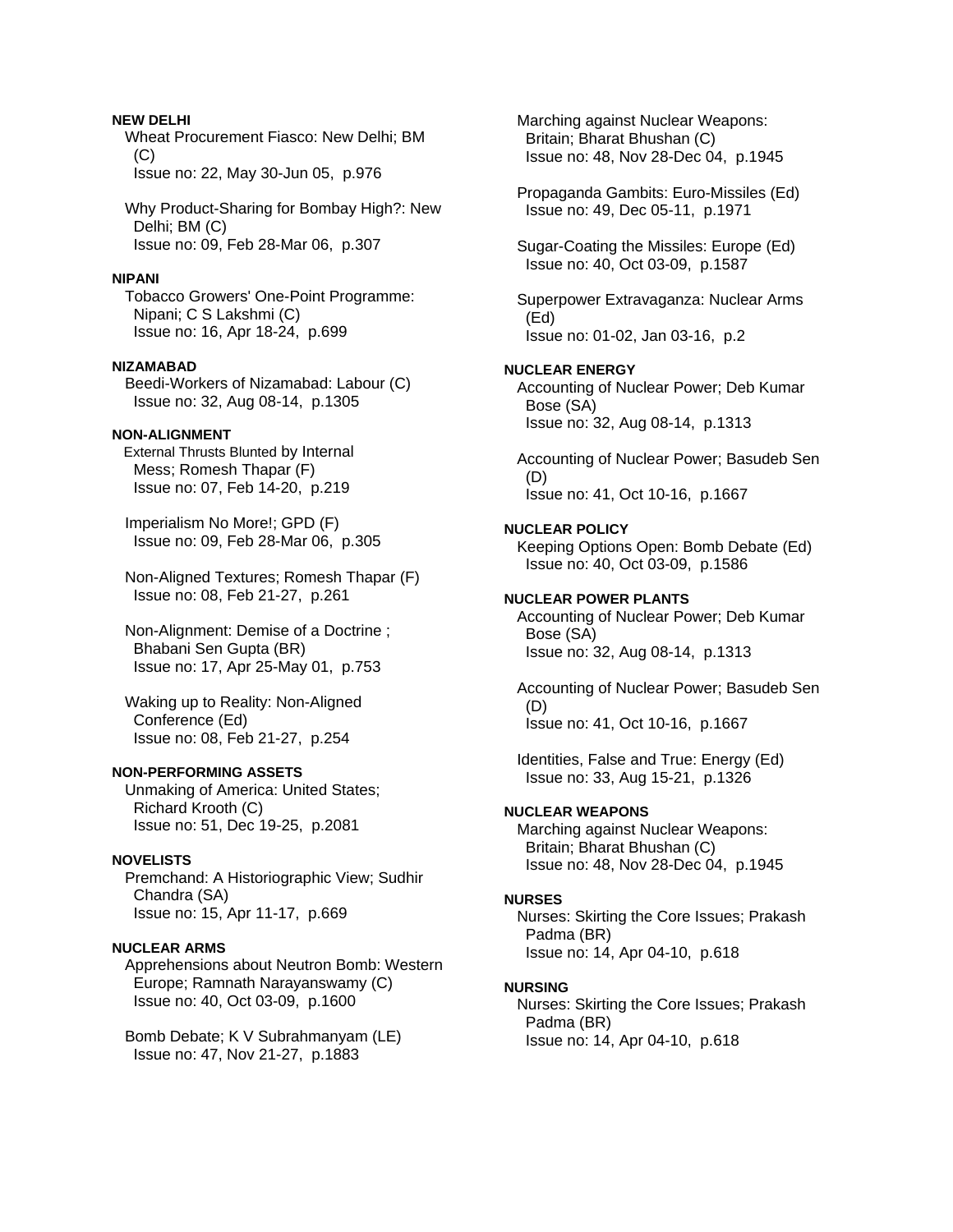**NEW DELHI**

Wheat Procurement Fiasco: New Delhi; BM (C)
Issue no: 22, May 30-Jun 05, p.976

Why Product-Sharing for Bombay High?: New Delhi; BM (C)
Issue no: 09, Feb 28-Mar 06, p.307

**NIPANI**

Tobacco Growers' One-Point Programme: Nipani; C S Lakshmi (C)
Issue no: 16, Apr 18-24, p.699

**NIZAMABAD**

Beedi-Workers of Nizamabad: Labour (C)
Issue no: 32, Aug 08-14, p.1305

**NON-ALIGNMENT**

External Thrusts Blunted by Internal Mess; Romesh Thapar (F)
Issue no: 07, Feb 14-20, p.219

Imperialism No More!; GPD (F)
Issue no: 09, Feb 28-Mar 06, p.305

Non-Aligned Textures; Romesh Thapar (F)
Issue no: 08, Feb 21-27, p.261

Non-Alignment: Demise of a Doctrine ; Bhabani Sen Gupta (BR)
Issue no: 17, Apr 25-May 01, p.753

Waking up to Reality: Non-Aligned Conference (Ed)
Issue no: 08, Feb 21-27, p.254

**NON-PERFORMING ASSETS**

Unmaking of America: United States; Richard Krooth (C)
Issue no: 51, Dec 19-25, p.2081

**NOVELISTS**

Premchand: A Historiographic View; Sudhir Chandra (SA)
Issue no: 15, Apr 11-17, p.669

**NUCLEAR ARMS**

Apprehensions about Neutron Bomb: Western Europe; Ramnath Narayanswamy (C)
Issue no: 40, Oct 03-09, p.1600

Bomb Debate; K V Subrahmanyam (LE)
Issue no: 47, Nov 21-27, p.1883

Marching against Nuclear Weapons: Britain; Bharat Bhushan (C)
Issue no: 48, Nov 28-Dec 04, p.1945

Propaganda Gambits: Euro-Missiles (Ed)
Issue no: 49, Dec 05-11, p.1971

Sugar-Coating the Missiles: Europe (Ed)
Issue no: 40, Oct 03-09, p.1587

Superpower Extravaganza: Nuclear Arms (Ed)
Issue no: 01-02, Jan 03-16, p.2

**NUCLEAR ENERGY**

Accounting of Nuclear Power; Deb Kumar Bose (SA)
Issue no: 32, Aug 08-14, p.1313

Accounting of Nuclear Power; Basudeb Sen (D)
Issue no: 41, Oct 10-16, p.1667

**NUCLEAR POLICY**

Keeping Options Open: Bomb Debate (Ed)
Issue no: 40, Oct 03-09, p.1586

**NUCLEAR POWER PLANTS**

Accounting of Nuclear Power; Deb Kumar Bose (SA)
Issue no: 32, Aug 08-14, p.1313

Accounting of Nuclear Power; Basudeb Sen (D)
Issue no: 41, Oct 10-16, p.1667

Identities, False and True: Energy (Ed)
Issue no: 33, Aug 15-21, p.1326

**NUCLEAR WEAPONS**

Marching against Nuclear Weapons: Britain; Bharat Bhushan (C)
Issue no: 48, Nov 28-Dec 04, p.1945

**NURSES**

Nurses: Skirting the Core Issues; Prakash Padma (BR)
Issue no: 14, Apr 04-10, p.618

**NURSING**

Nurses: Skirting the Core Issues; Prakash Padma (BR)
Issue no: 14, Apr 04-10, p.618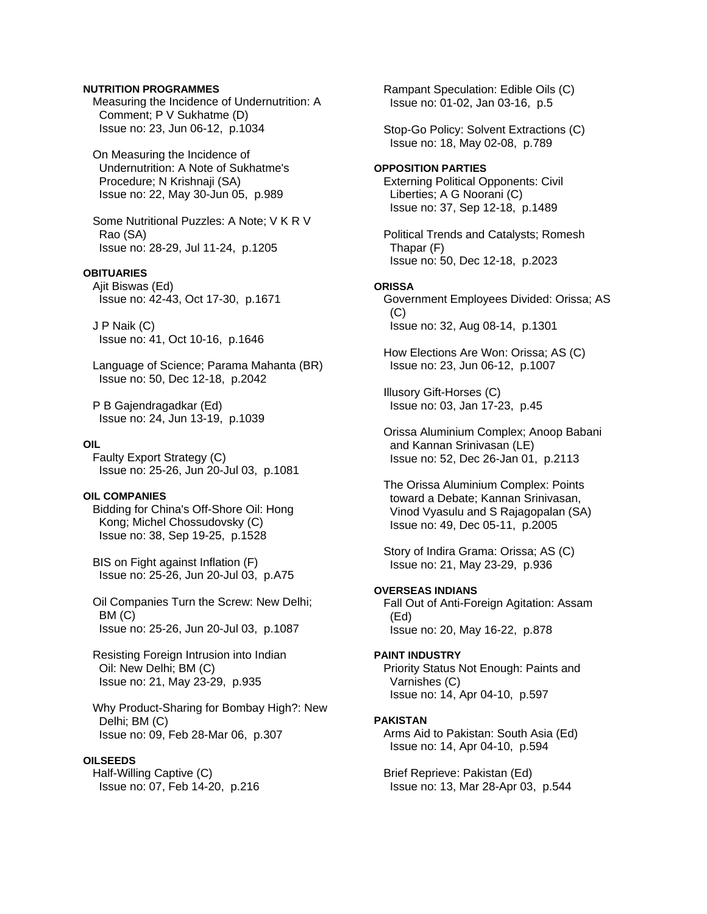**NUTRITION PROGRAMMES**

Measuring the Incidence of Undernutrition: A Comment; P V Sukhatme (D)
Issue no: 23, Jun 06-12, p.1034

On Measuring the Incidence of Undernutrition: A Note of Sukhatme's Procedure; N Krishnaji (SA)
Issue no: 22, May 30-Jun 05, p.989

Some Nutritional Puzzles: A Note; V K R V Rao (SA)
Issue no: 28-29, Jul 11-24, p.1205

**OBITUARIES**

Ajit Biswas (Ed)
Issue no: 42-43, Oct 17-30, p.1671

J P Naik (C)
Issue no: 41, Oct 10-16, p.1646

Language of Science; Parama Mahanta (BR)
Issue no: 50, Dec 12-18, p.2042

P B Gajendragadkar (Ed)
Issue no: 24, Jun 13-19, p.1039

**OIL**

Faulty Export Strategy (C)
Issue no: 25-26, Jun 20-Jul 03, p.1081

**OIL COMPANIES**

Bidding for China's Off-Shore Oil: Hong Kong; Michel Chossudovsky (C)
Issue no: 38, Sep 19-25, p.1528

BIS on Fight against Inflation (F)
Issue no: 25-26, Jun 20-Jul 03, p.A75

Oil Companies Turn the Screw: New Delhi; BM (C)
Issue no: 25-26, Jun 20-Jul 03, p.1087

Resisting Foreign Intrusion into Indian Oil: New Delhi; BM (C)
Issue no: 21, May 23-29, p.935

Why Product-Sharing for Bombay High?: New Delhi; BM (C)
Issue no: 09, Feb 28-Mar 06, p.307

**OILSEEDS**

Half-Willing Captive (C)
Issue no: 07, Feb 14-20, p.216

Rampant Speculation: Edible Oils (C)
Issue no: 01-02, Jan 03-16, p.5

Stop-Go Policy: Solvent Extractions (C)
Issue no: 18, May 02-08, p.789

**OPPOSITION PARTIES**

Externing Political Opponents: Civil Liberties; A G Noorani (C)
Issue no: 37, Sep 12-18, p.1489

Political Trends and Catalysts; Romesh Thapar (F)
Issue no: 50, Dec 12-18, p.2023

**ORISSA**

Government Employees Divided: Orissa; AS (C)
Issue no: 32, Aug 08-14, p.1301

How Elections Are Won: Orissa; AS (C)
Issue no: 23, Jun 06-12, p.1007

Illusory Gift-Horses (C)
Issue no: 03, Jan 17-23, p.45

Orissa Aluminium Complex; Anoop Babani and Kannan Srinivasan (LE)
Issue no: 52, Dec 26-Jan 01, p.2113

The Orissa Aluminium Complex: Points toward a Debate; Kannan Srinivasan, Vinod Vyasulu and S Rajagopalan (SA)
Issue no: 49, Dec 05-11, p.2005

Story of Indira Grama: Orissa; AS (C)
Issue no: 21, May 23-29, p.936

**OVERSEAS INDIANS**

Fall Out of Anti-Foreign Agitation: Assam (Ed)
Issue no: 20, May 16-22, p.878

**PAINT INDUSTRY**

Priority Status Not Enough: Paints and Varnishes (C)
Issue no: 14, Apr 04-10, p.597

**PAKISTAN**

Arms Aid to Pakistan: South Asia (Ed)
Issue no: 14, Apr 04-10, p.594

Brief Reprieve: Pakistan (Ed)
Issue no: 13, Mar 28-Apr 03, p.544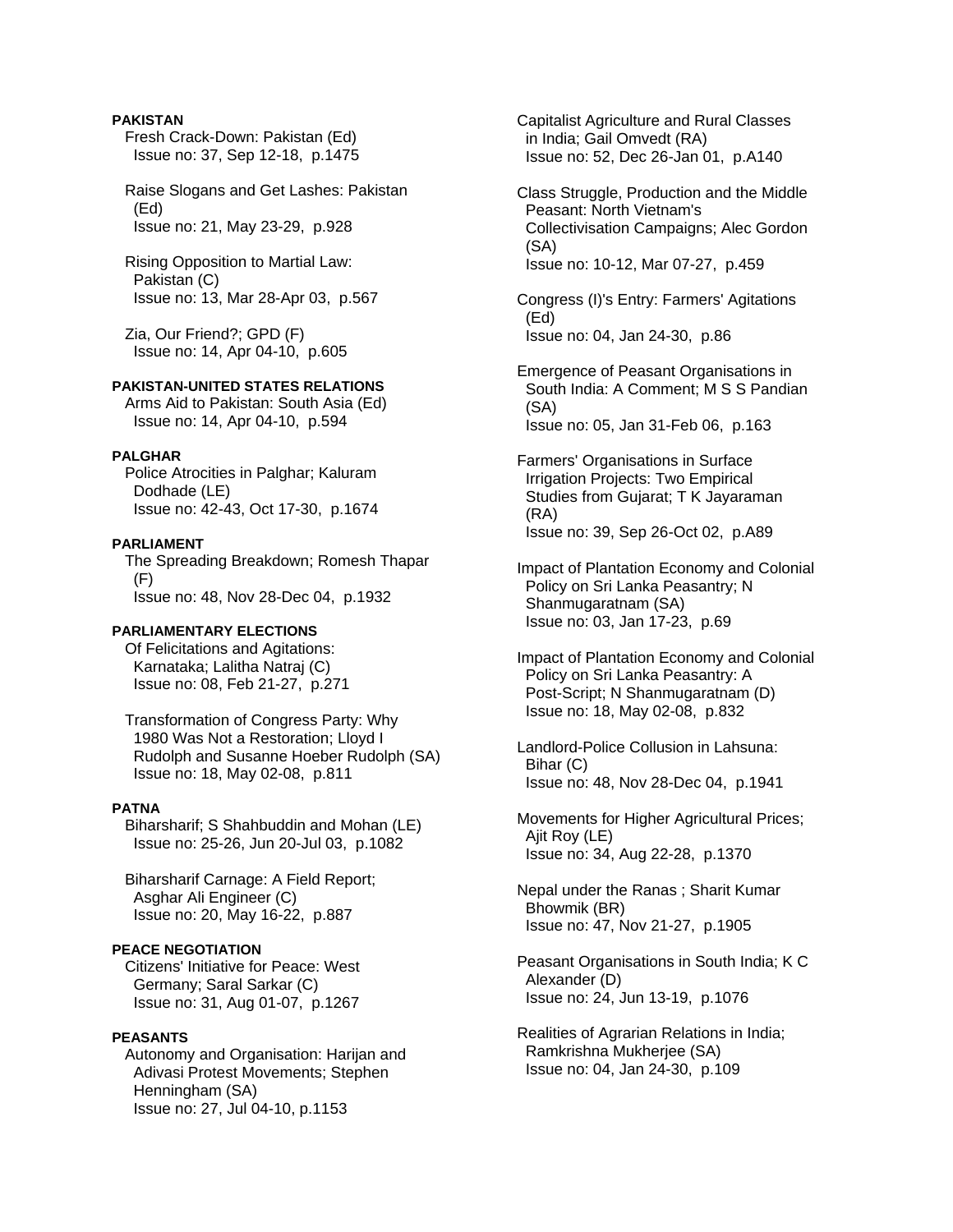**PAKISTAN**

Fresh Crack-Down: Pakistan (Ed)
Issue no: 37, Sep 12-18, p.1475

Raise Slogans and Get Lashes: Pakistan (Ed)
Issue no: 21, May 23-29, p.928

Rising Opposition to Martial Law: Pakistan (C)
Issue no: 13, Mar 28-Apr 03, p.567

Zia, Our Friend?; GPD (F)
Issue no: 14, Apr 04-10, p.605

**PAKISTAN-UNITED STATES RELATIONS**

Arms Aid to Pakistan: South Asia (Ed)
Issue no: 14, Apr 04-10, p.594

**PALGHAR**

Police Atrocities in Palghar; Kaluram Dodhade (LE)
Issue no: 42-43, Oct 17-30, p.1674

**PARLIAMENT**

The Spreading Breakdown; Romesh Thapar (F)
Issue no: 48, Nov 28-Dec 04, p.1932

**PARLIAMENTARY ELECTIONS**

Of Felicitations and Agitations: Karnataka; Lalitha Natraj (C)
Issue no: 08, Feb 21-27, p.271

Transformation of Congress Party: Why 1980 Was Not a Restoration; Lloyd I Rudolph and Susanne Hoeber Rudolph (SA)
Issue no: 18, May 02-08, p.811

**PATNA**

Biharsharif; S Shahbuddin and Mohan (LE)
Issue no: 25-26, Jun 20-Jul 03, p.1082

Biharsharif Carnage: A Field Report; Asghar Ali Engineer (C)
Issue no: 20, May 16-22, p.887

**PEACE NEGOTIATION**

Citizens' Initiative for Peace: West Germany; Saral Sarkar (C)
Issue no: 31, Aug 01-07, p.1267

**PEASANTS**

Autonomy and Organisation: Harijan and Adivasi Protest Movements; Stephen Henningham (SA)
Issue no: 27, Jul 04-10, p.1153

Capitalist Agriculture and Rural Classes in India; Gail Omvedt (RA)
Issue no: 52, Dec 26-Jan 01, p.A140

Class Struggle, Production and the Middle Peasant: North Vietnam's Collectivisation Campaigns; Alec Gordon (SA)
Issue no: 10-12, Mar 07-27, p.459

Congress (I)'s Entry: Farmers' Agitations (Ed)
Issue no: 04, Jan 24-30, p.86

Emergence of Peasant Organisations in South India: A Comment; M S S Pandian (SA)
Issue no: 05, Jan 31-Feb 06, p.163

Farmers' Organisations in Surface Irrigation Projects: Two Empirical Studies from Gujarat; T K Jayaraman (RA)
Issue no: 39, Sep 26-Oct 02, p.A89

Impact of Plantation Economy and Colonial Policy on Sri Lanka Peasantry; N Shanmugaratnam (SA)
Issue no: 03, Jan 17-23, p.69

Impact of Plantation Economy and Colonial Policy on Sri Lanka Peasantry: A Post-Script; N Shanmugaratnam (D)
Issue no: 18, May 02-08, p.832

Landlord-Police Collusion in Lahsuna: Bihar (C)
Issue no: 48, Nov 28-Dec 04, p.1941

Movements for Higher Agricultural Prices; Ajit Roy (LE)
Issue no: 34, Aug 22-28, p.1370

Nepal under the Ranas ; Sharit Kumar Bhowmik (BR)
Issue no: 47, Nov 21-27, p.1905

Peasant Organisations in South India; K C Alexander (D)
Issue no: 24, Jun 13-19, p.1076

Realities of Agrarian Relations in India; Ramkrishna Mukherjee (SA)
Issue no: 04, Jan 24-30, p.109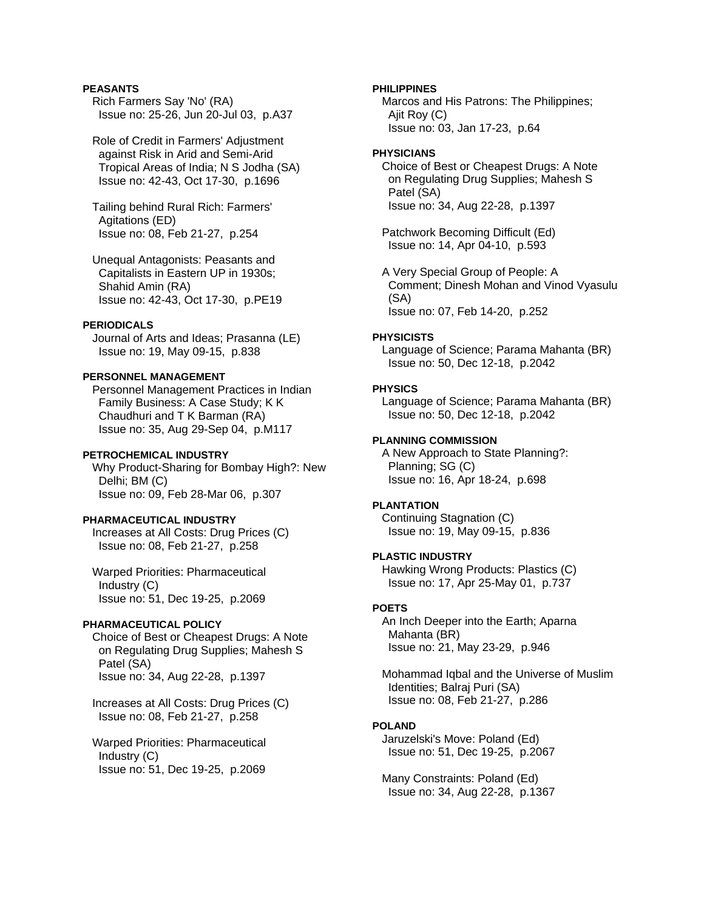**PEASANTS**

Rich Farmers Say 'No' (RA)
Issue no: 25-26, Jun 20-Jul 03, p.A37

Role of Credit in Farmers' Adjustment against Risk in Arid and Semi-Arid Tropical Areas of India; N S Jodha (SA)
Issue no: 42-43, Oct 17-30, p.1696

Tailing behind Rural Rich: Farmers' Agitations (ED)
Issue no: 08, Feb 21-27, p.254

Unequal Antagonists: Peasants and Capitalists in Eastern UP in 1930s; Shahid Amin (RA)
Issue no: 42-43, Oct 17-30, p.PE19

**PERIODICALS**

Journal of Arts and Ideas; Prasanna (LE)
Issue no: 19, May 09-15, p.838

**PERSONNEL MANAGEMENT**

Personnel Management Practices in Indian Family Business: A Case Study; K K Chaudhuri and T K Barman (RA)
Issue no: 35, Aug 29-Sep 04, p.M117

**PETROCHEMICAL INDUSTRY**

Why Product-Sharing for Bombay High?: New Delhi; BM (C)
Issue no: 09, Feb 28-Mar 06, p.307

**PHARMACEUTICAL INDUSTRY**

Increases at All Costs: Drug Prices (C)
Issue no: 08, Feb 21-27, p.258

Warped Priorities: Pharmaceutical Industry (C)
Issue no: 51, Dec 19-25, p.2069

**PHARMACEUTICAL POLICY**

Choice of Best or Cheapest Drugs: A Note on Regulating Drug Supplies; Mahesh S Patel (SA)
Issue no: 34, Aug 22-28, p.1397

Increases at All Costs: Drug Prices (C)
Issue no: 08, Feb 21-27, p.258

Warped Priorities: Pharmaceutical Industry (C)
Issue no: 51, Dec 19-25, p.2069

**PHILIPPINES**

Marcos and His Patrons: The Philippines; Ajit Roy (C)
Issue no: 03, Jan 17-23, p.64

**PHYSICIANS**

Choice of Best or Cheapest Drugs: A Note on Regulating Drug Supplies; Mahesh S Patel (SA)
Issue no: 34, Aug 22-28, p.1397

Patchwork Becoming Difficult (Ed)
Issue no: 14, Apr 04-10, p.593

A Very Special Group of People: A Comment; Dinesh Mohan and Vinod Vyasulu (SA)
Issue no: 07, Feb 14-20, p.252

**PHYSICISTS**

Language of Science; Parama Mahanta (BR)
Issue no: 50, Dec 12-18, p.2042

**PHYSICS**

Language of Science; Parama Mahanta (BR)
Issue no: 50, Dec 12-18, p.2042

**PLANNING COMMISSION**

A New Approach to State Planning?: Planning; SG (C)
Issue no: 16, Apr 18-24, p.698

**PLANTATION**

Continuing Stagnation (C)
Issue no: 19, May 09-15, p.836

**PLASTIC INDUSTRY**

Hawking Wrong Products: Plastics (C)
Issue no: 17, Apr 25-May 01, p.737

**POETS**

An Inch Deeper into the Earth; Aparna Mahanta (BR)
Issue no: 21, May 23-29, p.946

Mohammad Iqbal and the Universe of Muslim Identities; Balraj Puri (SA)
Issue no: 08, Feb 21-27, p.286

**POLAND**

Jaruzelski's Move: Poland (Ed)
Issue no: 51, Dec 19-25, p.2067

Many Constraints: Poland (Ed)
Issue no: 34, Aug 22-28, p.1367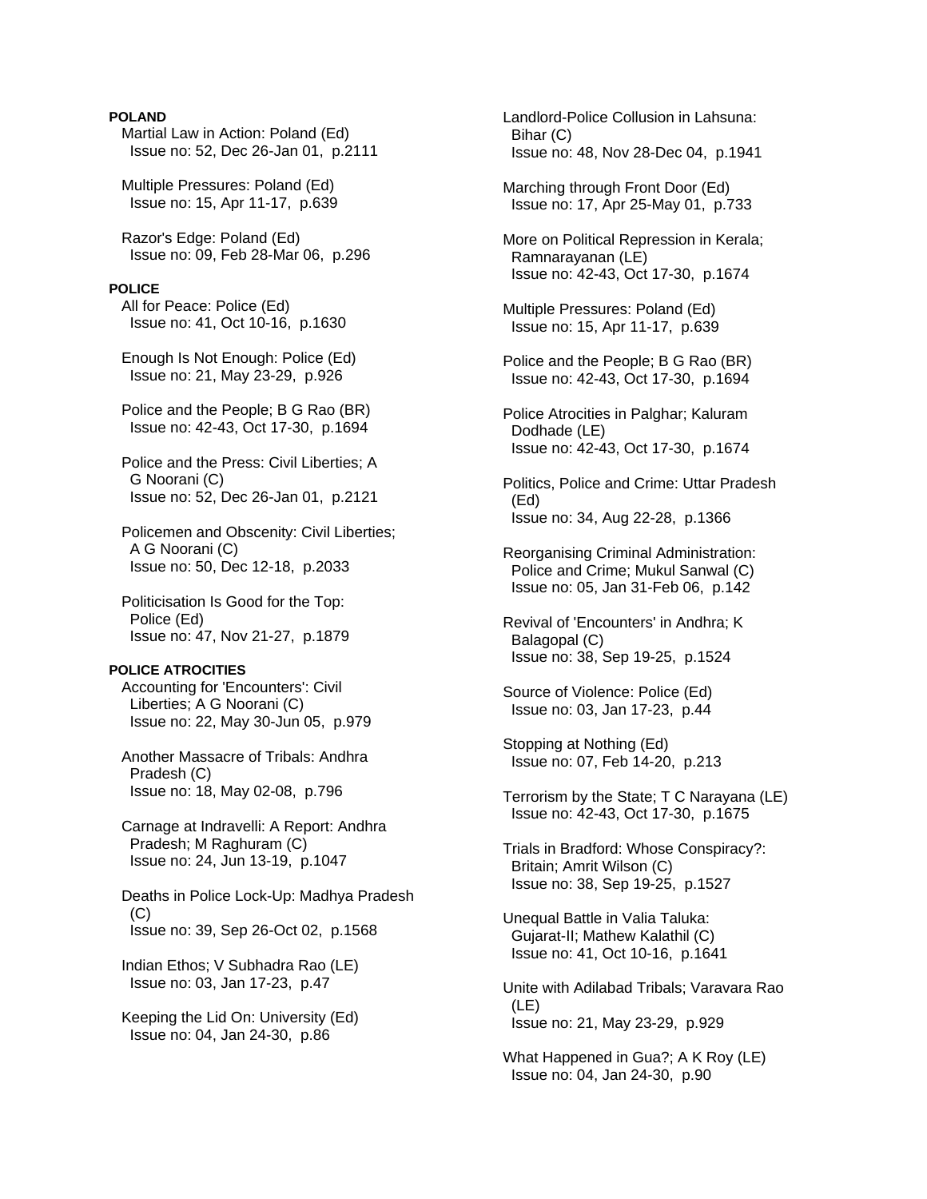**POLAND**

Martial Law in Action: Poland (Ed)
Issue no: 52, Dec 26-Jan 01, p.2111

Multiple Pressures: Poland (Ed)
Issue no: 15, Apr 11-17, p.639

Razor's Edge: Poland (Ed)
Issue no: 09, Feb 28-Mar 06, p.296

**POLICE**

All for Peace: Police (Ed)
Issue no: 41, Oct 10-16, p.1630

Enough Is Not Enough: Police (Ed)
Issue no: 21, May 23-29, p.926

Police and the People; B G Rao (BR)
Issue no: 42-43, Oct 17-30, p.1694

Police and the Press: Civil Liberties; A G Noorani (C)
Issue no: 52, Dec 26-Jan 01, p.2121

Policemen and Obscenity: Civil Liberties; A G Noorani (C)
Issue no: 50, Dec 12-18, p.2033

Politicisation Is Good for the Top: Police (Ed)
Issue no: 47, Nov 21-27, p.1879

**POLICE ATROCITIES**

Accounting for 'Encounters': Civil Liberties; A G Noorani (C)
Issue no: 22, May 30-Jun 05, p.979

Another Massacre of Tribals: Andhra Pradesh (C)
Issue no: 18, May 02-08, p.796

Carnage at Indravelli: A Report: Andhra Pradesh; M Raghuram (C)
Issue no: 24, Jun 13-19, p.1047

Deaths in Police Lock-Up: Madhya Pradesh (C)
Issue no: 39, Sep 26-Oct 02, p.1568

Indian Ethos; V Subhadra Rao (LE)
Issue no: 03, Jan 17-23, p.47

Keeping the Lid On: University (Ed)
Issue no: 04, Jan 24-30, p.86

Landlord-Police Collusion in Lahsuna: Bihar (C)
Issue no: 48, Nov 28-Dec 04, p.1941

Marching through Front Door (Ed)
Issue no: 17, Apr 25-May 01, p.733

More on Political Repression in Kerala; Ramnarayanan (LE)
Issue no: 42-43, Oct 17-30, p.1674

Multiple Pressures: Poland (Ed)
Issue no: 15, Apr 11-17, p.639

Police and the People; B G Rao (BR)
Issue no: 42-43, Oct 17-30, p.1694

Police Atrocities in Palghar; Kaluram Dodhade (LE)
Issue no: 42-43, Oct 17-30, p.1674

Politics, Police and Crime: Uttar Pradesh (Ed)
Issue no: 34, Aug 22-28, p.1366

Reorganising Criminal Administration: Police and Crime; Mukul Sanwal (C)
Issue no: 05, Jan 31-Feb 06, p.142

Revival of 'Encounters' in Andhra; K Balagopal (C)
Issue no: 38, Sep 19-25, p.1524

Source of Violence: Police (Ed)
Issue no: 03, Jan 17-23, p.44

Stopping at Nothing (Ed)
Issue no: 07, Feb 14-20, p.213

Terrorism by the State; T C Narayana (LE)
Issue no: 42-43, Oct 17-30, p.1675

Trials in Bradford: Whose Conspiracy?: Britain; Amrit Wilson (C)
Issue no: 38, Sep 19-25, p.1527

Unequal Battle in Valia Taluka: Gujarat-II; Mathew Kalathil (C)
Issue no: 41, Oct 10-16, p.1641

Unite with Adilabad Tribals; Varavara Rao (LE)
Issue no: 21, May 23-29, p.929

What Happened in Gua?; A K Roy (LE)
Issue no: 04, Jan 24-30, p.90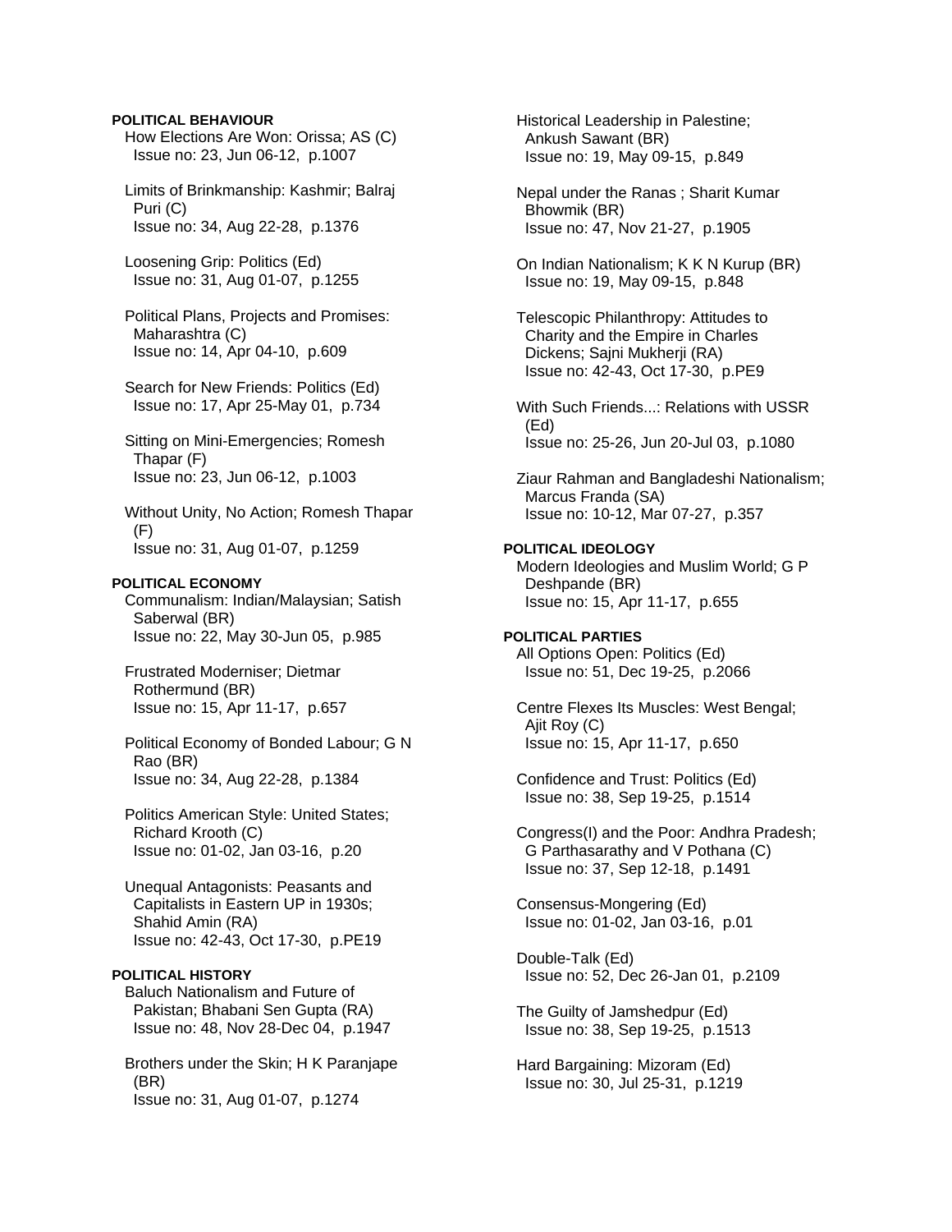**POLITICAL BEHAVIOUR**

How Elections Are Won: Orissa; AS (C)
Issue no: 23, Jun 06-12, p.1007

Limits of Brinkmanship: Kashmir; Balraj Puri (C)
Issue no: 34, Aug 22-28, p.1376

Loosening Grip: Politics (Ed)
Issue no: 31, Aug 01-07, p.1255

Political Plans, Projects and Promises: Maharashtra (C)
Issue no: 14, Apr 04-10, p.609

Search for New Friends: Politics (Ed)
Issue no: 17, Apr 25-May 01, p.734

Sitting on Mini-Emergencies; Romesh Thapar (F)
Issue no: 23, Jun 06-12, p.1003

Without Unity, No Action; Romesh Thapar (F)
Issue no: 31, Aug 01-07, p.1259

**POLITICAL ECONOMY**

Communalism: Indian/Malaysian; Satish Saberwal (BR)
Issue no: 22, May 30-Jun 05, p.985

Frustrated Moderniser; Dietmar Rothermund (BR)
Issue no: 15, Apr 11-17, p.657

Political Economy of Bonded Labour; G N Rao (BR)
Issue no: 34, Aug 22-28, p.1384

Politics American Style: United States; Richard Krooth (C)
Issue no: 01-02, Jan 03-16, p.20

Unequal Antagonists: Peasants and Capitalists in Eastern UP in 1930s; Shahid Amin (RA)
Issue no: 42-43, Oct 17-30, p.PE19

**POLITICAL HISTORY**

Baluch Nationalism and Future of Pakistan; Bhabani Sen Gupta (RA)
Issue no: 48, Nov 28-Dec 04, p.1947

Brothers under the Skin; H K Paranjape (BR)
Issue no: 31, Aug 01-07, p.1274

Historical Leadership in Palestine; Ankush Sawant (BR)
Issue no: 19, May 09-15, p.849

Nepal under the Ranas ; Sharit Kumar Bhowmik (BR)
Issue no: 47, Nov 21-27, p.1905

On Indian Nationalism; K K N Kurup (BR)
Issue no: 19, May 09-15, p.848

Telescopic Philanthropy: Attitudes to Charity and the Empire in Charles Dickens; Sajni Mukherji (RA)
Issue no: 42-43, Oct 17-30, p.PE9

With Such Friends...: Relations with USSR (Ed)
Issue no: 25-26, Jun 20-Jul 03, p.1080

Ziaur Rahman and Bangladeshi Nationalism; Marcus Franda (SA)
Issue no: 10-12, Mar 07-27, p.357

**POLITICAL IDEOLOGY**

Modern Ideologies and Muslim World; G P Deshpande (BR)
Issue no: 15, Apr 11-17, p.655

**POLITICAL PARTIES**

All Options Open: Politics (Ed)
Issue no: 51, Dec 19-25, p.2066

Centre Flexes Its Muscles: West Bengal; Ajit Roy (C)
Issue no: 15, Apr 11-17, p.650

Confidence and Trust: Politics (Ed)
Issue no: 38, Sep 19-25, p.1514

Congress(I) and the Poor: Andhra Pradesh; G Parthasarathy and V Pothana (C)
Issue no: 37, Sep 12-18, p.1491

Consensus-Mongering (Ed)
Issue no: 01-02, Jan 03-16, p.01

Double-Talk (Ed)
Issue no: 52, Dec 26-Jan 01, p.2109

The Guilty of Jamshedpur (Ed)
Issue no: 38, Sep 19-25, p.1513

Hard Bargaining: Mizoram (Ed)
Issue no: 30, Jul 25-31, p.1219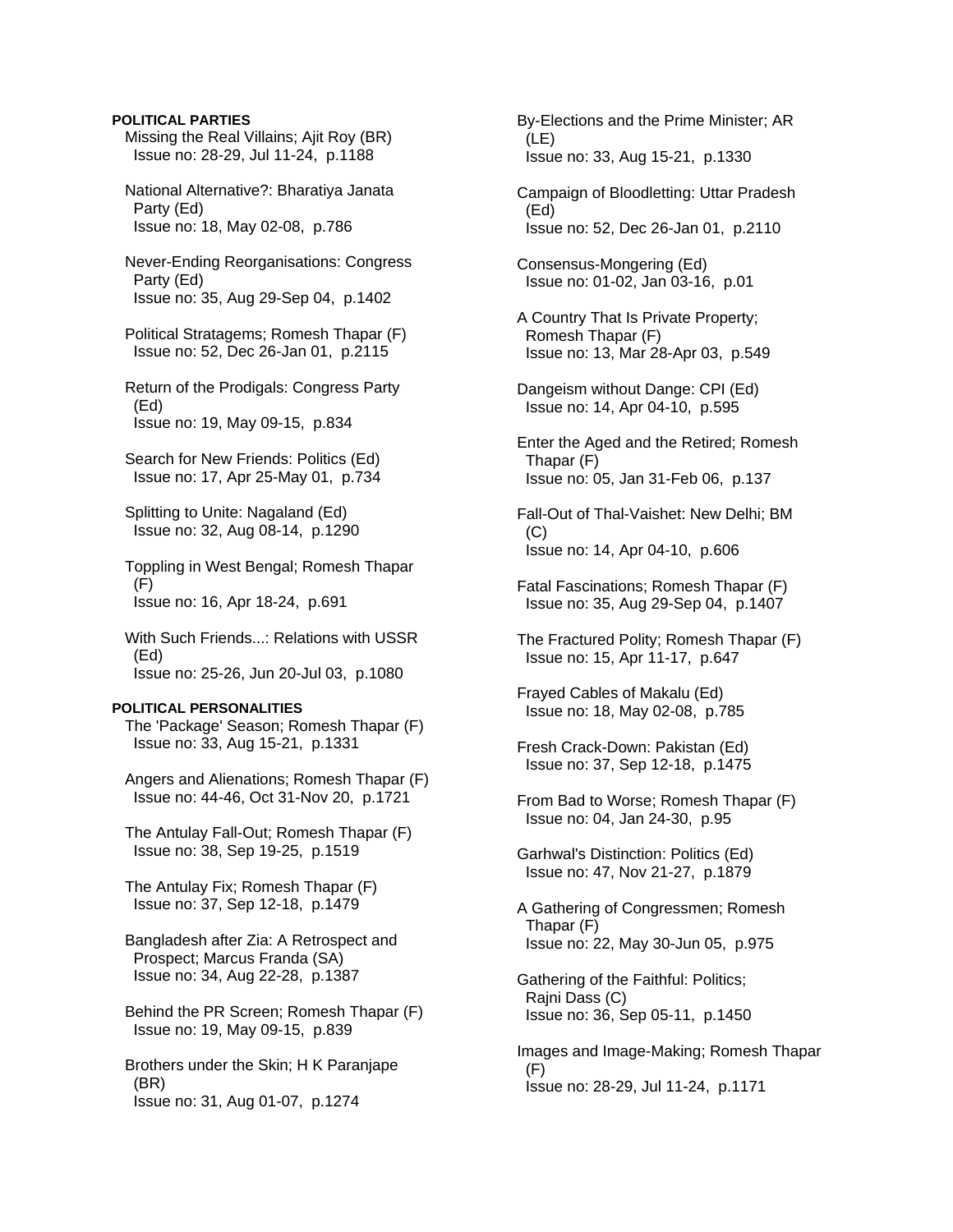**POLITICAL PARTIES**

Missing the Real Villains; Ajit Roy (BR)
Issue no: 28-29, Jul 11-24, p.1188

National Alternative?: Bharatiya Janata Party (Ed)
Issue no: 18, May 02-08, p.786

Never-Ending Reorganisations: Congress Party (Ed)
Issue no: 35, Aug 29-Sep 04, p.1402

Political Stratagems; Romesh Thapar (F)
Issue no: 52, Dec 26-Jan 01, p.2115

Return of the Prodigals: Congress Party (Ed)
Issue no: 19, May 09-15, p.834

Search for New Friends: Politics (Ed)
Issue no: 17, Apr 25-May 01, p.734

Splitting to Unite: Nagaland (Ed)
Issue no: 32, Aug 08-14, p.1290

Toppling in West Bengal; Romesh Thapar (F)
Issue no: 16, Apr 18-24, p.691

With Such Friends...: Relations with USSR (Ed)
Issue no: 25-26, Jun 20-Jul 03, p.1080

**POLITICAL PERSONALITIES**

The 'Package' Season; Romesh Thapar (F)
Issue no: 33, Aug 15-21, p.1331

Angers and Alienations; Romesh Thapar (F)
Issue no: 44-46, Oct 31-Nov 20, p.1721

The Antulay Fall-Out; Romesh Thapar (F)
Issue no: 38, Sep 19-25, p.1519

The Antulay Fix; Romesh Thapar (F)
Issue no: 37, Sep 12-18, p.1479

Bangladesh after Zia: A Retrospect and Prospect; Marcus Franda (SA)
Issue no: 34, Aug 22-28, p.1387

Behind the PR Screen; Romesh Thapar (F)
Issue no: 19, May 09-15, p.839

Brothers under the Skin; H K Paranjape (BR)
Issue no: 31, Aug 01-07, p.1274

By-Elections and the Prime Minister; AR (LE)
Issue no: 33, Aug 15-21, p.1330

Campaign of Bloodletting: Uttar Pradesh (Ed)
Issue no: 52, Dec 26-Jan 01, p.2110

Consensus-Mongering (Ed)
Issue no: 01-02, Jan 03-16, p.01

A Country That Is Private Property; Romesh Thapar (F)
Issue no: 13, Mar 28-Apr 03, p.549

Dangeism without Dange: CPI (Ed)
Issue no: 14, Apr 04-10, p.595

Enter the Aged and the Retired; Romesh Thapar (F)
Issue no: 05, Jan 31-Feb 06, p.137

Fall-Out of Thal-Vaishet: New Delhi; BM (C)
Issue no: 14, Apr 04-10, p.606

Fatal Fascinations; Romesh Thapar (F)
Issue no: 35, Aug 29-Sep 04, p.1407

The Fractured Polity; Romesh Thapar (F)
Issue no: 15, Apr 11-17, p.647

Frayed Cables of Makalu (Ed)
Issue no: 18, May 02-08, p.785

Fresh Crack-Down: Pakistan (Ed)
Issue no: 37, Sep 12-18, p.1475

From Bad to Worse; Romesh Thapar (F)
Issue no: 04, Jan 24-30, p.95

Garhwal's Distinction: Politics (Ed)
Issue no: 47, Nov 21-27, p.1879

A Gathering of Congressmen; Romesh Thapar (F)
Issue no: 22, May 30-Jun 05, p.975

Gathering of the Faithful: Politics; Rajni Dass (C)
Issue no: 36, Sep 05-11, p.1450

Images and Image-Making; Romesh Thapar (F)
Issue no: 28-29, Jul 11-24, p.1171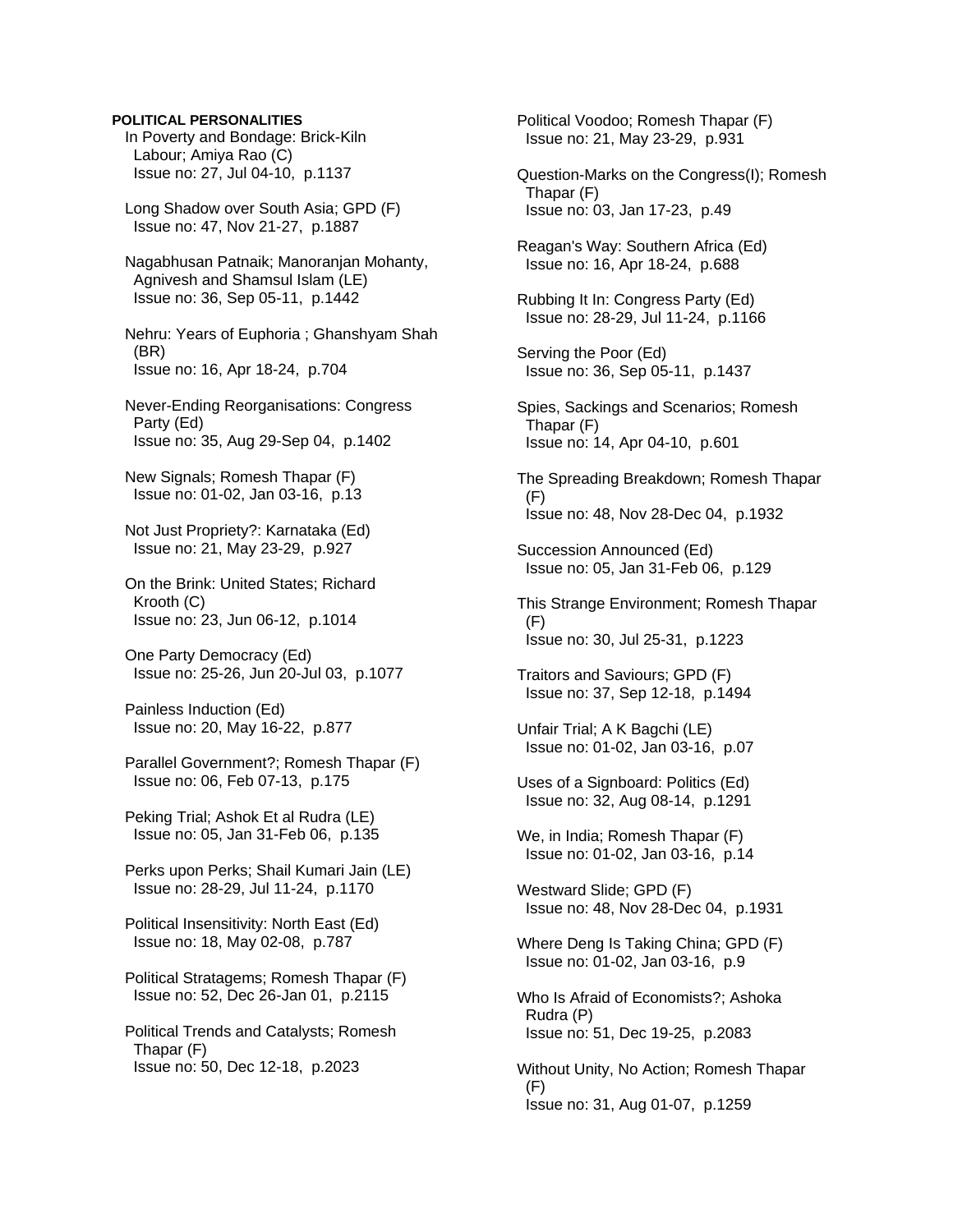**POLITICAL PERSONALITIES**

In Poverty and Bondage: Brick-Kiln Labour; Amiya Rao (C)
Issue no: 27, Jul 04-10, p.1137

Long Shadow over South Asia; GPD (F)
Issue no: 47, Nov 21-27, p.1887

Nagabhusan Patnaik; Manoranjan Mohanty, Agnivesh and Shamsul Islam (LE)
Issue no: 36, Sep 05-11, p.1442

Nehru: Years of Euphoria ; Ghanshyam Shah (BR)
Issue no: 16, Apr 18-24, p.704

Never-Ending Reorganisations: Congress Party (Ed)
Issue no: 35, Aug 29-Sep 04, p.1402

New Signals; Romesh Thapar (F)
Issue no: 01-02, Jan 03-16, p.13

Not Just Propriety?: Karnataka (Ed)
Issue no: 21, May 23-29, p.927

On the Brink: United States; Richard Krooth (C)
Issue no: 23, Jun 06-12, p.1014

One Party Democracy (Ed)
Issue no: 25-26, Jun 20-Jul 03, p.1077

Painless Induction (Ed)
Issue no: 20, May 16-22, p.877

Parallel Government?; Romesh Thapar (F)
Issue no: 06, Feb 07-13, p.175

Peking Trial; Ashok Et al Rudra (LE)
Issue no: 05, Jan 31-Feb 06, p.135

Perks upon Perks; Shail Kumari Jain (LE)
Issue no: 28-29, Jul 11-24, p.1170

Political Insensitivity: North East (Ed)
Issue no: 18, May 02-08, p.787

Political Stratagems; Romesh Thapar (F)
Issue no: 52, Dec 26-Jan 01, p.2115

Political Trends and Catalysts; Romesh Thapar (F)
Issue no: 50, Dec 12-18, p.2023

Political Voodoo; Romesh Thapar (F)
Issue no: 21, May 23-29, p.931

Question-Marks on the Congress(I); Romesh Thapar (F)
Issue no: 03, Jan 17-23, p.49

Reagan's Way: Southern Africa (Ed)
Issue no: 16, Apr 18-24, p.688

Rubbing It In: Congress Party (Ed)
Issue no: 28-29, Jul 11-24, p.1166

Serving the Poor (Ed)
Issue no: 36, Sep 05-11, p.1437

Spies, Sackings and Scenarios; Romesh Thapar (F)
Issue no: 14, Apr 04-10, p.601

The Spreading Breakdown; Romesh Thapar (F)
Issue no: 48, Nov 28-Dec 04, p.1932

Succession Announced (Ed)
Issue no: 05, Jan 31-Feb 06, p.129

This Strange Environment; Romesh Thapar (F)
Issue no: 30, Jul 25-31, p.1223

Traitors and Saviours; GPD (F)
Issue no: 37, Sep 12-18, p.1494

Unfair Trial; A K Bagchi (LE)
Issue no: 01-02, Jan 03-16, p.07

Uses of a Signboard: Politics (Ed)
Issue no: 32, Aug 08-14, p.1291

We, in India; Romesh Thapar (F)
Issue no: 01-02, Jan 03-16, p.14

Westward Slide; GPD (F)
Issue no: 48, Nov 28-Dec 04, p.1931

Where Deng Is Taking China; GPD (F)
Issue no: 01-02, Jan 03-16, p.9

Who Is Afraid of Economists?; Ashoka Rudra (P)
Issue no: 51, Dec 19-25, p.2083

Without Unity, No Action; Romesh Thapar (F)
Issue no: 31, Aug 01-07, p.1259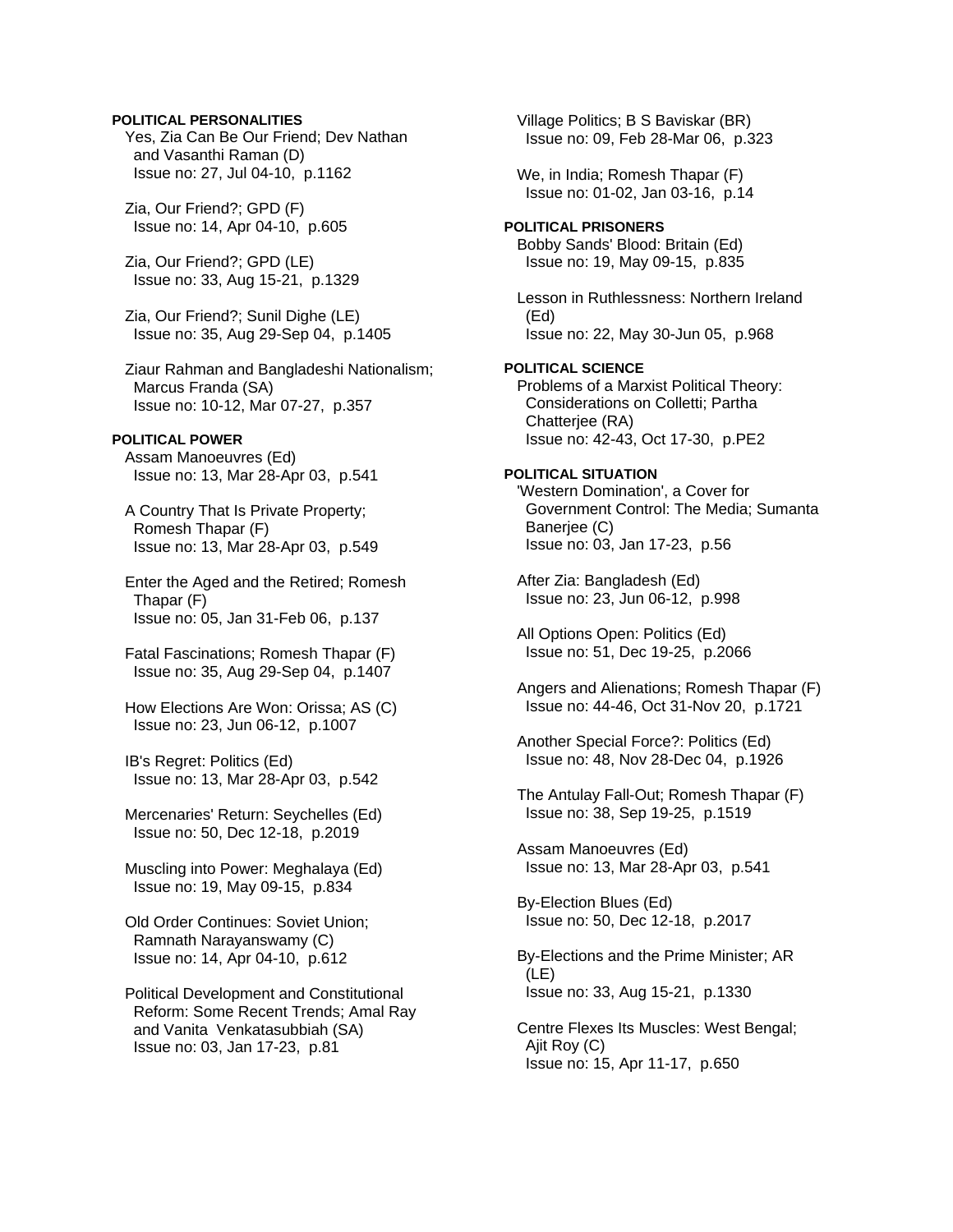**POLITICAL PERSONALITIES**

Yes, Zia Can Be Our Friend; Dev Nathan and Vasanthi Raman (D)
Issue no: 27, Jul 04-10, p.1162

Zia, Our Friend?; GPD (F)
Issue no: 14, Apr 04-10, p.605

Zia, Our Friend?; GPD (LE)
Issue no: 33, Aug 15-21, p.1329

Zia, Our Friend?; Sunil Dighe (LE)
Issue no: 35, Aug 29-Sep 04, p.1405

Ziaur Rahman and Bangladeshi Nationalism; Marcus Franda (SA)
Issue no: 10-12, Mar 07-27, p.357

**POLITICAL POWER**

Assam Manoeuvres (Ed)
Issue no: 13, Mar 28-Apr 03, p.541

A Country That Is Private Property; Romesh Thapar (F)
Issue no: 13, Mar 28-Apr 03, p.549

Enter the Aged and the Retired; Romesh Thapar (F)
Issue no: 05, Jan 31-Feb 06, p.137

Fatal Fascinations; Romesh Thapar (F)
Issue no: 35, Aug 29-Sep 04, p.1407

How Elections Are Won: Orissa; AS (C)
Issue no: 23, Jun 06-12, p.1007

IB's Regret: Politics (Ed)
Issue no: 13, Mar 28-Apr 03, p.542

Mercenaries' Return: Seychelles (Ed)
Issue no: 50, Dec 12-18, p.2019

Muscling into Power: Meghalaya (Ed)
Issue no: 19, May 09-15, p.834

Old Order Continues: Soviet Union; Ramnath Narayanswamy (C)
Issue no: 14, Apr 04-10, p.612

Political Development and Constitutional Reform: Some Recent Trends; Amal Ray and Vanita Venkatasubbiah (SA)
Issue no: 03, Jan 17-23, p.81

Village Politics; B S Baviskar (BR)
Issue no: 09, Feb 28-Mar 06, p.323

We, in India; Romesh Thapar (F)
Issue no: 01-02, Jan 03-16, p.14

**POLITICAL PRISONERS**

Bobby Sands' Blood: Britain (Ed)
Issue no: 19, May 09-15, p.835

Lesson in Ruthlessness: Northern Ireland (Ed)
Issue no: 22, May 30-Jun 05, p.968

**POLITICAL SCIENCE**

Problems of a Marxist Political Theory: Considerations on Colletti; Partha Chatterjee (RA)
Issue no: 42-43, Oct 17-30, p.PE2

**POLITICAL SITUATION**

'Western Domination', a Cover for Government Control: The Media; Sumanta Banerjee (C)
Issue no: 03, Jan 17-23, p.56

After Zia: Bangladesh (Ed)
Issue no: 23, Jun 06-12, p.998

All Options Open: Politics (Ed)
Issue no: 51, Dec 19-25, p.2066

Angers and Alienations; Romesh Thapar (F)
Issue no: 44-46, Oct 31-Nov 20, p.1721

Another Special Force?: Politics (Ed)
Issue no: 48, Nov 28-Dec 04, p.1926

The Antulay Fall-Out; Romesh Thapar (F)
Issue no: 38, Sep 19-25, p.1519

Assam Manoeuvres (Ed)
Issue no: 13, Mar 28-Apr 03, p.541

By-Election Blues (Ed)
Issue no: 50, Dec 12-18, p.2017

By-Elections and the Prime Minister; AR (LE)
Issue no: 33, Aug 15-21, p.1330

Centre Flexes Its Muscles: West Bengal; Ajit Roy (C)
Issue no: 15, Apr 11-17, p.650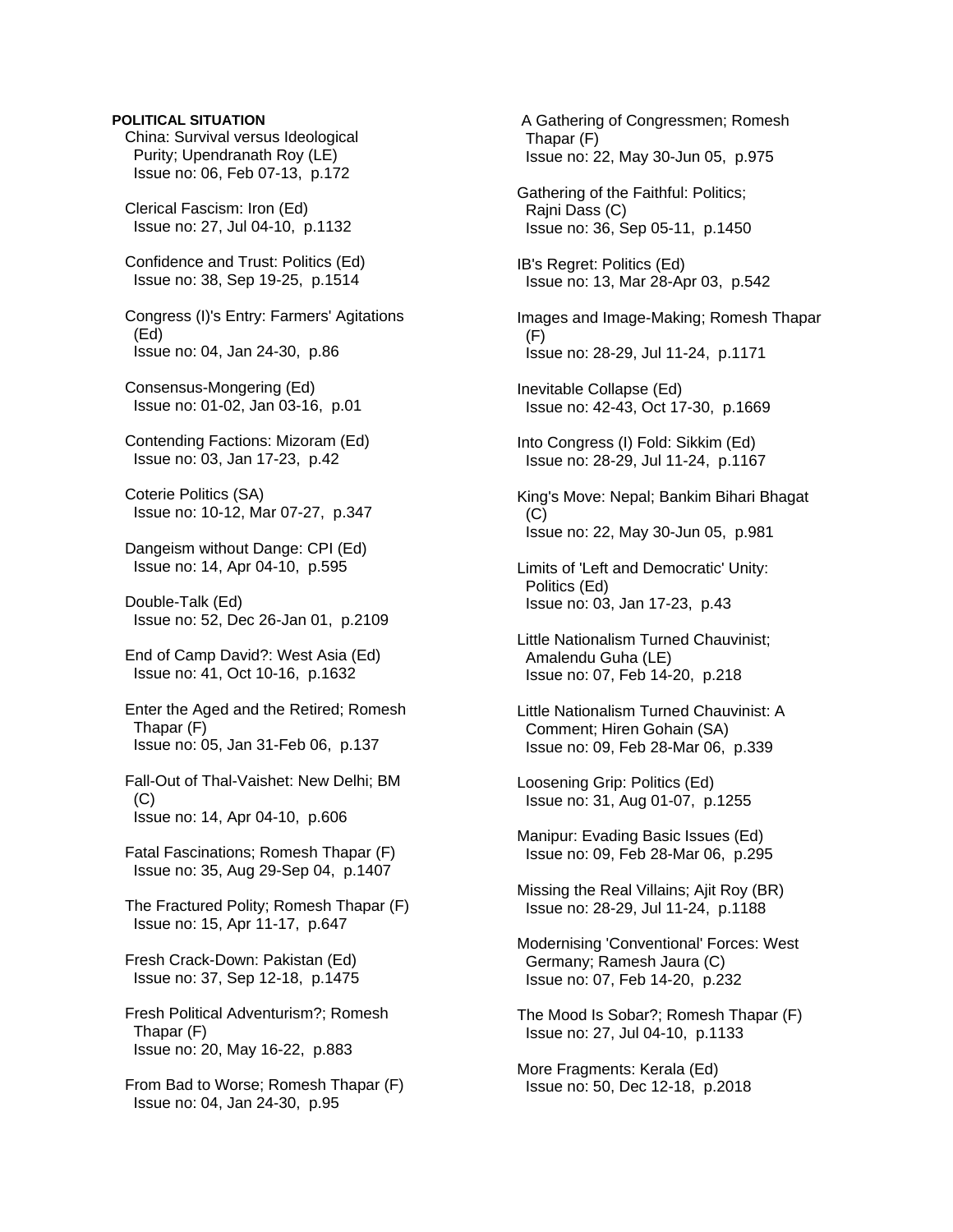**POLITICAL SITUATION**

China: Survival versus Ideological Purity; Upendranath Roy (LE)
Issue no: 06, Feb 07-13, p.172

Clerical Fascism: Iron (Ed)
Issue no: 27, Jul 04-10, p.1132

Confidence and Trust: Politics (Ed)
Issue no: 38, Sep 19-25, p.1514

Congress (I)'s Entry: Farmers' Agitations (Ed)
Issue no: 04, Jan 24-30, p.86

Consensus-Mongering (Ed)
Issue no: 01-02, Jan 03-16, p.01

Contending Factions: Mizoram (Ed)
Issue no: 03, Jan 17-23, p.42

Coterie Politics (SA)
Issue no: 10-12, Mar 07-27, p.347

Dangeism without Dange: CPI (Ed)
Issue no: 14, Apr 04-10, p.595

Double-Talk (Ed)
Issue no: 52, Dec 26-Jan 01, p.2109

End of Camp David?: West Asia (Ed)
Issue no: 41, Oct 10-16, p.1632

Enter the Aged and the Retired; Romesh Thapar (F)
Issue no: 05, Jan 31-Feb 06, p.137

Fall-Out of Thal-Vaishet: New Delhi; BM (C)
Issue no: 14, Apr 04-10, p.606

Fatal Fascinations; Romesh Thapar (F)
Issue no: 35, Aug 29-Sep 04, p.1407

The Fractured Polity; Romesh Thapar (F)
Issue no: 15, Apr 11-17, p.647

Fresh Crack-Down: Pakistan (Ed)
Issue no: 37, Sep 12-18, p.1475

Fresh Political Adventurism?; Romesh Thapar (F)
Issue no: 20, May 16-22, p.883

From Bad to Worse; Romesh Thapar (F)
Issue no: 04, Jan 24-30, p.95

A Gathering of Congressmen; Romesh Thapar (F)
Issue no: 22, May 30-Jun 05, p.975

Gathering of the Faithful: Politics; Rajni Dass (C)
Issue no: 36, Sep 05-11, p.1450

IB's Regret: Politics (Ed)
Issue no: 13, Mar 28-Apr 03, p.542

Images and Image-Making; Romesh Thapar (F)
Issue no: 28-29, Jul 11-24, p.1171

Inevitable Collapse (Ed)
Issue no: 42-43, Oct 17-30, p.1669

Into Congress (I) Fold: Sikkim (Ed)
Issue no: 28-29, Jul 11-24, p.1167

King's Move: Nepal; Bankim Bihari Bhagat (C)
Issue no: 22, May 30-Jun 05, p.981

Limits of 'Left and Democratic' Unity: Politics (Ed)
Issue no: 03, Jan 17-23, p.43

Little Nationalism Turned Chauvinist; Amalendu Guha (LE)
Issue no: 07, Feb 14-20, p.218

Little Nationalism Turned Chauvinist: A Comment; Hiren Gohain (SA)
Issue no: 09, Feb 28-Mar 06, p.339

Loosening Grip: Politics (Ed)
Issue no: 31, Aug 01-07, p.1255

Manipur: Evading Basic Issues (Ed)
Issue no: 09, Feb 28-Mar 06, p.295

Missing the Real Villains; Ajit Roy (BR)
Issue no: 28-29, Jul 11-24, p.1188

Modernising 'Conventional' Forces: West Germany; Ramesh Jaura (C)
Issue no: 07, Feb 14-20, p.232

The Mood Is Sobar?; Romesh Thapar (F)
Issue no: 27, Jul 04-10, p.1133

More Fragments: Kerala (Ed)
Issue no: 50, Dec 12-18, p.2018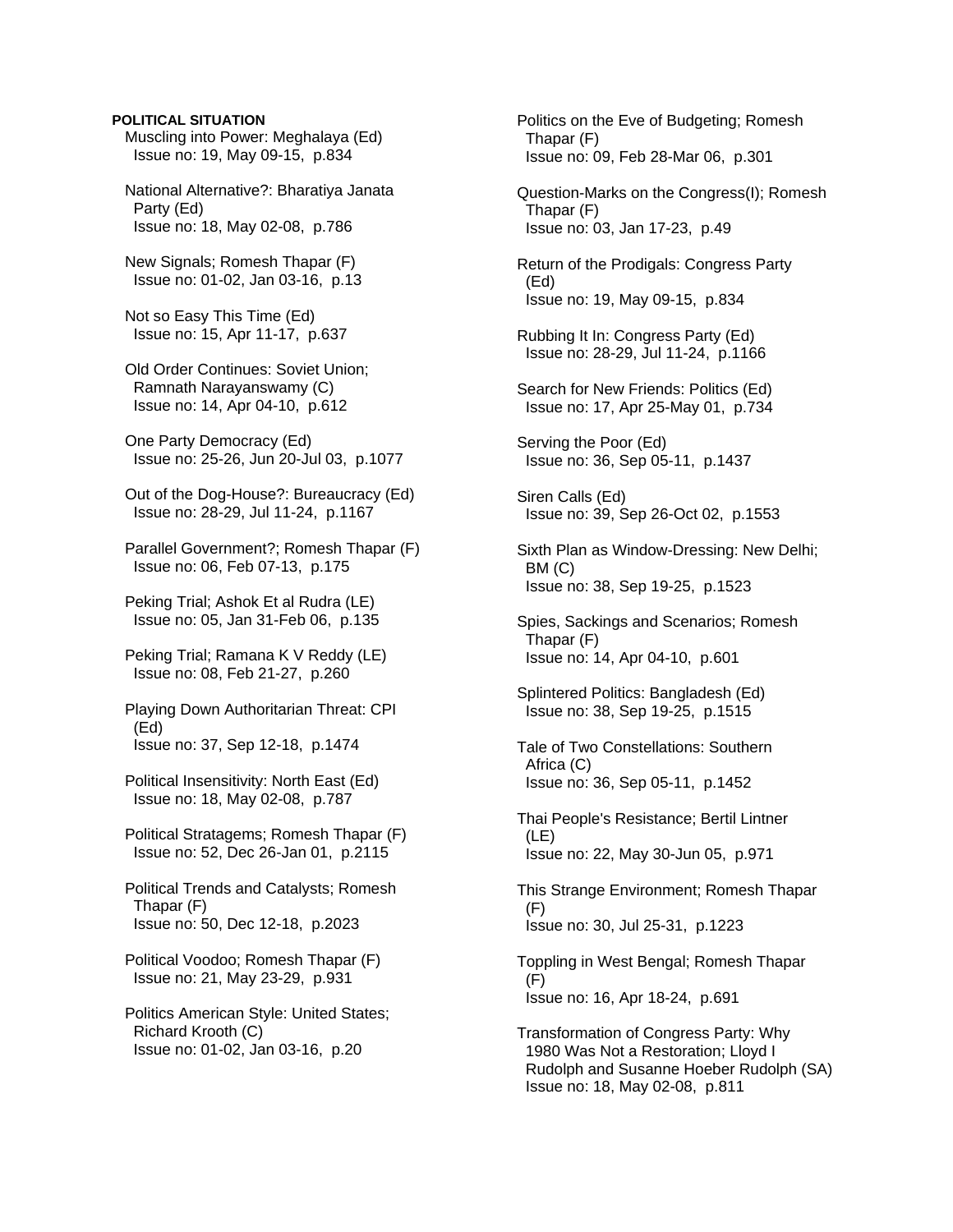**POLITICAL SITUATION**

Muscling into Power: Meghalaya (Ed)
Issue no: 19, May 09-15, p.834

National Alternative?: Bharatiya Janata Party (Ed)
Issue no: 18, May 02-08, p.786

New Signals; Romesh Thapar (F)
Issue no: 01-02, Jan 03-16, p.13

Not so Easy This Time (Ed)
Issue no: 15, Apr 11-17, p.637

Old Order Continues: Soviet Union; Ramnath Narayanswamy (C)
Issue no: 14, Apr 04-10, p.612

One Party Democracy (Ed)
Issue no: 25-26, Jun 20-Jul 03, p.1077

Out of the Dog-House?: Bureaucracy (Ed)
Issue no: 28-29, Jul 11-24, p.1167

Parallel Government?; Romesh Thapar (F)
Issue no: 06, Feb 07-13, p.175

Peking Trial; Ashok Et al Rudra (LE)
Issue no: 05, Jan 31-Feb 06, p.135

Peking Trial; Ramana K V Reddy (LE)
Issue no: 08, Feb 21-27, p.260

Playing Down Authoritarian Threat: CPI (Ed)
Issue no: 37, Sep 12-18, p.1474

Political Insensitivity: North East (Ed)
Issue no: 18, May 02-08, p.787

Political Stratagems; Romesh Thapar (F)
Issue no: 52, Dec 26-Jan 01, p.2115

Political Trends and Catalysts; Romesh Thapar (F)
Issue no: 50, Dec 12-18, p.2023

Political Voodoo; Romesh Thapar (F)
Issue no: 21, May 23-29, p.931

Politics American Style: United States; Richard Krooth (C)
Issue no: 01-02, Jan 03-16, p.20

Politics on the Eve of Budgeting; Romesh Thapar (F)
Issue no: 09, Feb 28-Mar 06, p.301

Question-Marks on the Congress(I); Romesh Thapar (F)
Issue no: 03, Jan 17-23, p.49

Return of the Prodigals: Congress Party (Ed)
Issue no: 19, May 09-15, p.834

Rubbing It In: Congress Party (Ed)
Issue no: 28-29, Jul 11-24, p.1166

Search for New Friends: Politics (Ed)
Issue no: 17, Apr 25-May 01, p.734

Serving the Poor (Ed)
Issue no: 36, Sep 05-11, p.1437

Siren Calls (Ed)
Issue no: 39, Sep 26-Oct 02, p.1553

Sixth Plan as Window-Dressing: New Delhi; BM (C)
Issue no: 38, Sep 19-25, p.1523

Spies, Sackings and Scenarios; Romesh Thapar (F)
Issue no: 14, Apr 04-10, p.601

Splintered Politics: Bangladesh (Ed)
Issue no: 38, Sep 19-25, p.1515

Tale of Two Constellations: Southern Africa (C)
Issue no: 36, Sep 05-11, p.1452

Thai People's Resistance; Bertil Lintner (LE)
Issue no: 22, May 30-Jun 05, p.971

This Strange Environment; Romesh Thapar (F)
Issue no: 30, Jul 25-31, p.1223

Toppling in West Bengal; Romesh Thapar (F)
Issue no: 16, Apr 18-24, p.691

Transformation of Congress Party: Why 1980 Was Not a Restoration; Lloyd I Rudolph and Susanne Hoeber Rudolph (SA)
Issue no: 18, May 02-08, p.811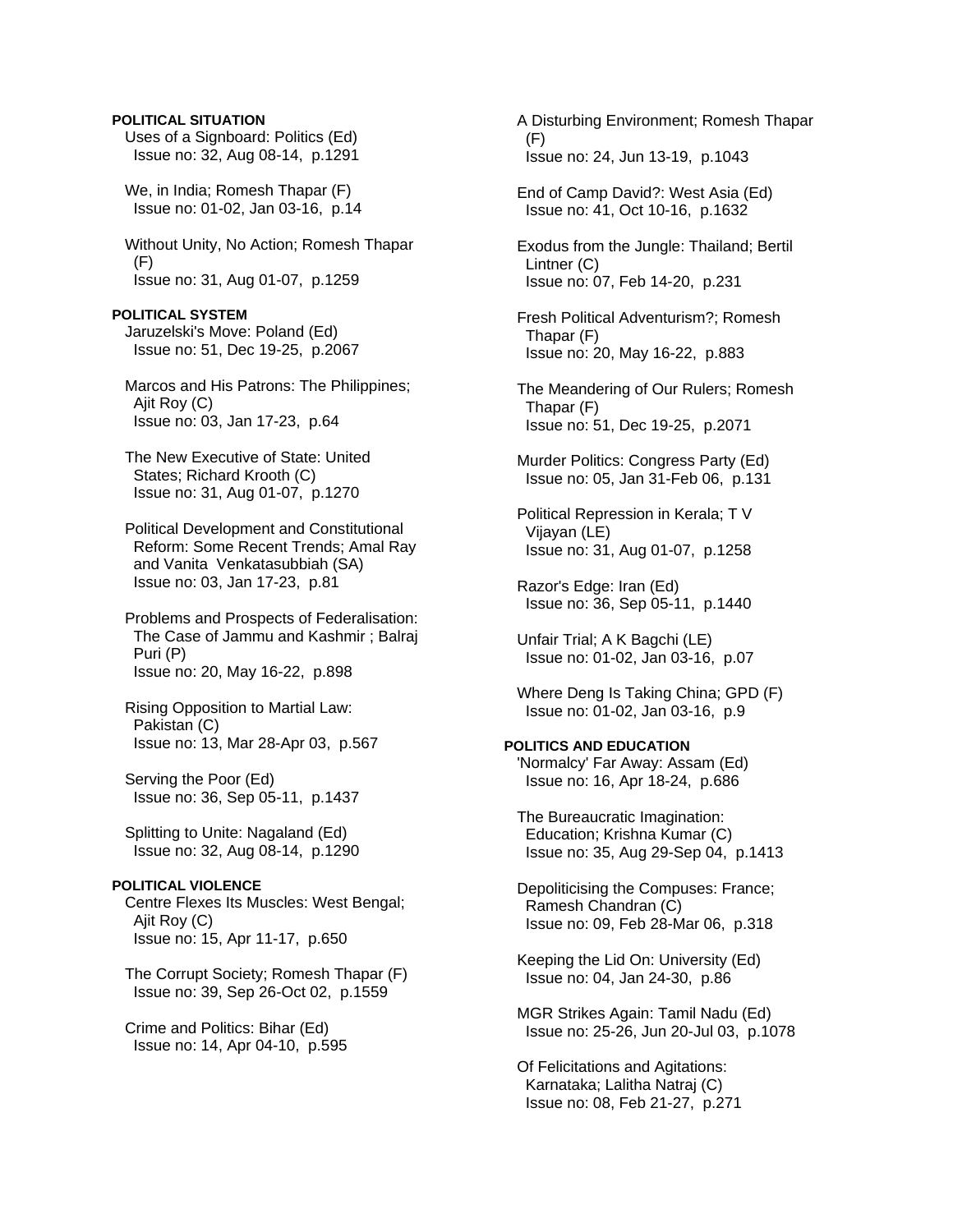**POLITICAL SITUATION**

Uses of a Signboard: Politics (Ed)
Issue no: 32, Aug 08-14, p.1291

We, in India; Romesh Thapar (F)
Issue no: 01-02, Jan 03-16, p.14

Without Unity, No Action; Romesh Thapar (F)
Issue no: 31, Aug 01-07, p.1259

**POLITICAL SYSTEM**

Jaruzelski's Move: Poland (Ed)
Issue no: 51, Dec 19-25, p.2067

Marcos and His Patrons: The Philippines; Ajit Roy (C)
Issue no: 03, Jan 17-23, p.64

The New Executive of State: United States; Richard Krooth (C)
Issue no: 31, Aug 01-07, p.1270

Political Development and Constitutional Reform: Some Recent Trends; Amal Ray and Vanita Venkatasubbiah (SA)
Issue no: 03, Jan 17-23, p.81

Problems and Prospects of Federalisation: The Case of Jammu and Kashmir ; Balraj Puri (P)
Issue no: 20, May 16-22, p.898

Rising Opposition to Martial Law: Pakistan (C)
Issue no: 13, Mar 28-Apr 03, p.567

Serving the Poor (Ed)
Issue no: 36, Sep 05-11, p.1437

Splitting to Unite: Nagaland (Ed)
Issue no: 32, Aug 08-14, p.1290

**POLITICAL VIOLENCE**

Centre Flexes Its Muscles: West Bengal; Ajit Roy (C)
Issue no: 15, Apr 11-17, p.650

The Corrupt Society; Romesh Thapar (F)
Issue no: 39, Sep 26-Oct 02, p.1559

Crime and Politics: Bihar (Ed)
Issue no: 14, Apr 04-10, p.595

A Disturbing Environment; Romesh Thapar (F)
Issue no: 24, Jun 13-19, p.1043

End of Camp David?: West Asia (Ed)
Issue no: 41, Oct 10-16, p.1632

Exodus from the Jungle: Thailand; Bertil Lintner (C)
Issue no: 07, Feb 14-20, p.231

Fresh Political Adventurism?; Romesh Thapar (F)
Issue no: 20, May 16-22, p.883

The Meandering of Our Rulers; Romesh Thapar (F)
Issue no: 51, Dec 19-25, p.2071

Murder Politics: Congress Party (Ed)
Issue no: 05, Jan 31-Feb 06, p.131

Political Repression in Kerala; T V Vijayan (LE)
Issue no: 31, Aug 01-07, p.1258

Razor's Edge: Iran (Ed)
Issue no: 36, Sep 05-11, p.1440

Unfair Trial; A K Bagchi (LE)
Issue no: 01-02, Jan 03-16, p.07

Where Deng Is Taking China; GPD (F)
Issue no: 01-02, Jan 03-16, p.9

**POLITICS AND EDUCATION**

'Normalcy' Far Away: Assam (Ed)
Issue no: 16, Apr 18-24, p.686

The Bureaucratic Imagination: Education; Krishna Kumar (C)
Issue no: 35, Aug 29-Sep 04, p.1413

Depoliticising the Compuses: France; Ramesh Chandran (C)
Issue no: 09, Feb 28-Mar 06, p.318

Keeping the Lid On: University (Ed)
Issue no: 04, Jan 24-30, p.86

MGR Strikes Again: Tamil Nadu (Ed)
Issue no: 25-26, Jun 20-Jul 03, p.1078

Of Felicitations and Agitations: Karnataka; Lalitha Natraj (C)
Issue no: 08, Feb 21-27, p.271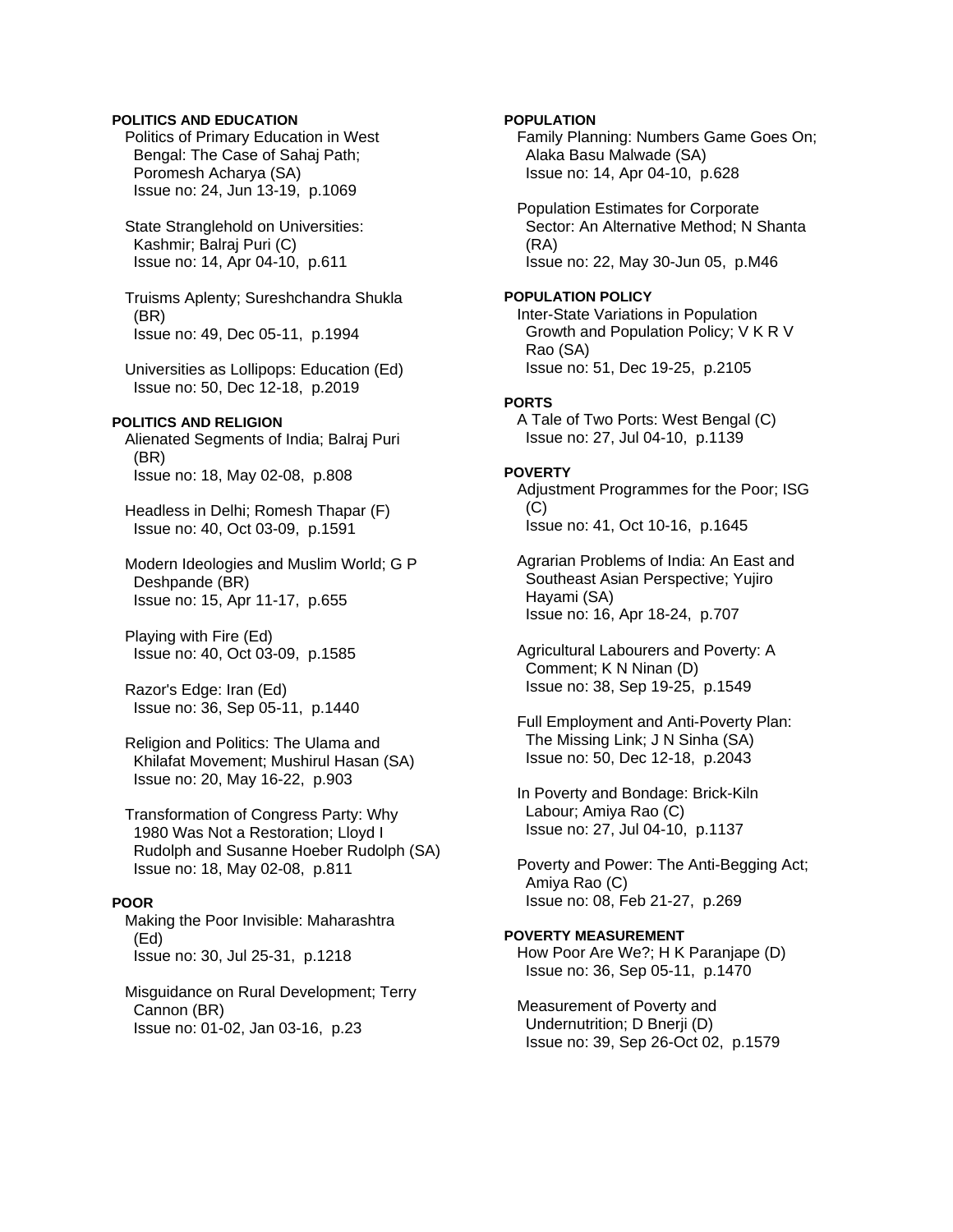**POLITICS AND EDUCATION**

Politics of Primary Education in West Bengal: The Case of Sahaj Path; Poromesh Acharya (SA)
Issue no: 24, Jun 13-19, p.1069

State Stranglehold on Universities: Kashmir; Balraj Puri (C)
Issue no: 14, Apr 04-10, p.611

Truisms Aplenty; Sureshchandra Shukla (BR)
Issue no: 49, Dec 05-11, p.1994

Universities as Lollipops: Education (Ed)
Issue no: 50, Dec 12-18, p.2019

**POLITICS AND RELIGION**

Alienated Segments of India; Balraj Puri (BR)
Issue no: 18, May 02-08, p.808

Headless in Delhi; Romesh Thapar (F)
Issue no: 40, Oct 03-09, p.1591

Modern Ideologies and Muslim World; G P Deshpande (BR)
Issue no: 15, Apr 11-17, p.655

Playing with Fire (Ed)
Issue no: 40, Oct 03-09, p.1585

Razor's Edge: Iran (Ed)
Issue no: 36, Sep 05-11, p.1440

Religion and Politics: The Ulama and Khilafat Movement; Mushirul Hasan (SA)
Issue no: 20, May 16-22, p.903

Transformation of Congress Party: Why 1980 Was Not a Restoration; Lloyd I Rudolph and Susanne Hoeber Rudolph (SA)
Issue no: 18, May 02-08, p.811

**POOR**

Making the Poor Invisible: Maharashtra (Ed)
Issue no: 30, Jul 25-31, p.1218

Misguidance on Rural Development; Terry Cannon (BR)
Issue no: 01-02, Jan 03-16, p.23

**POPULATION**

Family Planning: Numbers Game Goes On; Alaka Basu Malwade (SA)
Issue no: 14, Apr 04-10, p.628

Population Estimates for Corporate Sector: An Alternative Method; N Shanta (RA)
Issue no: 22, May 30-Jun 05, p.M46

**POPULATION POLICY**

Inter-State Variations in Population Growth and Population Policy; V K R V Rao (SA)
Issue no: 51, Dec 19-25, p.2105

**PORTS**

A Tale of Two Ports: West Bengal (C)
Issue no: 27, Jul 04-10, p.1139

**POVERTY**

Adjustment Programmes for the Poor; ISG (C)
Issue no: 41, Oct 10-16, p.1645

Agrarian Problems of India: An East and Southeast Asian Perspective; Yujiro Hayami (SA)
Issue no: 16, Apr 18-24, p.707

Agricultural Labourers and Poverty: A Comment; K N Ninan (D)
Issue no: 38, Sep 19-25, p.1549

Full Employment and Anti-Poverty Plan: The Missing Link; J N Sinha (SA)
Issue no: 50, Dec 12-18, p.2043

In Poverty and Bondage: Brick-Kiln Labour; Amiya Rao (C)
Issue no: 27, Jul 04-10, p.1137

Poverty and Power: The Anti-Begging Act; Amiya Rao (C)
Issue no: 08, Feb 21-27, p.269

**POVERTY MEASUREMENT**

How Poor Are We?; H K Paranjape (D)
Issue no: 36, Sep 05-11, p.1470

Measurement of Poverty and Undernutrition; D Bnerji (D)
Issue no: 39, Sep 26-Oct 02, p.1579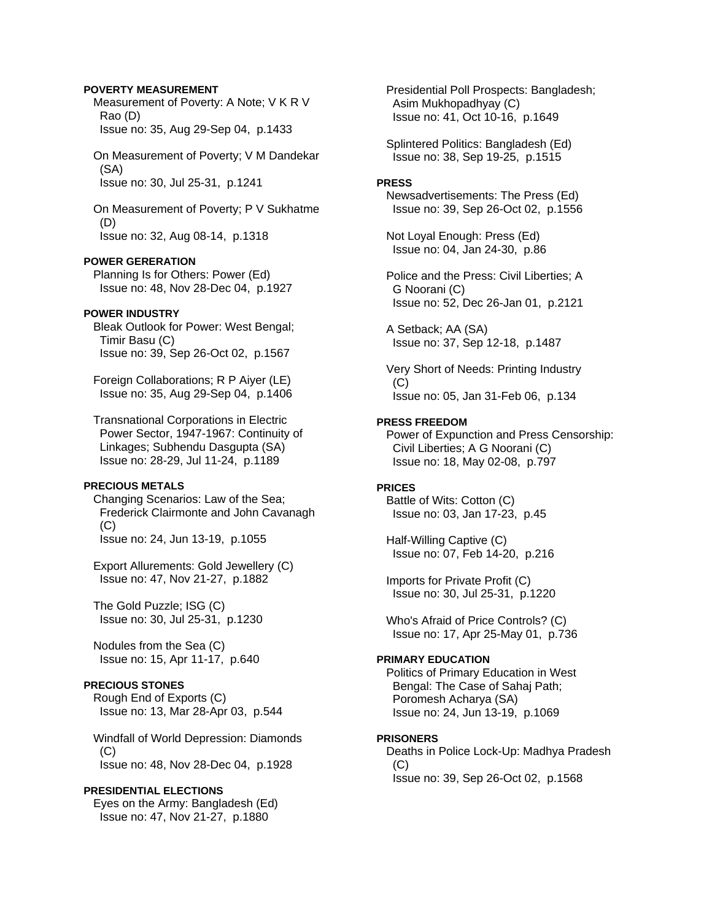**POVERTY MEASUREMENT**

Measurement of Poverty: A Note; V K R V Rao (D)
Issue no: 35, Aug 29-Sep 04, p.1433

On Measurement of Poverty; V M Dandekar (SA)
Issue no: 30, Jul 25-31, p.1241

On Measurement of Poverty; P V Sukhatme (D)
Issue no: 32, Aug 08-14, p.1318

**POWER GERERATION**

Planning Is for Others: Power (Ed)
Issue no: 48, Nov 28-Dec 04, p.1927

**POWER INDUSTRY**

Bleak Outlook for Power: West Bengal; Timir Basu (C)
Issue no: 39, Sep 26-Oct 02, p.1567

Foreign Collaborations; R P Aiyer (LE)
Issue no: 35, Aug 29-Sep 04, p.1406

Transnational Corporations in Electric Power Sector, 1947-1967: Continuity of Linkages; Subhendu Dasgupta (SA)
Issue no: 28-29, Jul 11-24, p.1189

**PRECIOUS METALS**

Changing Scenarios: Law of the Sea; Frederick Clairmonte and John Cavanagh (C)
Issue no: 24, Jun 13-19, p.1055

Export Allurements: Gold Jewellery (C)
Issue no: 47, Nov 21-27, p.1882

The Gold Puzzle; ISG (C)
Issue no: 30, Jul 25-31, p.1230

Nodules from the Sea (C)
Issue no: 15, Apr 11-17, p.640

**PRECIOUS STONES**

Rough End of Exports (C)
Issue no: 13, Mar 28-Apr 03, p.544

Windfall of World Depression: Diamonds (C)
Issue no: 48, Nov 28-Dec 04, p.1928

**PRESIDENTIAL ELECTIONS**

Eyes on the Army: Bangladesh (Ed)
Issue no: 47, Nov 21-27, p.1880

Presidential Poll Prospects: Bangladesh; Asim Mukhopadhyay (C)
Issue no: 41, Oct 10-16, p.1649

Splintered Politics: Bangladesh (Ed)
Issue no: 38, Sep 19-25, p.1515

**PRESS**

Newsadvertisements: The Press (Ed)
Issue no: 39, Sep 26-Oct 02, p.1556

Not Loyal Enough: Press (Ed)
Issue no: 04, Jan 24-30, p.86

Police and the Press: Civil Liberties; A G Noorani (C)
Issue no: 52, Dec 26-Jan 01, p.2121

A Setback; AA (SA)
Issue no: 37, Sep 12-18, p.1487

Very Short of Needs: Printing Industry (C)
Issue no: 05, Jan 31-Feb 06, p.134

**PRESS FREEDOM**

Power of Expunction and Press Censorship: Civil Liberties; A G Noorani (C)
Issue no: 18, May 02-08, p.797

**PRICES**

Battle of Wits: Cotton (C)
Issue no: 03, Jan 17-23, p.45

Half-Willing Captive (C)
Issue no: 07, Feb 14-20, p.216

Imports for Private Profit (C)
Issue no: 30, Jul 25-31, p.1220

Who's Afraid of Price Controls? (C)
Issue no: 17, Apr 25-May 01, p.736

**PRIMARY EDUCATION**

Politics of Primary Education in West Bengal: The Case of Sahaj Path; Poromesh Acharya (SA)
Issue no: 24, Jun 13-19, p.1069

**PRISONERS**

Deaths in Police Lock-Up: Madhya Pradesh (C)
Issue no: 39, Sep 26-Oct 02, p.1568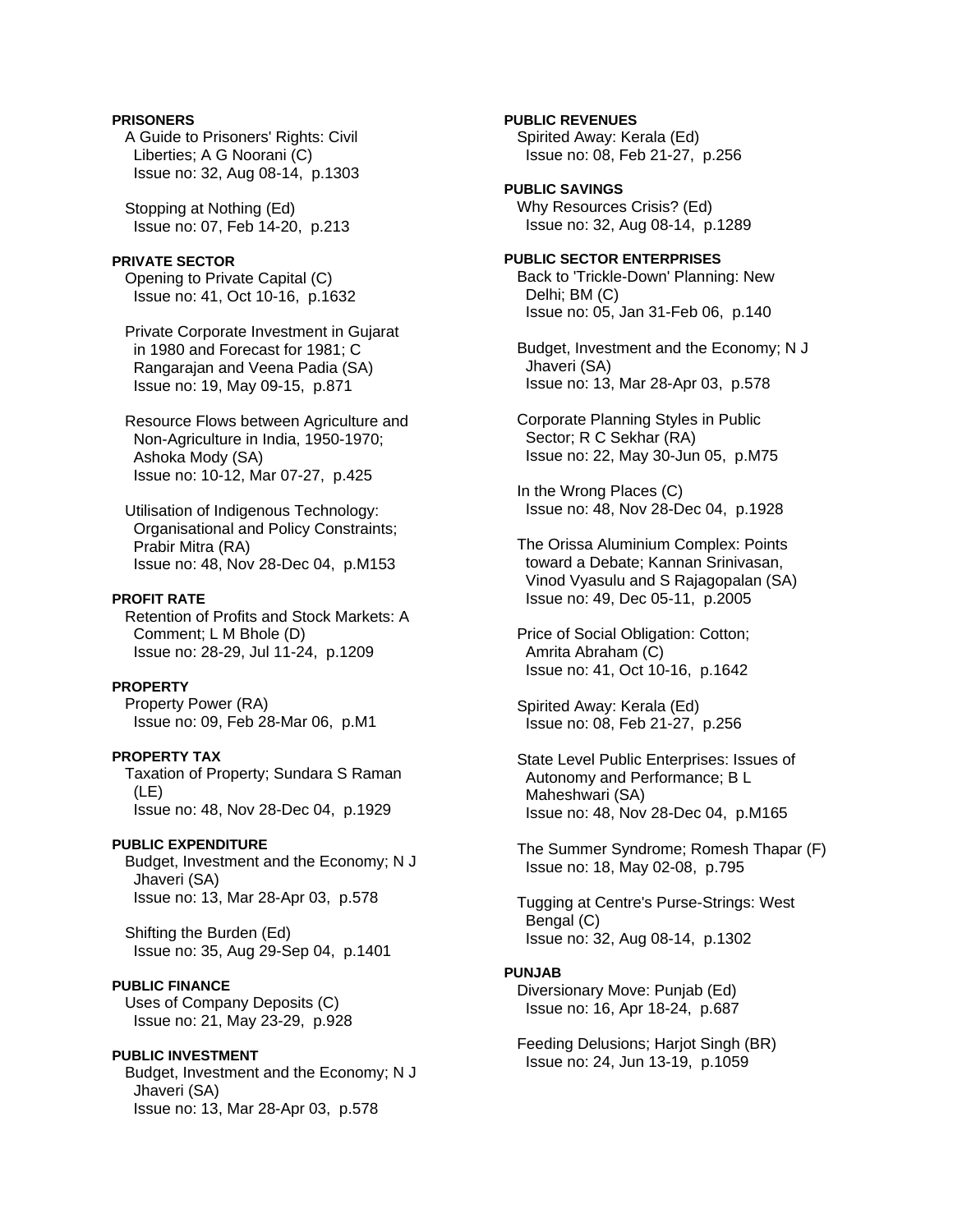**PRISONERS**

A Guide to Prisoners' Rights: Civil Liberties; A G Noorani (C)
Issue no: 32, Aug 08-14, p.1303

Stopping at Nothing (Ed)
Issue no: 07, Feb 14-20, p.213

**PRIVATE SECTOR**

Opening to Private Capital (C)
Issue no: 41, Oct 10-16, p.1632

Private Corporate Investment in Gujarat in 1980 and Forecast for 1981; C Rangarajan and Veena Padia (SA)
Issue no: 19, May 09-15, p.871

Resource Flows between Agriculture and Non-Agriculture in India, 1950-1970; Ashoka Mody (SA)
Issue no: 10-12, Mar 07-27, p.425

Utilisation of Indigenous Technology: Organisational and Policy Constraints; Prabir Mitra (RA)
Issue no: 48, Nov 28-Dec 04, p.M153

**PROFIT RATE**

Retention of Profits and Stock Markets: A Comment; L M Bhole (D)
Issue no: 28-29, Jul 11-24, p.1209

**PROPERTY**

Property Power (RA)
Issue no: 09, Feb 28-Mar 06, p.M1

**PROPERTY TAX**

Taxation of Property; Sundara S Raman (LE)
Issue no: 48, Nov 28-Dec 04, p.1929

**PUBLIC EXPENDITURE**

Budget, Investment and the Economy; N J Jhaveri (SA)
Issue no: 13, Mar 28-Apr 03, p.578

Shifting the Burden (Ed)
Issue no: 35, Aug 29-Sep 04, p.1401

**PUBLIC FINANCE**

Uses of Company Deposits (C)
Issue no: 21, May 23-29, p.928

**PUBLIC INVESTMENT**

Budget, Investment and the Economy; N J Jhaveri (SA)
Issue no: 13, Mar 28-Apr 03, p.578

**PUBLIC REVENUES**

Spirited Away: Kerala (Ed)
Issue no: 08, Feb 21-27, p.256

**PUBLIC SAVINGS**

Why Resources Crisis? (Ed)
Issue no: 32, Aug 08-14, p.1289

**PUBLIC SECTOR ENTERPRISES**

Back to 'Trickle-Down' Planning: New Delhi; BM (C)
Issue no: 05, Jan 31-Feb 06, p.140

Budget, Investment and the Economy; N J Jhaveri (SA)
Issue no: 13, Mar 28-Apr 03, p.578

Corporate Planning Styles in Public Sector; R C Sekhar (RA)
Issue no: 22, May 30-Jun 05, p.M75

In the Wrong Places (C)
Issue no: 48, Nov 28-Dec 04, p.1928

The Orissa Aluminium Complex: Points toward a Debate; Kannan Srinivasan, Vinod Vyasulu and S Rajagopalan (SA)
Issue no: 49, Dec 05-11, p.2005

Price of Social Obligation: Cotton; Amrita Abraham (C)
Issue no: 41, Oct 10-16, p.1642

Spirited Away: Kerala (Ed)
Issue no: 08, Feb 21-27, p.256

State Level Public Enterprises: Issues of Autonomy and Performance; B L Maheshwari (SA)
Issue no: 48, Nov 28-Dec 04, p.M165

The Summer Syndrome; Romesh Thapar (F)
Issue no: 18, May 02-08, p.795

Tugging at Centre's Purse-Strings: West Bengal (C)
Issue no: 32, Aug 08-14, p.1302

**PUNJAB**

Diversionary Move: Punjab (Ed)
Issue no: 16, Apr 18-24, p.687

Feeding Delusions; Harjot Singh (BR)
Issue no: 24, Jun 13-19, p.1059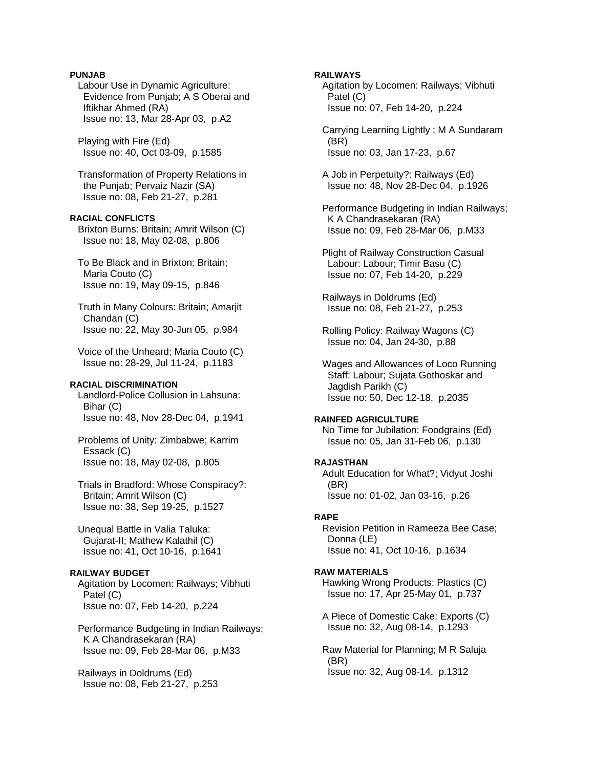**PUNJAB**

Labour Use in Dynamic Agriculture: Evidence from Punjab; A S Oberai and Iftikhar Ahmed (RA)
Issue no: 13, Mar 28-Apr 03, p.A2

Playing with Fire (Ed)
Issue no: 40, Oct 03-09, p.1585

Transformation of Property Relations in the Punjab; Pervaiz Nazir (SA)
Issue no: 08, Feb 21-27, p.281

**RACIAL CONFLICTS**

Brixton Burns: Britain; Amrit Wilson (C)
Issue no: 18, May 02-08, p.806

To Be Black and in Brixton: Britain; Maria Couto (C)
Issue no: 19, May 09-15, p.846

Truth in Many Colours: Britain; Amarjit Chandan (C)
Issue no: 22, May 30-Jun 05, p.984

Voice of the Unheard; Maria Couto (C)
Issue no: 28-29, Jul 11-24, p.1183

**RACIAL DISCRIMINATION**

Landlord-Police Collusion in Lahsuna: Bihar (C)
Issue no: 48, Nov 28-Dec 04, p.1941

Problems of Unity: Zimbabwe; Karrim Essack (C)
Issue no: 18, May 02-08, p.805

Trials in Bradford: Whose Conspiracy?: Britain; Amrit Wilson (C)
Issue no: 38, Sep 19-25, p.1527

Unequal Battle in Valia Taluka: Gujarat-II; Mathew Kalathil (C)
Issue no: 41, Oct 10-16, p.1641

**RAILWAY BUDGET**

Agitation by Locomen: Railways; Vibhuti Patel (C)
Issue no: 07, Feb 14-20, p.224

Performance Budgeting in Indian Railways; K A Chandrasekaran (RA)
Issue no: 09, Feb 28-Mar 06, p.M33

Railways in Doldrums (Ed)
Issue no: 08, Feb 21-27, p.253

**RAILWAYS**

Agitation by Locomen: Railways; Vibhuti Patel (C)
Issue no: 07, Feb 14-20, p.224

Carrying Learning Lightly ; M A Sundaram (BR)
Issue no: 03, Jan 17-23, p.67

A Job in Perpetuity?: Railways (Ed)
Issue no: 48, Nov 28-Dec 04, p.1926

Performance Budgeting in Indian Railways; K A Chandrasekaran (RA)
Issue no: 09, Feb 28-Mar 06, p.M33

Plight of Railway Construction Casual Labour: Labour; Timir Basu (C)
Issue no: 07, Feb 14-20, p.229

Railways in Doldrums (Ed)
Issue no: 08, Feb 21-27, p.253

Rolling Policy: Railway Wagons (C)
Issue no: 04, Jan 24-30, p.88

Wages and Allowances of Loco Running Staff: Labour; Sujata Gothoskar and Jagdish Parikh (C)
Issue no: 50, Dec 12-18, p.2035

**RAINFED AGRICULTURE**

No Time for Jubilation: Foodgrains (Ed)
Issue no: 05, Jan 31-Feb 06, p.130

**RAJASTHAN**

Adult Education for What?; Vidyut Joshi (BR)
Issue no: 01-02, Jan 03-16, p.26

**RAPE**

Revision Petition in Rameeza Bee Case; Donna (LE)
Issue no: 41, Oct 10-16, p.1634

**RAW MATERIALS**

Hawking Wrong Products: Plastics (C)
Issue no: 17, Apr 25-May 01, p.737

A Piece of Domestic Cake: Exports (C)
Issue no: 32, Aug 08-14, p.1293

Raw Material for Planning; M R Saluja (BR)
Issue no: 32, Aug 08-14, p.1312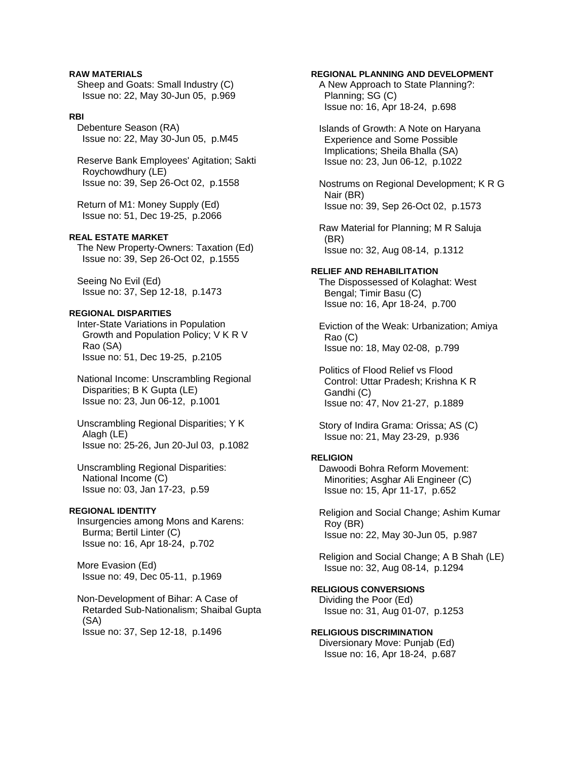**RAW MATERIALS**

Sheep and Goats: Small Industry (C)
Issue no: 22, May 30-Jun 05, p.969

**RBI**

Debenture Season (RA)
Issue no: 22, May 30-Jun 05, p.M45

Reserve Bank Employees' Agitation; Sakti Roychowdhury (LE)
Issue no: 39, Sep 26-Oct 02, p.1558

Return of M1: Money Supply (Ed)
Issue no: 51, Dec 19-25, p.2066

**REAL ESTATE MARKET**

The New Property-Owners: Taxation (Ed)
Issue no: 39, Sep 26-Oct 02, p.1555

Seeing No Evil (Ed)
Issue no: 37, Sep 12-18, p.1473

**REGIONAL DISPARITIES**

Inter-State Variations in Population Growth and Population Policy; V K R V Rao (SA)
Issue no: 51, Dec 19-25, p.2105

National Income: Unscrambling Regional Disparities; B K Gupta (LE)
Issue no: 23, Jun 06-12, p.1001

Unscrambling Regional Disparities; Y K Alagh (LE)
Issue no: 25-26, Jun 20-Jul 03, p.1082

Unscrambling Regional Disparities: National Income (C)
Issue no: 03, Jan 17-23, p.59

**REGIONAL IDENTITY**

Insurgencies among Mons and Karens: Burma; Bertil Linter (C)
Issue no: 16, Apr 18-24, p.702

More Evasion (Ed)
Issue no: 49, Dec 05-11, p.1969

Non-Development of Bihar: A Case of Retarded Sub-Nationalism; Shaibal Gupta (SA)
Issue no: 37, Sep 12-18, p.1496

**REGIONAL PLANNING AND DEVELOPMENT**

A New Approach to State Planning?: Planning; SG (C)
Issue no: 16, Apr 18-24, p.698

Islands of Growth: A Note on Haryana Experience and Some Possible Implications; Sheila Bhalla (SA)
Issue no: 23, Jun 06-12, p.1022

Nostrums on Regional Development; K R G Nair (BR)
Issue no: 39, Sep 26-Oct 02, p.1573

Raw Material for Planning; M R Saluja (BR)
Issue no: 32, Aug 08-14, p.1312

**RELIEF AND REHABILITATION**

The Dispossessed of Kolaghat: West Bengal; Timir Basu (C)
Issue no: 16, Apr 18-24, p.700

Eviction of the Weak: Urbanization; Amiya Rao (C)
Issue no: 18, May 02-08, p.799

Politics of Flood Relief vs Flood Control: Uttar Pradesh; Krishna K R Gandhi (C)
Issue no: 47, Nov 21-27, p.1889

Story of Indira Grama: Orissa; AS (C)
Issue no: 21, May 23-29, p.936

**RELIGION**

Dawoodi Bohra Reform Movement: Minorities; Asghar Ali Engineer (C)
Issue no: 15, Apr 11-17, p.652

Religion and Social Change; Ashim Kumar Roy (BR)
Issue no: 22, May 30-Jun 05, p.987

Religion and Social Change; A B Shah (LE)
Issue no: 32, Aug 08-14, p.1294

**RELIGIOUS CONVERSIONS**

Dividing the Poor (Ed)
Issue no: 31, Aug 01-07, p.1253

**RELIGIOUS DISCRIMINATION**

Diversionary Move: Punjab (Ed)
Issue no: 16, Apr 18-24, p.687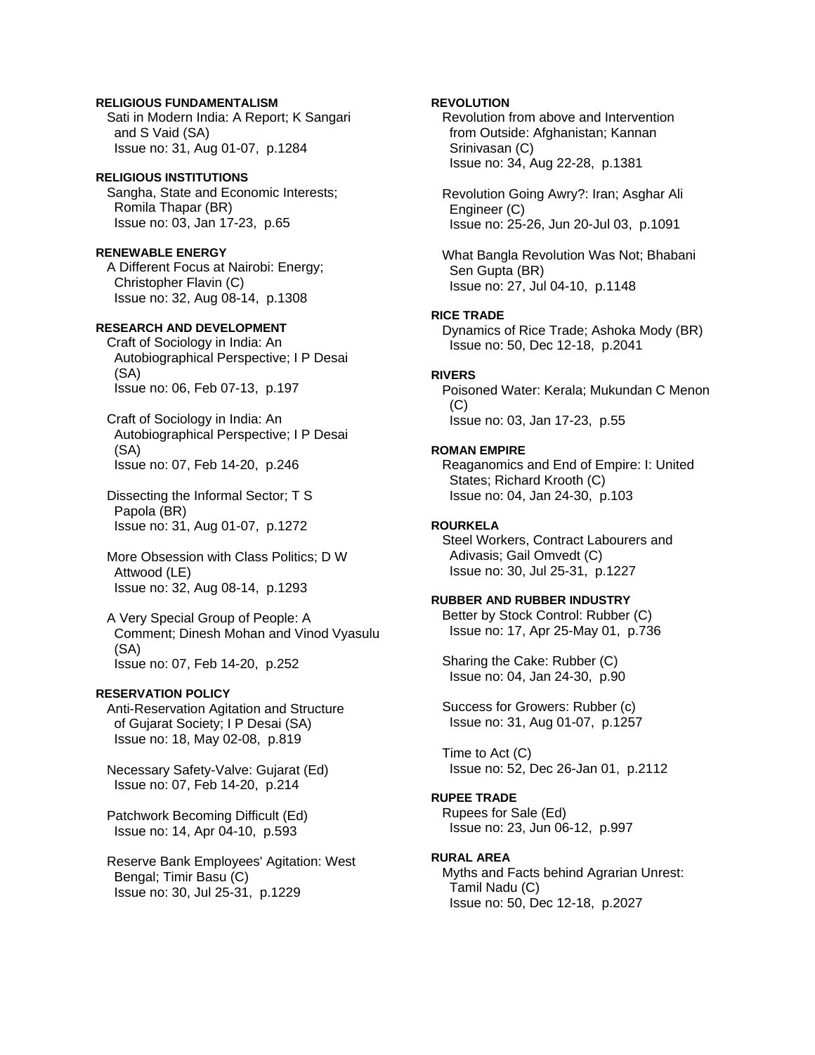**RELIGIOUS FUNDAMENTALISM**
Sati in Modern India: A Report; K Sangari and S Vaid (SA)
Issue no: 31, Aug 01-07, p.1284

**RELIGIOUS INSTITUTIONS**
Sangha, State and Economic Interests; Romila Thapar (BR)
Issue no: 03, Jan 17-23, p.65

**RENEWABLE ENERGY**
A Different Focus at Nairobi: Energy; Christopher Flavin (C)
Issue no: 32, Aug 08-14, p.1308

**RESEARCH AND DEVELOPMENT**
Craft of Sociology in India: An Autobiographical Perspective; I P Desai (SA)
Issue no: 06, Feb 07-13, p.197

Craft of Sociology in India: An Autobiographical Perspective; I P Desai (SA)
Issue no: 07, Feb 14-20, p.246

Dissecting the Informal Sector; T S Papola (BR)
Issue no: 31, Aug 01-07, p.1272

More Obsession with Class Politics; D W Attwood (LE)
Issue no: 32, Aug 08-14, p.1293

A Very Special Group of People: A Comment; Dinesh Mohan and Vinod Vyasulu (SA)
Issue no: 07, Feb 14-20, p.252

**RESERVATION POLICY**
Anti-Reservation Agitation and Structure of Gujarat Society; I P Desai (SA)
Issue no: 18, May 02-08, p.819

Necessary Safety-Valve: Gujarat (Ed)
Issue no: 07, Feb 14-20, p.214

Patchwork Becoming Difficult (Ed)
Issue no: 14, Apr 04-10, p.593

Reserve Bank Employees' Agitation: West Bengal; Timir Basu (C)
Issue no: 30, Jul 25-31, p.1229

**REVOLUTION**
Revolution from above and Intervention from Outside: Afghanistan; Kannan Srinivasan (C)
Issue no: 34, Aug 22-28, p.1381

Revolution Going Awry?: Iran; Asghar Ali Engineer (C)
Issue no: 25-26, Jun 20-Jul 03, p.1091

What Bangla Revolution Was Not; Bhabani Sen Gupta (BR)
Issue no: 27, Jul 04-10, p.1148

**RICE TRADE**
Dynamics of Rice Trade; Ashoka Mody (BR)
Issue no: 50, Dec 12-18, p.2041

**RIVERS**
Poisoned Water: Kerala; Mukundan C Menon (C)
Issue no: 03, Jan 17-23, p.55

**ROMAN EMPIRE**
Reaganomics and End of Empire: I: United States; Richard Krooth (C)
Issue no: 04, Jan 24-30, p.103

**ROURKELA**
Steel Workers, Contract Labourers and Adivasis; Gail Omvedt (C)
Issue no: 30, Jul 25-31, p.1227

**RUBBER AND RUBBER INDUSTRY**
Better by Stock Control: Rubber (C)
Issue no: 17, Apr 25-May 01, p.736

Sharing the Cake: Rubber (C)
Issue no: 04, Jan 24-30, p.90

Success for Growers: Rubber (c)
Issue no: 31, Aug 01-07, p.1257

Time to Act (C)
Issue no: 52, Dec 26-Jan 01, p.2112

**RUPEE TRADE**
Rupees for Sale (Ed)
Issue no: 23, Jun 06-12, p.997

**RURAL AREA**
Myths and Facts behind Agrarian Unrest: Tamil Nadu (C)
Issue no: 50, Dec 12-18, p.2027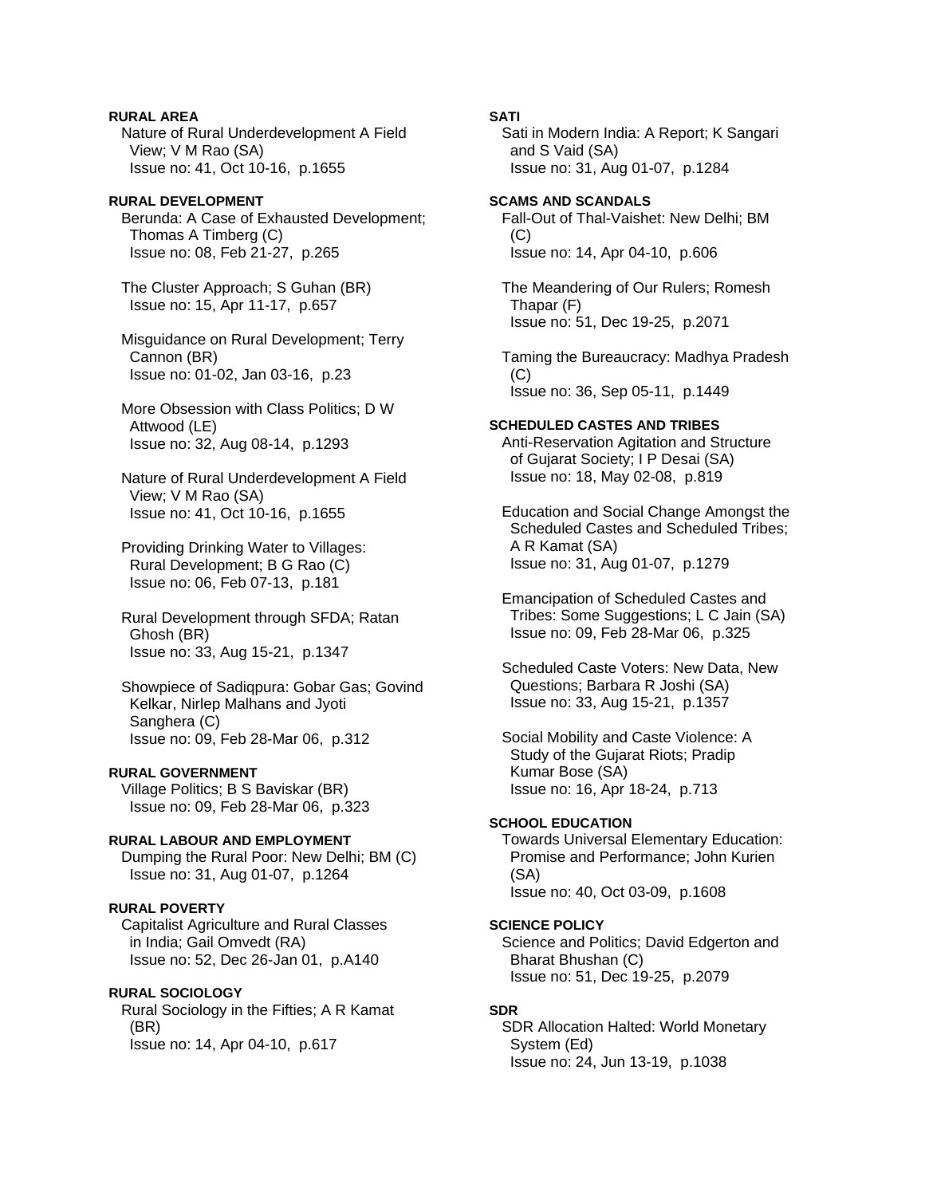**RURAL AREA**

Nature of Rural Underdevelopment A Field View; V M Rao (SA)
Issue no: 41, Oct 10-16, p.1655

**RURAL DEVELOPMENT**

Berunda: A Case of Exhausted Development; Thomas A Timberg (C)
Issue no: 08, Feb 21-27, p.265

The Cluster Approach; S Guhan (BR)
Issue no: 15, Apr 11-17, p.657

Misguidance on Rural Development; Terry Cannon (BR)
Issue no: 01-02, Jan 03-16, p.23

More Obsession with Class Politics; D W Attwood (LE)
Issue no: 32, Aug 08-14, p.1293

Nature of Rural Underdevelopment A Field View; V M Rao (SA)
Issue no: 41, Oct 10-16, p.1655

Providing Drinking Water to Villages: Rural Development; B G Rao (C)
Issue no: 06, Feb 07-13, p.181

Rural Development through SFDA; Ratan Ghosh (BR)
Issue no: 33, Aug 15-21, p.1347

Showpiece of Sadiqpura: Gobar Gas; Govind Kelkar, Nirlep Malhans and Jyoti Sanghera (C)
Issue no: 09, Feb 28-Mar 06, p.312

**RURAL GOVERNMENT**

Village Politics; B S Baviskar (BR)
Issue no: 09, Feb 28-Mar 06, p.323

**RURAL LABOUR AND EMPLOYMENT**

Dumping the Rural Poor: New Delhi; BM (C)
Issue no: 31, Aug 01-07, p.1264

**RURAL POVERTY**

Capitalist Agriculture and Rural Classes in India; Gail Omvedt (RA)
Issue no: 52, Dec 26-Jan 01, p.A140

**RURAL SOCIOLOGY**

Rural Sociology in the Fifties; A R Kamat (BR)
Issue no: 14, Apr 04-10, p.617

**SATI**

Sati in Modern India: A Report; K Sangari and S Vaid (SA)
Issue no: 31, Aug 01-07, p.1284

**SCAMS AND SCANDALS**

Fall-Out of Thal-Vaishet: New Delhi; BM (C)
Issue no: 14, Apr 04-10, p.606

The Meandering of Our Rulers; Romesh Thapar (F)
Issue no: 51, Dec 19-25, p.2071

Taming the Bureaucracy: Madhya Pradesh (C)
Issue no: 36, Sep 05-11, p.1449

**SCHEDULED CASTES AND TRIBES**

Anti-Reservation Agitation and Structure of Gujarat Society; I P Desai (SA)
Issue no: 18, May 02-08, p.819

Education and Social Change Amongst the Scheduled Castes and Scheduled Tribes; A R Kamat (SA)
Issue no: 31, Aug 01-07, p.1279

Emancipation of Scheduled Castes and Tribes: Some Suggestions; L C Jain (SA)
Issue no: 09, Feb 28-Mar 06, p.325

Scheduled Caste Voters: New Data, New Questions; Barbara R Joshi (SA)
Issue no: 33, Aug 15-21, p.1357

Social Mobility and Caste Violence: A Study of the Gujarat Riots; Pradip Kumar Bose (SA)
Issue no: 16, Apr 18-24, p.713

**SCHOOL EDUCATION**

Towards Universal Elementary Education: Promise and Performance; John Kurien (SA)
Issue no: 40, Oct 03-09, p.1608

**SCIENCE POLICY**

Science and Politics; David Edgerton and Bharat Bhushan (C)
Issue no: 51, Dec 19-25, p.2079

**SDR**

SDR Allocation Halted: World Monetary System (Ed)
Issue no: 24, Jun 13-19, p.1038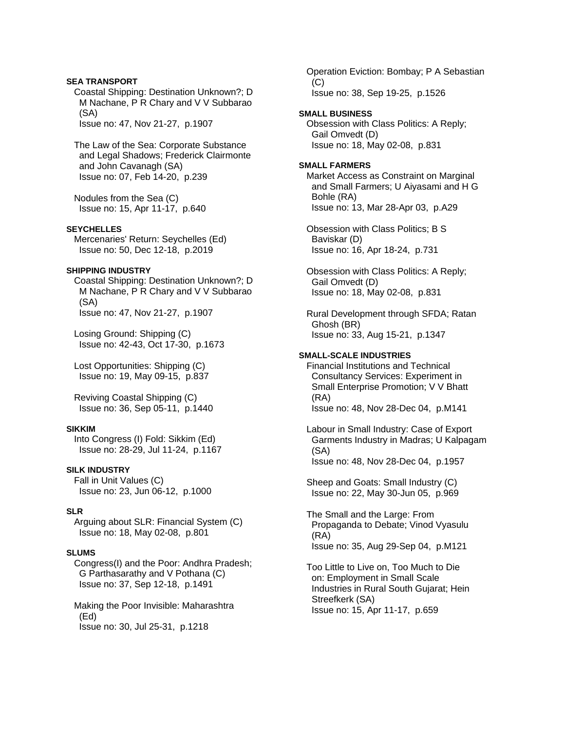**SEA TRANSPORT**

Coastal Shipping: Destination Unknown?; D M Nachane, P R Chary and V V Subbarao (SA)
Issue no: 47, Nov 21-27, p.1907

The Law of the Sea: Corporate Substance and Legal Shadows; Frederick Clairmonte and John Cavanagh (SA)
Issue no: 07, Feb 14-20, p.239

Nodules from the Sea (C)
Issue no: 15, Apr 11-17, p.640

**SEYCHELLES**

Mercenaries' Return: Seychelles (Ed)
Issue no: 50, Dec 12-18, p.2019

**SHIPPING INDUSTRY**

Coastal Shipping: Destination Unknown?; D M Nachane, P R Chary and V V Subbarao (SA)
Issue no: 47, Nov 21-27, p.1907

Losing Ground: Shipping (C)
Issue no: 42-43, Oct 17-30, p.1673

Lost Opportunities: Shipping (C)
Issue no: 19, May 09-15, p.837

Reviving Coastal Shipping (C)
Issue no: 36, Sep 05-11, p.1440

**SIKKIM**

Into Congress (I) Fold: Sikkim (Ed)
Issue no: 28-29, Jul 11-24, p.1167

**SILK INDUSTRY**

Fall in Unit Values (C)
Issue no: 23, Jun 06-12, p.1000

**SLR**

Arguing about SLR: Financial System (C)
Issue no: 18, May 02-08, p.801

**SLUMS**

Congress(I) and the Poor: Andhra Pradesh; G Parthasarathy and V Pothana (C)
Issue no: 37, Sep 12-18, p.1491

Making the Poor Invisible: Maharashtra (Ed)
Issue no: 30, Jul 25-31, p.1218

Operation Eviction: Bombay; P A Sebastian (C)
Issue no: 38, Sep 19-25, p.1526

**SMALL BUSINESS**

Obsession with Class Politics: A Reply; Gail Omvedt (D)
Issue no: 18, May 02-08, p.831

**SMALL FARMERS**

Market Access as Constraint on Marginal and Small Farmers; U Aiyasami and H G Bohle (RA)
Issue no: 13, Mar 28-Apr 03, p.A29

Obsession with Class Politics; B S Baviskar (D)
Issue no: 16, Apr 18-24, p.731

Obsession with Class Politics: A Reply; Gail Omvedt (D)
Issue no: 18, May 02-08, p.831

Rural Development through SFDA; Ratan Ghosh (BR)
Issue no: 33, Aug 15-21, p.1347

**SMALL-SCALE INDUSTRIES**

Financial Institutions and Technical Consultancy Services: Experiment in Small Enterprise Promotion; V V Bhatt (RA)
Issue no: 48, Nov 28-Dec 04, p.M141

Labour in Small Industry: Case of Export Garments Industry in Madras; U Kalpagam (SA)
Issue no: 48, Nov 28-Dec 04, p.1957

Sheep and Goats: Small Industry (C)
Issue no: 22, May 30-Jun 05, p.969

The Small and the Large: From Propaganda to Debate; Vinod Vyasulu (RA)
Issue no: 35, Aug 29-Sep 04, p.M121

Too Little to Live on, Too Much to Die on: Employment in Small Scale Industries in Rural South Gujarat; Hein Streefkerk (SA)
Issue no: 15, Apr 11-17, p.659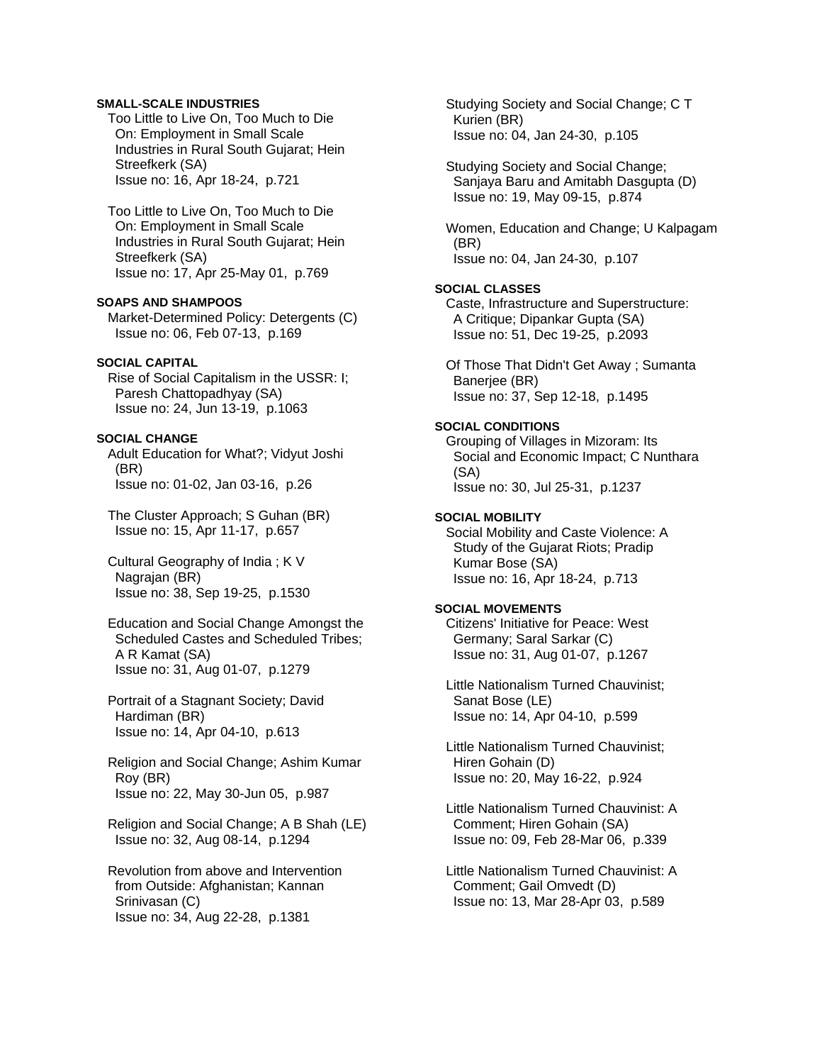**SMALL-SCALE INDUSTRIES**

Too Little to Live On, Too Much to Die On: Employment in Small Scale Industries in Rural South Gujarat; Hein Streefkerk (SA)
Issue no: 16, Apr 18-24, p.721

Too Little to Live On, Too Much to Die On: Employment in Small Scale Industries in Rural South Gujarat; Hein Streefkerk (SA)
Issue no: 17, Apr 25-May 01, p.769

**SOAPS AND SHAMPOOS**

Market-Determined Policy: Detergents (C)
Issue no: 06, Feb 07-13, p.169

**SOCIAL CAPITAL**

Rise of Social Capitalism in the USSR: I; Paresh Chattopadhyay (SA)
Issue no: 24, Jun 13-19, p.1063

**SOCIAL CHANGE**

Adult Education for What?; Vidyut Joshi (BR)
Issue no: 01-02, Jan 03-16, p.26

The Cluster Approach; S Guhan (BR)
Issue no: 15, Apr 11-17, p.657

Cultural Geography of India ; K V Nagrajan (BR)
Issue no: 38, Sep 19-25, p.1530

Education and Social Change Amongst the Scheduled Castes and Scheduled Tribes; A R Kamat (SA)
Issue no: 31, Aug 01-07, p.1279

Portrait of a Stagnant Society; David Hardiman (BR)
Issue no: 14, Apr 04-10, p.613

Religion and Social Change; Ashim Kumar Roy (BR)
Issue no: 22, May 30-Jun 05, p.987

Religion and Social Change; A B Shah (LE)
Issue no: 32, Aug 08-14, p.1294

Revolution from above and Intervention from Outside: Afghanistan; Kannan Srinivasan (C)
Issue no: 34, Aug 22-28, p.1381

Studying Society and Social Change; C T Kurien (BR)
Issue no: 04, Jan 24-30, p.105

Studying Society and Social Change; Sanjaya Baru and Amitabh Dasgupta (D)
Issue no: 19, May 09-15, p.874

Women, Education and Change; U Kalpagam (BR)
Issue no: 04, Jan 24-30, p.107

**SOCIAL CLASSES**

Caste, Infrastructure and Superstructure: A Critique; Dipankar Gupta (SA)
Issue no: 51, Dec 19-25, p.2093

Of Those That Didn't Get Away ; Sumanta Banerjee (BR)
Issue no: 37, Sep 12-18, p.1495

**SOCIAL CONDITIONS**

Grouping of Villages in Mizoram: Its Social and Economic Impact; C Nunthara (SA)
Issue no: 30, Jul 25-31, p.1237

**SOCIAL MOBILITY**

Social Mobility and Caste Violence: A Study of the Gujarat Riots; Pradip Kumar Bose (SA)
Issue no: 16, Apr 18-24, p.713

**SOCIAL MOVEMENTS**

Citizens' Initiative for Peace: West Germany; Saral Sarkar (C)
Issue no: 31, Aug 01-07, p.1267

Little Nationalism Turned Chauvinist; Sanat Bose (LE)
Issue no: 14, Apr 04-10, p.599

Little Nationalism Turned Chauvinist; Hiren Gohain (D)
Issue no: 20, May 16-22, p.924

Little Nationalism Turned Chauvinist: A Comment; Hiren Gohain (SA)
Issue no: 09, Feb 28-Mar 06, p.339

Little Nationalism Turned Chauvinist: A Comment; Gail Omvedt (D)
Issue no: 13, Mar 28-Apr 03, p.589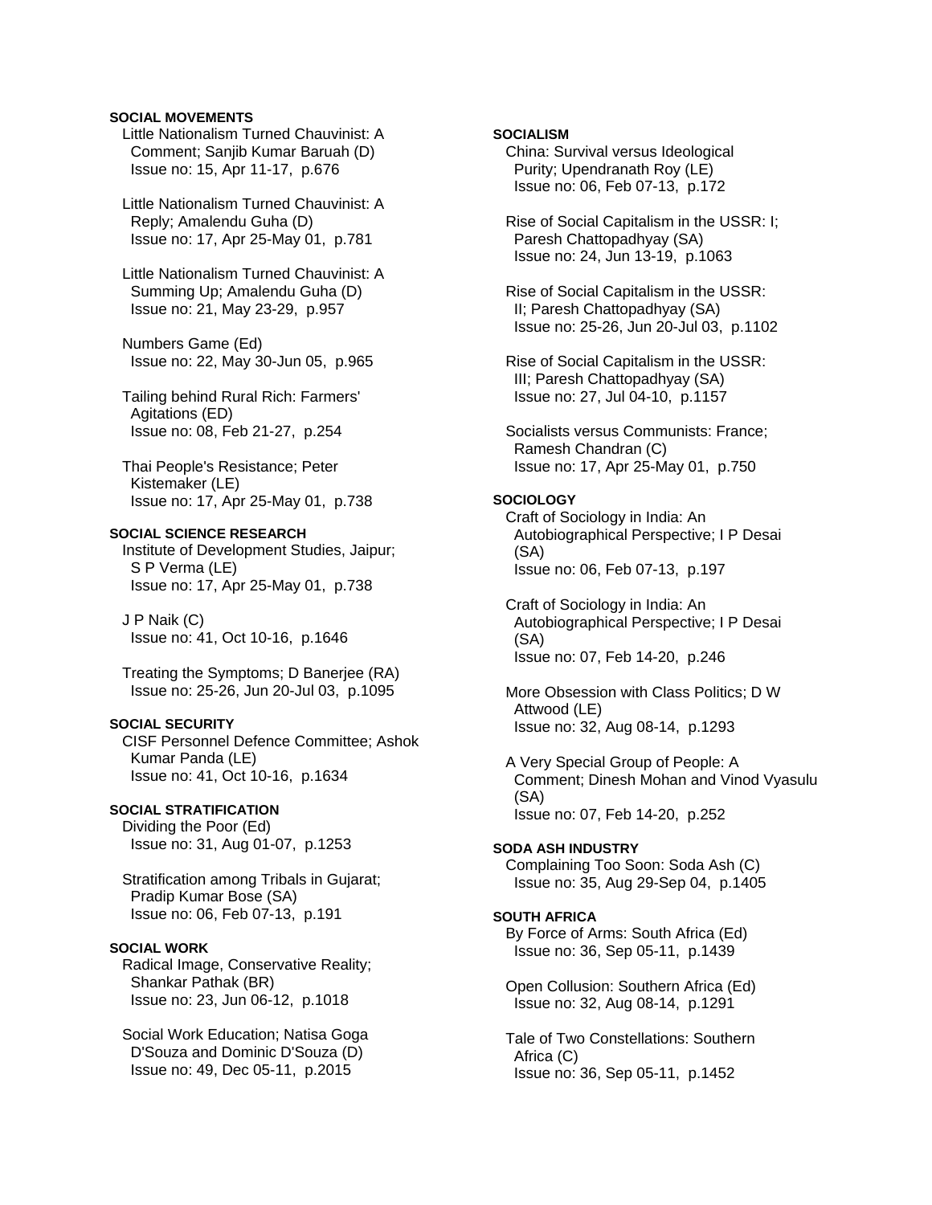**SOCIAL MOVEMENTS**

Little Nationalism Turned Chauvinist: A Comment; Sanjib Kumar Baruah (D)
Issue no: 15, Apr 11-17, p.676

Little Nationalism Turned Chauvinist: A Reply; Amalendu Guha (D)
Issue no: 17, Apr 25-May 01, p.781

Little Nationalism Turned Chauvinist: A Summing Up; Amalendu Guha (D)
Issue no: 21, May 23-29, p.957

Numbers Game (Ed)
Issue no: 22, May 30-Jun 05, p.965

Tailing behind Rural Rich: Farmers' Agitations (ED)
Issue no: 08, Feb 21-27, p.254

Thai People's Resistance; Peter Kistemaker (LE)
Issue no: 17, Apr 25-May 01, p.738

**SOCIAL SCIENCE RESEARCH**

Institute of Development Studies, Jaipur; S P Verma (LE)
Issue no: 17, Apr 25-May 01, p.738

J P Naik (C)
Issue no: 41, Oct 10-16, p.1646

Treating the Symptoms; D Banerjee (RA)
Issue no: 25-26, Jun 20-Jul 03, p.1095

**SOCIAL SECURITY**

CISF Personnel Defence Committee; Ashok Kumar Panda (LE)
Issue no: 41, Oct 10-16, p.1634

**SOCIAL STRATIFICATION**

Dividing the Poor (Ed)
Issue no: 31, Aug 01-07, p.1253

Stratification among Tribals in Gujarat; Pradip Kumar Bose (SA)
Issue no: 06, Feb 07-13, p.191

**SOCIAL WORK**

Radical Image, Conservative Reality; Shankar Pathak (BR)
Issue no: 23, Jun 06-12, p.1018

Social Work Education; Natisa Goga D'Souza and Dominic D'Souza (D)
Issue no: 49, Dec 05-11, p.2015

**SOCIALISM**

China: Survival versus Ideological Purity; Upendranath Roy (LE)
Issue no: 06, Feb 07-13, p.172

Rise of Social Capitalism in the USSR: I; Paresh Chattopadhyay (SA)
Issue no: 24, Jun 13-19, p.1063

Rise of Social Capitalism in the USSR: II; Paresh Chattopadhyay (SA)
Issue no: 25-26, Jun 20-Jul 03, p.1102

Rise of Social Capitalism in the USSR: III; Paresh Chattopadhyay (SA)
Issue no: 27, Jul 04-10, p.1157

Socialists versus Communists: France; Ramesh Chandran (C)
Issue no: 17, Apr 25-May 01, p.750

**SOCIOLOGY**

Craft of Sociology in India: An Autobiographical Perspective; I P Desai (SA)
Issue no: 06, Feb 07-13, p.197

Craft of Sociology in India: An Autobiographical Perspective; I P Desai (SA)
Issue no: 07, Feb 14-20, p.246

More Obsession with Class Politics; D W Attwood (LE)
Issue no: 32, Aug 08-14, p.1293

A Very Special Group of People: A Comment; Dinesh Mohan and Vinod Vyasulu (SA)
Issue no: 07, Feb 14-20, p.252

**SODA ASH INDUSTRY**

Complaining Too Soon: Soda Ash (C)
Issue no: 35, Aug 29-Sep 04, p.1405

**SOUTH AFRICA**

By Force of Arms: South Africa (Ed)
Issue no: 36, Sep 05-11, p.1439

Open Collusion: Southern Africa (Ed)
Issue no: 32, Aug 08-14, p.1291

Tale of Two Constellations: Southern Africa (C)
Issue no: 36, Sep 05-11, p.1452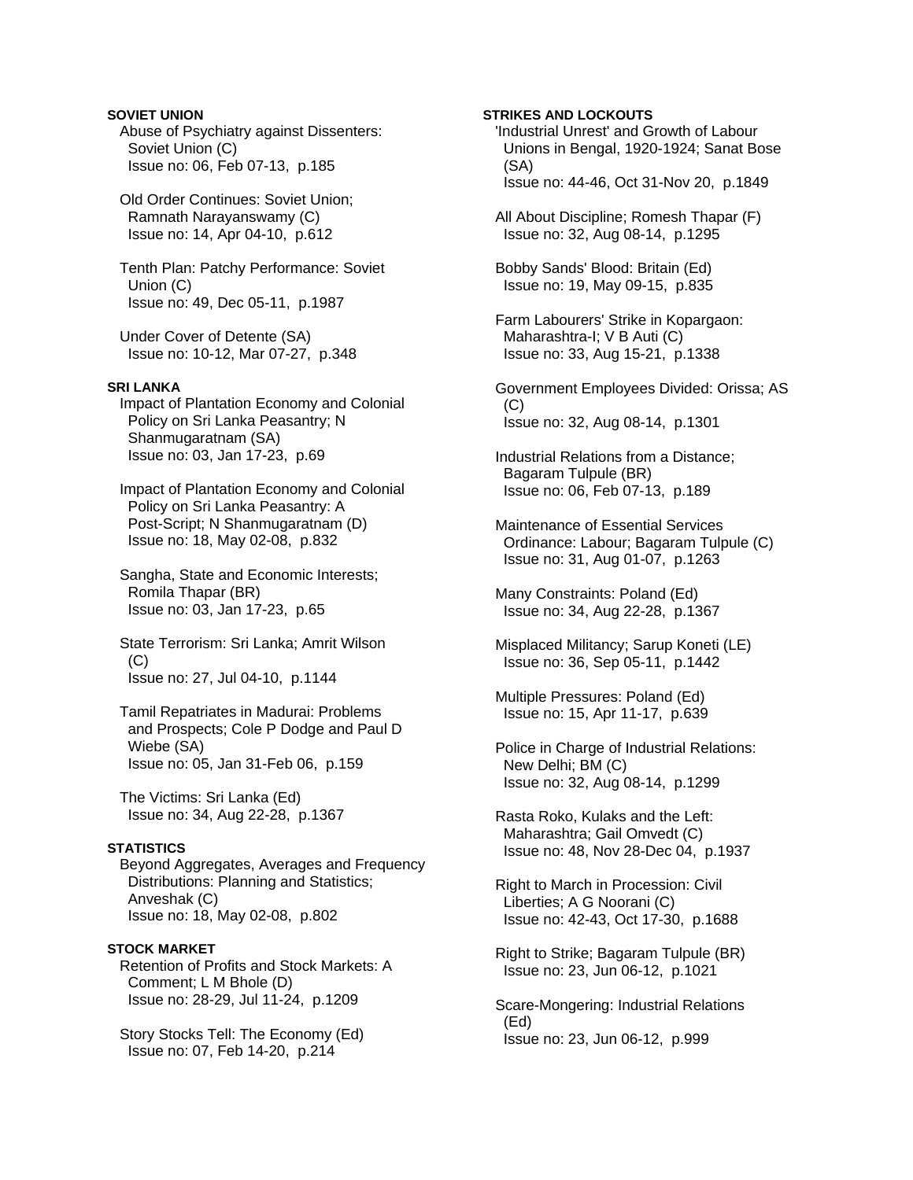**SOVIET UNION**

Abuse of Psychiatry against Dissenters: Soviet Union (C)
Issue no: 06, Feb 07-13, p.185

Old Order Continues: Soviet Union; Ramnath Narayanswamy (C)
Issue no: 14, Apr 04-10, p.612

Tenth Plan: Patchy Performance: Soviet Union (C)
Issue no: 49, Dec 05-11, p.1987

Under Cover of Detente (SA)
Issue no: 10-12, Mar 07-27, p.348

**SRI LANKA**

Impact of Plantation Economy and Colonial Policy on Sri Lanka Peasantry; N Shanmugaratnam (SA)
Issue no: 03, Jan 17-23, p.69

Impact of Plantation Economy and Colonial Policy on Sri Lanka Peasantry: A Post-Script; N Shanmugaratnam (D)
Issue no: 18, May 02-08, p.832

Sangha, State and Economic Interests; Romila Thapar (BR)
Issue no: 03, Jan 17-23, p.65

State Terrorism: Sri Lanka; Amrit Wilson (C)
Issue no: 27, Jul 04-10, p.1144

Tamil Repatriates in Madurai: Problems and Prospects; Cole P Dodge and Paul D Wiebe (SA)
Issue no: 05, Jan 31-Feb 06, p.159

The Victims: Sri Lanka (Ed)
Issue no: 34, Aug 22-28, p.1367

**STATISTICS**

Beyond Aggregates, Averages and Frequency Distributions: Planning and Statistics; Anveshak (C)
Issue no: 18, May 02-08, p.802

**STOCK MARKET**

Retention of Profits and Stock Markets: A Comment; L M Bhole (D)
Issue no: 28-29, Jul 11-24, p.1209

Story Stocks Tell: The Economy (Ed)
Issue no: 07, Feb 14-20, p.214

**STRIKES AND LOCKOUTS**

'Industrial Unrest' and Growth of Labour Unions in Bengal, 1920-1924; Sanat Bose (SA)
Issue no: 44-46, Oct 31-Nov 20, p.1849

All About Discipline; Romesh Thapar (F)
Issue no: 32, Aug 08-14, p.1295

Bobby Sands' Blood: Britain (Ed)
Issue no: 19, May 09-15, p.835

Farm Labourers' Strike in Kopargaon: Maharashtra-I; V B Auti (C)
Issue no: 33, Aug 15-21, p.1338

Government Employees Divided: Orissa; AS (C)
Issue no: 32, Aug 08-14, p.1301

Industrial Relations from a Distance; Bagaram Tulpule (BR)
Issue no: 06, Feb 07-13, p.189

Maintenance of Essential Services Ordinance: Labour; Bagaram Tulpule (C)
Issue no: 31, Aug 01-07, p.1263

Many Constraints: Poland (Ed)
Issue no: 34, Aug 22-28, p.1367

Misplaced Militancy; Sarup Koneti (LE)
Issue no: 36, Sep 05-11, p.1442

Multiple Pressures: Poland (Ed)
Issue no: 15, Apr 11-17, p.639

Police in Charge of Industrial Relations: New Delhi; BM (C)
Issue no: 32, Aug 08-14, p.1299

Rasta Roko, Kulaks and the Left: Maharashtra; Gail Omvedt (C)
Issue no: 48, Nov 28-Dec 04, p.1937

Right to March in Procession: Civil Liberties; A G Noorani (C)
Issue no: 42-43, Oct 17-30, p.1688

Right to Strike; Bagaram Tulpule (BR)
Issue no: 23, Jun 06-12, p.1021

Scare-Mongering: Industrial Relations (Ed)
Issue no: 23, Jun 06-12, p.999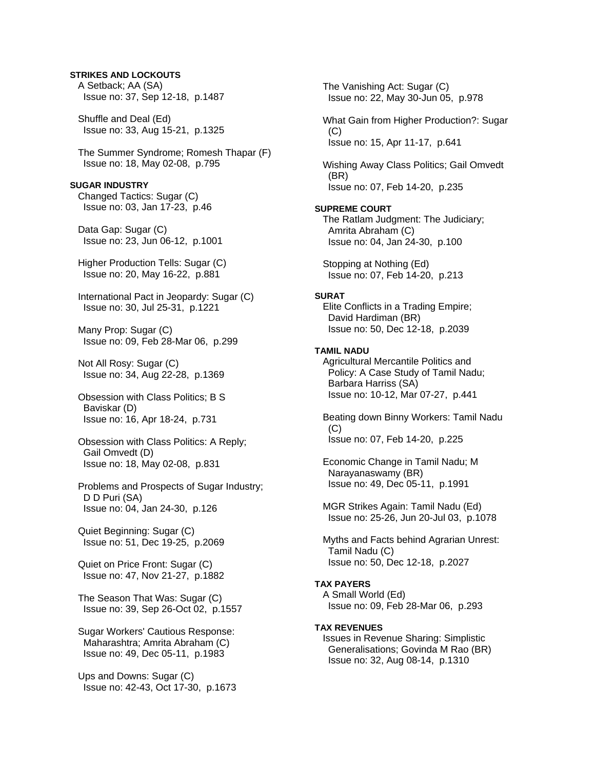**STRIKES AND LOCKOUTS**

A Setback; AA (SA)
Issue no: 37, Sep 12-18, p.1487

Shuffle and Deal (Ed)
Issue no: 33, Aug 15-21, p.1325

The Summer Syndrome; Romesh Thapar (F)
Issue no: 18, May 02-08, p.795

**SUGAR INDUSTRY**

Changed Tactics: Sugar (C)
Issue no: 03, Jan 17-23, p.46

Data Gap: Sugar (C)
Issue no: 23, Jun 06-12, p.1001

Higher Production Tells: Sugar (C)
Issue no: 20, May 16-22, p.881

International Pact in Jeopardy: Sugar (C)
Issue no: 30, Jul 25-31, p.1221

Many Prop: Sugar (C)
Issue no: 09, Feb 28-Mar 06, p.299

Not All Rosy: Sugar (C)
Issue no: 34, Aug 22-28, p.1369

Obsession with Class Politics; B S Baviskar (D)
Issue no: 16, Apr 18-24, p.731

Obsession with Class Politics: A Reply; Gail Omvedt (D)
Issue no: 18, May 02-08, p.831

Problems and Prospects of Sugar Industry; D D Puri (SA)
Issue no: 04, Jan 24-30, p.126

Quiet Beginning: Sugar (C)
Issue no: 51, Dec 19-25, p.2069

Quiet on Price Front: Sugar (C)
Issue no: 47, Nov 21-27, p.1882

The Season That Was: Sugar (C)
Issue no: 39, Sep 26-Oct 02, p.1557

Sugar Workers' Cautious Response: Maharashtra; Amrita Abraham (C)
Issue no: 49, Dec 05-11, p.1983

Ups and Downs: Sugar (C)
Issue no: 42-43, Oct 17-30, p.1673

The Vanishing Act: Sugar (C)
Issue no: 22, May 30-Jun 05, p.978

What Gain from Higher Production?: Sugar (C)
Issue no: 15, Apr 11-17, p.641

Wishing Away Class Politics; Gail Omvedt (BR)
Issue no: 07, Feb 14-20, p.235

**SUPREME COURT**

The Ratlam Judgment: The Judiciary; Amrita Abraham (C)
Issue no: 04, Jan 24-30, p.100

Stopping at Nothing (Ed)
Issue no: 07, Feb 14-20, p.213

**SURAT**

Elite Conflicts in a Trading Empire; David Hardiman (BR)
Issue no: 50, Dec 12-18, p.2039

**TAMIL NADU**

Agricultural Mercantile Politics and Policy: A Case Study of Tamil Nadu; Barbara Harriss (SA)
Issue no: 10-12, Mar 07-27, p.441

Beating down Binny Workers: Tamil Nadu (C)
Issue no: 07, Feb 14-20, p.225

Economic Change in Tamil Nadu; M Narayanaswamy (BR)
Issue no: 49, Dec 05-11, p.1991

MGR Strikes Again: Tamil Nadu (Ed)
Issue no: 25-26, Jun 20-Jul 03, p.1078

Myths and Facts behind Agrarian Unrest: Tamil Nadu (C)
Issue no: 50, Dec 12-18, p.2027

**TAX PAYERS**

A Small World (Ed)
Issue no: 09, Feb 28-Mar 06, p.293

**TAX REVENUES**

Issues in Revenue Sharing: Simplistic Generalisations; Govinda M Rao (BR)
Issue no: 32, Aug 08-14, p.1310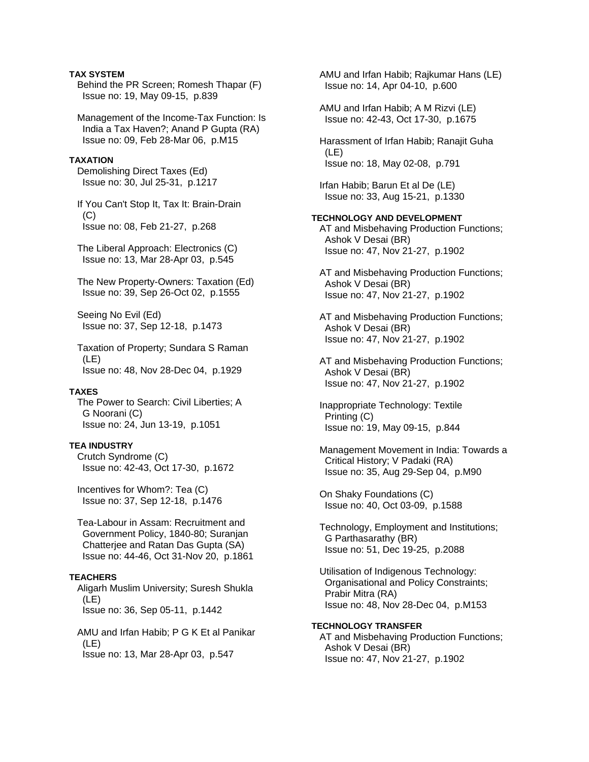**TAX SYSTEM**

Behind the PR Screen; Romesh Thapar (F)
Issue no: 19, May 09-15, p.839

Management of the Income-Tax Function: Is India a Tax Haven?; Anand P Gupta (RA)
Issue no: 09, Feb 28-Mar 06, p.M15

**TAXATION**

Demolishing Direct Taxes (Ed)
Issue no: 30, Jul 25-31, p.1217

If You Can't Stop It, Tax It: Brain-Drain (C)
Issue no: 08, Feb 21-27, p.268

The Liberal Approach: Electronics (C)
Issue no: 13, Mar 28-Apr 03, p.545

The New Property-Owners: Taxation (Ed)
Issue no: 39, Sep 26-Oct 02, p.1555

Seeing No Evil (Ed)
Issue no: 37, Sep 12-18, p.1473

Taxation of Property; Sundara S Raman (LE)
Issue no: 48, Nov 28-Dec 04, p.1929

**TAXES**

The Power to Search: Civil Liberties; A G Noorani (C)
Issue no: 24, Jun 13-19, p.1051

**TEA INDUSTRY**

Crutch Syndrome (C)
Issue no: 42-43, Oct 17-30, p.1672

Incentives for Whom?: Tea (C)
Issue no: 37, Sep 12-18, p.1476

Tea-Labour in Assam: Recruitment and Government Policy, 1840-80; Suranjan Chatterjee and Ratan Das Gupta (SA)
Issue no: 44-46, Oct 31-Nov 20, p.1861

**TEACHERS**

Aligarh Muslim University; Suresh Shukla (LE)
Issue no: 36, Sep 05-11, p.1442

AMU and Irfan Habib; P G K Et al Panikar (LE)
Issue no: 13, Mar 28-Apr 03, p.547

AMU and Irfan Habib; Rajkumar Hans (LE)
Issue no: 14, Apr 04-10, p.600

AMU and Irfan Habib; A M Rizvi (LE)
Issue no: 42-43, Oct 17-30, p.1675

Harassment of Irfan Habib; Ranajit Guha (LE)
Issue no: 18, May 02-08, p.791

Irfan Habib; Barun Et al De (LE)
Issue no: 33, Aug 15-21, p.1330

**TECHNOLOGY AND DEVELOPMENT**

AT and Misbehaving Production Functions; Ashok V Desai (BR)
Issue no: 47, Nov 21-27, p.1902

AT and Misbehaving Production Functions; Ashok V Desai (BR)
Issue no: 47, Nov 21-27, p.1902

AT and Misbehaving Production Functions; Ashok V Desai (BR)
Issue no: 47, Nov 21-27, p.1902

AT and Misbehaving Production Functions; Ashok V Desai (BR)
Issue no: 47, Nov 21-27, p.1902

Inappropriate Technology: Textile Printing (C)
Issue no: 19, May 09-15, p.844

Management Movement in India: Towards a Critical History; V Padaki (RA)
Issue no: 35, Aug 29-Sep 04, p.M90

On Shaky Foundations (C)
Issue no: 40, Oct 03-09, p.1588

Technology, Employment and Institutions; G Parthasarathy (BR)
Issue no: 51, Dec 19-25, p.2088

Utilisation of Indigenous Technology: Organisational and Policy Constraints; Prabir Mitra (RA)
Issue no: 48, Nov 28-Dec 04, p.M153

**TECHNOLOGY TRANSFER**

AT and Misbehaving Production Functions; Ashok V Desai (BR)
Issue no: 47, Nov 21-27, p.1902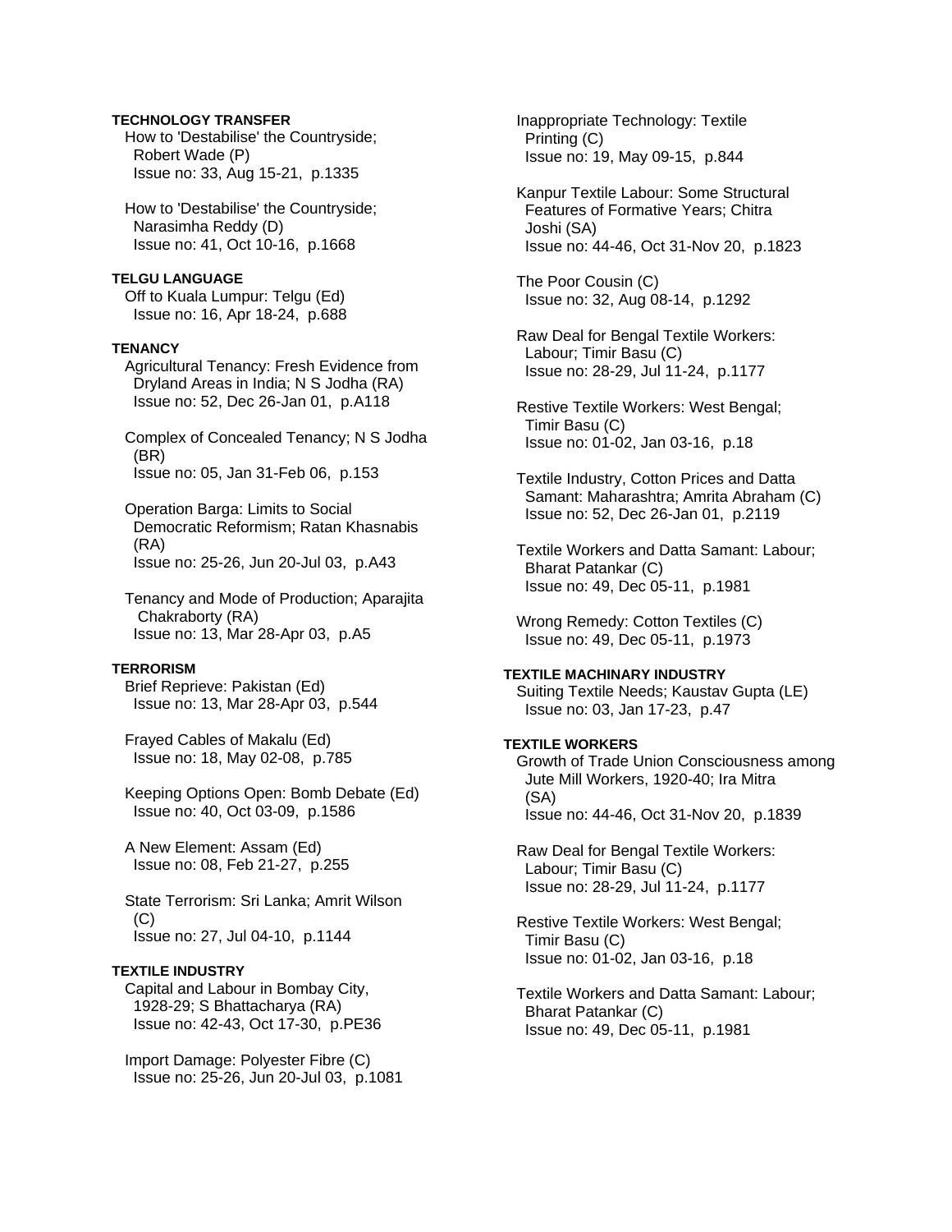**TECHNOLOGY TRANSFER**

How to 'Destabilise' the Countryside; Robert Wade (P)
Issue no: 33, Aug 15-21, p.1335

How to 'Destabilise' the Countryside; Narasimha Reddy (D)
Issue no: 41, Oct 10-16, p.1668

**TELGU LANGUAGE**

Off to Kuala Lumpur: Telgu (Ed)
Issue no: 16, Apr 18-24, p.688

**TENANCY**

Agricultural Tenancy: Fresh Evidence from Dryland Areas in India; N S Jodha (RA)
Issue no: 52, Dec 26-Jan 01, p.A118

Complex of Concealed Tenancy; N S Jodha (BR)
Issue no: 05, Jan 31-Feb 06, p.153

Operation Barga: Limits to Social Democratic Reformism; Ratan Khasnabis (RA)
Issue no: 25-26, Jun 20-Jul 03, p.A43

Tenancy and Mode of Production; Aparajita Chakraborty (RA)
Issue no: 13, Mar 28-Apr 03, p.A5

**TERRORISM**

Brief Reprieve: Pakistan (Ed)
Issue no: 13, Mar 28-Apr 03, p.544

Frayed Cables of Makalu (Ed)
Issue no: 18, May 02-08, p.785

Keeping Options Open: Bomb Debate (Ed)
Issue no: 40, Oct 03-09, p.1586

A New Element: Assam (Ed)
Issue no: 08, Feb 21-27, p.255

State Terrorism: Sri Lanka; Amrit Wilson (C)
Issue no: 27, Jul 04-10, p.1144

**TEXTILE INDUSTRY**

Capital and Labour in Bombay City, 1928-29; S Bhattacharya (RA)
Issue no: 42-43, Oct 17-30, p.PE36

Import Damage: Polyester Fibre (C)
Issue no: 25-26, Jun 20-Jul 03, p.1081

Inappropriate Technology: Textile Printing (C)
Issue no: 19, May 09-15, p.844

Kanpur Textile Labour: Some Structural Features of Formative Years; Chitra Joshi (SA)
Issue no: 44-46, Oct 31-Nov 20, p.1823

The Poor Cousin (C)
Issue no: 32, Aug 08-14, p.1292

Raw Deal for Bengal Textile Workers: Labour; Timir Basu (C)
Issue no: 28-29, Jul 11-24, p.1177

Restive Textile Workers: West Bengal; Timir Basu (C)
Issue no: 01-02, Jan 03-16, p.18

Textile Industry, Cotton Prices and Datta Samant: Maharashtra; Amrita Abraham (C)
Issue no: 52, Dec 26-Jan 01, p.2119

Textile Workers and Datta Samant: Labour; Bharat Patankar (C)
Issue no: 49, Dec 05-11, p.1981

Wrong Remedy: Cotton Textiles (C)
Issue no: 49, Dec 05-11, p.1973

**TEXTILE MACHINARY INDUSTRY**

Suiting Textile Needs; Kaustav Gupta (LE)
Issue no: 03, Jan 17-23, p.47

**TEXTILE WORKERS**

Growth of Trade Union Consciousness among Jute Mill Workers, 1920-40; Ira Mitra (SA)
Issue no: 44-46, Oct 31-Nov 20, p.1839

Raw Deal for Bengal Textile Workers: Labour; Timir Basu (C)
Issue no: 28-29, Jul 11-24, p.1177

Restive Textile Workers: West Bengal; Timir Basu (C)
Issue no: 01-02, Jan 03-16, p.18

Textile Workers and Datta Samant: Labour; Bharat Patankar (C)
Issue no: 49, Dec 05-11, p.1981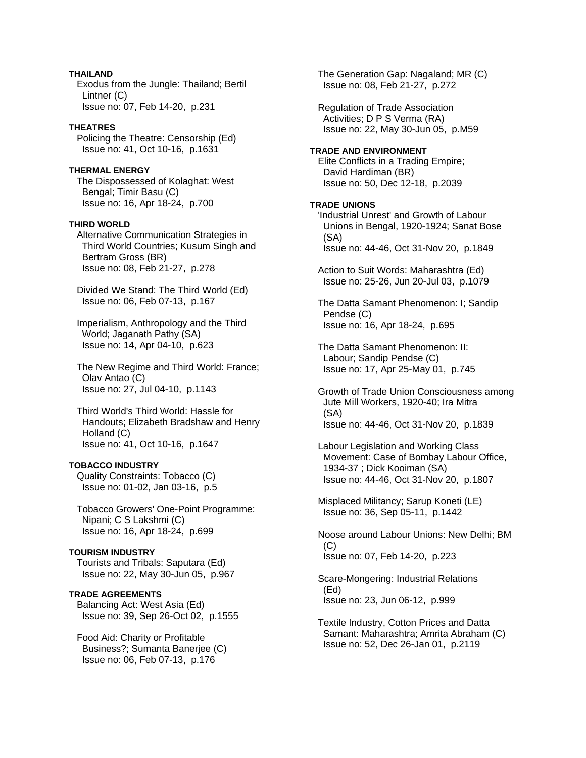**THAILAND**

Exodus from the Jungle: Thailand; Bertil Lintner (C)
Issue no: 07, Feb 14-20, p.231

**THEATRES**

Policing the Theatre: Censorship (Ed)
Issue no: 41, Oct 10-16, p.1631

**THERMAL ENERGY**

The Dispossessed of Kolaghat: West Bengal; Timir Basu (C)
Issue no: 16, Apr 18-24, p.700

**THIRD WORLD**

Alternative Communication Strategies in Third World Countries; Kusum Singh and Bertram Gross (BR)
Issue no: 08, Feb 21-27, p.278

Divided We Stand: The Third World (Ed)
Issue no: 06, Feb 07-13, p.167

Imperialism, Anthropology and the Third World; Jaganath Pathy (SA)
Issue no: 14, Apr 04-10, p.623

The New Regime and Third World: France; Olav Antao (C)
Issue no: 27, Jul 04-10, p.1143

Third World's Third World: Hassle for Handouts; Elizabeth Bradshaw and Henry Holland (C)
Issue no: 41, Oct 10-16, p.1647

**TOBACCO INDUSTRY**

Quality Constraints: Tobacco (C)
Issue no: 01-02, Jan 03-16, p.5

Tobacco Growers' One-Point Programme: Nipani; C S Lakshmi (C)
Issue no: 16, Apr 18-24, p.699

**TOURISM INDUSTRY**

Tourists and Tribals: Saputara (Ed)
Issue no: 22, May 30-Jun 05, p.967

**TRADE AGREEMENTS**

Balancing Act: West Asia (Ed)
Issue no: 39, Sep 26-Oct 02, p.1555

Food Aid: Charity or Profitable Business?; Sumanta Banerjee (C)
Issue no: 06, Feb 07-13, p.176

The Generation Gap: Nagaland; MR (C)
Issue no: 08, Feb 21-27, p.272

Regulation of Trade Association Activities; D P S Verma (RA)
Issue no: 22, May 30-Jun 05, p.M59

**TRADE AND ENVIRONMENT**

Elite Conflicts in a Trading Empire; David Hardiman (BR)
Issue no: 50, Dec 12-18, p.2039

**TRADE UNIONS**

'Industrial Unrest' and Growth of Labour Unions in Bengal, 1920-1924; Sanat Bose (SA)
Issue no: 44-46, Oct 31-Nov 20, p.1849

Action to Suit Words: Maharashtra (Ed)
Issue no: 25-26, Jun 20-Jul 03, p.1079

The Datta Samant Phenomenon: I; Sandip Pendse (C)
Issue no: 16, Apr 18-24, p.695

The Datta Samant Phenomenon: II: Labour; Sandip Pendse (C)
Issue no: 17, Apr 25-May 01, p.745

Growth of Trade Union Consciousness among Jute Mill Workers, 1920-40; Ira Mitra (SA)
Issue no: 44-46, Oct 31-Nov 20, p.1839

Labour Legislation and Working Class Movement: Case of Bombay Labour Office, 1934-37 ; Dick Kooiman (SA)
Issue no: 44-46, Oct 31-Nov 20, p.1807

Misplaced Militancy; Sarup Koneti (LE)
Issue no: 36, Sep 05-11, p.1442

Noose around Labour Unions: New Delhi; BM (C)
Issue no: 07, Feb 14-20, p.223

Scare-Mongering: Industrial Relations (Ed)
Issue no: 23, Jun 06-12, p.999

Textile Industry, Cotton Prices and Datta Samant: Maharashtra; Amrita Abraham (C)
Issue no: 52, Dec 26-Jan 01, p.2119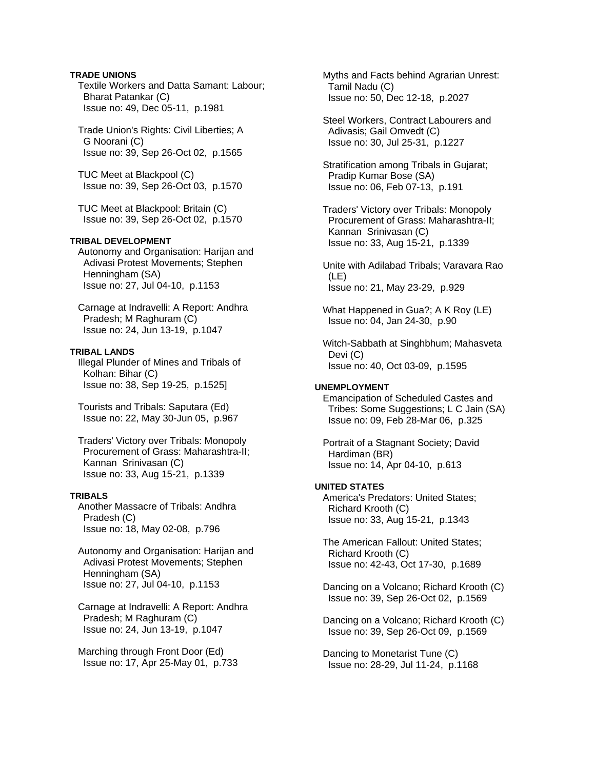**TRADE UNIONS**

Textile Workers and Datta Samant: Labour; Bharat Patankar (C)
Issue no: 49, Dec 05-11, p.1981

Trade Union's Rights: Civil Liberties; A G Noorani (C)
Issue no: 39, Sep 26-Oct 02, p.1565

TUC Meet at Blackpool (C)
Issue no: 39, Sep 26-Oct 03, p.1570

TUC Meet at Blackpool: Britain (C)
Issue no: 39, Sep 26-Oct 02, p.1570

**TRIBAL DEVELOPMENT**

Autonomy and Organisation: Harijan and Adivasi Protest Movements; Stephen Henningham (SA)
Issue no: 27, Jul 04-10, p.1153

Carnage at Indravelli: A Report: Andhra Pradesh; M Raghuram (C)
Issue no: 24, Jun 13-19, p.1047

**TRIBAL LANDS**

Illegal Plunder of Mines and Tribals of Kolhan: Bihar (C)
Issue no: 38, Sep 19-25, p.1525]

Tourists and Tribals: Saputara (Ed)
Issue no: 22, May 30-Jun 05, p.967

Traders' Victory over Tribals: Monopoly Procurement of Grass: Maharashtra-II; Kannan Srinivasan (C)
Issue no: 33, Aug 15-21, p.1339

**TRIBALS**

Another Massacre of Tribals: Andhra Pradesh (C)
Issue no: 18, May 02-08, p.796

Autonomy and Organisation: Harijan and Adivasi Protest Movements; Stephen Henningham (SA)
Issue no: 27, Jul 04-10, p.1153

Carnage at Indravelli: A Report: Andhra Pradesh; M Raghuram (C)
Issue no: 24, Jun 13-19, p.1047

Marching through Front Door (Ed)
Issue no: 17, Apr 25-May 01, p.733

Myths and Facts behind Agrarian Unrest: Tamil Nadu (C)
Issue no: 50, Dec 12-18, p.2027

Steel Workers, Contract Labourers and Adivasis; Gail Omvedt (C)
Issue no: 30, Jul 25-31, p.1227

Stratification among Tribals in Gujarat; Pradip Kumar Bose (SA)
Issue no: 06, Feb 07-13, p.191

Traders' Victory over Tribals: Monopoly Procurement of Grass: Maharashtra-II; Kannan Srinivasan (C)
Issue no: 33, Aug 15-21, p.1339

Unite with Adilabad Tribals; Varavara Rao (LE)
Issue no: 21, May 23-29, p.929

What Happened in Gua?; A K Roy (LE)
Issue no: 04, Jan 24-30, p.90

Witch-Sabbath at Singhbhum; Mahasveta Devi (C)
Issue no: 40, Oct 03-09, p.1595

**UNEMPLOYMENT**

Emancipation of Scheduled Castes and Tribes: Some Suggestions; L C Jain (SA)
Issue no: 09, Feb 28-Mar 06, p.325

Portrait of a Stagnant Society; David Hardiman (BR)
Issue no: 14, Apr 04-10, p.613

**UNITED STATES**

America's Predators: United States; Richard Krooth (C)
Issue no: 33, Aug 15-21, p.1343

The American Fallout: United States; Richard Krooth (C)
Issue no: 42-43, Oct 17-30, p.1689

Dancing on a Volcano; Richard Krooth (C)
Issue no: 39, Sep 26-Oct 02, p.1569

Dancing on a Volcano; Richard Krooth (C)
Issue no: 39, Sep 26-Oct 09, p.1569

Dancing to Monetarist Tune (C)
Issue no: 28-29, Jul 11-24, p.1168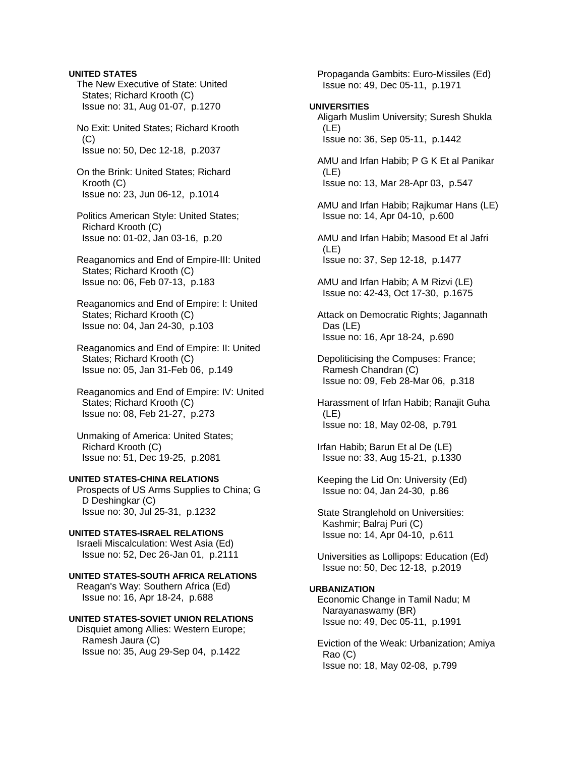**UNITED STATES**

The New Executive of State: United States; Richard Krooth (C)
Issue no: 31, Aug 01-07, p.1270

No Exit: United States; Richard Krooth (C)
Issue no: 50, Dec 12-18, p.2037

On the Brink: United States; Richard Krooth (C)
Issue no: 23, Jun 06-12, p.1014

Politics American Style: United States; Richard Krooth (C)
Issue no: 01-02, Jan 03-16, p.20

Reaganomics and End of Empire-III: United States; Richard Krooth (C)
Issue no: 06, Feb 07-13, p.183

Reaganomics and End of Empire: I: United States; Richard Krooth (C)
Issue no: 04, Jan 24-30, p.103

Reaganomics and End of Empire: II: United States; Richard Krooth (C)
Issue no: 05, Jan 31-Feb 06, p.149

Reaganomics and End of Empire: IV: United States; Richard Krooth (C)
Issue no: 08, Feb 21-27, p.273

Unmaking of America: United States; Richard Krooth (C)
Issue no: 51, Dec 19-25, p.2081

**UNITED STATES-CHINA RELATIONS**

Prospects of US Arms Supplies to China; G D Deshingkar (C)
Issue no: 30, Jul 25-31, p.1232

**UNITED STATES-ISRAEL RELATIONS**

Israeli Miscalculation: West Asia (Ed)
Issue no: 52, Dec 26-Jan 01, p.2111

**UNITED STATES-SOUTH AFRICA RELATIONS**

Reagan's Way: Southern Africa (Ed)
Issue no: 16, Apr 18-24, p.688

**UNITED STATES-SOVIET UNION RELATIONS**

Disquiet among Allies: Western Europe; Ramesh Jaura (C)
Issue no: 35, Aug 29-Sep 04, p.1422

Propaganda Gambits: Euro-Missiles (Ed)
Issue no: 49, Dec 05-11, p.1971

**UNIVERSITIES**

Aligarh Muslim University; Suresh Shukla (LE)
Issue no: 36, Sep 05-11, p.1442

AMU and Irfan Habib; P G K Et al Panikar (LE)
Issue no: 13, Mar 28-Apr 03, p.547

AMU and Irfan Habib; Rajkumar Hans (LE)
Issue no: 14, Apr 04-10, p.600

AMU and Irfan Habib; Masood Et al Jafri (LE)
Issue no: 37, Sep 12-18, p.1477

AMU and Irfan Habib; A M Rizvi (LE)
Issue no: 42-43, Oct 17-30, p.1675

Attack on Democratic Rights; Jagannath Das (LE)
Issue no: 16, Apr 18-24, p.690

Depoliticising the Compuses: France; Ramesh Chandran (C)
Issue no: 09, Feb 28-Mar 06, p.318

Harassment of Irfan Habib; Ranajit Guha (LE)
Issue no: 18, May 02-08, p.791

Irfan Habib; Barun Et al De (LE)
Issue no: 33, Aug 15-21, p.1330

Keeping the Lid On: University (Ed)
Issue no: 04, Jan 24-30, p.86

State Stranglehold on Universities: Kashmir; Balraj Puri (C)
Issue no: 14, Apr 04-10, p.611

Universities as Lollipops: Education (Ed)
Issue no: 50, Dec 12-18, p.2019

**URBANIZATION**

Economic Change in Tamil Nadu; M Narayanaswamy (BR)
Issue no: 49, Dec 05-11, p.1991

Eviction of the Weak: Urbanization; Amiya Rao (C)
Issue no: 18, May 02-08, p.799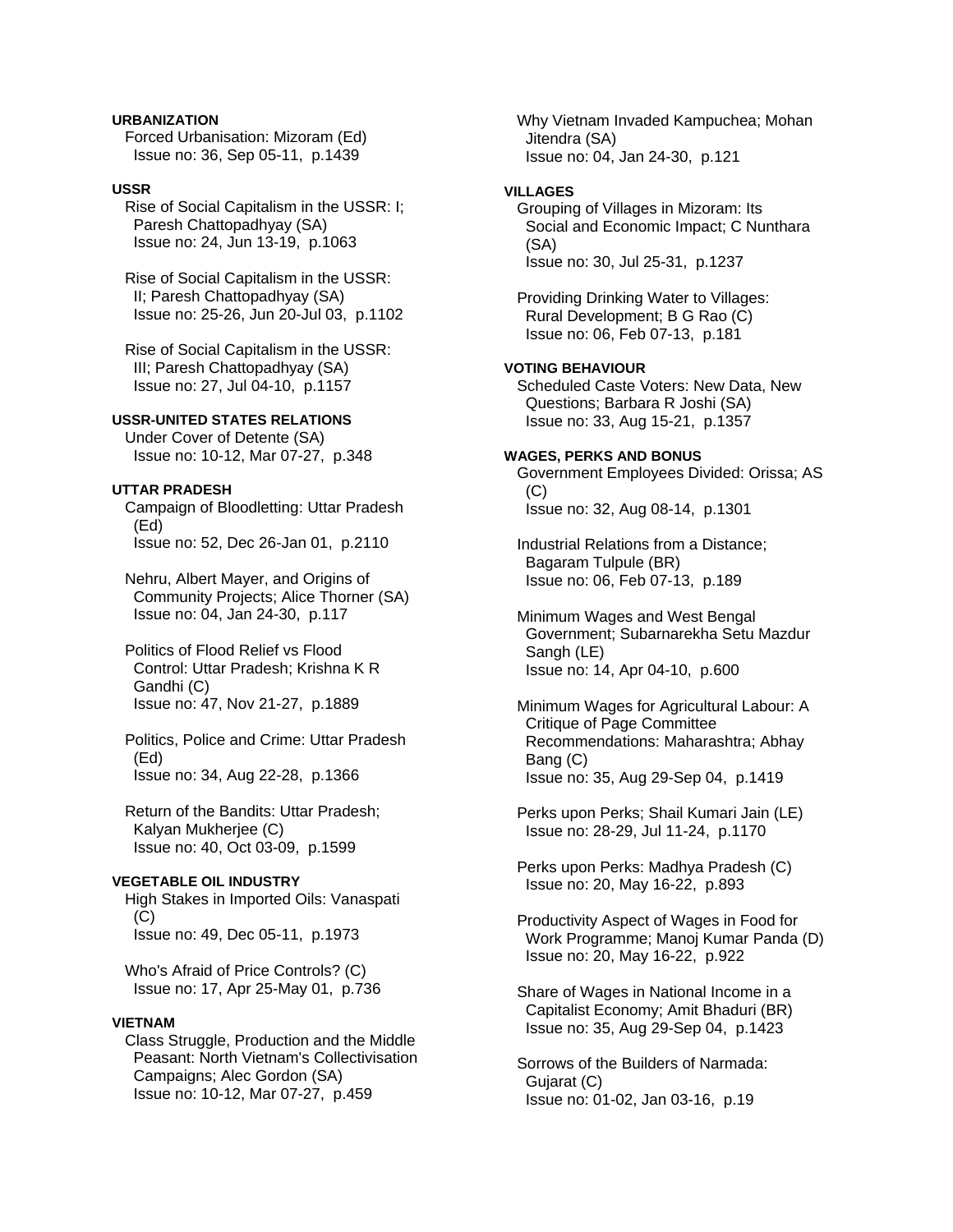**URBANIZATION**

Forced Urbanisation: Mizoram (Ed)
Issue no: 36, Sep 05-11, p.1439

**USSR**

Rise of Social Capitalism in the USSR: I; Paresh Chattopadhyay (SA)
Issue no: 24, Jun 13-19, p.1063

Rise of Social Capitalism in the USSR: II; Paresh Chattopadhyay (SA)
Issue no: 25-26, Jun 20-Jul 03, p.1102

Rise of Social Capitalism in the USSR: III; Paresh Chattopadhyay (SA)
Issue no: 27, Jul 04-10, p.1157

**USSR-UNITED STATES RELATIONS**

Under Cover of Detente (SA)
Issue no: 10-12, Mar 07-27, p.348

**UTTAR PRADESH**

Campaign of Bloodletting: Uttar Pradesh (Ed)
Issue no: 52, Dec 26-Jan 01, p.2110

Nehru, Albert Mayer, and Origins of Community Projects; Alice Thorner (SA)
Issue no: 04, Jan 24-30, p.117

Politics of Flood Relief vs Flood Control: Uttar Pradesh; Krishna K R Gandhi (C)
Issue no: 47, Nov 21-27, p.1889

Politics, Police and Crime: Uttar Pradesh (Ed)
Issue no: 34, Aug 22-28, p.1366

Return of the Bandits: Uttar Pradesh; Kalyan Mukherjee (C)
Issue no: 40, Oct 03-09, p.1599

**VEGETABLE OIL INDUSTRY**

High Stakes in Imported Oils: Vanaspati (C)
Issue no: 49, Dec 05-11, p.1973

Who's Afraid of Price Controls? (C)
Issue no: 17, Apr 25-May 01, p.736

**VIETNAM**

Class Struggle, Production and the Middle Peasant: North Vietnam's Collectivisation Campaigns; Alec Gordon (SA)
Issue no: 10-12, Mar 07-27, p.459

Why Vietnam Invaded Kampuchea; Mohan Jitendra (SA)
Issue no: 04, Jan 24-30, p.121

**VILLAGES**

Grouping of Villages in Mizoram: Its Social and Economic Impact; C Nunthara (SA)
Issue no: 30, Jul 25-31, p.1237

Providing Drinking Water to Villages: Rural Development; B G Rao (C)
Issue no: 06, Feb 07-13, p.181

**VOTING BEHAVIOUR**

Scheduled Caste Voters: New Data, New Questions; Barbara R Joshi (SA)
Issue no: 33, Aug 15-21, p.1357

**WAGES, PERKS AND BONUS**

Government Employees Divided: Orissa; AS (C)
Issue no: 32, Aug 08-14, p.1301

Industrial Relations from a Distance; Bagaram Tulpule (BR)
Issue no: 06, Feb 07-13, p.189

Minimum Wages and West Bengal Government; Subarnarekha Setu Mazdur Sangh (LE)
Issue no: 14, Apr 04-10, p.600

Minimum Wages for Agricultural Labour: A Critique of Page Committee Recommendations: Maharashtra; Abhay Bang (C)
Issue no: 35, Aug 29-Sep 04, p.1419

Perks upon Perks; Shail Kumari Jain (LE)
Issue no: 28-29, Jul 11-24, p.1170

Perks upon Perks: Madhya Pradesh (C)
Issue no: 20, May 16-22, p.893

Productivity Aspect of Wages in Food for Work Programme; Manoj Kumar Panda (D)
Issue no: 20, May 16-22, p.922

Share of Wages in National Income in a Capitalist Economy; Amit Bhaduri (BR)
Issue no: 35, Aug 29-Sep 04, p.1423

Sorrows of the Builders of Narmada: Gujarat (C)
Issue no: 01-02, Jan 03-16, p.19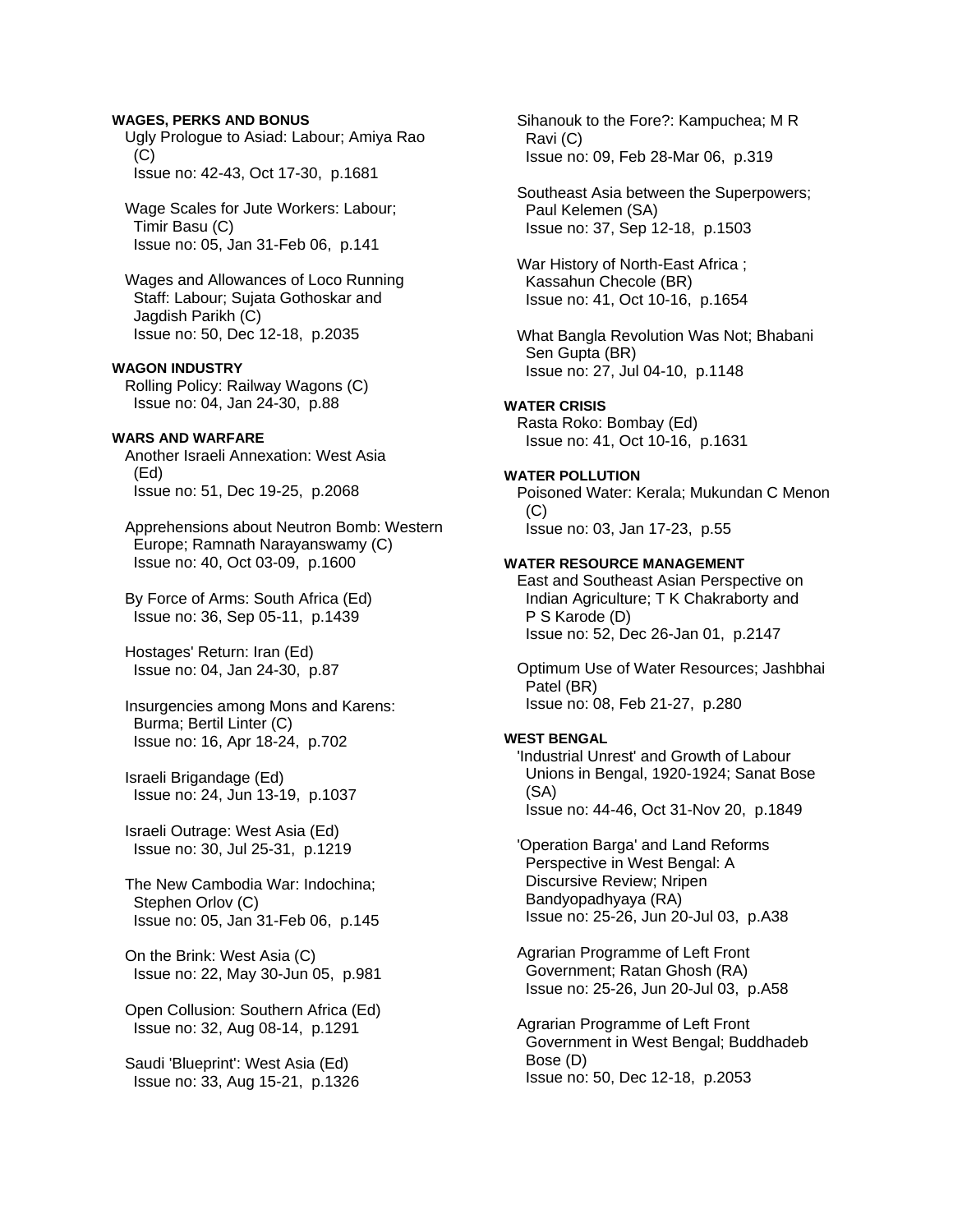**WAGES, PERKS AND BONUS**

Ugly Prologue to Asiad: Labour; Amiya Rao (C)
Issue no: 42-43, Oct 17-30, p.1681

Wage Scales for Jute Workers: Labour; Timir Basu (C)
Issue no: 05, Jan 31-Feb 06, p.141

Wages and Allowances of Loco Running Staff: Labour; Sujata Gothoskar and Jagdish Parikh (C)
Issue no: 50, Dec 12-18, p.2035

**WAGON INDUSTRY**

Rolling Policy: Railway Wagons (C)
Issue no: 04, Jan 24-30, p.88

**WARS AND WARFARE**

Another Israeli Annexation: West Asia (Ed)
Issue no: 51, Dec 19-25, p.2068

Apprehensions about Neutron Bomb: Western Europe; Ramnath Narayanswamy (C)
Issue no: 40, Oct 03-09, p.1600

By Force of Arms: South Africa (Ed)
Issue no: 36, Sep 05-11, p.1439

Hostages' Return: Iran (Ed)
Issue no: 04, Jan 24-30, p.87

Insurgencies among Mons and Karens: Burma; Bertil Linter (C)
Issue no: 16, Apr 18-24, p.702

Israeli Brigandage (Ed)
Issue no: 24, Jun 13-19, p.1037

Israeli Outrage: West Asia (Ed)
Issue no: 30, Jul 25-31, p.1219

The New Cambodia War: Indochina; Stephen Orlov (C)
Issue no: 05, Jan 31-Feb 06, p.145

On the Brink: West Asia (C)
Issue no: 22, May 30-Jun 05, p.981

Open Collusion: Southern Africa (Ed)
Issue no: 32, Aug 08-14, p.1291

Saudi 'Blueprint': West Asia (Ed)
Issue no: 33, Aug 15-21, p.1326

Sihanouk to the Fore?: Kampuchea; M R Ravi (C)
Issue no: 09, Feb 28-Mar 06, p.319

Southeast Asia between the Superpowers; Paul Kelemen (SA)
Issue no: 37, Sep 12-18, p.1503

War History of North-East Africa ; Kassahun Checole (BR)
Issue no: 41, Oct 10-16, p.1654

What Bangla Revolution Was Not; Bhabani Sen Gupta (BR)
Issue no: 27, Jul 04-10, p.1148

**WATER CRISIS**

Rasta Roko: Bombay (Ed)
Issue no: 41, Oct 10-16, p.1631

**WATER POLLUTION**

Poisoned Water: Kerala; Mukundan C Menon (C)
Issue no: 03, Jan 17-23, p.55

**WATER RESOURCE MANAGEMENT**

East and Southeast Asian Perspective on Indian Agriculture; T K Chakraborty and P S Karode (D)
Issue no: 52, Dec 26-Jan 01, p.2147

Optimum Use of Water Resources; Jashbhai Patel (BR)
Issue no: 08, Feb 21-27, p.280

**WEST BENGAL**

'Industrial Unrest' and Growth of Labour Unions in Bengal, 1920-1924; Sanat Bose (SA)
Issue no: 44-46, Oct 31-Nov 20, p.1849

'Operation Barga' and Land Reforms Perspective in West Bengal: A Discursive Review; Nripen Bandyopadhyaya (RA)
Issue no: 25-26, Jun 20-Jul 03, p.A38

Agrarian Programme of Left Front Government; Ratan Ghosh (RA)
Issue no: 25-26, Jun 20-Jul 03, p.A58

Agrarian Programme of Left Front Government in West Bengal; Buddhadeb Bose (D)
Issue no: 50, Dec 12-18, p.2053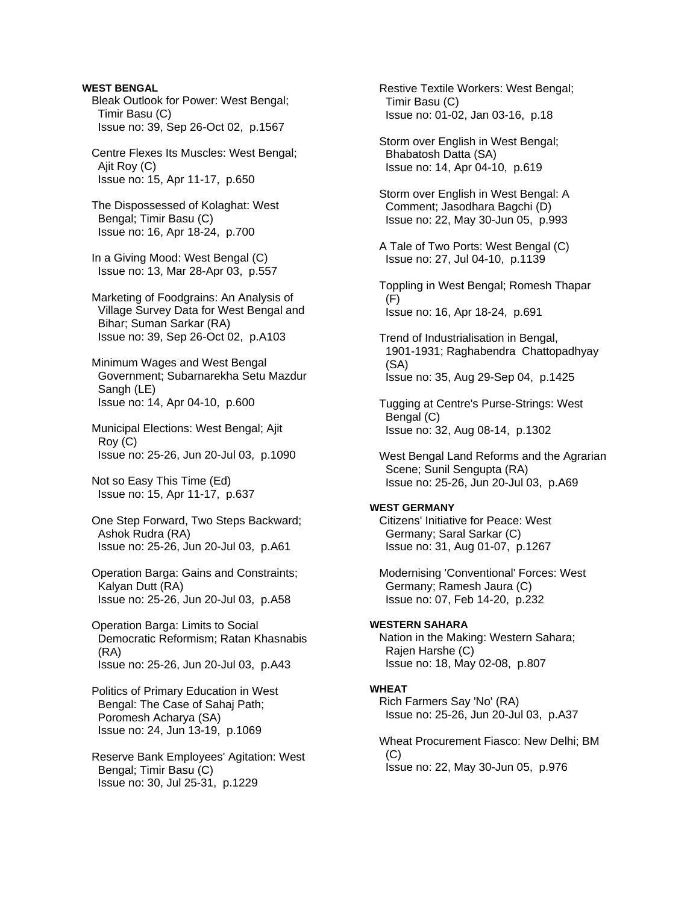**WEST BENGAL**

Bleak Outlook for Power: West Bengal; Timir Basu (C)
Issue no: 39, Sep 26-Oct 02, p.1567

Centre Flexes Its Muscles: West Bengal; Ajit Roy (C)
Issue no: 15, Apr 11-17, p.650

The Dispossessed of Kolaghat: West Bengal; Timir Basu (C)
Issue no: 16, Apr 18-24, p.700

In a Giving Mood: West Bengal (C)
Issue no: 13, Mar 28-Apr 03, p.557

Marketing of Foodgrains: An Analysis of Village Survey Data for West Bengal and Bihar; Suman Sarkar (RA)
Issue no: 39, Sep 26-Oct 02, p.A103

Minimum Wages and West Bengal Government; Subarnarekha Setu Mazdur Sangh (LE)
Issue no: 14, Apr 04-10, p.600

Municipal Elections: West Bengal; Ajit Roy (C)
Issue no: 25-26, Jun 20-Jul 03, p.1090

Not so Easy This Time (Ed)
Issue no: 15, Apr 11-17, p.637

One Step Forward, Two Steps Backward; Ashok Rudra (RA)
Issue no: 25-26, Jun 20-Jul 03, p.A61

Operation Barga: Gains and Constraints; Kalyan Dutt (RA)
Issue no: 25-26, Jun 20-Jul 03, p.A58

Operation Barga: Limits to Social Democratic Reformism; Ratan Khasnabis (RA)
Issue no: 25-26, Jun 20-Jul 03, p.A43

Politics of Primary Education in West Bengal: The Case of Sahaj Path; Poromesh Acharya (SA)
Issue no: 24, Jun 13-19, p.1069

Reserve Bank Employees' Agitation: West Bengal; Timir Basu (C)
Issue no: 30, Jul 25-31, p.1229

Restive Textile Workers: West Bengal; Timir Basu (C)
Issue no: 01-02, Jan 03-16, p.18

Storm over English in West Bengal; Bhabatosh Datta (SA)
Issue no: 14, Apr 04-10, p.619

Storm over English in West Bengal: A Comment; Jasodhara Bagchi (D)
Issue no: 22, May 30-Jun 05, p.993

A Tale of Two Ports: West Bengal (C)
Issue no: 27, Jul 04-10, p.1139

Toppling in West Bengal; Romesh Thapar (F)
Issue no: 16, Apr 18-24, p.691

Trend of Industrialisation in Bengal, 1901-1931; Raghabendra Chattopadhyay (SA)
Issue no: 35, Aug 29-Sep 04, p.1425

Tugging at Centre's Purse-Strings: West Bengal (C)
Issue no: 32, Aug 08-14, p.1302

West Bengal Land Reforms and the Agrarian Scene; Sunil Sengupta (RA)
Issue no: 25-26, Jun 20-Jul 03, p.A69

**WEST GERMANY**

Citizens' Initiative for Peace: West Germany; Saral Sarkar (C)
Issue no: 31, Aug 01-07, p.1267

Modernising 'Conventional' Forces: West Germany; Ramesh Jaura (C)
Issue no: 07, Feb 14-20, p.232

**WESTERN SAHARA**

Nation in the Making: Western Sahara; Rajen Harshe (C)
Issue no: 18, May 02-08, p.807

**WHEAT**

Rich Farmers Say 'No' (RA)
Issue no: 25-26, Jun 20-Jul 03, p.A37

Wheat Procurement Fiasco: New Delhi; BM (C)
Issue no: 22, May 30-Jun 05, p.976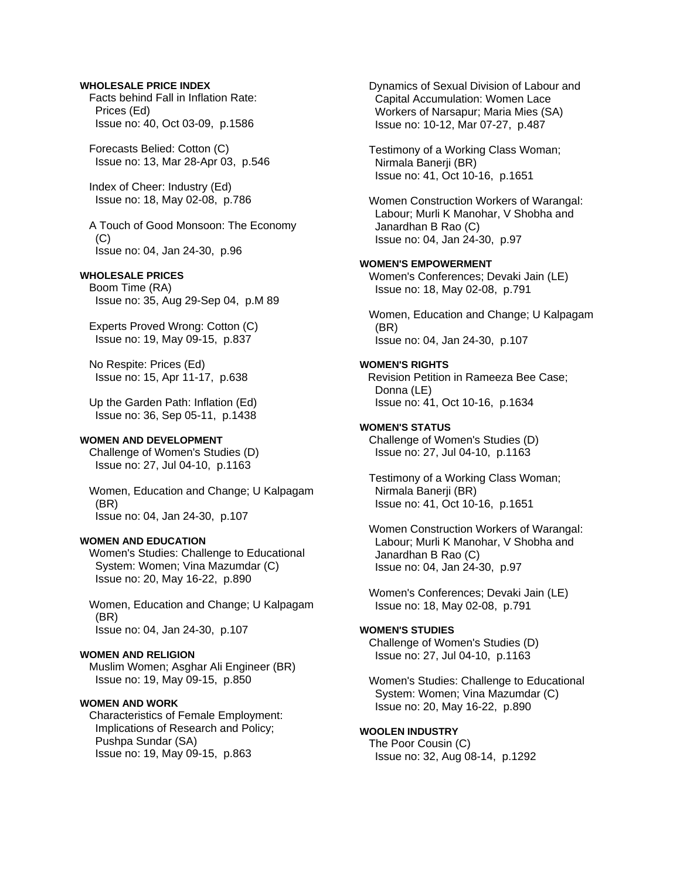**WHOLESALE PRICE INDEX**

Facts behind Fall in Inflation Rate: Prices (Ed)
Issue no: 40, Oct 03-09, p.1586

Forecasts Belied: Cotton (C)
Issue no: 13, Mar 28-Apr 03, p.546

Index of Cheer: Industry (Ed)
Issue no: 18, May 02-08, p.786

A Touch of Good Monsoon: The Economy (C)
Issue no: 04, Jan 24-30, p.96

**WHOLESALE PRICES**

Boom Time (RA)
Issue no: 35, Aug 29-Sep 04, p.M 89

Experts Proved Wrong: Cotton (C)
Issue no: 19, May 09-15, p.837

No Respite: Prices (Ed)
Issue no: 15, Apr 11-17, p.638

Up the Garden Path: Inflation (Ed)
Issue no: 36, Sep 05-11, p.1438

**WOMEN AND DEVELOPMENT**

Challenge of Women's Studies (D)
Issue no: 27, Jul 04-10, p.1163

Women, Education and Change; U Kalpagam (BR)
Issue no: 04, Jan 24-30, p.107

**WOMEN AND EDUCATION**

Women's Studies: Challenge to Educational System: Women; Vina Mazumdar (C)
Issue no: 20, May 16-22, p.890

Women, Education and Change; U Kalpagam (BR)
Issue no: 04, Jan 24-30, p.107

**WOMEN AND RELIGION**

Muslim Women; Asghar Ali Engineer (BR)
Issue no: 19, May 09-15, p.850

**WOMEN AND WORK**

Characteristics of Female Employment: Implications of Research and Policy; Pushpa Sundar (SA)
Issue no: 19, May 09-15, p.863

Dynamics of Sexual Division of Labour and Capital Accumulation: Women Lace Workers of Narsapur; Maria Mies (SA)
Issue no: 10-12, Mar 07-27, p.487

Testimony of a Working Class Woman; Nirmala Banerji (BR)
Issue no: 41, Oct 10-16, p.1651

Women Construction Workers of Warangal: Labour; Murli K Manohar, V Shobha and Janardhan B Rao (C)
Issue no: 04, Jan 24-30, p.97

**WOMEN'S EMPOWERMENT**

Women's Conferences; Devaki Jain (LE)
Issue no: 18, May 02-08, p.791

Women, Education and Change; U Kalpagam (BR)
Issue no: 04, Jan 24-30, p.107

**WOMEN'S RIGHTS**

Revision Petition in Rameeza Bee Case; Donna (LE)
Issue no: 41, Oct 10-16, p.1634

**WOMEN'S STATUS**

Challenge of Women's Studies (D)
Issue no: 27, Jul 04-10, p.1163

Testimony of a Working Class Woman; Nirmala Banerji (BR)
Issue no: 41, Oct 10-16, p.1651

Women Construction Workers of Warangal: Labour; Murli K Manohar, V Shobha and Janardhan B Rao (C)
Issue no: 04, Jan 24-30, p.97

Women's Conferences; Devaki Jain (LE)
Issue no: 18, May 02-08, p.791

**WOMEN'S STUDIES**

Challenge of Women's Studies (D)
Issue no: 27, Jul 04-10, p.1163

Women's Studies: Challenge to Educational System: Women; Vina Mazumdar (C)
Issue no: 20, May 16-22, p.890

**WOOLEN INDUSTRY**

The Poor Cousin (C)
Issue no: 32, Aug 08-14, p.1292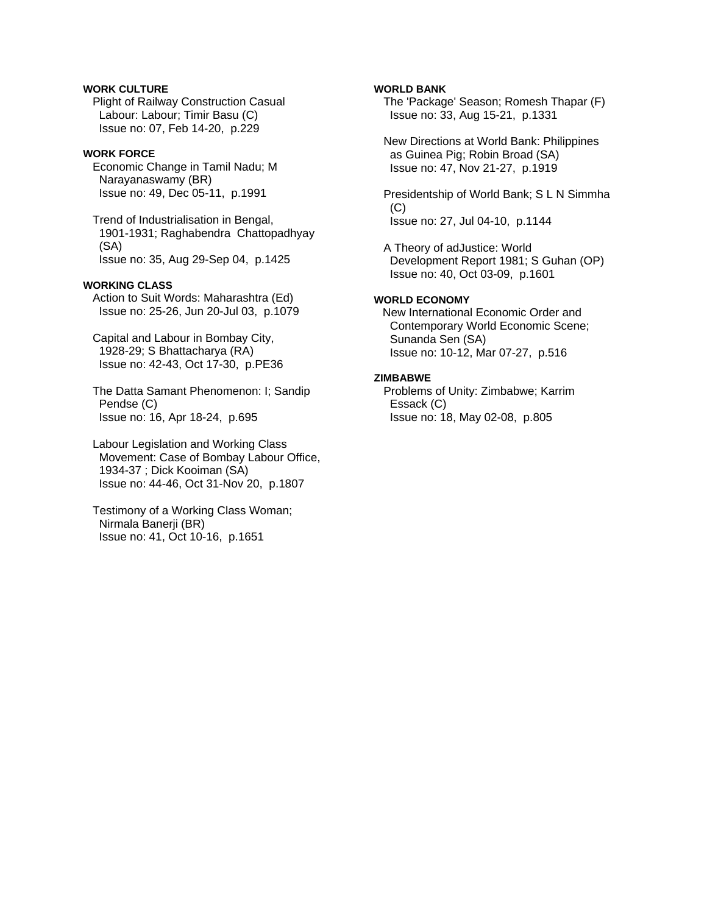**WORK CULTURE**

Plight of Railway Construction Casual Labour: Labour; Timir Basu (C)
Issue no: 07, Feb 14-20, p.229

**WORK FORCE**

Economic Change in Tamil Nadu; M Narayanaswamy (BR)
Issue no: 49, Dec 05-11, p.1991

Trend of Industrialisation in Bengal, 1901-1931; Raghabendra Chattopadhyay (SA)
Issue no: 35, Aug 29-Sep 04, p.1425

**WORKING CLASS**

Action to Suit Words: Maharashtra (Ed)
Issue no: 25-26, Jun 20-Jul 03, p.1079

Capital and Labour in Bombay City, 1928-29; S Bhattacharya (RA)
Issue no: 42-43, Oct 17-30, p.PE36

The Datta Samant Phenomenon: I; Sandip Pendse (C)
Issue no: 16, Apr 18-24, p.695

Labour Legislation and Working Class Movement: Case of Bombay Labour Office, 1934-37 ; Dick Kooiman (SA)
Issue no: 44-46, Oct 31-Nov 20, p.1807

Testimony of a Working Class Woman; Nirmala Banerji (BR)
Issue no: 41, Oct 10-16, p.1651

**WORLD BANK**

The 'Package' Season; Romesh Thapar (F)
Issue no: 33, Aug 15-21, p.1331

New Directions at World Bank: Philippines as Guinea Pig; Robin Broad (SA)
Issue no: 47, Nov 21-27, p.1919

Presidentship of World Bank; S L N Simmha (C)
Issue no: 27, Jul 04-10, p.1144

A Theory of adJustice: World Development Report 1981; S Guhan (OP)
Issue no: 40, Oct 03-09, p.1601

**WORLD ECONOMY**

New International Economic Order and Contemporary World Economic Scene; Sunanda Sen (SA)
Issue no: 10-12, Mar 07-27, p.516

**ZIMBABWE**

Problems of Unity: Zimbabwe; Karrim Essack (C)
Issue no: 18, May 02-08, p.805